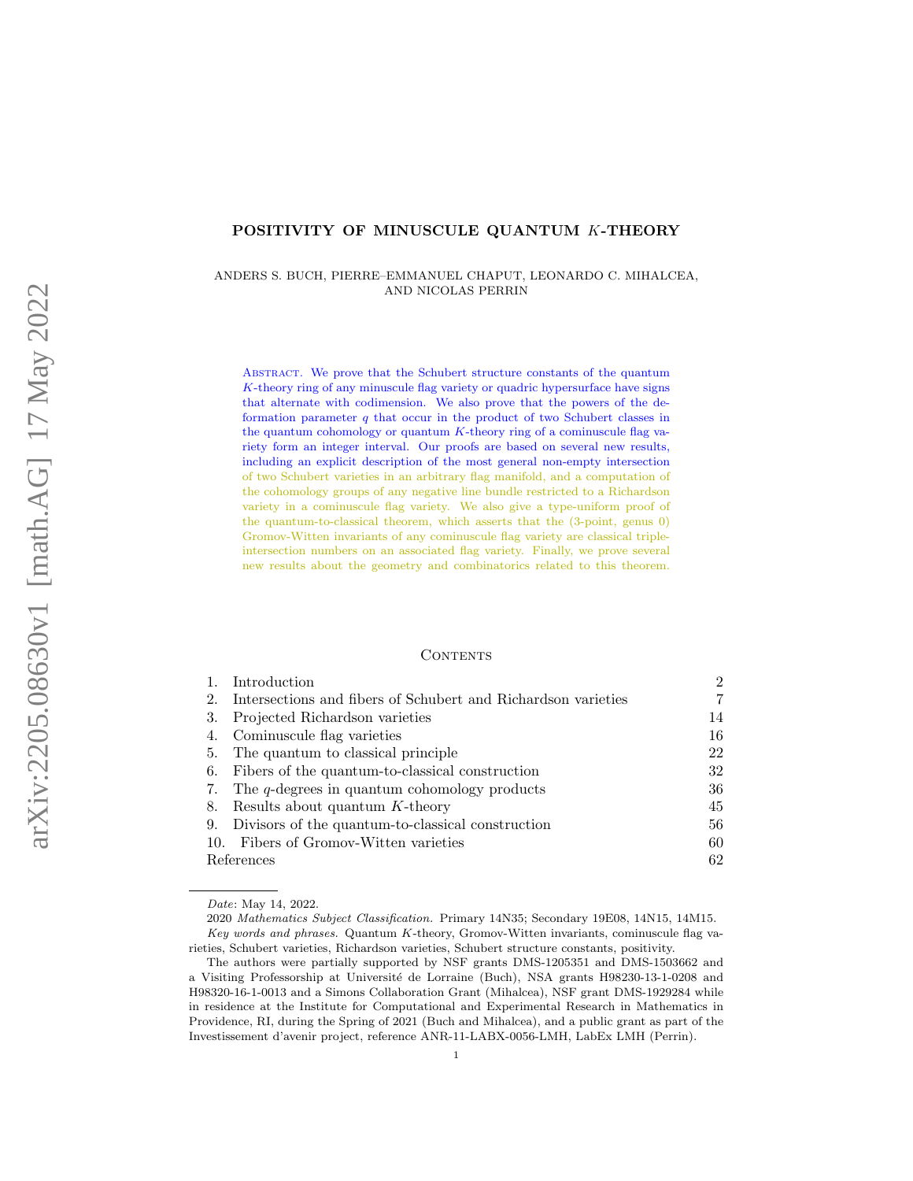# POSITIVITY OF MINUSCULE QUANTUM $K$-THEORY

ANDERS S. BUCH, PIERRE–EMMANUEL CHAPUT, LEONARDO C. MIHALCEA, AND NICOLAS PERRIN

Abstract. We prove that the Schubert structure constants of the quantum $K$-theory ring of any minuscule flag variety or quadric hypersurface have signs that alternate with codimension. We also prove that the powers of the deformation parameter $q$ that occur in the product of two Schubert classes in the quantum cohomology or quantum $K$-theory ring of a cominuscule flag variety form an integer interval. Our proofs are based on several new results, including an explicit description of the most general non-empty intersection of two Schubert varieties in an arbitrary flag manifold, and a computation of the cohomology groups of any negative line bundle restricted to a Richardson variety in a cominuscule flag variety. We also give a type-uniform proof of the quantum-to-classical theorem, which asserts that the (3-point, genus 0) Gromov-Witten invariants of any cominuscule flag variety are classical triple-intersection numbers on an associated flag variety. Finally, we prove several new results about the geometry and combinatorics related to this theorem.

## Contents

| | | |
|---|---|---|
| 1. | Introduction | 2 |
| 2. | Intersections and fibers of Schubert and Richardson varieties | 7 |
| 3. | Projected Richardson varieties | 14 |
| 4. | Cominuscule flag varieties | 16 |
| 5. | The quantum to classical principle | 22 |
| 6. | Fibers of the quantum-to-classical construction | 32 |
| 7. | The $q$-degrees in quantum cohomology products | 36 |
| 8. | Results about quantum $K$-theory | 45 |
| 9. | Divisors of the quantum-to-classical construction | 56 |
| 10. | Fibers of Gromov-Witten varieties | 60 |
| | References | 62 |

*Date*: May 14, 2022.

2020 *Mathematics Subject Classification.* Primary 14N35; Secondary 19E08, 14N15, 14M15.

*Key words and phrases.* Quantum $K$-theory, Gromov-Witten invariants, cominuscule flag varieties, Schubert varieties, Richardson varieties, Schubert structure constants, positivity.

The authors were partially supported by NSF grants DMS-1205351 and DMS-1503662 and a Visiting Professorship at Université de Lorraine (Buch), NSA grants H98230-13-1-0208 and H98320-16-1-0013 and a Simons Collaboration Grant (Mihalcea), NSF grant DMS-1929284 while in residence at the Institute for Computational and Experimental Research in Mathematics in Providence, RI, during the Spring of 2021 (Buch and Mihalcea), and a public grant as part of the Investissement d'avenir project, reference ANR-11-LABX-0056-LMH, LabEx LMH (Perrin).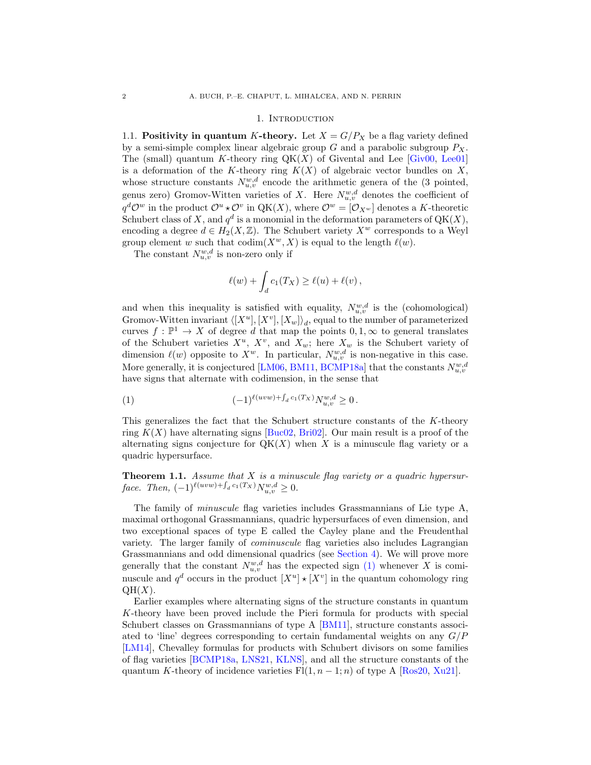# 1. Introduction

**1.1. Positivity in quantum $K$-theory.** Let $X = G/P_X$ be a flag variety defined by a semi-simple complex linear algebraic group $G$ and a parabolic subgroup $P_X$. The (small) quantum $K$-theory ring $\mathrm{QK}(X)$ of Givental and Lee [Giv00, Lee01] is a deformation of the $K$-theory ring $K(X)$ of algebraic vector bundles on $X$, whose structure constants $N_{u,v}^{w,d}$ encode the arithmetic genera of the (3 pointed, genus zero) Gromov-Witten varieties of $X$. Here $N_{u,v}^{w,d}$ denotes the coefficient of $q^d \mathcal{O}^w$ in the product $\mathcal{O}^u \star \mathcal{O}^v$ in $\mathrm{QK}(X)$, where $\mathcal{O}^w = [\mathcal{O}_{X^w}]$ denotes a $K$-theoretic Schubert class of $X$, and $q^d$ is a monomial in the deformation parameters of $\mathrm{QK}(X)$, encoding a degree $d \in H_2(X, \mathbb{Z})$. The Schubert variety $X^w$ corresponds to a Weyl group element $w$ such that $\mathrm{codim}(X^w, X)$ is equal to the length $\ell(w)$.

The constant $N_{u,v}^{w,d}$ is non-zero only if

$$\ell(w) + \int_d c_1(T_X) \geq \ell(u) + \ell(v) \,,$$

and when this inequality is satisfied with equality, $N_{u,v}^{w,d}$ is the (cohomological) Gromov-Witten invariant $\langle [X^u], [X^v], [X_w] \rangle_d$, equal to the number of parameterized curves $f : \mathbb{P}^1 \to X$ of degree $d$ that map the points $0, 1, \infty$ to general translates of the Schubert varieties $X^u$, $X^v$, and $X_w$; here $X_w$ is the Schubert variety of dimension $\ell(w)$ opposite to $X^w$. In particular, $N_{u,v}^{w,d}$ is non-negative in this case. More generally, it is conjectured [LM06, BM11, BCMP18a] that the constants $N_{u,v}^{w,d}$ have signs that alternate with codimension, in the sense that

$$(-1)^{\ell(uvw) + \int_d c_1(T_X)} N_{u,v}^{w,d} \geq 0 \,. \tag{1}$$

This generalizes the fact that the Schubert structure constants of the $K$-theory ring $K(X)$ have alternating signs [Buc02, Bri02]. Our main result is a proof of the alternating signs conjecture for $\mathrm{QK}(X)$ when $X$ is a minuscule flag variety or a quadric hypersurface.

**Theorem 1.1.** *Assume that $X$ is a minuscule flag variety or a quadric hypersurface. Then, $(-1)^{\ell(uvw) + \int_d c_1(T_X)} N_{u,v}^{w,d} \geq 0$.*

The family of *minuscule* flag varieties includes Grassmannians of Lie type A, maximal orthogonal Grassmannians, quadric hypersurfaces of even dimension, and two exceptional spaces of type E called the Cayley plane and the Freudenthal variety. The larger family of *cominuscule* flag varieties also includes Lagrangian Grassmannians and odd dimensional quadrics (see Section 4). We will prove more generally that the constant $N_{u,v}^{w,d}$ has the expected sign (1) whenever $X$ is cominuscule and $q^d$ occurs in the product $[X^u] \star [X^v]$ in the quantum cohomology ring $\mathrm{QH}(X)$.

Earlier examples where alternating signs of the structure constants in quantum $K$-theory have been proved include the Pieri formula for products with special Schubert classes on Grassmannians of type A [BM11], structure constants associated to 'line' degrees corresponding to certain fundamental weights on any $G/P$ [LM14], Chevalley formulas for products with Schubert divisors on some families of flag varieties [BCMP18a, LNS21, KLNS], and all the structure constants of the quantum $K$-theory of incidence varieties $\mathrm{Fl}(1, n-1; n)$ of type A [Ros20, Xu21].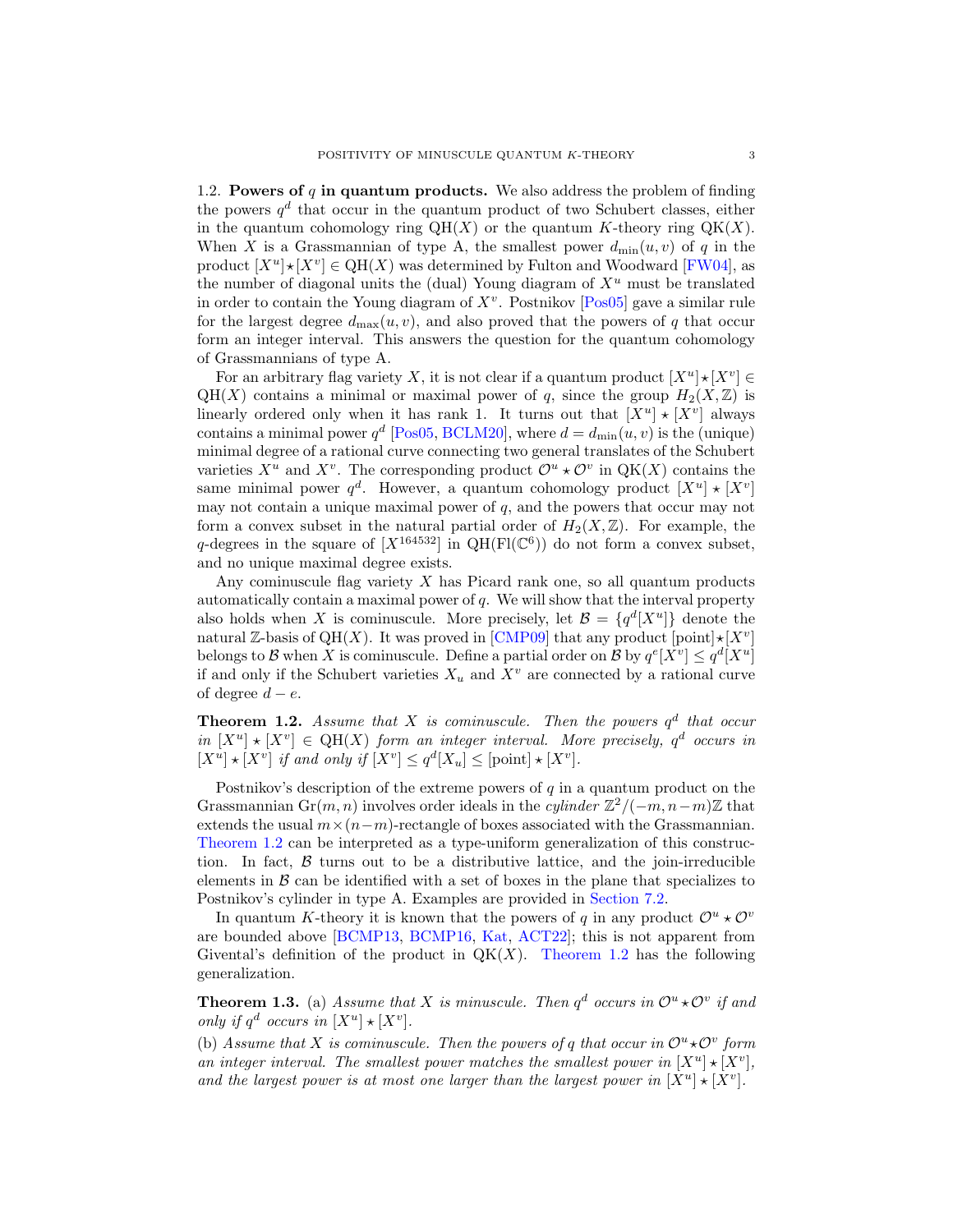### 1.2. Powers of $q$ in quantum products.

We also address the problem of finding the powers $q^d$ that occur in the quantum product of two Schubert classes, either in the quantum cohomology ring $\mathrm{QH}(X)$ or the quantum $K$-theory ring $\mathrm{QK}(X)$. When $X$ is a Grassmannian of type A, the smallest power $d_{\min}(u,v)$ of $q$ in the product $[X^u] \star [X^v] \in \mathrm{QH}(X)$ was determined by Fulton and Woodward [FW04], as the number of diagonal units the (dual) Young diagram of $X^u$ must be translated in order to contain the Young diagram of $X^v$. Postnikov [Pos05] gave a similar rule for the largest degree $d_{\max}(u,v)$, and also proved that the powers of $q$ that occur form an integer interval. This answers the question for the quantum cohomology of Grassmannians of type A.

For an arbitrary flag variety $X$, it is not clear if a quantum product $[X^u] \star [X^v] \in \mathrm{QH}(X)$ contains a minimal or maximal power of $q$, since the group $H_2(X,\mathbb{Z})$ is linearly ordered only when it has rank 1. It turns out that $[X^u] \star [X^v]$ always contains a minimal power $q^d$ [Pos05, BCLM20], where $d = d_{\min}(u,v)$ is the (unique) minimal degree of a rational curve connecting two general translates of the Schubert varieties $X^u$ and $X^v$. The corresponding product $\mathcal{O}^u \star \mathcal{O}^v$ in $\mathrm{QK}(X)$ contains the same minimal power $q^d$. However, a quantum cohomology product $[X^u] \star [X^v]$ may not contain a unique maximal power of $q$, and the powers that occur may not form a convex subset in the natural partial order of $H_2(X,\mathbb{Z})$. For example, the $q$-degrees in the square of $[X^{164532}]$ in $\mathrm{QH}(\mathrm{Fl}(\mathbb{C}^6))$ do not form a convex subset, and no unique maximal degree exists.

Any cominuscule flag variety $X$ has Picard rank one, so all quantum products automatically contain a maximal power of $q$. We will show that the interval property also holds when $X$ is cominuscule. More precisely, let $\mathcal{B} = \{q^d[X^u]\}$ denote the natural $\mathbb{Z}$-basis of $\mathrm{QH}(X)$. It was proved in [CMP09] that any product $[\mathrm{point}] \star [X^v]$ belongs to $\mathcal{B}$ when $X$ is cominuscule. Define a partial order on $\mathcal{B}$ by $q^e[X^v] \leq q^d[X^u]$ if and only if the Schubert varieties $X_u$ and $X^v$ are connected by a rational curve of degree $d-e$.

**Theorem 1.2.** *Assume that $X$ is cominuscule. Then the powers $q^d$ that occur in $[X^u] \star [X^v] \in \mathrm{QH}(X)$ form an integer interval. More precisely, $q^d$ occurs in $[X^u] \star [X^v]$ if and only if $[X^v] \leq q^d[X_u] \leq [\mathrm{point}] \star [X^v]$.*

Postnikov's description of the extreme powers of $q$ in a quantum product on the Grassmannian $\mathrm{Gr}(m,n)$ involves order ideals in the *cylinder* $\mathbb{Z}^2/(-m,n-m)\mathbb{Z}$ that extends the usual $m \times (n-m)$-rectangle of boxes associated with the Grassmannian. Theorem 1.2 can be interpreted as a type-uniform generalization of this construction. In fact, $\mathcal{B}$ turns out to be a distributive lattice, and the join-irreducible elements in $\mathcal{B}$ can be identified with a set of boxes in the plane that specializes to Postnikov's cylinder in type A. Examples are provided in Section 7.2.

In quantum $K$-theory it is known that the powers of $q$ in any product $\mathcal{O}^u \star \mathcal{O}^v$ are bounded above [BCMP13, BCMP16, Kat, ACT22]; this is not apparent from Givental's definition of the product in $\mathrm{QK}(X)$. Theorem 1.2 has the following generalization.

**Theorem 1.3.** (a) *Assume that $X$ is minuscule. Then $q^d$ occurs in $\mathcal{O}^u \star \mathcal{O}^v$ if and only if $q^d$ occurs in $[X^u] \star [X^v]$.*

(b) *Assume that $X$ is cominuscule. Then the powers of $q$ that occur in $\mathcal{O}^u \star \mathcal{O}^v$ form an integer interval. The smallest power matches the smallest power in $[X^u] \star [X^v]$, and the largest power is at most one larger than the largest power in $[X^u] \star [X^v]$.*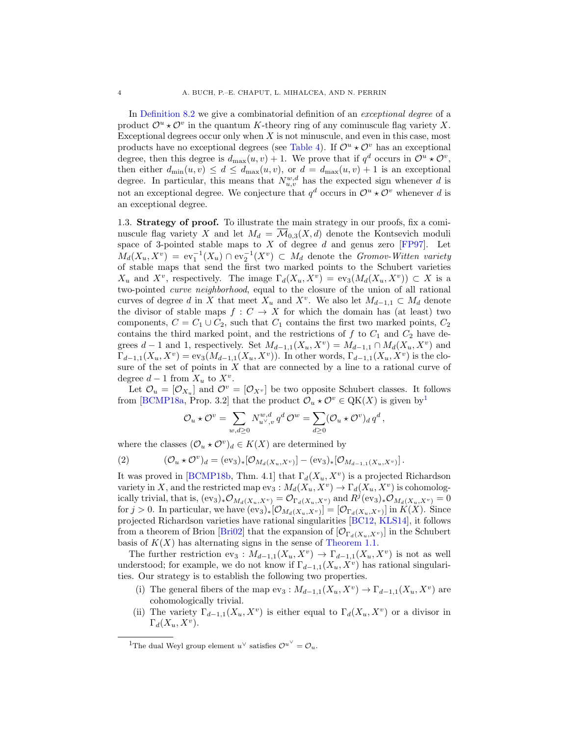In Definition 8.2 we give a combinatorial definition of an *exceptional degree* of a product $\mathcal{O}^u \star \mathcal{O}^v$ in the quantum $K$-theory ring of any cominuscule flag variety $X$. Exceptional degrees occur only when $X$ is not minuscule, and even in this case, most products have no exceptional degrees (see Table 4). If $\mathcal{O}^u \star \mathcal{O}^v$ has an exceptional degree, then this degree is $d_{\max}(u,v)+1$. We prove that if $q^d$ occurs in $\mathcal{O}^u \star \mathcal{O}^v$, then either $d_{\min}(u,v) \leq d \leq d_{\max}(u,v)$, or $d = d_{\max}(u,v)+1$ is an exceptional degree. In particular, this means that $N^{w,d}_{u,v}$ has the expected sign whenever $d$ is not an exceptional degree. We conjecture that $q^d$ occurs in $\mathcal{O}^u \star \mathcal{O}^v$ whenever $d$ is an exceptional degree.

## 1.3. Strategy of proof.

To illustrate the main strategy in our proofs, fix a cominuscule flag variety $X$ and let $M_d = \overline{\mathcal{M}}_{0,3}(X,d)$ denote the Kontsevich moduli space of 3-pointed stable maps to $X$ of degree $d$ and genus zero [FP97]. Let $M_d(X_u, X^v) = \operatorname{ev}_1^{-1}(X_u) \cap \operatorname{ev}_2^{-1}(X^v) \subset M_d$ denote the *Gromov-Witten variety* of stable maps that send the first two marked points to the Schubert varieties $X_u$ and $X^v$, respectively. The image $\Gamma_d(X_u, X^v) = \operatorname{ev}_3(M_d(X_u, X^v)) \subset X$ is a two-pointed *curve neighborhood*, equal to the closure of the union of all rational curves of degree $d$ in $X$ that meet $X_u$ and $X^v$. We also let $M_{d-1,1} \subset M_d$ denote the divisor of stable maps $f : C \to X$ for which the domain has (at least) two components, $C = C_1 \cup C_2$, such that $C_1$ contains the first two marked points, $C_2$ contains the third marked point, and the restrictions of $f$ to $C_1$ and $C_2$ have degrees $d-1$ and $1$, respectively. Set $M_{d-1,1}(X_u, X^v) = M_{d-1,1} \cap M_d(X_u, X^v)$ and $\Gamma_{d-1,1}(X_u, X^v) = \operatorname{ev}_3(M_{d-1,1}(X_u, X^v))$. In other words, $\Gamma_{d-1,1}(X_u, X^v)$ is the closure of the set of points in $X$ that are connected by a line to a rational curve of degree $d-1$ from $X_u$ to $X^v$.

Let $\mathcal{O}_u = [\mathcal{O}_{X_u}]$ and $\mathcal{O}^v = [\mathcal{O}_{X^v}]$ be two opposite Schubert classes. It follows from [BCMP18a, Prop. 3.2] that the product $\mathcal{O}_u \star \mathcal{O}^v \in \operatorname{QK}(X)$ is given by[1]

$$\mathcal{O}_u \star \mathcal{O}^v = \sum_{w, d \geq 0} N^{w,d}_{u^\vee, v}\, q^d\, \mathcal{O}^w = \sum_{d \geq 0} (\mathcal{O}_u \star \mathcal{O}^v)_d\, q^d\,,$$

where the classes $(\mathcal{O}_u \star \mathcal{O}^v)_d \in K(X)$ are determined by

$$(\mathcal{O}_u \star \mathcal{O}^v)_d = (\operatorname{ev}_3)_*[\mathcal{O}_{M_d(X_u,X^v)}] - (\operatorname{ev}_3)_*[\mathcal{O}_{M_{d-1,1}(X_u,X^v)}]\,. \tag{2}$$

It was proved in [BCMP18b, Thm. 4.1] that $\Gamma_d(X_u, X^v)$ is a projected Richardson variety in $X$, and the restricted map $\operatorname{ev}_3 : M_d(X_u, X^v) \to \Gamma_d(X_u, X^v)$ is cohomologically trivial, that is, $(\operatorname{ev}_3)_* \mathcal{O}_{M_d(X_u,X^v)} = \mathcal{O}_{\Gamma_d(X_u,X^v)}$ and $R^j(\operatorname{ev}_3)_* \mathcal{O}_{M_d(X_u,X^v)} = 0$ for $j > 0$. In particular, we have $(\operatorname{ev}_3)_*[\mathcal{O}_{M_d(X_u,X^v)}] = [\mathcal{O}_{\Gamma_d(X_u,X^v)}]$ in $K(X)$. Since projected Richardson varieties have rational singularities [BC12, KLS14], it follows from a theorem of Brion [Bri02] that the expansion of $[\mathcal{O}_{\Gamma_d(X_u,X^v)}]$ in the Schubert basis of $K(X)$ has alternating signs in the sense of Theorem 1.1.

The further restriction $\operatorname{ev}_3 : M_{d-1,1}(X_u, X^v) \to \Gamma_{d-1,1}(X_u, X^v)$ is not as well understood; for example, we do not know if $\Gamma_{d-1,1}(X_u, X^v)$ has rational singularities. Our strategy is to establish the following two properties.

(i) The general fibers of the map $\operatorname{ev}_3 : M_{d-1,1}(X_u, X^v) \to \Gamma_{d-1,1}(X_u, X^v)$ are cohomologically trivial.

(ii) The variety $\Gamma_{d-1,1}(X_u, X^v)$ is either equal to $\Gamma_d(X_u, X^v)$ or a divisor in $\Gamma_d(X_u, X^v)$.

[1] The dual Weyl group element $u^\vee$ satisfies $\mathcal{O}^{u^\vee} = \mathcal{O}_u$.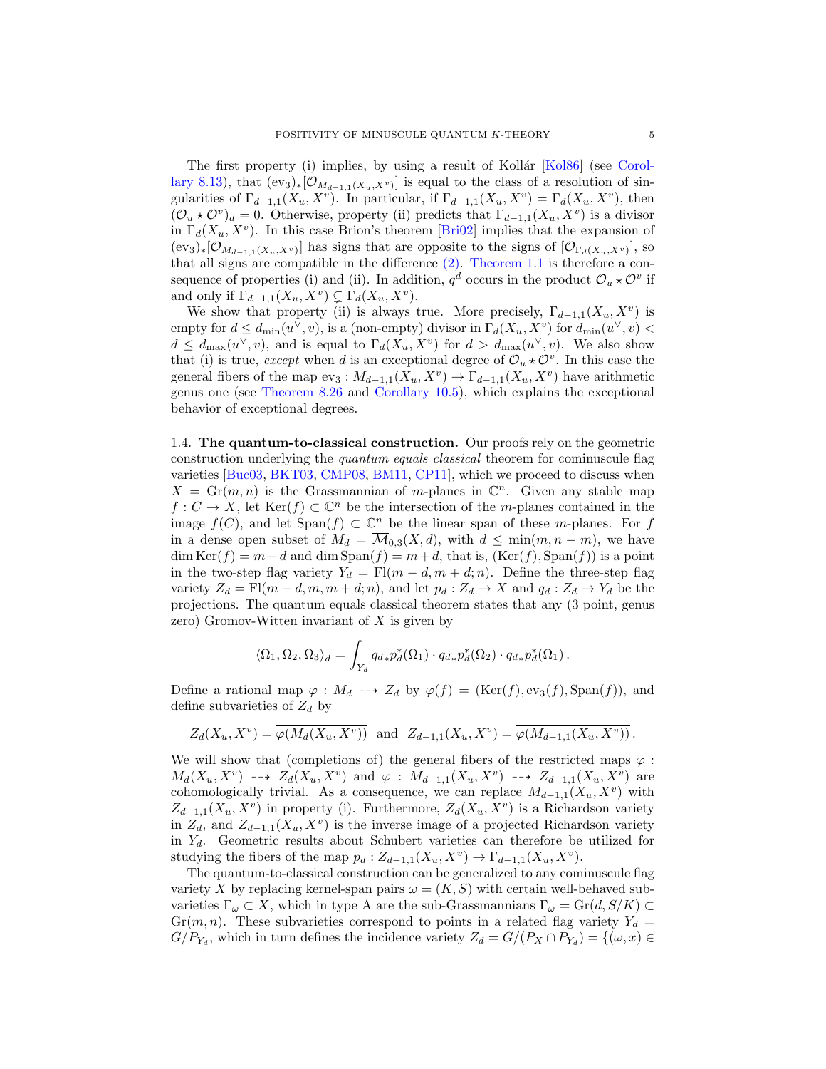The first property (i) implies, by using a result of Kollár [Kol86] (see Corollary 8.13), that $(\mathrm{ev}_3)_*[\mathcal{O}_{M_{d-1,1}(X_u,X^v)}]$ is equal to the class of a resolution of singularities of $\Gamma_{d-1,1}(X_u,X^v)$. In particular, if $\Gamma_{d-1,1}(X_u,X^v) = \Gamma_d(X_u,X^v)$, then $(\mathcal{O}_u \star \mathcal{O}^v)_d = 0$. Otherwise, property (ii) predicts that $\Gamma_{d-1,1}(X_u,X^v)$ is a divisor in $\Gamma_d(X_u,X^v)$. In this case Brion's theorem [Bri02] implies that the expansion of $(\mathrm{ev}_3)_*[\mathcal{O}_{M_{d-1,1}(X_u,X^v)}]$ has signs that are opposite to the signs of $[\mathcal{O}_{\Gamma_d(X_u,X^v)}]$, so that all signs are compatible in the difference (2). Theorem 1.1 is therefore a consequence of properties (i) and (ii). In addition, $q^d$ occurs in the product $\mathcal{O}_u \star \mathcal{O}^v$ if and only if $\Gamma_{d-1,1}(X_u,X^v) \subsetneq \Gamma_d(X_u,X^v)$.

We show that property (ii) is always true. More precisely, $\Gamma_{d-1,1}(X_u,X^v)$ is empty for $d \leq d_{\min}(u^\vee,v)$, is a (non-empty) divisor in $\Gamma_d(X_u,X^v)$ for $d_{\min}(u^\vee,v) < d \leq d_{\max}(u^\vee,v)$, and is equal to $\Gamma_d(X_u,X^v)$ for $d > d_{\max}(u^\vee,v)$. We also show that (i) is true, *except* when $d$ is an exceptional degree of $\mathcal{O}_u \star \mathcal{O}^v$. In this case the general fibers of the map $\mathrm{ev}_3 : M_{d-1,1}(X_u,X^v) \to \Gamma_{d-1,1}(X_u,X^v)$ have arithmetic genus one (see Theorem 8.26 and Corollary 10.5), which explains the exceptional behavior of exceptional degrees.

## 1.4. The quantum-to-classical construction.

Our proofs rely on the geometric construction underlying the *quantum equals classical* theorem for cominuscule flag varieties [Buc03, BKT03, CMP08, BM11, CP11], which we proceed to discuss when $X = \mathrm{Gr}(m,n)$ is the Grassmannian of $m$-planes in $\mathbb{C}^n$. Given any stable map $f : C \to X$, let $\mathrm{Ker}(f) \subset \mathbb{C}^n$ be the intersection of the $m$-planes contained in the image $f(C)$, and let $\mathrm{Span}(f) \subset \mathbb{C}^n$ be the linear span of these $m$-planes. For $f$ in a dense open subset of $M_d = \overline{\mathcal{M}}_{0,3}(X,d)$, with $d \leq \min(m, n-m)$, we have $\dim \mathrm{Ker}(f) = m-d$ and $\dim \mathrm{Span}(f) = m+d$, that is, $(\mathrm{Ker}(f), \mathrm{Span}(f))$ is a point in the two-step flag variety $Y_d = \mathrm{Fl}(m-d, m+d; n)$. Define the three-step flag variety $Z_d = \mathrm{Fl}(m-d, m, m+d; n)$, and let $p_d : Z_d \to X$ and $q_d : Z_d \to Y_d$ be the projections. The quantum equals classical theorem states that any (3 point, genus zero) Gromov-Witten invariant of $X$ is given by

$$\langle \Omega_1, \Omega_2, \Omega_3 \rangle_d = \int_{Y_d} q_{d*}p_d^*(\Omega_1) \cdot q_{d*}p_d^*(\Omega_2) \cdot q_{d*}p_d^*(\Omega_1)\,.$$

Define a rational map $\varphi : M_d \dashrightarrow Z_d$ by $\varphi(f) = (\mathrm{Ker}(f), \mathrm{ev}_3(f), \mathrm{Span}(f))$, and define subvarieties of $Z_d$ by

$$Z_d(X_u,X^v) = \overline{\varphi(M_d(X_u,X^v))} \quad \text{and} \quad Z_{d-1,1}(X_u,X^v) = \overline{\varphi(M_{d-1,1}(X_u,X^v))}\,.$$

We will show that (completions of) the general fibers of the restricted maps $\varphi : M_d(X_u,X^v) \dashrightarrow Z_d(X_u,X^v)$ and $\varphi : M_{d-1,1}(X_u,X^v) \dashrightarrow Z_{d-1,1}(X_u,X^v)$ are cohomologically trivial. As a consequence, we can replace $M_{d-1,1}(X_u,X^v)$ with $Z_{d-1,1}(X_u,X^v)$ in property (i). Furthermore, $Z_d(X_u,X^v)$ is a Richardson variety in $Z_d$, and $Z_{d-1,1}(X_u,X^v)$ is the inverse image of a projected Richardson variety in $Y_d$. Geometric results about Schubert varieties can therefore be utilized for studying the fibers of the map $p_d : Z_{d-1,1}(X_u,X^v) \to \Gamma_{d-1,1}(X_u,X^v)$.

The quantum-to-classical construction can be generalized to any cominuscule flag variety $X$ by replacing kernel-span pairs $\omega = (K,S)$ with certain well-behaved subvarieties $\Gamma_\omega \subset X$, which in type A are the sub-Grassmannians $\Gamma_\omega = \mathrm{Gr}(d, S/K) \subset \mathrm{Gr}(m,n)$. These subvarieties correspond to points in a related flag variety $Y_d = G/P_{Y_d}$, which in turn defines the incidence variety $Z_d = G/(P_X \cap P_{Y_d}) = \{(\omega, x) \in$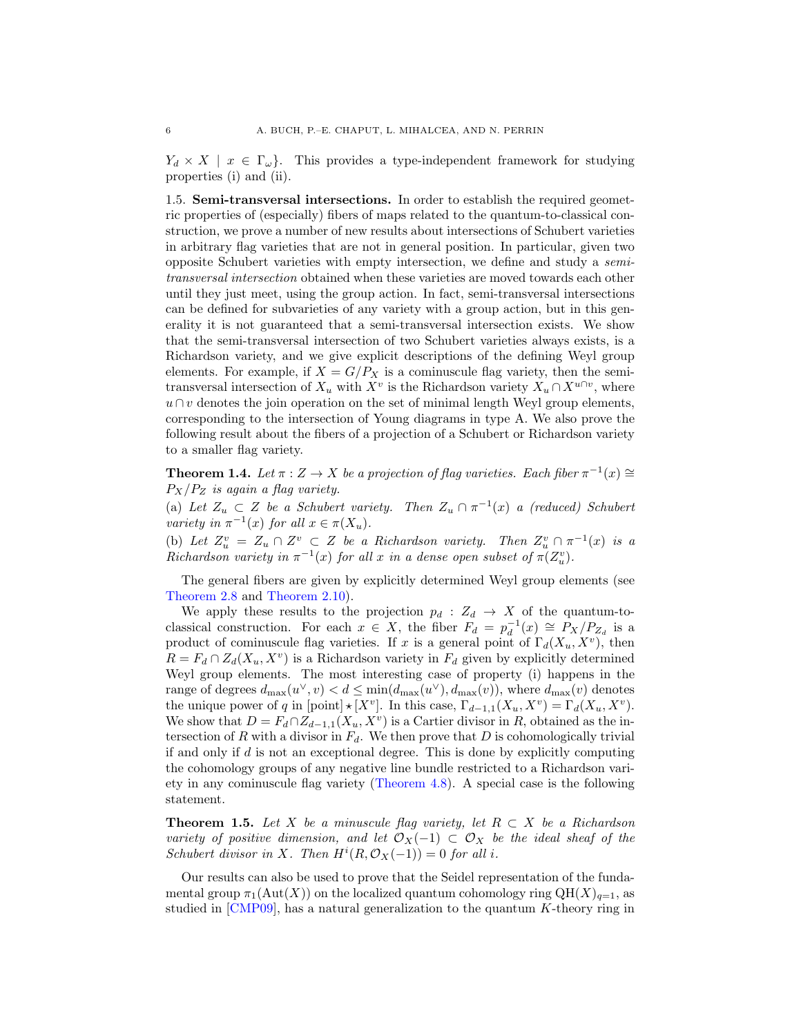$Y_d \times X \mid x \in \Gamma_\omega\}$. This provides a type-independent framework for studying properties (i) and (ii).

1.5. **Semi-transversal intersections.** In order to establish the required geometric properties of (especially) fibers of maps related to the quantum-to-classical construction, we prove a number of new results about intersections of Schubert varieties in arbitrary flag varieties that are not in general position. In particular, given two opposite Schubert varieties with empty intersection, we define and study a *semi-transversal intersection* obtained when these varieties are moved towards each other until they just meet, using the group action. In fact, semi-transversal intersections can be defined for subvarieties of any variety with a group action, but in this generality it is not guaranteed that a semi-transversal intersection exists. We show that the semi-transversal intersection of two Schubert varieties always exists, is a Richardson variety, and we give explicit descriptions of the defining Weyl group elements. For example, if $X = G/P_X$ is a cominuscule flag variety, then the semi-transversal intersection of $X_u$ with $X^v$ is the Richardson variety $X_u \cap X^{u \cap v}$, where $u \cap v$ denotes the join operation on the set of minimal length Weyl group elements, corresponding to the intersection of Young diagrams in type A. We also prove the following result about the fibers of a projection of a Schubert or Richardson variety to a smaller flag variety.

**Theorem 1.4.** *Let $\pi : Z \to X$ be a projection of flag varieties. Each fiber $\pi^{-1}(x) \cong P_X/P_Z$ is again a flag variety.*

(a) *Let $Z_u \subset Z$ be a Schubert variety. Then $Z_u \cap \pi^{-1}(x)$ a (reduced) Schubert variety in $\pi^{-1}(x)$ for all $x \in \pi(X_u)$.*

(b) *Let $Z_u^v = Z_u \cap Z^v \subset Z$ be a Richardson variety. Then $Z_u^v \cap \pi^{-1}(x)$ is a Richardson variety in $\pi^{-1}(x)$ for all $x$ in a dense open subset of $\pi(Z_u^v)$.*

The general fibers are given by explicitly determined Weyl group elements (see Theorem 2.8 and Theorem 2.10).

We apply these results to the projection $p_d : Z_d \to X$ of the quantum-to-classical construction. For each $x \in X$, the fiber $F_d = p_d^{-1}(x) \cong P_X/P_{Z_d}$ is a product of cominuscule flag varieties. If $x$ is a general point of $\Gamma_d(X_u, X^v)$, then $R = F_d \cap Z_d(X_u, X^v)$ is a Richardson variety in $F_d$ given by explicitly determined Weyl group elements. The most interesting case of property (i) happens in the range of degrees $d_{\max}(u^\vee, v) < d \leq \min(d_{\max}(u^\vee), d_{\max}(v))$, where $d_{\max}(v)$ denotes the unique power of $q$ in $[\text{point}] \star [X^v]$. In this case, $\Gamma_{d-1,1}(X_u, X^v) = \Gamma_d(X_u, X^v)$. We show that $D = F_d \cap Z_{d-1,1}(X_u, X^v)$ is a Cartier divisor in $R$, obtained as the intersection of $R$ with a divisor in $F_d$. We then prove that $D$ is cohomologically trivial if and only if $d$ is not an exceptional degree. This is done by explicitly computing the cohomology groups of any negative line bundle restricted to a Richardson variety in any cominuscule flag variety (Theorem 4.8). A special case is the following statement.

**Theorem 1.5.** *Let $X$ be a minuscule flag variety, let $R \subset X$ be a Richardson variety of positive dimension, and let $\mathcal{O}_X(-1) \subset \mathcal{O}_X$ be the ideal sheaf of the Schubert divisor in $X$. Then $H^i(R, \mathcal{O}_X(-1)) = 0$ for all $i$.*

Our results can also be used to prove that the Seidel representation of the fundamental group $\pi_1(\text{Aut}(X))$ on the localized quantum cohomology ring $\text{QH}(X)_{q=1}$, as studied in [CMP09], has a natural generalization to the quantum $K$-theory ring in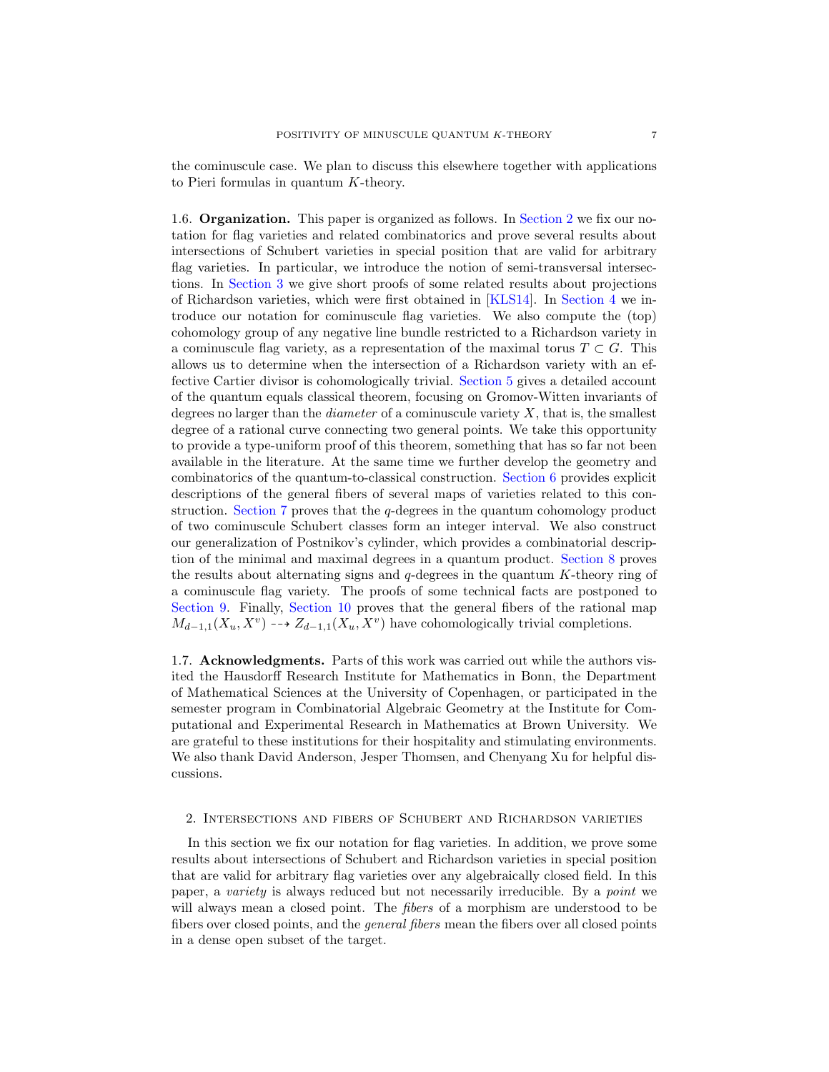the cominuscule case. We plan to discuss this elsewhere together with applications to Pieri formulas in quantum $K$-theory.

1.6. **Organization.** This paper is organized as follows. In Section 2 we fix our notation for flag varieties and related combinatorics and prove several results about intersections of Schubert varieties in special position that are valid for arbitrary flag varieties. In particular, we introduce the notion of semi-transversal intersections. In Section 3 we give short proofs of some related results about projections of Richardson varieties, which were first obtained in [KLS14]. In Section 4 we introduce our notation for cominuscule flag varieties. We also compute the (top) cohomology group of any negative line bundle restricted to a Richardson variety in a cominuscule flag variety, as a representation of the maximal torus $T \subset G$. This allows us to determine when the intersection of a Richardson variety with an effective Cartier divisor is cohomologically trivial. Section 5 gives a detailed account of the quantum equals classical theorem, focusing on Gromov-Witten invariants of degrees no larger than the *diameter* of a cominuscule variety $X$, that is, the smallest degree of a rational curve connecting two general points. We take this opportunity to provide a type-uniform proof of this theorem, something that has so far not been available in the literature. At the same time we further develop the geometry and combinatorics of the quantum-to-classical construction. Section 6 provides explicit descriptions of the general fibers of several maps of varieties related to this construction. Section 7 proves that the $q$-degrees in the quantum cohomology product of two cominuscule Schubert classes form an integer interval. We also construct our generalization of Postnikov's cylinder, which provides a combinatorial description of the minimal and maximal degrees in a quantum product. Section 8 proves the results about alternating signs and $q$-degrees in the quantum $K$-theory ring of a cominuscule flag variety. The proofs of some technical facts are postponed to Section 9. Finally, Section 10 proves that the general fibers of the rational map $M_{d-1,1}(X_u, X^v) \dashrightarrow Z_{d-1,1}(X_u, X^v)$ have cohomologically trivial completions.

1.7. **Acknowledgments.** Parts of this work was carried out while the authors visited the Hausdorff Research Institute for Mathematics in Bonn, the Department of Mathematical Sciences at the University of Copenhagen, or participated in the semester program in Combinatorial Algebraic Geometry at the Institute for Computational and Experimental Research in Mathematics at Brown University. We are grateful to these institutions for their hospitality and stimulating environments. We also thank David Anderson, Jesper Thomsen, and Chenyang Xu for helpful discussions.

## 2. Intersections and fibers of Schubert and Richardson varieties

In this section we fix our notation for flag varieties. In addition, we prove some results about intersections of Schubert and Richardson varieties in special position that are valid for arbitrary flag varieties over any algebraically closed field. In this paper, a *variety* is always reduced but not necessarily irreducible. By a *point* we will always mean a closed point. The *fibers* of a morphism are understood to be fibers over closed points, and the *general fibers* mean the fibers over all closed points in a dense open subset of the target.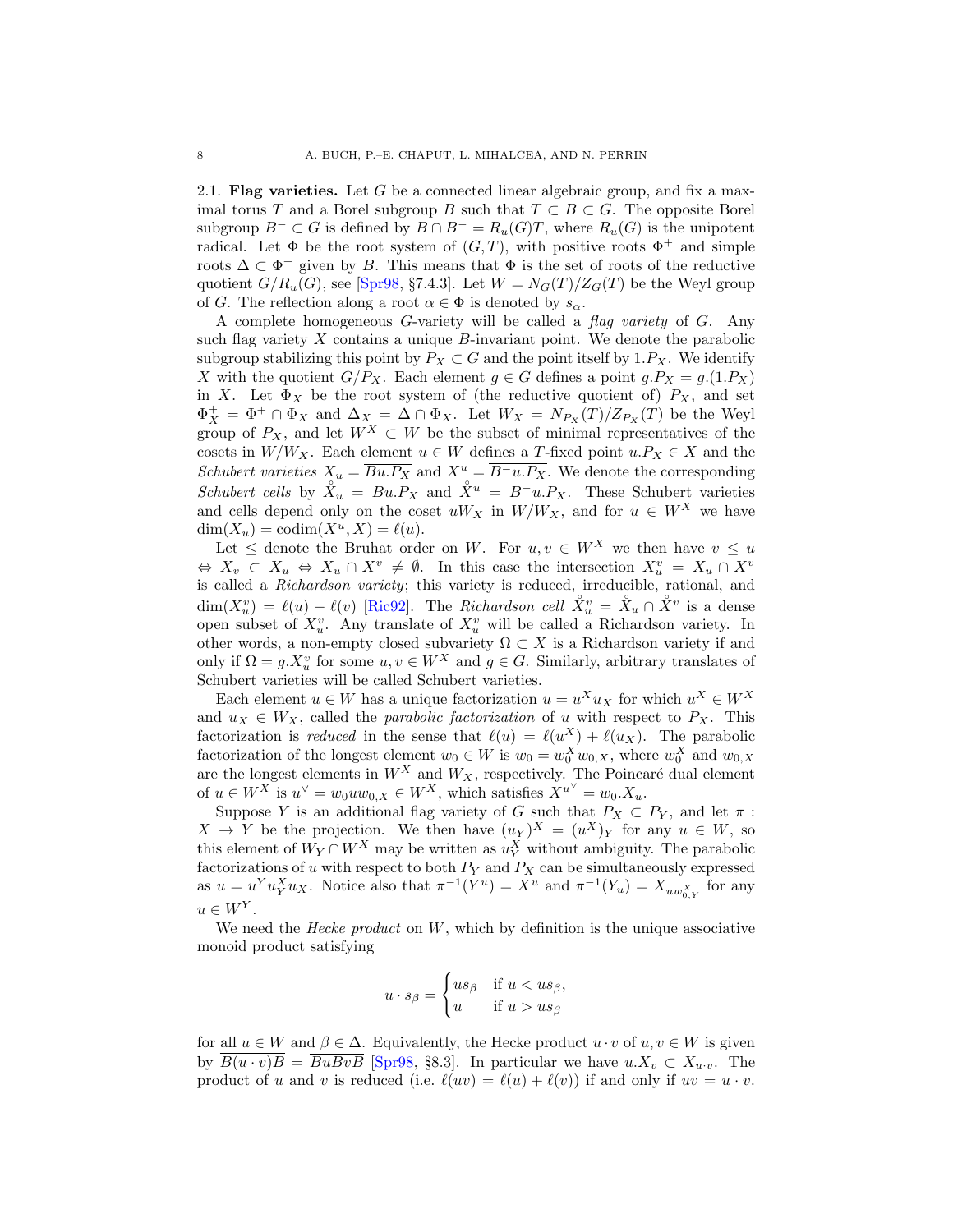2.1. **Flag varieties.** Let $G$ be a connected linear algebraic group, and fix a maximal torus $T$ and a Borel subgroup $B$ such that $T \subset B \subset G$. The opposite Borel subgroup $B^- \subset G$ is defined by $B \cap B^- = R_u(G)T$, where $R_u(G)$ is the unipotent radical. Let $\Phi$ be the root system of $(G, T)$, with positive roots $\Phi^+$ and simple roots $\Delta \subset \Phi^+$ given by $B$. This means that $\Phi$ is the set of roots of the reductive quotient $G/R_u(G)$, see [Spr98, §7.4.3]. Let $W = N_G(T)/Z_G(T)$ be the Weyl group of $G$. The reflection along a root $\alpha \in \Phi$ is denoted by $s_\alpha$.

A complete homogeneous $G$-variety will be called a *flag variety* of $G$. Any such flag variety $X$ contains a unique $B$-invariant point. We denote the parabolic subgroup stabilizing this point by $P_X \subset G$ and the point itself by $1.P_X$. We identify $X$ with the quotient $G/P_X$. Each element $g \in G$ defines a point $g.P_X = g.(1.P_X)$ in $X$. Let $\Phi_X$ be the root system of (the reductive quotient of) $P_X$, and set $\Phi_X^+ = \Phi^+ \cap \Phi_X$ and $\Delta_X = \Delta \cap \Phi_X$. Let $W_X = N_{P_X}(T)/Z_{P_X}(T)$ be the Weyl group of $P_X$, and let $W^X \subset W$ be the subset of minimal representatives of the cosets in $W/W_X$. Each element $u \in W$ defines a $T$-fixed point $u.P_X \in X$ and the *Schubert varieties* $X_u = \overline{Bu.P_X}$ and $X^u = \overline{B^- u.P_X}$. We denote the corresponding *Schubert cells* by $\mathring{X}_u = Bu.P_X$ and $\mathring{X}^u = B^- u.P_X$. These Schubert varieties and cells depend only on the coset $uW_X$ in $W/W_X$, and for $u \in W^X$ we have $\dim(X_u) = \operatorname{codim}(X^u, X) = \ell(u)$.

Let $\leq$ denote the Bruhat order on $W$. For $u, v \in W^X$ we then have $v \leq u$ $\Leftrightarrow$ $X_v \subset X_u$ $\Leftrightarrow$ $X_u \cap X^v \neq \emptyset$. In this case the intersection $X_u^v = X_u \cap X^v$ is called a *Richardson variety*; this variety is reduced, irreducible, rational, and $\dim(X_u^v) = \ell(u) - \ell(v)$ [Ric92]. The *Richardson cell* $\mathring{X}_u^v = \mathring{X}_u \cap \mathring{X}^v$ is a dense open subset of $X_u^v$. Any translate of $X_u^v$ will be called a Richardson variety. In other words, a non-empty closed subvariety $\Omega \subset X$ is a Richardson variety if and only if $\Omega = g.X_u^v$ for some $u, v \in W^X$ and $g \in G$. Similarly, arbitrary translates of Schubert varieties will be called Schubert varieties.

Each element $u \in W$ has a unique factorization $u = u^X u_X$ for which $u^X \in W^X$ and $u_X \in W_X$, called the *parabolic factorization* of $u$ with respect to $P_X$. This factorization is *reduced* in the sense that $\ell(u) = \ell(u^X) + \ell(u_X)$. The parabolic factorization of the longest element $w_0 \in W$ is $w_0 = w_0^X w_{0,X}$, where $w_0^X$ and $w_{0,X}$ are the longest elements in $W^X$ and $W_X$, respectively. The Poincaré dual element of $u \in W^X$ is $u^\vee = w_0 u w_{0,X} \in W^X$, which satisfies $X^{u^\vee} = w_0.X_u$.

Suppose $Y$ is an additional flag variety of $G$ such that $P_X \subset P_Y$, and let $\pi : X \to Y$ be the projection. We then have $(u_Y)^X = (u^X)_Y$ for any $u \in W$, so this element of $W_Y \cap W^X$ may be written as $u_Y^X$ without ambiguity. The parabolic factorizations of $u$ with respect to both $P_Y$ and $P_X$ can be simultaneously expressed as $u = u^Y u_Y^X u_X$. Notice also that $\pi^{-1}(Y^u) = X^u$ and $\pi^{-1}(Y_u) = X_{u w_{0,Y}^X}$ for any $u \in W^Y$.

We need the *Hecke product* on $W$, which by definition is the unique associative monoid product satisfying

$$u \cdot s_\beta = \begin{cases} u s_\beta & \text{if } u < u s_\beta, \\ u & \text{if } u > u s_\beta \end{cases}$$

for all $u \in W$ and $\beta \in \Delta$. Equivalently, the Hecke product $u \cdot v$ of $u, v \in W$ is given by $\overline{B(u \cdot v)B} = \overline{BuBvB}$ [Spr98, §8.3]. In particular we have $u.X_v \subset X_{u \cdot v}$. The product of $u$ and $v$ is reduced (i.e. $\ell(uv) = \ell(u) + \ell(v)$) if and only if $uv = u \cdot v$.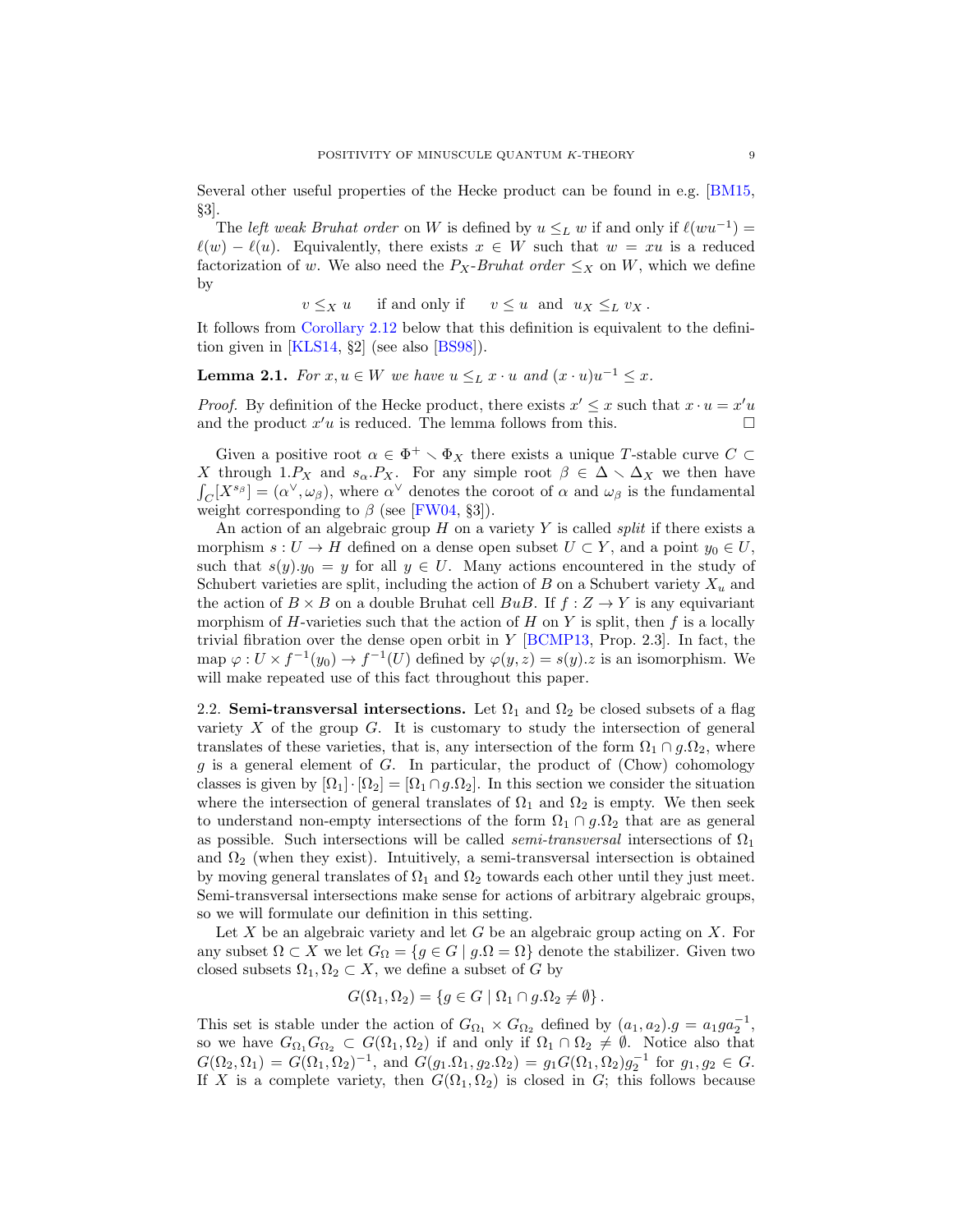Several other useful properties of the Hecke product can be found in e.g. [BM15, §3].

The *left weak Bruhat order* on $W$ is defined by $u \leq_L w$ if and only if $\ell(wu^{-1}) = \ell(w) - \ell(u)$. Equivalently, there exists $x \in W$ such that $w = xu$ is a reduced factorization of $w$. We also need the $P_X$*-Bruhat order* $\leq_X$ on $W$, which we define by

$$v \leq_X u \quad \text{ if and only if } \quad v \leq u \text{ and } u_X \leq_L v_X .$$

It follows from Corollary 2.12 below that this definition is equivalent to the definition given in [KLS14, §2] (see also [BS98]).

**Lemma 2.1.** *For $x, u \in W$ we have $u \leq_L x \cdot u$ and $(x \cdot u)u^{-1} \leq x$.*

*Proof.* By definition of the Hecke product, there exists $x' \leq x$ such that $x \cdot u = x'u$ and the product $x'u$ is reduced. The lemma follows from this. □

Given a positive root $\alpha \in \Phi^+ \setminus \Phi_X$ there exists a unique $T$-stable curve $C \subset X$ through $1.P_X$ and $s_\alpha.P_X$. For any simple root $\beta \in \Delta \setminus \Delta_X$ we then have $\int_C [X^{s_\beta}] = (\alpha^\vee, \omega_\beta)$, where $\alpha^\vee$ denotes the coroot of $\alpha$ and $\omega_\beta$ is the fundamental weight corresponding to $\beta$ (see [FW04, §3]).

An action of an algebraic group $H$ on a variety $Y$ is called *split* if there exists a morphism $s : U \to H$ defined on a dense open subset $U \subset Y$, and a point $y_0 \in U$, such that $s(y).y_0 = y$ for all $y \in U$. Many actions encountered in the study of Schubert varieties are split, including the action of $B$ on a Schubert variety $X_u$ and the action of $B \times B$ on a double Bruhat cell $BuB$. If $f : Z \to Y$ is any equivariant morphism of $H$-varieties such that the action of $H$ on $Y$ is split, then $f$ is a locally trivial fibration over the dense open orbit in $Y$ [BCMP13, Prop. 2.3]. In fact, the map $\varphi : U \times f^{-1}(y_0) \to f^{-1}(U)$ defined by $\varphi(y, z) = s(y).z$ is an isomorphism. We will make repeated use of this fact throughout this paper.

## 2.2. Semi-transversal intersections.

Let $\Omega_1$ and $\Omega_2$ be closed subsets of a flag variety $X$ of the group $G$. It is customary to study the intersection of general translates of these varieties, that is, any intersection of the form $\Omega_1 \cap g.\Omega_2$, where $g$ is a general element of $G$. In particular, the product of (Chow) cohomology classes is given by $[\Omega_1] \cdot [\Omega_2] = [\Omega_1 \cap g.\Omega_2]$. In this section we consider the situation where the intersection of general translates of $\Omega_1$ and $\Omega_2$ is empty. We then seek to understand non-empty intersections of the form $\Omega_1 \cap g.\Omega_2$ that are as general as possible. Such intersections will be called *semi-transversal* intersections of $\Omega_1$ and $\Omega_2$ (when they exist). Intuitively, a semi-transversal intersection is obtained by moving general translates of $\Omega_1$ and $\Omega_2$ towards each other until they just meet. Semi-transversal intersections make sense for actions of arbitrary algebraic groups, so we will formulate our definition in this setting.

Let $X$ be an algebraic variety and let $G$ be an algebraic group acting on $X$. For any subset $\Omega \subset X$ we let $G_\Omega = \{g \in G \mid g.\Omega = \Omega\}$ denote the stabilizer. Given two closed subsets $\Omega_1, \Omega_2 \subset X$, we define a subset of $G$ by

$$G(\Omega_1, \Omega_2) = \{g \in G \mid \Omega_1 \cap g.\Omega_2 \neq \emptyset\} .$$

This set is stable under the action of $G_{\Omega_1} \times G_{\Omega_2}$ defined by $(a_1, a_2).g = a_1 g a_2^{-1}$, so we have $G_{\Omega_1} G_{\Omega_2} \subset G(\Omega_1, \Omega_2)$ if and only if $\Omega_1 \cap \Omega_2 \neq \emptyset$. Notice also that $G(\Omega_2, \Omega_1) = G(\Omega_1, \Omega_2)^{-1}$, and $G(g_1.\Omega_1, g_2.\Omega_2) = g_1 G(\Omega_1, \Omega_2) g_2^{-1}$ for $g_1, g_2 \in G$. If $X$ is a complete variety, then $G(\Omega_1, \Omega_2)$ is closed in $G$; this follows because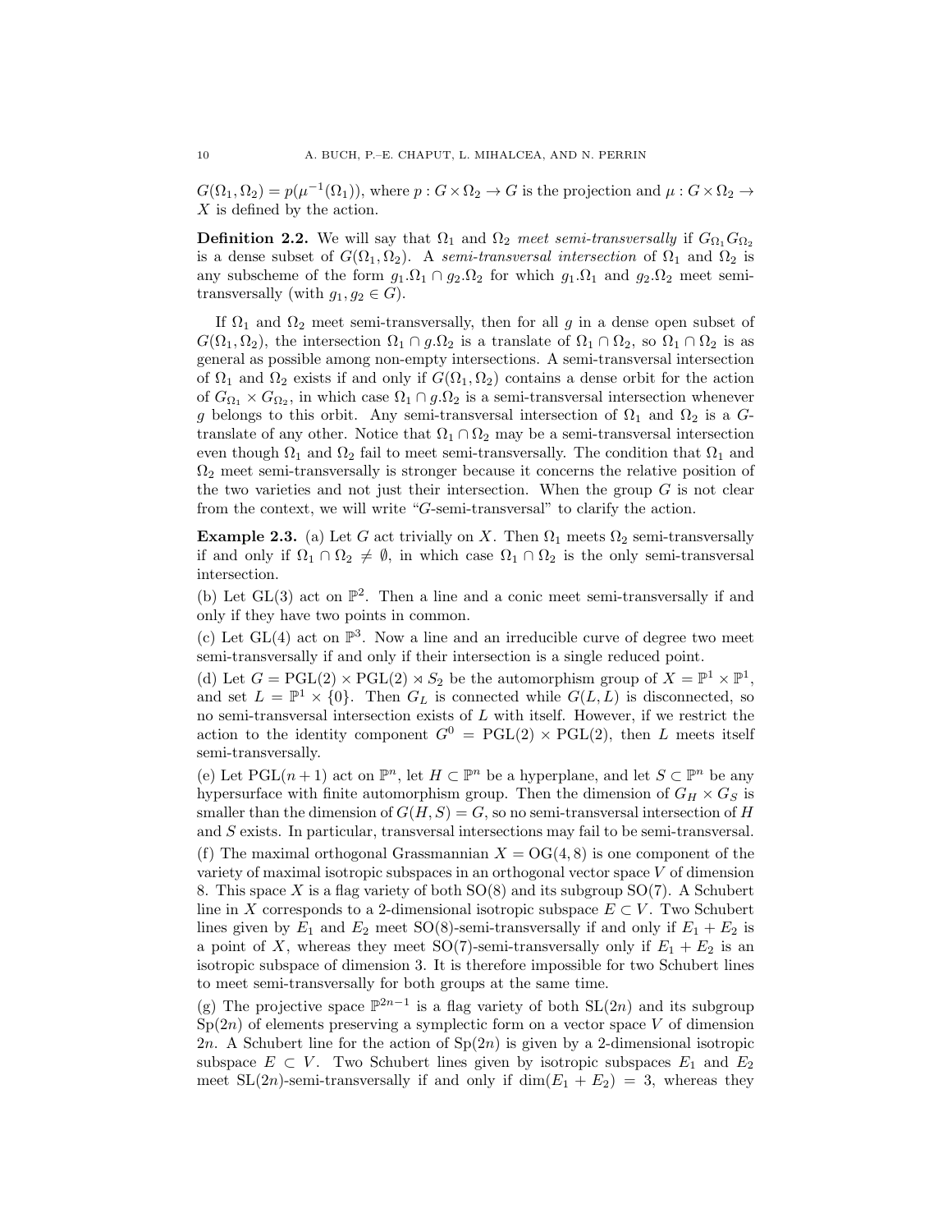$G(\Omega_1, \Omega_2) = p(\mu^{-1}(\Omega_1))$, where $p : G \times \Omega_2 \to G$ is the projection and $\mu : G \times \Omega_2 \to X$ is defined by the action.

**Definition 2.2.** We will say that $\Omega_1$ and $\Omega_2$ *meet semi-transversally* if $G_{\Omega_1} G_{\Omega_2}$ is a dense subset of $G(\Omega_1, \Omega_2)$. A *semi-transversal intersection* of $\Omega_1$ and $\Omega_2$ is any subscheme of the form $g_1.\Omega_1 \cap g_2.\Omega_2$ for which $g_1.\Omega_1$ and $g_2.\Omega_2$ meet semi-transversally (with $g_1, g_2 \in G$).

If $\Omega_1$ and $\Omega_2$ meet semi-transversally, then for all $g$ in a dense open subset of $G(\Omega_1, \Omega_2)$, the intersection $\Omega_1 \cap g.\Omega_2$ is a translate of $\Omega_1 \cap \Omega_2$, so $\Omega_1 \cap \Omega_2$ is as general as possible among non-empty intersections. A semi-transversal intersection of $\Omega_1$ and $\Omega_2$ exists if and only if $G(\Omega_1, \Omega_2)$ contains a dense orbit for the action of $G_{\Omega_1} \times G_{\Omega_2}$, in which case $\Omega_1 \cap g.\Omega_2$ is a semi-transversal intersection whenever $g$ belongs to this orbit. Any semi-transversal intersection of $\Omega_1$ and $\Omega_2$ is a $G$-translate of any other. Notice that $\Omega_1 \cap \Omega_2$ may be a semi-transversal intersection even though $\Omega_1$ and $\Omega_2$ fail to meet semi-transversally. The condition that $\Omega_1$ and $\Omega_2$ meet semi-transversally is stronger because it concerns the relative position of the two varieties and not just their intersection. When the group $G$ is not clear from the context, we will write "$G$-semi-transversal" to clarify the action.

**Example 2.3.** (a) Let $G$ act trivially on $X$. Then $\Omega_1$ meets $\Omega_2$ semi-transversally if and only if $\Omega_1 \cap \Omega_2 \neq \emptyset$, in which case $\Omega_1 \cap \Omega_2$ is the only semi-transversal intersection.

(b) Let $\mathrm{GL}(3)$ act on $\mathbb{P}^2$. Then a line and a conic meet semi-transversally if and only if they have two points in common.

(c) Let $\mathrm{GL}(4)$ act on $\mathbb{P}^3$. Now a line and an irreducible curve of degree two meet semi-transversally if and only if their intersection is a single reduced point.

(d) Let $G = \mathrm{PGL}(2) \times \mathrm{PGL}(2) \rtimes S_2$ be the automorphism group of $X = \mathbb{P}^1 \times \mathbb{P}^1$, and set $L = \mathbb{P}^1 \times \{0\}$. Then $G_L$ is connected while $G(L, L)$ is disconnected, so no semi-transversal intersection exists of $L$ with itself. However, if we restrict the action to the identity component $G^0 = \mathrm{PGL}(2) \times \mathrm{PGL}(2)$, then $L$ meets itself semi-transversally.

(e) Let $\mathrm{PGL}(n+1)$ act on $\mathbb{P}^n$, let $H \subset \mathbb{P}^n$ be a hyperplane, and let $S \subset \mathbb{P}^n$ be any hypersurface with finite automorphism group. Then the dimension of $G_H \times G_S$ is smaller than the dimension of $G(H, S) = G$, so no semi-transversal intersection of $H$ and $S$ exists. In particular, transversal intersections may fail to be semi-transversal.

(f) The maximal orthogonal Grassmannian $X = \mathrm{OG}(4, 8)$ is one component of the variety of maximal isotropic subspaces in an orthogonal vector space $V$ of dimension 8. This space $X$ is a flag variety of both $\mathrm{SO}(8)$ and its subgroup $\mathrm{SO}(7)$. A Schubert line in $X$ corresponds to a 2-dimensional isotropic subspace $E \subset V$. Two Schubert lines given by $E_1$ and $E_2$ meet $\mathrm{SO}(8)$-semi-transversally if and only if $E_1 + E_2$ is a point of $X$, whereas they meet $\mathrm{SO}(7)$-semi-transversally only if $E_1 + E_2$ is an isotropic subspace of dimension 3. It is therefore impossible for two Schubert lines to meet semi-transversally for both groups at the same time.

(g) The projective space $\mathbb{P}^{2n-1}$ is a flag variety of both $\mathrm{SL}(2n)$ and its subgroup $\mathrm{Sp}(2n)$ of elements preserving a symplectic form on a vector space $V$ of dimension $2n$. A Schubert line for the action of $\mathrm{Sp}(2n)$ is given by a 2-dimensional isotropic subspace $E \subset V$. Two Schubert lines given by isotropic subspaces $E_1$ and $E_2$ meet $\mathrm{SL}(2n)$-semi-transversally if and only if $\dim(E_1 + E_2) = 3$, whereas they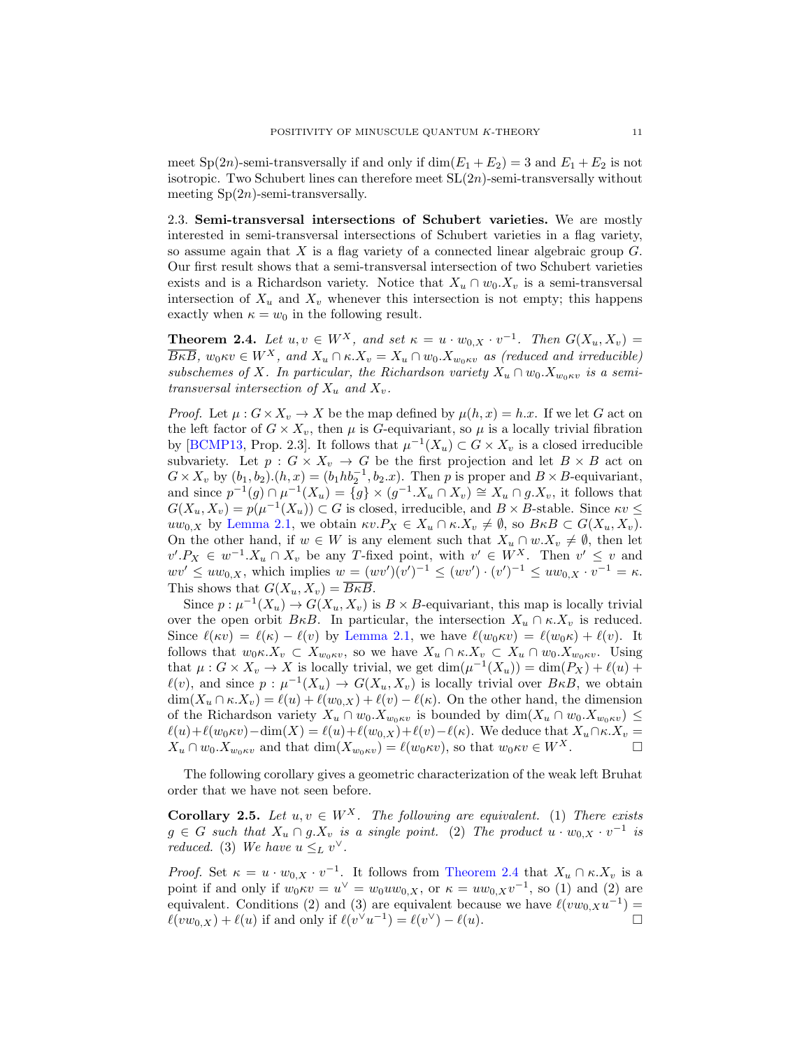meet $\mathrm{Sp}(2n)$-semi-transversally if and only if $\dim(E_1 + E_2) = 3$ and $E_1 + E_2$ is not isotropic. Two Schubert lines can therefore meet $\mathrm{SL}(2n)$-semi-transversally without meeting $\mathrm{Sp}(2n)$-semi-transversally.

### 2.3. Semi-transversal intersections of Schubert varieties.

We are mostly interested in semi-transversal intersections of Schubert varieties in a flag variety, so assume again that $X$ is a flag variety of a connected linear algebraic group $G$. Our first result shows that a semi-transversal intersection of two Schubert varieties exists and is a Richardson variety. Notice that $X_u \cap w_0.X_v$ is a semi-transversal intersection of $X_u$ and $X_v$ whenever this intersection is not empty; this happens exactly when $\kappa = w_0$ in the following result.

**Theorem 2.4.** *Let $u, v \in W^X$, and set $\kappa = u \cdot w_{0,X} \cdot v^{-1}$. Then $G(X_u, X_v) = \overline{B\kappa B}$, $w_0\kappa v \in W^X$, and $X_u \cap \kappa.X_v = X_u \cap w_0.X_{w_0\kappa v}$ as (reduced and irreducible) subschemes of $X$. In particular, the Richardson variety $X_u \cap w_0.X_{w_0\kappa v}$ is a semi-transversal intersection of $X_u$ and $X_v$.*

*Proof.* Let $\mu : G \times X_v \to X$ be the map defined by $\mu(h, x) = h.x$. If we let $G$ act on the left factor of $G \times X_v$, then $\mu$ is $G$-equivariant, so $\mu$ is a locally trivial fibration by [BCMP13, Prop. 2.3]. It follows that $\mu^{-1}(X_u) \subset G \times X_v$ is a closed irreducible subvariety. Let $p : G \times X_v \to G$ be the first projection and let $B \times B$ act on $G \times X_v$ by $(b_1, b_2).(h, x) = (b_1 h b_2^{-1}, b_2.x)$. Then $p$ is proper and $B \times B$-equivariant, and since $p^{-1}(g) \cap \mu^{-1}(X_u) = \{g\} \times (g^{-1}.X_u \cap X_v) \cong X_u \cap g.X_v$, it follows that $G(X_u, X_v) = p(\mu^{-1}(X_u)) \subset G$ is closed, irreducible, and $B \times B$-stable. Since $\kappa v \leq u w_{0,X}$ by Lemma 2.1, we obtain $\kappa v.P_X \in X_u \cap \kappa.X_v \neq \emptyset$, so $B\kappa B \subset G(X_u, X_v)$. On the other hand, if $w \in W$ is any element such that $X_u \cap w.X_v \neq \emptyset$, then let $v'.P_X \in w^{-1}.X_u \cap X_v$ be any $T$-fixed point, with $v' \in W^X$. Then $v' \leq v$ and $wv' \leq u w_{0,X}$, which implies $w = (wv')(v')^{-1} \leq (wv') \cdot (v')^{-1} \leq u w_{0,X} \cdot v^{-1} = \kappa$. This shows that $G(X_u, X_v) = \overline{B\kappa B}$.

Since $p : \mu^{-1}(X_u) \to G(X_u, X_v)$ is $B \times B$-equivariant, this map is locally trivial over the open orbit $B\kappa B$. In particular, the intersection $X_u \cap \kappa.X_v$ is reduced. Since $\ell(\kappa v) = \ell(\kappa) - \ell(v)$ by Lemma 2.1, we have $\ell(w_0\kappa v) = \ell(w_0\kappa) + \ell(v)$. It follows that $w_0\kappa.X_v \subset X_{w_0\kappa v}$, so we have $X_u \cap \kappa.X_v \subset X_u \cap w_0.X_{w_0\kappa v}$. Using that $\mu : G \times X_v \to X$ is locally trivial, we get $\dim(\mu^{-1}(X_u)) = \dim(P_X) + \ell(u) + \ell(v)$, and since $p : \mu^{-1}(X_u) \to G(X_u, X_v)$ is locally trivial over $B\kappa B$, we obtain $\dim(X_u \cap \kappa.X_v) = \ell(u) + \ell(w_{0,X}) + \ell(v) - \ell(\kappa)$. On the other hand, the dimension of the Richardson variety $X_u \cap w_0.X_{w_0\kappa v}$ is bounded by $\dim(X_u \cap w_0.X_{w_0\kappa v}) \leq \ell(u) + \ell(w_0\kappa v) - \dim(X) = \ell(u) + \ell(w_{0,X}) + \ell(v) - \ell(\kappa)$. We deduce that $X_u \cap \kappa.X_v = X_u \cap w_0.X_{w_0\kappa v}$ and that $\dim(X_{w_0\kappa v}) = \ell(w_0\kappa v)$, so that $w_0\kappa v \in W^X$. $\square$

The following corollary gives a geometric characterization of the weak left Bruhat order that we have not seen before.

**Corollary 2.5.** *Let $u, v \in W^X$. The following are equivalent. (1) There exists $g \in G$ such that $X_u \cap g.X_v$ is a single point. (2) The product $u \cdot w_{0,X} \cdot v^{-1}$ is reduced. (3) We have $u \leq_L v^\vee$.*

*Proof.* Set $\kappa = u \cdot w_{0,X} \cdot v^{-1}$. It follows from Theorem 2.4 that $X_u \cap \kappa.X_v$ is a point if and only if $w_0\kappa v = u^\vee = w_0 u w_{0,X}$, or $\kappa = u w_{0,X} v^{-1}$, so (1) and (2) are equivalent. Conditions (2) and (3) are equivalent because we have $\ell(v w_{0,X} u^{-1}) = \ell(v w_{0,X}) + \ell(u)$ if and only if $\ell(v^\vee u^{-1}) = \ell(v^\vee) - \ell(u)$. $\square$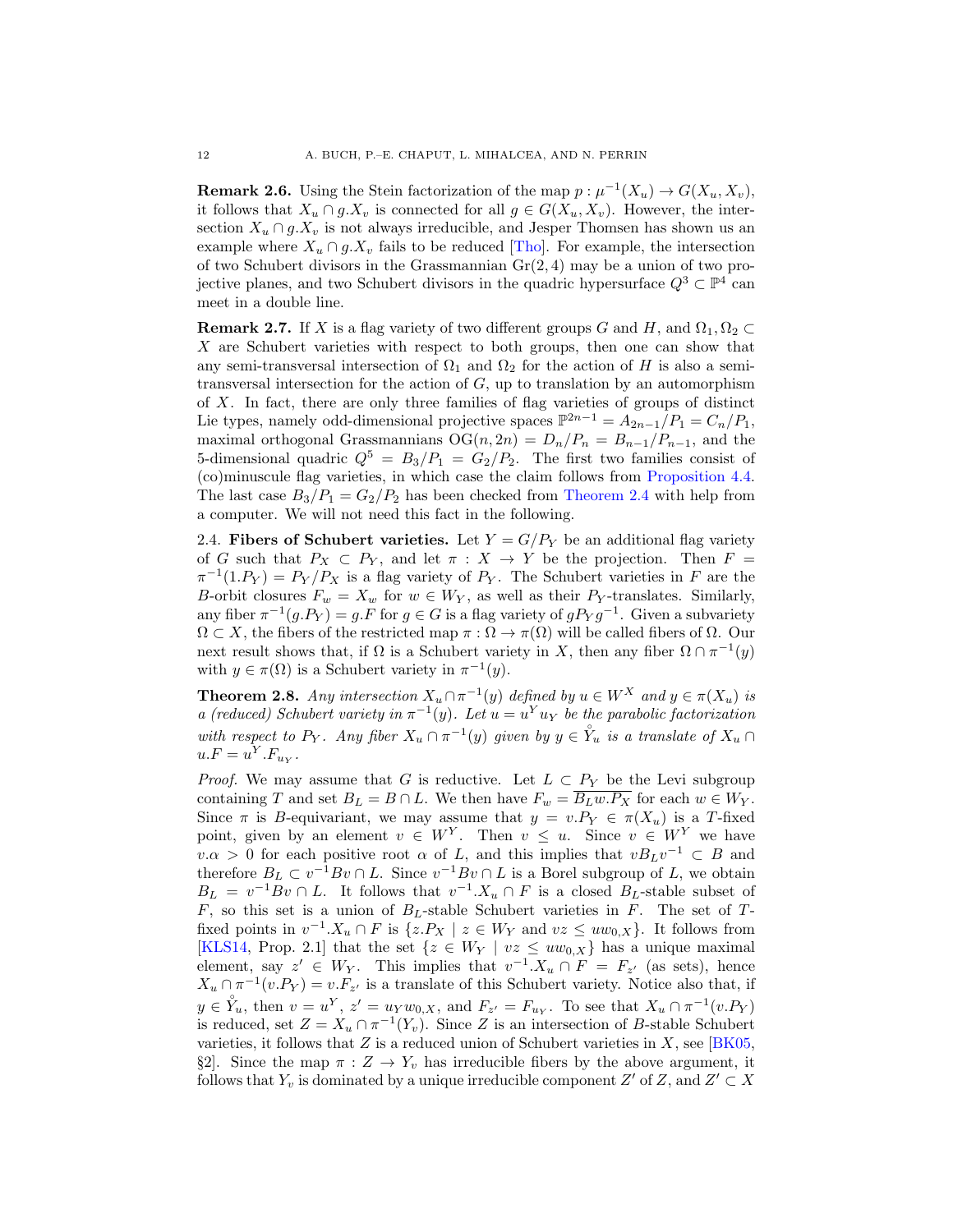**Remark 2.6.** Using the Stein factorization of the map $p : \mu^{-1}(X_u) \to G(X_u, X_v)$, it follows that $X_u \cap g.X_v$ is connected for all $g \in G(X_u, X_v)$. However, the intersection $X_u \cap g.X_v$ is not always irreducible, and Jesper Thomsen has shown us an example where $X_u \cap g.X_v$ fails to be reduced [Tho]. For example, the intersection of two Schubert divisors in the Grassmannian $\mathrm{Gr}(2, 4)$ may be a union of two projective planes, and two Schubert divisors in the quadric hypersurface $Q^3 \subset \mathbb{P}^4$ can meet in a double line.

**Remark 2.7.** If $X$ is a flag variety of two different groups $G$ and $H$, and $\Omega_1, \Omega_2 \subset X$ are Schubert varieties with respect to both groups, then one can show that any semi-transversal intersection of $\Omega_1$ and $\Omega_2$ for the action of $H$ is also a semi-transversal intersection for the action of $G$, up to translation by an automorphism of $X$. In fact, there are only three families of flag varieties of groups of distinct Lie types, namely odd-dimensional projective spaces $\mathbb{P}^{2n-1} = A_{2n-1}/P_1 = C_n/P_1$, maximal orthogonal Grassmannians $\mathrm{OG}(n, 2n) = D_n/P_n = B_{n-1}/P_{n-1}$, and the 5-dimensional quadric $Q^5 = B_3/P_1 = G_2/P_2$. The first two families consist of (co)minuscule flag varieties, in which case the claim follows from Proposition 4.4. The last case $B_3/P_1 = G_2/P_2$ has been checked from Theorem 2.4 with help from a computer. We will not need this fact in the following.

2.4. **Fibers of Schubert varieties.** Let $Y = G/P_Y$ be an additional flag variety of $G$ such that $P_X \subset P_Y$, and let $\pi : X \to Y$ be the projection. Then $F = \pi^{-1}(1.P_Y) = P_Y/P_X$ is a flag variety of $P_Y$. The Schubert varieties in $F$ are the $B$-orbit closures $F_w = X_w$ for $w \in W_Y$, as well as their $P_Y$-translates. Similarly, any fiber $\pi^{-1}(g.P_Y) = g.F$ for $g \in G$ is a flag variety of $gP_Yg^{-1}$. Given a subvariety $\Omega \subset X$, the fibers of the restricted map $\pi : \Omega \to \pi(\Omega)$ will be called fibers of $\Omega$. Our next result shows that, if $\Omega$ is a Schubert variety in $X$, then any fiber $\Omega \cap \pi^{-1}(y)$ with $y \in \pi(\Omega)$ is a Schubert variety in $\pi^{-1}(y)$.

**Theorem 2.8.** *Any intersection $X_u \cap \pi^{-1}(y)$ defined by $u \in W^X$ and $y \in \pi(X_u)$ is a (reduced) Schubert variety in $\pi^{-1}(y)$. Let $u = u^Y u_Y$ be the parabolic factorization with respect to $P_Y$. Any fiber $X_u \cap \pi^{-1}(y)$ given by $y \in \mathring{Y}_u$ is a translate of $X_u \cap u.F = u^Y.F_{u_Y}$.*

*Proof.* We may assume that $G$ is reductive. Let $L \subset P_Y$ be the Levi subgroup containing $T$ and set $B_L = B \cap L$. We then have $F_w = \overline{B_L w.P_X}$ for each $w \in W_Y$. Since $\pi$ is $B$-equivariant, we may assume that $y = v.P_Y \in \pi(X_u)$ is a $T$-fixed point, given by an element $v \in W^Y$. Then $v \leq u$. Since $v \in W^Y$ we have $v.\alpha > 0$ for each positive root $\alpha$ of $L$, and this implies that $vB_Lv^{-1} \subset B$ and therefore $B_L \subset v^{-1}Bv \cap L$. Since $v^{-1}Bv \cap L$ is a Borel subgroup of $L$, we obtain $B_L = v^{-1}Bv \cap L$. It follows that $v^{-1}.X_u \cap F$ is a closed $B_L$-stable subset of $F$, so this set is a union of $B_L$-stable Schubert varieties in $F$. The set of $T$-fixed points in $v^{-1}.X_u \cap F$ is $\{z.P_X \mid z \in W_Y \text{ and } vz \leq uw_{0,X}\}$. It follows from [KLS14, Prop. 2.1] that the set $\{z \in W_Y \mid vz \leq uw_{0,X}\}$ has a unique maximal element, say $z' \in W_Y$. This implies that $v^{-1}.X_u \cap F = F_{z'}$ (as sets), hence $X_u \cap \pi^{-1}(v.P_Y) = v.F_{z'}$ is a translate of this Schubert variety. Notice also that, if $y \in \mathring{Y}_u$, then $v = u^Y$, $z' = u_Y w_{0,X}$, and $F_{z'} = F_{u_Y}$. To see that $X_u \cap \pi^{-1}(v.P_Y)$ is reduced, set $Z = X_u \cap \pi^{-1}(Y_v)$. Since $Z$ is an intersection of $B$-stable Schubert varieties, it follows that $Z$ is a reduced union of Schubert varieties in $X$, see [BK05, §2]. Since the map $\pi : Z \to Y_v$ has irreducible fibers by the above argument, it follows that $Y_v$ is dominated by a unique irreducible component $Z'$ of $Z$, and $Z' \subset X$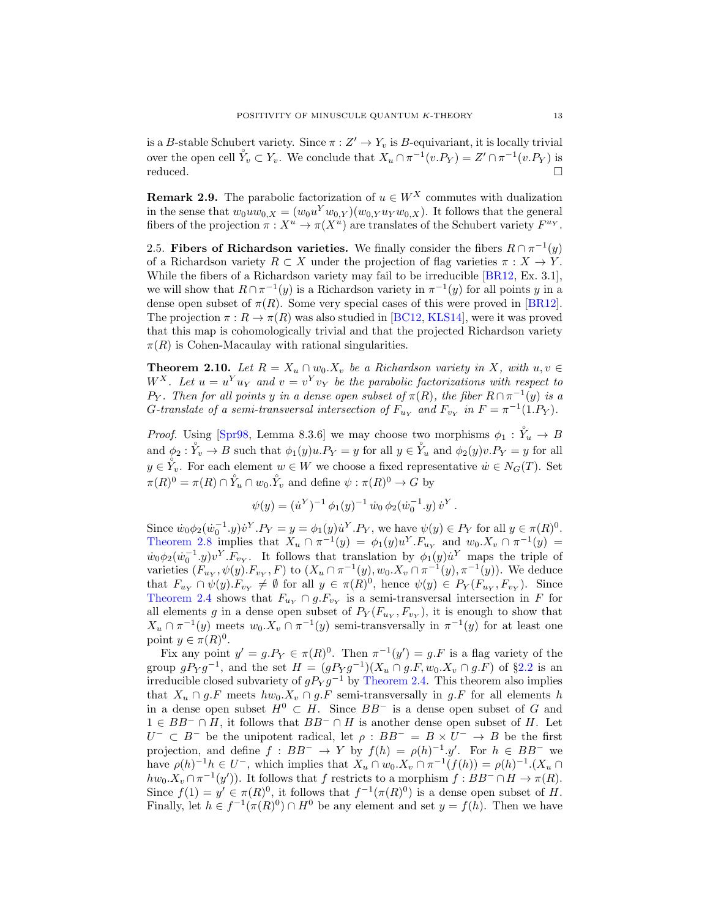is a $B$-stable Schubert variety. Since $\pi : Z' \to Y_v$ is $B$-equivariant, it is locally trivial over the open cell $\mathring{Y}_v \subset Y_v$. We conclude that $X_u \cap \pi^{-1}(v.P_Y) = Z' \cap \pi^{-1}(v.P_Y)$ is reduced. $\square$

**Remark 2.9.** The parabolic factorization of $u \in W^X$ commutes with dualization in the sense that $w_0 u w_{0,X} = (w_0 u^Y w_{0,Y})(w_{0,Y} u_Y w_{0,X})$. It follows that the general fibers of the projection $\pi : X^u \to \pi(X^u)$ are translates of the Schubert variety $F^{u_Y}$.

2.5. **Fibers of Richardson varieties.** We finally consider the fibers $R \cap \pi^{-1}(y)$ of a Richardson variety $R \subset X$ under the projection of flag varieties $\pi : X \to Y$. While the fibers of a Richardson variety may fail to be irreducible [BR12, Ex. 3.1], we will show that $R \cap \pi^{-1}(y)$ is a Richardson variety in $\pi^{-1}(y)$ for all points $y$ in a dense open subset of $\pi(R)$. Some very special cases of this were proved in [BR12]. The projection $\pi : R \to \pi(R)$ was also studied in [BC12, KLS14], were it was proved that this map is cohomologically trivial and that the projected Richardson variety $\pi(R)$ is Cohen-Macaulay with rational singularities.

**Theorem 2.10.** *Let $R = X_u \cap w_0.X_v$ be a Richardson variety in $X$, with $u, v \in W^X$. Let $u = u^Y u_Y$ and $v = v^Y v_Y$ be the parabolic factorizations with respect to $P_Y$. Then for all points $y$ in a dense open subset of $\pi(R)$, the fiber $R \cap \pi^{-1}(y)$ is a $G$-translate of a semi-transversal intersection of $F_{u_Y}$ and $F_{v_Y}$ in $F = \pi^{-1}(1.P_Y)$.*

*Proof.* Using [Spr98, Lemma 8.3.6] we may choose two morphisms $\phi_1 : \mathring{Y}_u \to B$ and $\phi_2 : \mathring{Y}_v \to B$ such that $\phi_1(y)u.P_Y = y$ for all $y \in \mathring{Y}_u$ and $\phi_2(y)v.P_Y = y$ for all $y \in \mathring{Y}_v$. For each element $w \in W$ we choose a fixed representative $\dot{w} \in N_G(T)$. Set $\pi(R)^0 = \pi(R) \cap \mathring{Y}_u \cap w_0.\mathring{Y}_v$ and define $\psi : \pi(R)^0 \to G$ by

$$\psi(y) = (\dot{u}^Y)^{-1}\, \phi_1(y)^{-1}\, \dot{w}_0\, \phi_2(\dot{w}_0^{-1}.y)\, \dot{v}^Y \,.$$

Since $\dot{w}_0 \phi_2(\dot{w}_0^{-1}.y)\dot{v}^Y.P_Y = y = \phi_1(y)\dot{u}^Y.P_Y$, we have $\psi(y) \in P_Y$ for all $y \in \pi(R)^0$. Theorem 2.8 implies that $X_u \cap \pi^{-1}(y) = \phi_1(y)u^Y.F_{u_Y}$ and $w_0.X_v \cap \pi^{-1}(y) = \dot{w}_0\phi_2(\dot{w}_0^{-1}.y)v^Y.F_{v_Y}$. It follows that translation by $\phi_1(y)\dot{u}^Y$ maps the triple of varieties $(F_{u_Y}, \psi(y).F_{v_Y}, F)$ to $(X_u \cap \pi^{-1}(y), w_0.X_v \cap \pi^{-1}(y), \pi^{-1}(y))$. We deduce that $F_{u_Y} \cap \psi(y).F_{v_Y} \neq \emptyset$ for all $y \in \pi(R)^0$, hence $\psi(y) \in P_Y(F_{u_Y}, F_{v_Y})$. Since Theorem 2.4 shows that $F_{u_Y} \cap g.F_{v_Y}$ is a semi-transversal intersection in $F$ for all elements $g$ in a dense open subset of $P_Y(F_{u_Y}, F_{v_Y})$, it is enough to show that $X_u \cap \pi^{-1}(y)$ meets $w_0.X_v \cap \pi^{-1}(y)$ semi-transversally in $\pi^{-1}(y)$ for at least one point $y \in \pi(R)^0$.

Fix any point $y' = g.P_Y \in \pi(R)^0$. Then $\pi^{-1}(y') = g.F$ is a flag variety of the group $gP_Yg^{-1}$, and the set $H = (gP_Yg^{-1})(X_u \cap g.F, w_0.X_v \cap g.F)$ of §2.2 is an irreducible closed subvariety of $gP_Yg^{-1}$ by Theorem 2.4. This theorem also implies that $X_u \cap g.F$ meets $hw_0.X_v \cap g.F$ semi-transversally in $g.F$ for all elements $h$ in a dense open subset $H^0 \subset H$. Since $BB^-$ is a dense open subset of $G$ and $1 \in BB^- \cap H$, it follows that $BB^- \cap H$ is another dense open subset of $H$. Let $U^- \subset B^-$ be the unipotent radical, let $\rho : BB^- = B \times U^- \to B$ be the first projection, and define $f : BB^- \to Y$ by $f(h) = \rho(h)^{-1}.y'$. For $h \in BB^-$ we have $\rho(h)^{-1}h \in U^-$, which implies that $X_u \cap w_0.X_v \cap \pi^{-1}(f(h)) = \rho(h)^{-1}.(X_u \cap hw_0.X_v \cap \pi^{-1}(y'))$. It follows that $f$ restricts to a morphism $f : BB^- \cap H \to \pi(R)$. Since $f(1) = y' \in \pi(R)^0$, it follows that $f^{-1}(\pi(R)^0)$ is a dense open subset of $H$. Finally, let $h \in f^{-1}(\pi(R)^0) \cap H^0$ be any element and set $y = f(h)$. Then we have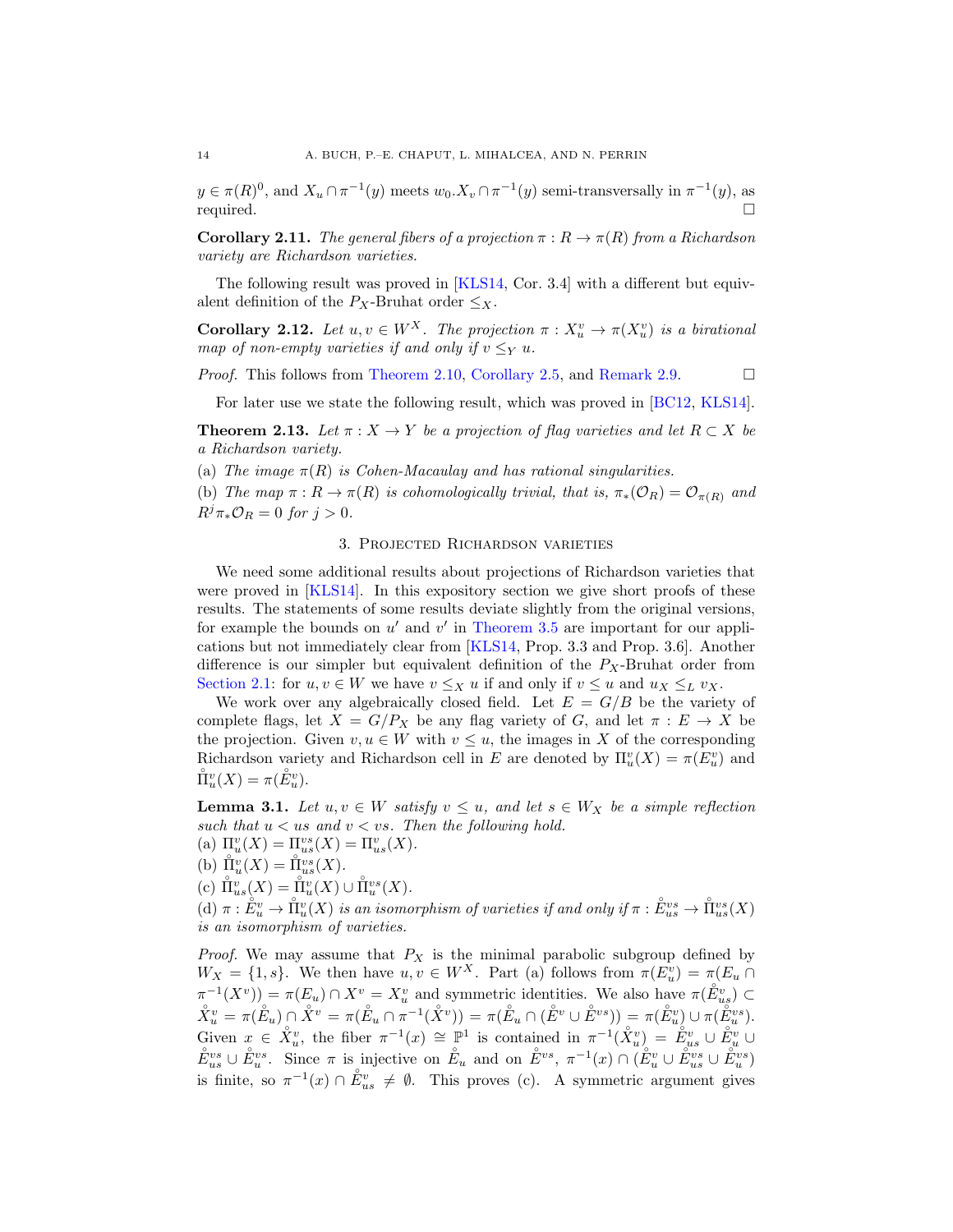$y \in \pi(R)^0$, and $X_u \cap \pi^{-1}(y)$ meets $w_0.X_v \cap \pi^{-1}(y)$ semi-transversally in $\pi^{-1}(y)$, as required. $\square$

**Corollary 2.11.** *The general fibers of a projection $\pi : R \to \pi(R)$ from a Richardson variety are Richardson varieties.*

The following result was proved in [KLS14, Cor. 3.4] with a different but equivalent definition of the $P_X$-Bruhat order $\leq_X$.

**Corollary 2.12.** *Let $u, v \in W^X$. The projection $\pi : X_u^v \to \pi(X_u^v)$ is a birational map of non-empty varieties if and only if $v \leq_Y u$.*

*Proof.* This follows from Theorem 2.10, Corollary 2.5, and Remark 2.9. $\square$

For later use we state the following result, which was proved in [BC12, KLS14].

**Theorem 2.13.** *Let $\pi : X \to Y$ be a projection of flag varieties and let $R \subset X$ be a Richardson variety.*

(a) *The image $\pi(R)$ is Cohen-Macaulay and has rational singularities.*

(b) *The map $\pi : R \to \pi(R)$ is cohomologically trivial, that is, $\pi_*(\mathcal{O}_R) = \mathcal{O}_{\pi(R)}$ and $R^j\pi_*\mathcal{O}_R = 0$ for $j > 0$.*

## 3. Projected Richardson varieties

We need some additional results about projections of Richardson varieties that were proved in [KLS14]. In this expository section we give short proofs of these results. The statements of some results deviate slightly from the original versions, for example the bounds on $u'$ and $v'$ in Theorem 3.5 are important for our applications but not immediately clear from [KLS14, Prop. 3.3 and Prop. 3.6]. Another difference is our simpler but equivalent definition of the $P_X$-Bruhat order from Section 2.1: for $u, v \in W$ we have $v \leq_X u$ if and only if $v \leq u$ and $u_X \leq_L v_X$.

We work over any algebraically closed field. Let $E = G/B$ be the variety of complete flags, let $X = G/P_X$ be any flag variety of $G$, and let $\pi : E \to X$ be the projection. Given $v, u \in W$ with $v \leq u$, the images in $X$ of the corresponding Richardson variety and Richardson cell in $E$ are denoted by $\Pi_u^v(X) = \pi(E_u^v)$ and $\mathring{\Pi}_u^v(X) = \pi(\mathring{E}_u^v)$.

**Lemma 3.1.** *Let $u, v \in W$ satisfy $v \leq u$, and let $s \in W_X$ be a simple reflection such that $u < us$ and $v < vs$. Then the following hold.*

(a) $\Pi_u^v(X) = \Pi_{us}^{vs}(X) = \Pi_{us}^v(X)$.

(b) $\mathring{\Pi}_u^v(X) = \mathring{\Pi}_{us}^{vs}(X)$.

(c) $\mathring{\Pi}_{us}^v(X) = \mathring{\Pi}_u^v(X) \cup \mathring{\Pi}_u^{vs}(X)$.

(d) *$\pi : \mathring{E}_u^v \to \mathring{\Pi}_u^v(X)$ is an isomorphism of varieties if and only if $\pi : \mathring{E}_{us}^{vs} \to \mathring{\Pi}_{us}^{vs}(X)$ is an isomorphism of varieties.*

*Proof.* We may assume that $P_X$ is the minimal parabolic subgroup defined by $W_X = \{1, s\}$. We then have $u, v \in W^X$. Part (a) follows from $\pi(E_u^v) = \pi(E_u \cap \pi^{-1}(X^v)) = \pi(E_u) \cap X^v = X_u^v$ and symmetric identities. We also have $\pi(\mathring{E}_{us}^v) \subset \mathring{X}_u^v = \pi(\mathring{E}_u) \cap \mathring{X}^v = \pi(\mathring{E}_u \cap \pi^{-1}(\mathring{X}^v)) = \pi(\mathring{E}_u \cap (\mathring{E}^v \cup \mathring{E}^{vs})) = \pi(\mathring{E}_u^v) \cup \pi(\mathring{E}_u^{vs})$. Given $x \in \mathring{X}_u^v$, the fiber $\pi^{-1}(x) \cong \mathbb{P}^1$ is contained in $\pi^{-1}(\mathring{X}_u^v) = \mathring{E}_{us}^v \cup \mathring{E}_u^v \cup \mathring{E}_{us}^{vs} \cup \mathring{E}_u^{vs}$. Since $\pi$ is injective on $\mathring{E}_u$ and on $\mathring{E}^{vs}$, $\pi^{-1}(x) \cap (\mathring{E}_u^v \cup \mathring{E}_{us}^{vs} \cup \mathring{E}_u^{vs})$ is finite, so $\pi^{-1}(x) \cap \mathring{E}_{us}^v \neq \emptyset$. This proves (c). A symmetric argument gives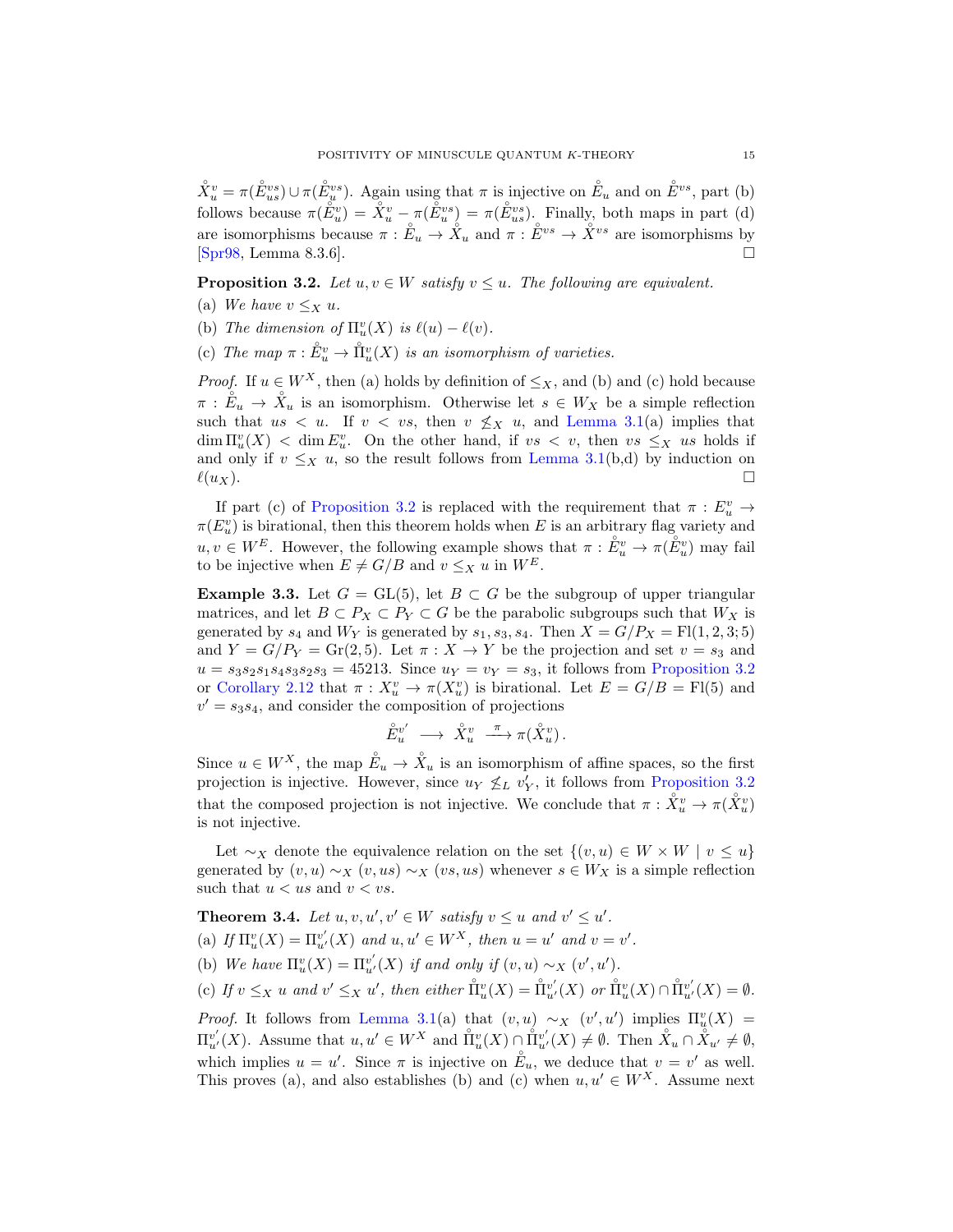$\mathring{X}_u^v = \pi(\mathring{E}_{us}^{vs}) \cup \pi(\mathring{E}_u^{vs})$. Again using that $\pi$ is injective on $\mathring{E}_u$ and on $\mathring{E}^{vs}$, part (b) follows because $\pi(\mathring{E}_u^v) = \mathring{X}_u^v - \pi(\mathring{E}_u^{vs}) = \pi(\mathring{E}_{us}^{vs})$. Finally, both maps in part (d) are isomorphisms because $\pi : \mathring{E}_u \to \mathring{X}_u$ and $\pi : \mathring{E}^{vs} \to \mathring{X}^{vs}$ are isomorphisms by [Spr98, Lemma 8.3.6]. $\square$

**Proposition 3.2.** *Let $u, v \in W$ satisfy $v \leq u$. The following are equivalent.*

(a) *We have $v \leq_X u$.*

(b) *The dimension of $\Pi_u^v(X)$ is $\ell(u) - \ell(v)$.*

(c) *The map $\pi : \mathring{E}_u^v \to \mathring{\Pi}_u^v(X)$ is an isomorphism of varieties.*

*Proof.* If $u \in W^X$, then (a) holds by definition of $\leq_X$, and (b) and (c) hold because $\pi : \mathring{E}_u \to \mathring{X}_u$ is an isomorphism. Otherwise let $s \in W_X$ be a simple reflection such that $us < u$. If $v < vs$, then $v \not\leq_X u$, and Lemma 3.1(a) implies that $\dim \Pi_u^v(X) < \dim E_u^v$. On the other hand, if $vs < v$, then $vs \leq_X us$ holds if and only if $v \leq_X u$, so the result follows from Lemma 3.1(b,d) by induction on $\ell(u_X)$. $\square$

If part (c) of Proposition 3.2 is replaced with the requirement that $\pi : E_u^v \to \pi(E_u^v)$ is birational, then this theorem holds when $E$ is an arbitrary flag variety and $u, v \in W^E$. However, the following example shows that $\pi : \mathring{E}_u^v \to \pi(\mathring{E}_u^v)$ may fail to be injective when $E \neq G/B$ and $v \leq_X u$ in $W^E$.

**Example 3.3.** Let $G = \mathrm{GL}(5)$, let $B \subset G$ be the subgroup of upper triangular matrices, and let $B \subset P_X \subset P_Y \subset G$ be the parabolic subgroups such that $W_X$ is generated by $s_4$ and $W_Y$ is generated by $s_1, s_3, s_4$. Then $X = G/P_X = \mathrm{Fl}(1, 2, 3; 5)$ and $Y = G/P_Y = \mathrm{Gr}(2, 5)$. Let $\pi : X \to Y$ be the projection and set $v = s_3$ and $u = s_3 s_2 s_1 s_4 s_3 s_2 s_3 = 45213$. Since $u_Y = v_Y = s_3$, it follows from Proposition 3.2 or Corollary 2.12 that $\pi : X_u^v \to \pi(X_u^v)$ is birational. Let $E = G/B = \mathrm{Fl}(5)$ and $v' = s_3 s_4$, and consider the composition of projections

$$\mathring{E}_u^{v'} \longrightarrow \mathring{X}_u^v \xrightarrow{\pi} \pi(\mathring{X}_u^v)\,.$$

Since $u \in W^X$, the map $\mathring{E}_u \to \mathring{X}_u$ is an isomorphism of affine spaces, so the first projection is injective. However, since $u_Y \not\leq_L v'_Y$, it follows from Proposition 3.2 that the composed projection is not injective. We conclude that $\pi : \mathring{X}_u^v \to \pi(\mathring{X}_u^v)$ is not injective.

Let $\sim_X$ denote the equivalence relation on the set $\{(v, u) \in W \times W \mid v \leq u\}$ generated by $(v, u) \sim_X (v, us) \sim_X (vs, us)$ whenever $s \in W_X$ is a simple reflection such that $u < us$ and $v < vs$.

**Theorem 3.4.** *Let $u, v, u', v' \in W$ satisfy $v \leq u$ and $v' \leq u'$.*

(a) *If $\Pi_u^v(X) = \Pi_{u'}^{v'}(X)$ and $u, u' \in W^X$, then $u = u'$ and $v = v'$.*

(b) *We have $\Pi_u^v(X) = \Pi_{u'}^{v'}(X)$ if and only if $(v, u) \sim_X (v', u')$.*

(c) *If $v \leq_X u$ and $v' \leq_X u'$, then either $\mathring{\Pi}_u^v(X) = \mathring{\Pi}_{u'}^{v'}(X)$ or $\mathring{\Pi}_u^v(X) \cap \mathring{\Pi}_{u'}^{v'}(X) = \emptyset$.*

*Proof.* It follows from Lemma 3.1(a) that $(v, u) \sim_X (v', u')$ implies $\Pi_u^v(X) = \Pi_{u'}^{v'}(X)$. Assume that $u, u' \in W^X$ and $\mathring{\Pi}_u^v(X) \cap \mathring{\Pi}_{u'}^{v'}(X) \neq \emptyset$. Then $\mathring{X}_u \cap \mathring{X}_{u'} \neq \emptyset$, which implies $u = u'$. Since $\pi$ is injective on $\mathring{E}_u$, we deduce that $v = v'$ as well. This proves (a), and also establishes (b) and (c) when $u, u' \in W^X$. Assume next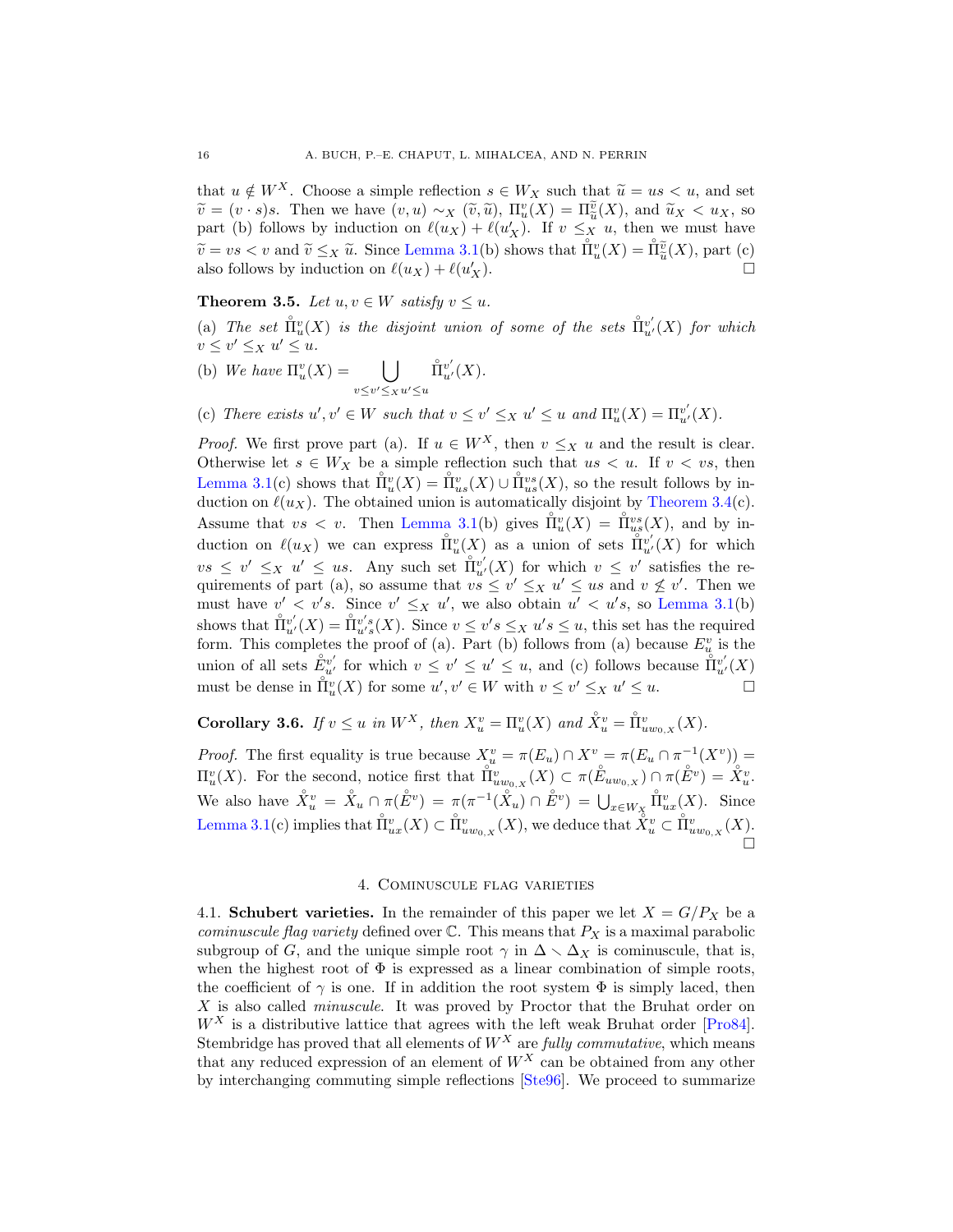that $u \notin W^X$. Choose a simple reflection $s \in W_X$ such that $\widetilde{u} = us < u$, and set $\widetilde{v} = (v \cdot s)s$. Then we have $(v,u) \sim_X (\widetilde{v}, \widetilde{u})$, $\Pi_u^v(X) = \Pi_{\widetilde{u}}^{\widetilde{v}}(X)$, and $\widetilde{u}_X < u_X$, so part (b) follows by induction on $\ell(u_X) + \ell(u'_X)$. If $v \leq_X u$, then we must have $\widetilde{v} = vs < v$ and $\widetilde{v} \leq_X \widetilde{u}$. Since Lemma 3.1(b) shows that $\mathring{\Pi}_u^v(X) = \mathring{\Pi}_{\widetilde{u}}^{\widetilde{v}}(X)$, part (c) also follows by induction on $\ell(u_X) + \ell(u'_X)$. □

**Theorem 3.5.** *Let $u, v \in W$ satisfy $v \leq u$.*

(a) *The set $\mathring{\Pi}_u^v(X)$ is the disjoint union of some of the sets $\mathring{\Pi}_{u'}^{v'}(X)$ for which $v \leq v' \leq_X u' \leq u$.*

(b) *We have* $\Pi_u^v(X) = \displaystyle\bigcup_{v \leq v' \leq_X u' \leq u} \mathring{\Pi}_{u'}^{v'}(X)$.

(c) *There exists $u', v' \in W$ such that $v \leq v' \leq_X u' \leq u$ and $\Pi_u^v(X) = \Pi_{u'}^{v'}(X)$.*

*Proof.* We first prove part (a). If $u \in W^X$, then $v \leq_X u$ and the result is clear. Otherwise let $s \in W_X$ be a simple reflection such that $us < u$. If $v < vs$, then Lemma 3.1(c) shows that $\mathring{\Pi}_u^v(X) = \mathring{\Pi}_{us}^v(X) \cup \mathring{\Pi}_{us}^{vs}(X)$, so the result follows by induction on $\ell(u_X)$. The obtained union is automatically disjoint by Theorem 3.4(c). Assume that $vs < v$. Then Lemma 3.1(b) gives $\mathring{\Pi}_u^v(X) = \mathring{\Pi}_{us}^{vs}(X)$, and by induction on $\ell(u_X)$ we can express $\mathring{\Pi}_u^v(X)$ as a union of sets $\mathring{\Pi}_{u'}^{v'}(X)$ for which $vs \leq v' \leq_X u' \leq us$. Any such set $\mathring{\Pi}_{u'}^{v'}(X)$ for which $v \leq v'$ satisfies the requirements of part (a), so assume that $vs \leq v' \leq_X u' \leq us$ and $v \not\leq v'$. Then we must have $v' < v's$. Since $v' \leq_X u'$, we also obtain $u' < u's$, so Lemma 3.1(b) shows that $\mathring{\Pi}_{u'}^{v'}(X) = \mathring{\Pi}_{u's}^{v's}(X)$. Since $v \leq v's \leq_X u's \leq u$, this set has the required form. This completes the proof of (a). Part (b) follows from (a) because $E_u^v$ is the union of all sets $\mathring{E}_{u'}^{v'}$ for which $v \leq v' \leq u' \leq u$, and (c) follows because $\mathring{\Pi}_{u'}^{v'}(X)$ must be dense in $\mathring{\Pi}_u^v(X)$ for some $u', v' \in W$ with $v \leq v' \leq_X u' \leq u$. □

**Corollary 3.6.** *If $v \leq u$ in $W^X$, then $X_u^v = \Pi_u^v(X)$ and $\mathring{X}_u^v = \mathring{\Pi}_{uw_{0,X}}^v(X)$.*

*Proof.* The first equality is true because $X_u^v = \pi(E_u) \cap X^v = \pi(E_u \cap \pi^{-1}(X^v)) = \Pi_u^v(X)$. For the second, notice first that $\mathring{\Pi}_{uw_{0,X}}^v(X) \subset \pi(\mathring{E}_{uw_{0,X}}) \cap \pi(\mathring{E}^v) = \mathring{X}_u^v$. We also have $\mathring{X}_u^v = \mathring{X}_u \cap \pi(\mathring{E}^v) = \pi(\pi^{-1}(\mathring{X}_u) \cap \mathring{E}^v) = \bigcup_{x \in W_X} \mathring{\Pi}_{ux}^v(X)$. Since Lemma 3.1(c) implies that $\mathring{\Pi}_{ux}^v(X) \subset \mathring{\Pi}_{uw_{0,X}}^v(X)$, we deduce that $\mathring{X}_u^v \subset \mathring{\Pi}_{uw_{0,X}}^v(X)$. □

## 4. Cominuscule flag varieties

4.1. **Schubert varieties.** In the remainder of this paper we let $X = G/P_X$ be a *cominuscule flag variety* defined over $\mathbb{C}$. This means that $P_X$ is a maximal parabolic subgroup of $G$, and the unique simple root $\gamma$ in $\Delta \smallsetminus \Delta_X$ is cominuscule, that is, when the highest root of $\Phi$ is expressed as a linear combination of simple roots, the coefficient of $\gamma$ is one. If in addition the root system $\Phi$ is simply laced, then $X$ is also called *minuscule*. It was proved by Proctor that the Bruhat order on $W^X$ is a distributive lattice that agrees with the left weak Bruhat order [Pro84]. Stembridge has proved that all elements of $W^X$ are *fully commutative*, which means that any reduced expression of an element of $W^X$ can be obtained from any other by interchanging commuting simple reflections [Ste96]. We proceed to summarize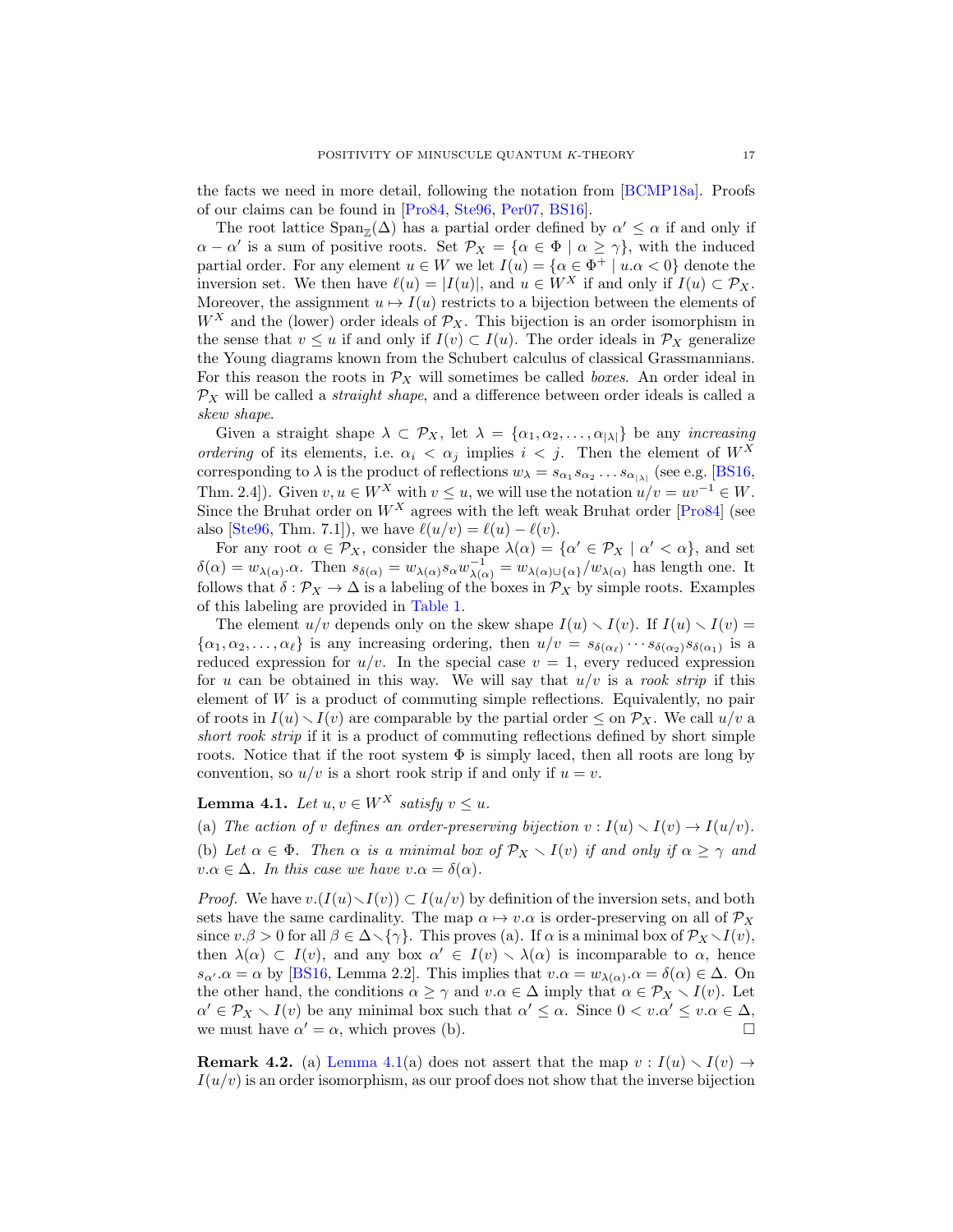the facts we need in more detail, following the notation from [BCMP18a]. Proofs of our claims can be found in [Pro84, Ste96, Per07, BS16].

The root lattice $\mathrm{Span}_{\mathbb{Z}}(\Delta)$ has a partial order defined by $\alpha' \leq \alpha$ if and only if $\alpha - \alpha'$ is a sum of positive roots. Set $\mathcal{P}_X = \{\alpha \in \Phi \mid \alpha \geq \gamma\}$, with the induced partial order. For any element $u \in W$ we let $I(u) = \{\alpha \in \Phi^+ \mid u.\alpha < 0\}$ denote the inversion set. We then have $\ell(u) = |I(u)|$, and $u \in W^X$ if and only if $I(u) \subset \mathcal{P}_X$. Moreover, the assignment $u \mapsto I(u)$ restricts to a bijection between the elements of $W^X$ and the (lower) order ideals of $\mathcal{P}_X$. This bijection is an order isomorphism in the sense that $v \leq u$ if and only if $I(v) \subset I(u)$. The order ideals in $\mathcal{P}_X$ generalize the Young diagrams known from the Schubert calculus of classical Grassmannians. For this reason the roots in $\mathcal{P}_X$ will sometimes be called *boxes*. An order ideal in $\mathcal{P}_X$ will be called a *straight shape*, and a difference between order ideals is called a *skew shape*.

Given a straight shape $\lambda \subset \mathcal{P}_X$, let $\lambda = \{\alpha_1, \alpha_2, \ldots, \alpha_{|\lambda|}\}$ be any *increasing ordering* of its elements, i.e. $\alpha_i < \alpha_j$ implies $i < j$. Then the element of $W^X$ corresponding to $\lambda$ is the product of reflections $w_\lambda = s_{\alpha_1} s_{\alpha_2} \ldots s_{\alpha_{|\lambda|}}$ (see e.g. [BS16, Thm. 2.4]). Given $v, u \in W^X$ with $v \leq u$, we will use the notation $u/v = uv^{-1} \in W$. Since the Bruhat order on $W^X$ agrees with the left weak Bruhat order [Pro84] (see also [Ste96, Thm. 7.1]), we have $\ell(u/v) = \ell(u) - \ell(v)$.

For any root $\alpha \in \mathcal{P}_X$, consider the shape $\lambda(\alpha) = \{\alpha' \in \mathcal{P}_X \mid \alpha' < \alpha\}$, and set $\delta(\alpha) = w_{\lambda(\alpha)}.\alpha$. Then $s_{\delta(\alpha)} = w_{\lambda(\alpha)} s_\alpha w_{\lambda(\alpha)}^{-1} = w_{\lambda(\alpha) \cup \{\alpha\}}/w_{\lambda(\alpha)}$ has length one. It follows that $\delta : \mathcal{P}_X \to \Delta$ is a labeling of the boxes in $\mathcal{P}_X$ by simple roots. Examples of this labeling are provided in Table 1.

The element $u/v$ depends only on the skew shape $I(u) \smallsetminus I(v)$. If $I(u) \smallsetminus I(v) = \{\alpha_1, \alpha_2, \ldots, \alpha_\ell\}$ is any increasing ordering, then $u/v = s_{\delta(\alpha_\ell)} \cdots s_{\delta(\alpha_2)} s_{\delta(\alpha_1)}$ is a reduced expression for $u/v$. In the special case $v = 1$, every reduced expression for $u$ can be obtained in this way. We will say that $u/v$ is a *rook strip* if this element of $W$ is a product of commuting simple reflections. Equivalently, no pair of roots in $I(u) \smallsetminus I(v)$ are comparable by the partial order $\leq$ on $\mathcal{P}_X$. We call $u/v$ a *short rook strip* if it is a product of commuting reflections defined by short simple roots. Notice that if the root system $\Phi$ is simply laced, then all roots are long by convention, so $u/v$ is a short rook strip if and only if $u = v$.

**Lemma 4.1.** *Let $u, v \in W^X$ satisfy $v \leq u$.*

(a) *The action of $v$ defines an order-preserving bijection $v : I(u) \smallsetminus I(v) \to I(u/v)$.*

(b) *Let $\alpha \in \Phi$. Then $\alpha$ is a minimal box of $\mathcal{P}_X \smallsetminus I(v)$ if and only if $\alpha \geq \gamma$ and $v.\alpha \in \Delta$. In this case we have $v.\alpha = \delta(\alpha)$.*

*Proof.* We have $v.(I(u) \smallsetminus I(v)) \subset I(u/v)$ by definition of the inversion sets, and both sets have the same cardinality. The map $\alpha \mapsto v.\alpha$ is order-preserving on all of $\mathcal{P}_X$ since $v.\beta > 0$ for all $\beta \in \Delta \smallsetminus \{\gamma\}$. This proves (a). If $\alpha$ is a minimal box of $\mathcal{P}_X \smallsetminus I(v)$, then $\lambda(\alpha) \subset I(v)$, and any box $\alpha' \in I(v) \smallsetminus \lambda(\alpha)$ is incomparable to $\alpha$, hence $s_{\alpha'}.\alpha = \alpha$ by [BS16, Lemma 2.2]. This implies that $v.\alpha = w_{\lambda(\alpha)}.\alpha = \delta(\alpha) \in \Delta$. On the other hand, the conditions $\alpha \geq \gamma$ and $v.\alpha \in \Delta$ imply that $\alpha \in \mathcal{P}_X \smallsetminus I(v)$. Let $\alpha' \in \mathcal{P}_X \smallsetminus I(v)$ be any minimal box such that $\alpha' \leq \alpha$. Since $0 < v.\alpha' \leq v.\alpha \in \Delta$, we must have $\alpha' = \alpha$, which proves (b). $\square$

**Remark 4.2.** (a) Lemma 4.1(a) does not assert that the map $v : I(u) \smallsetminus I(v) \to I(u/v)$ is an order isomorphism, as our proof does not show that the inverse bijection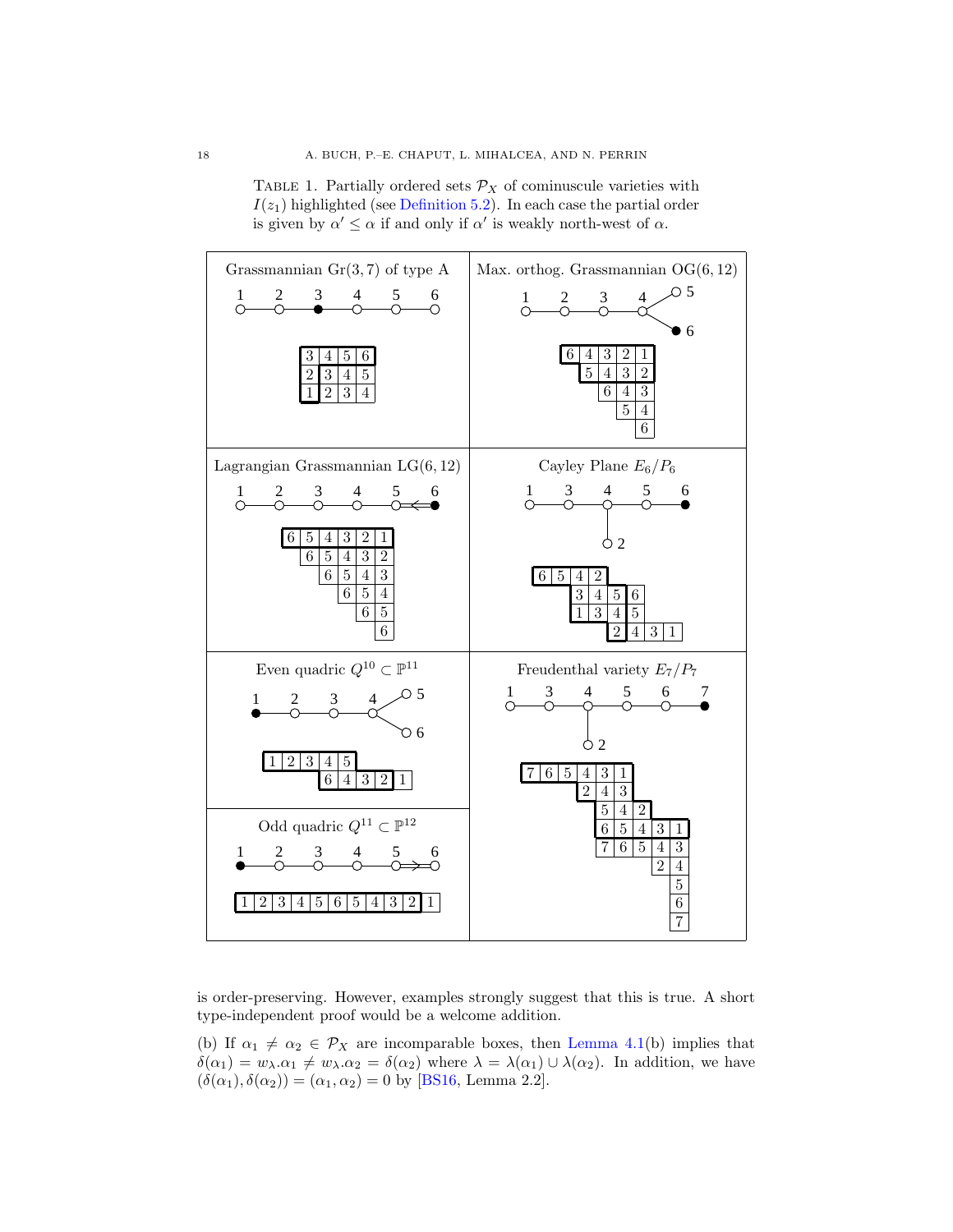TABLE 1. Partially ordered sets $\mathcal{P}_X$ of cominuscule varieties with $I(z_1)$ highlighted (see Definition 5.2). In each case the partial order is given by $\alpha' \leq \alpha$ if and only if $\alpha'$ is weakly north-west of $\alpha$.

**Grassmannian $\mathrm{Gr}(3,7)$ of type A**

| 3 | 4 | 5 | 6 |
|---|---|---|---|
| 2 | 3 | 4 | 5 |
| 1 | 2 | 3 | 4 |

**Max. orthog. Grassmannian $\mathrm{OG}(6,12)$**

| 6 | 4 | 3 | 2 | 1 |
|---|---|---|---|---|
|  | 5 | 4 | 3 | 2 |
|  |  | 6 | 4 | 3 |
|  |  |  | 5 | 4 |
|  |  |  |  | 6 |

**Lagrangian Grassmannian $\mathrm{LG}(6,12)$**

| 6 | 5 | 4 | 3 | 2 | 1 |
|---|---|---|---|---|---|
|  | 6 | 5 | 4 | 3 | 2 |
|  |  | 6 | 5 | 4 | 3 |
|  |  |  | 6 | 5 | 4 |
|  |  |  |  | 6 | 5 |
|  |  |  |  |  | 6 |

**Cayley Plane $E_6/P_6$**

| 6 | 5 | 4 | 2 |  |  |  |
|---|---|---|---|---|---|---|
|  |  | 3 | 4 | 5 | 6 |  |
|  |  | 1 | 3 | 4 | 5 |  |
|  |  |  | 2 | 4 | 3 | 1 |

**Even quadric $Q^{10} \subset \mathbb{P}^{11}$**

| 1 | 2 | 3 | 4 | 5 |  |  |  |
|---|---|---|---|---|---|---|---|
|  |  |  | 6 | 4 | 3 | 2 | 1 |

**Freudenthal variety $E_7/P_7$**

| 7 | 6 | 5 | 4 | 3 | 1 |  |  |  |
|---|---|---|---|---|---|---|---|---|
|  |  |  | 2 | 4 | 3 |  |  |  |
|  |  |  |  | 5 | 4 | 2 |  |  |
|  |  |  |  | 6 | 5 | 4 | 3 | 1 |
|  |  |  |  | 7 | 6 | 5 | 4 | 3 |
|  |  |  |  |  |  |  | 2 | 4 |
|  |  |  |  |  |  |  |  | 5 |
|  |  |  |  |  |  |  |  | 6 |
|  |  |  |  |  |  |  |  | 7 |

**Odd quadric $Q^{11} \subset \mathbb{P}^{12}$**

| 1 | 2 | 3 | 4 | 5 | 6 | 5 | 4 | 3 | 2 | 1 |
|---|---|---|---|---|---|---|---|---|---|---|

is order-preserving. However, examples strongly suggest that this is true. A short type-independent proof would be a welcome addition.

(b) If $\alpha_1 \neq \alpha_2 \in \mathcal{P}_X$ are incomparable boxes, then Lemma 4.1(b) implies that $\delta(\alpha_1) = w_\lambda.\alpha_1 \neq w_\lambda.\alpha_2 = \delta(\alpha_2)$ where $\lambda = \lambda(\alpha_1) \cup \lambda(\alpha_2)$. In addition, we have $(\delta(\alpha_1), \delta(\alpha_2)) = (\alpha_1, \alpha_2) = 0$ by [BS16, Lemma 2.2].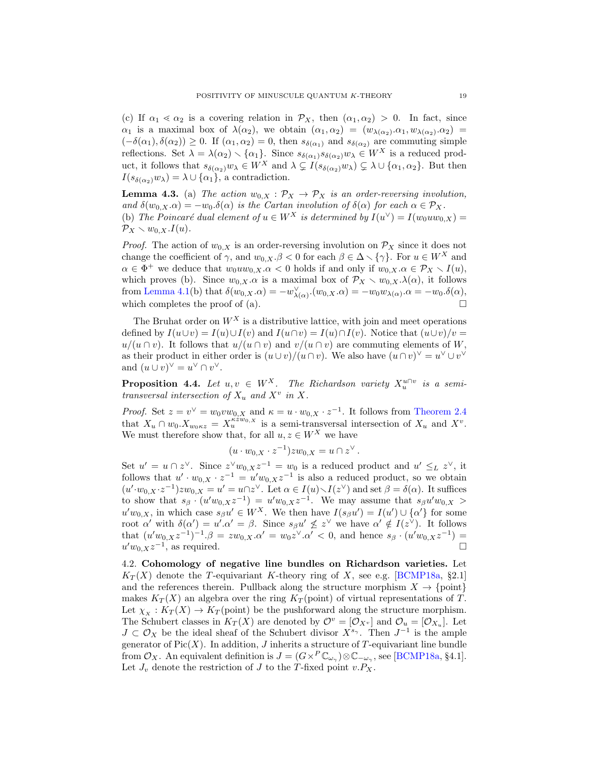(c) If $\alpha_1 \lessdot \alpha_2$ is a covering relation in $\mathcal{P}_X$, then $(\alpha_1, \alpha_2) > 0$. In fact, since $\alpha_1$ is a maximal box of $\lambda(\alpha_2)$, we obtain $(\alpha_1, \alpha_2) = (w_{\lambda(\alpha_2)}.\alpha_1, w_{\lambda(\alpha_2)}.\alpha_2) = (-\delta(\alpha_1), \delta(\alpha_2)) \geq 0$. If $(\alpha_1, \alpha_2) = 0$, then $s_{\delta(\alpha_1)}$ and $s_{\delta(\alpha_2)}$ are commuting simple reflections. Set $\lambda = \lambda(\alpha_2) \smallsetminus \{\alpha_1\}$. Since $s_{\delta(\alpha_1)} s_{\delta(\alpha_2)} w_\lambda \in W^X$ is a reduced product, it follows that $s_{\delta(\alpha_2)} w_\lambda \in W^X$ and $\lambda \subsetneq I(s_{\delta(\alpha_2)} w_\lambda) \subsetneq \lambda \cup \{\alpha_1, \alpha_2\}$. But then $I(s_{\delta(\alpha_2)} w_\lambda) = \lambda \cup \{\alpha_1\}$, a contradiction.

**Lemma 4.3.** (a) *The action $w_{0,X} : \mathcal{P}_X \to \mathcal{P}_X$ is an order-reversing involution, and $\delta(w_{0,X}.\alpha) = -w_0.\delta(\alpha)$ is the Cartan involution of $\delta(\alpha)$ for each $\alpha \in \mathcal{P}_X$.*
(b) *The Poincaré dual element of $u \in W^X$ is determined by $I(u^\vee) = I(w_0 u w_{0,X}) = \mathcal{P}_X \smallsetminus w_{0,X}.I(u)$.*

*Proof.* The action of $w_{0,X}$ is an order-reversing involution on $\mathcal{P}_X$ since it does not change the coefficient of $\gamma$, and $w_{0,X}.\beta < 0$ for each $\beta \in \Delta \smallsetminus \{\gamma\}$. For $u \in W^X$ and $\alpha \in \Phi^+$ we deduce that $w_0 u w_{0,X}.\alpha < 0$ holds if and only if $w_{0,X}.\alpha \in \mathcal{P}_X \smallsetminus I(u)$, which proves (b). Since $w_{0,X}.\alpha$ is a maximal box of $\mathcal{P}_X \smallsetminus w_{0,X}.\lambda(\alpha)$, it follows from Lemma 4.1(b) that $\delta(w_{0,X}.\alpha) = -w^\vee_{\lambda(\alpha)}.(w_{0,X}.\alpha) = -w_0 w_{\lambda(\alpha)}.\alpha = -w_0.\delta(\alpha)$, which completes the proof of (a). $\square$

The Bruhat order on $W^X$ is a distributive lattice, with join and meet operations defined by $I(u \cup v) = I(u) \cup I(v)$ and $I(u \cap v) = I(u) \cap I(v)$. Notice that $(u \cup v)/v = u/(u \cap v)$. It follows that $u/(u \cap v)$ and $v/(u \cap v)$ are commuting elements of $W$, as their product in either order is $(u \cup v)/(u \cap v)$. We also have $(u \cap v)^\vee = u^\vee \cup v^\vee$ and $(u \cup v)^\vee = u^\vee \cap v^\vee$.

**Proposition 4.4.** *Let $u, v \in W^X$. The Richardson variety $X_u^{u \cap v}$ is a semi-transversal intersection of $X_u$ and $X^v$ in $X$.*

*Proof.* Set $z = v^\vee = w_0 v w_{0,X}$ and $\kappa = u \cdot w_{0,X} \cdot z^{-1}$. It follows from Theorem 2.4 that $X_u \cap w_0.X_{w_0 \kappa z} = X_u^{\kappa z w_{0,X}}$ is a semi-transversal intersection of $X_u$ and $X^v$. We must therefore show that, for all $u, z \in W^X$ we have

$$(u \cdot w_{0,X} \cdot z^{-1}) z w_{0,X} = u \cap z^\vee \,.$$

Set $u' = u \cap z^\vee$. Since $z^\vee w_{0,X} z^{-1} = w_0$ is a reduced product and $u' \leq_L z^\vee$, it follows that $u' \cdot w_{0,X} \cdot z^{-1} = u' w_{0,X} z^{-1}$ is also a reduced product, so we obtain $(u' \cdot w_{0,X} \cdot z^{-1}) z w_{0,X} = u' = u \cap z^\vee$. Let $\alpha \in I(u) \smallsetminus I(z^\vee)$ and set $\beta = \delta(\alpha)$. It suffices to show that $s_\beta \cdot (u' w_{0,X} z^{-1}) = u' w_{0,X} z^{-1}$. We may assume that $s_\beta u' w_{0,X} > u' w_{0,X}$, in which case $s_\beta u' \in W^X$. We then have $I(s_\beta u') = I(u') \cup \{\alpha'\}$ for some root $\alpha'$ with $\delta(\alpha') = u'.\alpha' = \beta$. Since $s_\beta u' \not\leq z^\vee$ we have $\alpha' \notin I(z^\vee)$. It follows that $(u' w_{0,X} z^{-1})^{-1}.\beta = z w_{0,X}.\alpha' = w_0 z^\vee.\alpha' < 0$, and hence $s_\beta \cdot (u' w_{0,X} z^{-1}) = u' w_{0,X} z^{-1}$, as required. $\square$

4.2. **Cohomology of negative line bundles on Richardson varieties.** Let $K_T(X)$ denote the $T$-equivariant $K$-theory ring of $X$, see e.g. [BCMP18a, §2.1] and the references therein. Pullback along the structure morphism $X \to \{\text{point}\}$ makes $K_T(X)$ an algebra over the ring $K_T(\text{point})$ of virtual representations of $T$. Let $\chi_{_X} : K_T(X) \to K_T(\text{point})$ be the pushforward along the structure morphism. The Schubert classes in $K_T(X)$ are denoted by $\mathcal{O}^v = [\mathcal{O}_{X^v}]$ and $\mathcal{O}_u = [\mathcal{O}_{X_u}]$. Let $J \subset \mathcal{O}_X$ be the ideal sheaf of the Schubert divisor $X^{s_\gamma}$. Then $J^{-1}$ is the ample generator of $\text{Pic}(X)$. In addition, $J$ inherits a structure of $T$-equivariant line bundle from $\mathcal{O}_X$. An equivalent definition is $J = (G \times^P \mathbb{C}_{\omega_\gamma}) \otimes \mathbb{C}_{-\omega_\gamma}$, see [BCMP18a, §4.1]. Let $J_v$ denote the restriction of $J$ to the $T$-fixed point $v.P_X$.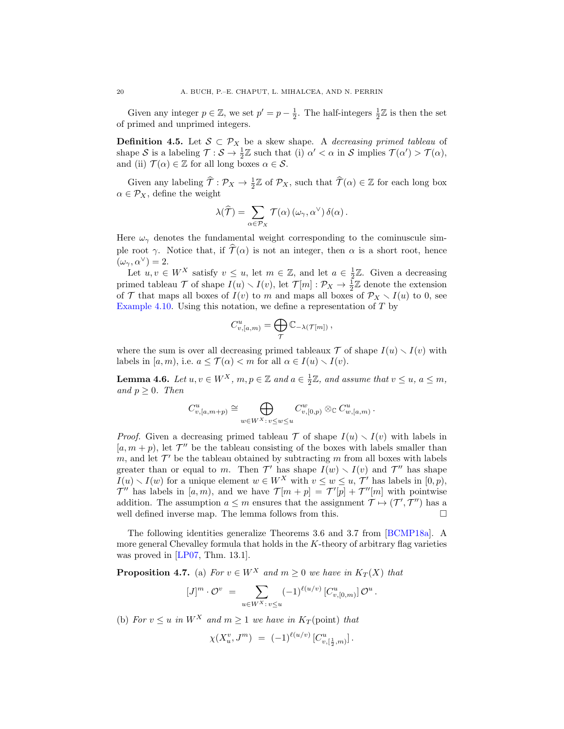Given any integer $p \in \mathbb{Z}$, we set $p' = p - \frac{1}{2}$. The half-integers $\frac{1}{2}\mathbb{Z}$ is then the set of primed and unprimed integers.

**Definition 4.5.** Let $\mathcal{S} \subset \mathcal{P}_X$ be a skew shape. A *decreasing primed tableau* of shape $\mathcal{S}$ is a labeling $\mathcal{T} : \mathcal{S} \to \frac{1}{2}\mathbb{Z}$ such that (i) $\alpha' < \alpha$ in $\mathcal{S}$ implies $\mathcal{T}(\alpha') > \mathcal{T}(\alpha)$, and (ii) $\mathcal{T}(\alpha) \in \mathbb{Z}$ for all long boxes $\alpha \in \mathcal{S}$.

Given any labeling $\widehat{\mathcal{T}} : \mathcal{P}_X \to \frac{1}{2}\mathbb{Z}$ of $\mathcal{P}_X$, such that $\widehat{\mathcal{T}}(\alpha) \in \mathbb{Z}$ for each long box $\alpha \in \mathcal{P}_X$, define the weight

$$\lambda(\widehat{\mathcal{T}}) = \sum_{\alpha \in \mathcal{P}_X} \mathcal{T}(\alpha)\, (\omega_\gamma, \alpha^\vee)\, \delta(\alpha)\,.$$

Here $\omega_\gamma$ denotes the fundamental weight corresponding to the cominuscule simple root $\gamma$. Notice that, if $\widehat{\mathcal{T}}(\alpha)$ is not an integer, then $\alpha$ is a short root, hence $(\omega_\gamma, \alpha^\vee) = 2$.

Let $u, v \in W^X$ satisfy $v \leq u$, let $m \in \mathbb{Z}$, and let $a \in \frac{1}{2}\mathbb{Z}$. Given a decreasing primed tableau $\mathcal{T}$ of shape $I(u) \smallsetminus I(v)$, let $\mathcal{T}[m] : \mathcal{P}_X \to \frac{1}{2}\mathbb{Z}$ denote the extension of $\mathcal{T}$ that maps all boxes of $I(v)$ to $m$ and maps all boxes of $\mathcal{P}_X \smallsetminus I(u)$ to 0, see Example 4.10. Using this notation, we define a representation of $T$ by

$$C^u_{v,[a,m)} = \bigoplus_{\mathcal{T}} \mathbb{C}_{-\lambda(\mathcal{T}[m])}\,,$$

where the sum is over all decreasing primed tableaux $\mathcal{T}$ of shape $I(u) \smallsetminus I(v)$ with labels in $[a, m)$, i.e. $a \leq \mathcal{T}(\alpha) < m$ for all $\alpha \in I(u) \smallsetminus I(v)$.

**Lemma 4.6.** *Let $u, v \in W^X$, $m, p \in \mathbb{Z}$ and $a \in \frac{1}{2}\mathbb{Z}$, and assume that $v \leq u$, $a \leq m$, and $p \geq 0$. Then*

$$C^u_{v,[a,m+p)} \cong \bigoplus_{w \in W^X : \, v \leq w \leq u} C^w_{v,[0,p)} \otimes_{\mathbb{C}} C^u_{w,[a,m)}\,.$$

*Proof.* Given a decreasing primed tableau $\mathcal{T}$ of shape $I(u) \smallsetminus I(v)$ with labels in $[a, m+p)$, let $\mathcal{T}''$ be the tableau consisting of the boxes with labels smaller than $m$, and let $\mathcal{T}'$ be the tableau obtained by subtracting $m$ from all boxes with labels greater than or equal to $m$. Then $\mathcal{T}'$ has shape $I(w) \smallsetminus I(v)$ and $\mathcal{T}''$ has shape $I(u) \smallsetminus I(w)$ for a unique element $w \in W^X$ with $v \leq w \leq u$, $\mathcal{T}'$ has labels in $[0, p)$, $\mathcal{T}''$ has labels in $[a, m)$, and we have $\mathcal{T}[m+p] = \mathcal{T}'[p] + \mathcal{T}''[m]$ with pointwise addition. The assumption $a \leq m$ ensures that the assignment $\mathcal{T} \mapsto (\mathcal{T}', \mathcal{T}'')$ has a well defined inverse map. The lemma follows from this. $\square$

The following identities generalize Theorems 3.6 and 3.7 from [BCMP18a]. A more general Chevalley formula that holds in the $K$-theory of arbitrary flag varieties was proved in [LP07, Thm. 13.1].

**Proposition 4.7.** (a) *For $v \in W^X$ and $m \geq 0$ we have in $K_T(X)$ that*

$$[J]^m \cdot \mathcal{O}^v \;=\; \sum_{u \in W^X : \, v \leq u} (-1)^{\ell(u/v)}\, [C^u_{v,[0,m)}]\, \mathcal{O}^u\,.$$

(b) *For $v \leq u$ in $W^X$ and $m \geq 1$ we have in $K_T(\text{point})$ that*

$$\chi(X^v_u, J^m) \;=\; (-1)^{\ell(u/v)}\, [C^u_{v,[\frac{1}{2},m)}]\,.$$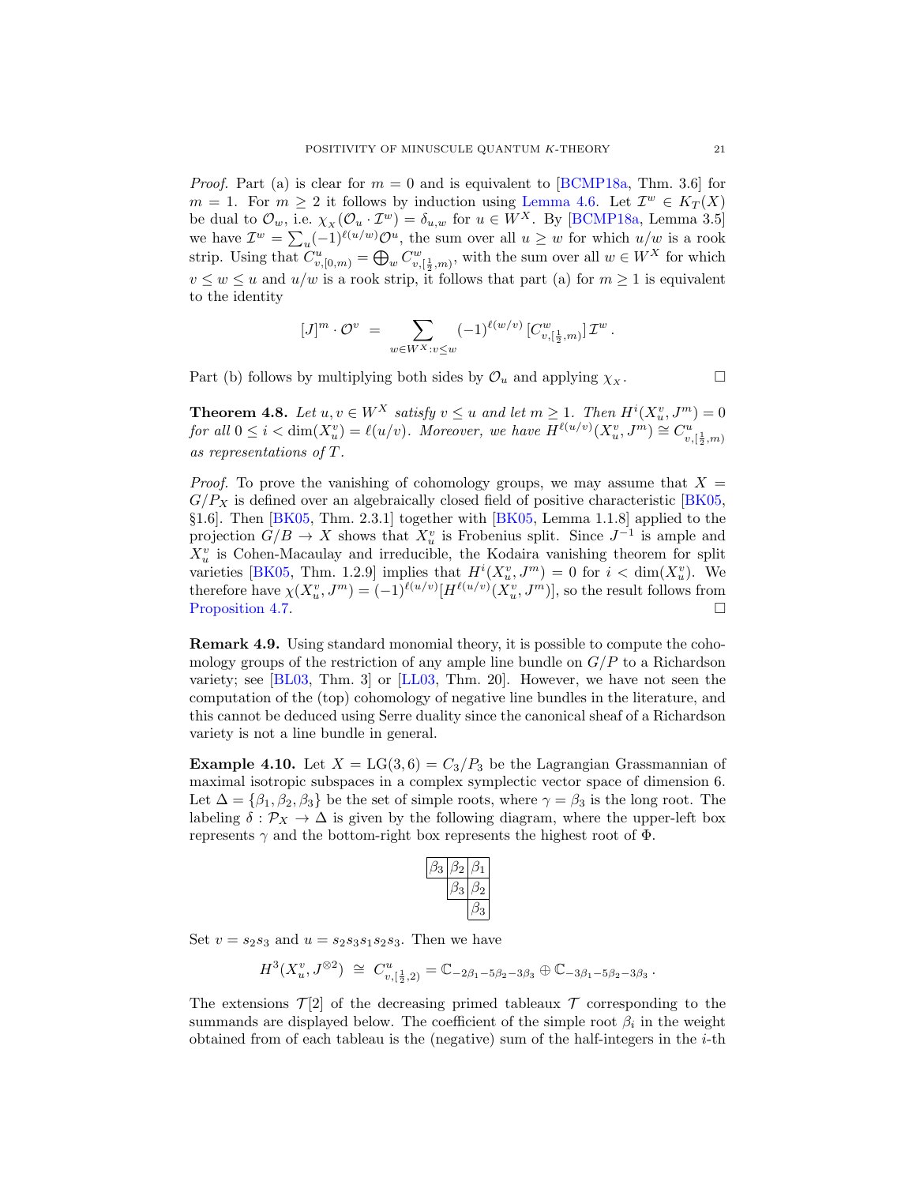*Proof.* Part (a) is clear for $m = 0$ and is equivalent to [BCMP18a, Thm. 3.6] for $m = 1$. For $m \geq 2$ it follows by induction using Lemma 4.6. Let $\mathcal{I}^w \in K_T(X)$ be dual to $\mathcal{O}_w$, i.e. $\chi_X(\mathcal{O}_u \cdot \mathcal{I}^w) = \delta_{u,w}$ for $u \in W^X$. By [BCMP18a, Lemma 3.5] we have $\mathcal{I}^w = \sum_u (-1)^{\ell(u/w)} \mathcal{O}^u$, the sum over all $u \geq w$ for which $u/w$ is a rook strip. Using that $C^u_{v,[0,m)} = \bigoplus_w C^w_{v,[\frac{1}{2},m)}$, with the sum over all $w \in W^X$ for which $v \leq w \leq u$ and $u/w$ is a rook strip, it follows that part (a) for $m \geq 1$ is equivalent to the identity

$$[J]^m \cdot \mathcal{O}^v \;=\; \sum_{w \in W^X : v \leq w} (-1)^{\ell(w/v)} \, [C^w_{v,[\frac{1}{2},m)}] \, \mathcal{I}^w \,.$$

Part (b) follows by multiplying both sides by $\mathcal{O}_u$ and applying $\chi_X$. $\square$

**Theorem 4.8.** *Let $u, v \in W^X$ satisfy $v \leq u$ and let $m \geq 1$. Then $H^i(X^v_u, J^m) = 0$ for all $0 \leq i < \dim(X^v_u) = \ell(u/v)$. Moreover, we have $H^{\ell(u/v)}(X^v_u, J^m) \cong C^u_{v,[\frac{1}{2},m)}$ as representations of $T$.*

*Proof.* To prove the vanishing of cohomology groups, we may assume that $X = G/P_X$ is defined over an algebraically closed field of positive characteristic [BK05, §1.6]. Then [BK05, Thm. 2.3.1] together with [BK05, Lemma 1.1.8] applied to the projection $G/B \to X$ shows that $X^v_u$ is Frobenius split. Since $J^{-1}$ is ample and $X^v_u$ is Cohen-Macaulay and irreducible, the Kodaira vanishing theorem for split varieties [BK05, Thm. 1.2.9] implies that $H^i(X^v_u, J^m) = 0$ for $i < \dim(X^v_u)$. We therefore have $\chi(X^v_u, J^m) = (-1)^{\ell(u/v)}[H^{\ell(u/v)}(X^v_u, J^m)]$, so the result follows from Proposition 4.7. $\square$

**Remark 4.9.** Using standard monomial theory, it is possible to compute the cohomology groups of the restriction of any ample line bundle on $G/P$ to a Richardson variety; see [BL03, Thm. 3] or [LL03, Thm. 20]. However, we have not seen the computation of the (top) cohomology of negative line bundles in the literature, and this cannot be deduced using Serre duality since the canonical sheaf of a Richardson variety is not a line bundle in general.

**Example 4.10.** Let $X = \mathrm{LG}(3,6) = C_3/P_3$ be the Lagrangian Grassmannian of maximal isotropic subspaces in a complex symplectic vector space of dimension 6. Let $\Delta = \{\beta_1, \beta_2, \beta_3\}$ be the set of simple roots, where $\gamma = \beta_3$ is the long root. The labeling $\delta : \mathcal{P}_X \to \Delta$ is given by the following diagram, where the upper-left box represents $\gamma$ and the bottom-right box represents the highest root of $\Phi$.

| | | |
|---|---|---|
| $\beta_3$ | $\beta_2$ | $\beta_1$ |
| | $\beta_3$ | $\beta_2$ |
| | | $\beta_3$ |

Set $v = s_2 s_3$ and $u = s_2 s_3 s_1 s_2 s_3$. Then we have

$$H^3(X^v_u, J^{\otimes 2}) \;\cong\; C^u_{v,[\frac{1}{2},2)} = \mathbb{C}_{-2\beta_1 - 5\beta_2 - 3\beta_3} \oplus \mathbb{C}_{-3\beta_1 - 5\beta_2 - 3\beta_3} \,.$$

The extensions $\mathcal{T}[2]$ of the decreasing primed tableaux $\mathcal{T}$ corresponding to the summands are displayed below. The coefficient of the simple root $\beta_i$ in the weight obtained from of each tableau is the (negative) sum of the half-integers in the $i$-th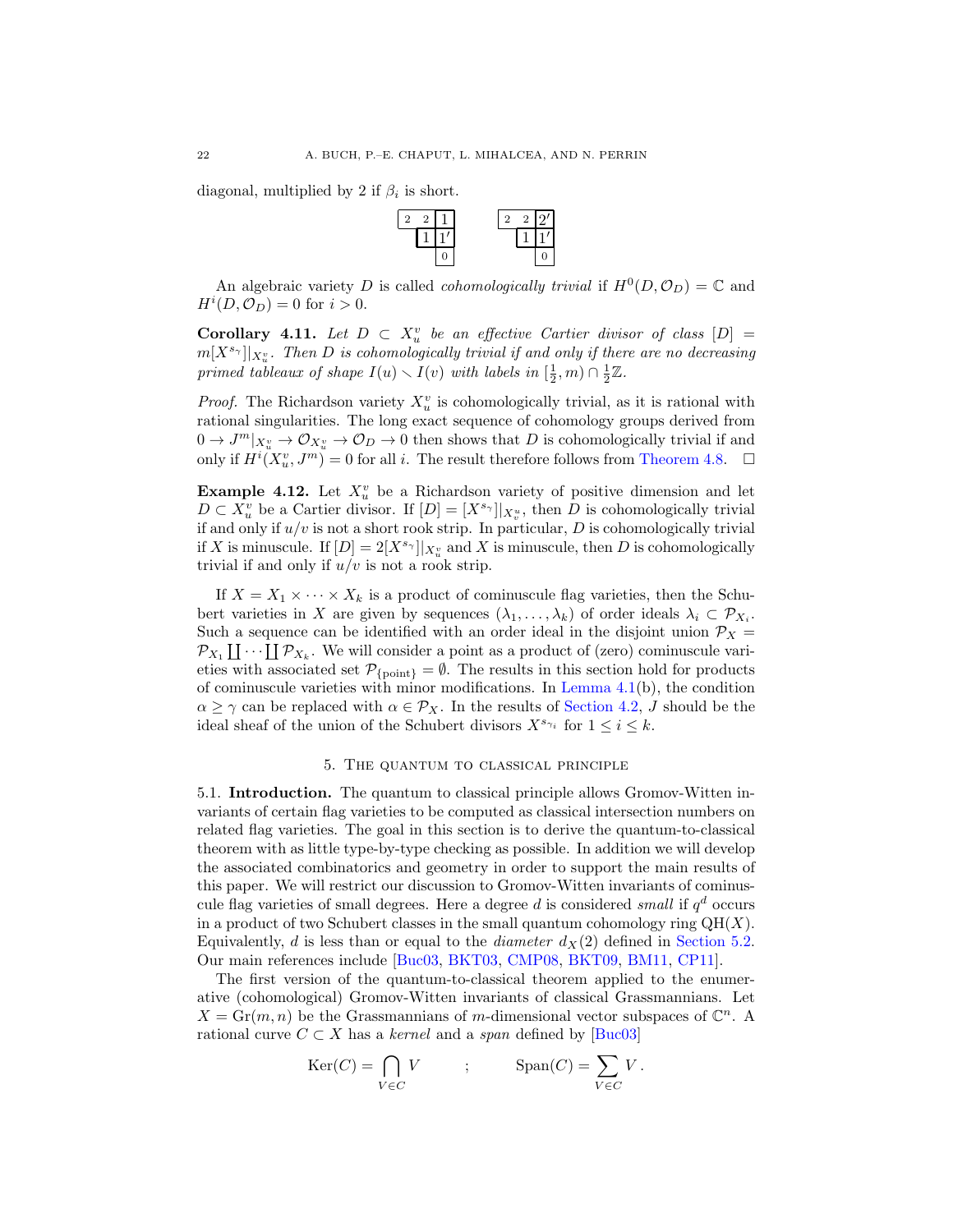diagonal, multiplied by 2 if $\beta_i$ is short.

| 2 | 2 | 1 |
|---|---|---|
| | 1 | 1′ |
| | | 0 |

| 2 | 2 | 2′ |
|---|---|---|
| | 1 | 1′ |
| | | 0 |

An algebraic variety $D$ is called *cohomologically trivial* if $H^0(D, \mathcal{O}_D) = \mathbb{C}$ and $H^i(D, \mathcal{O}_D) = 0$ for $i > 0$.

**Corollary 4.11.** *Let $D \subset X_u^v$ be an effective Cartier divisor of class $[D] = m[X^{s_\gamma}]|_{X_u^v}$. Then $D$ is cohomologically trivial if and only if there are no decreasing primed tableaux of shape $I(u) \smallsetminus I(v)$ with labels in $[\frac{1}{2}, m) \cap \frac{1}{2}\mathbb{Z}$.*

*Proof.* The Richardson variety $X_u^v$ is cohomologically trivial, as it is rational with rational singularities. The long exact sequence of cohomology groups derived from $0 \to J^m|_{X_u^v} \to \mathcal{O}_{X_u^v} \to \mathcal{O}_D \to 0$ then shows that $D$ is cohomologically trivial if and only if $H^i(X_u^v, J^m) = 0$ for all $i$. The result therefore follows from Theorem 4.8. $\square$

**Example 4.12.** Let $X_u^v$ be a Richardson variety of positive dimension and let $D \subset X_u^v$ be a Cartier divisor. If $[D] = [X^{s_\gamma}]|_{X_v^u}$, then $D$ is cohomologically trivial if and only if $u/v$ is not a short rook strip. In particular, $D$ is cohomologically trivial if $X$ is minuscule. If $[D] = 2[X^{s_\gamma}]|_{X_u^v}$ and $X$ is minuscule, then $D$ is cohomologically trivial if and only if $u/v$ is not a rook strip.

If $X = X_1 \times \cdots \times X_k$ is a product of cominuscule flag varieties, then the Schubert varieties in $X$ are given by sequences $(\lambda_1, \ldots, \lambda_k)$ of order ideals $\lambda_i \subset \mathcal{P}_{X_i}$. Such a sequence can be identified with an order ideal in the disjoint union $\mathcal{P}_X = \mathcal{P}_{X_1} \coprod \cdots \coprod \mathcal{P}_{X_k}$. We will consider a point as a product of (zero) cominuscule varieties with associated set $\mathcal{P}_{\{\text{point}\}} = \emptyset$. The results in this section hold for products of cominuscule varieties with minor modifications. In Lemma 4.1(b), the condition $\alpha \geq \gamma$ can be replaced with $\alpha \in \mathcal{P}_X$. In the results of Section 4.2, $J$ should be the ideal sheaf of the union of the Schubert divisors $X^{s_{\gamma_i}}$ for $1 \leq i \leq k$.

## 5. The quantum to classical principle

**5.1. Introduction.** The quantum to classical principle allows Gromov-Witten invariants of certain flag varieties to be computed as classical intersection numbers on related flag varieties. The goal in this section is to derive the quantum-to-classical theorem with as little type-by-type checking as possible. In addition we will develop the associated combinatorics and geometry in order to support the main results of this paper. We will restrict our discussion to Gromov-Witten invariants of cominuscule flag varieties of small degrees. Here a degree $d$ is considered *small* if $q^d$ occurs in a product of two Schubert classes in the small quantum cohomology ring $\mathrm{QH}(X)$. Equivalently, $d$ is less than or equal to the *diameter* $d_X(2)$ defined in Section 5.2. Our main references include [Buc03, BKT03, CMP08, BKT09, BM11, CP11].

The first version of the quantum-to-classical theorem applied to the enumerative (cohomological) Gromov-Witten invariants of classical Grassmannians. Let $X = \mathrm{Gr}(m, n)$ be the Grassmannian of $m$-dimensional vector subspaces of $\mathbb{C}^n$. A rational curve $C \subset X$ has a *kernel* and a *span* defined by [Buc03]

$$\mathrm{Ker}(C) = \bigcap_{V \in C} V \qquad ; \qquad \mathrm{Span}(C) = \sum_{V \in C} V \,.$$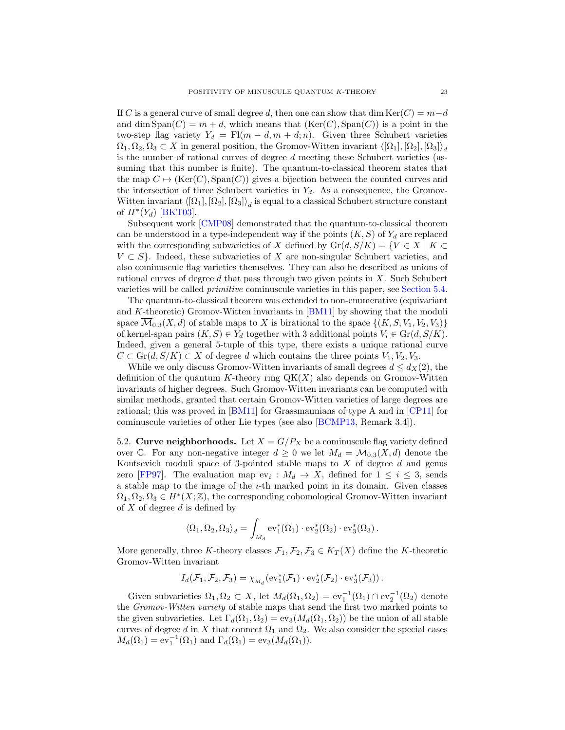If $C$ is a general curve of small degree $d$, then one can show that $\dim \operatorname{Ker}(C) = m-d$ and $\dim \operatorname{Span}(C) = m+d$, which means that $(\operatorname{Ker}(C), \operatorname{Span}(C))$ is a point in the two-step flag variety $Y_d = \operatorname{Fl}(m-d, m+d; n)$. Given three Schubert varieties $\Omega_1, \Omega_2, \Omega_3 \subset X$ in general position, the Gromov-Witten invariant $\langle [\Omega_1], [\Omega_2], [\Omega_3] \rangle_d$ is the number of rational curves of degree $d$ meeting these Schubert varieties (assuming that this number is finite). The quantum-to-classical theorem states that the map $C \mapsto (\operatorname{Ker}(C), \operatorname{Span}(C))$ gives a bijection between the counted curves and the intersection of three Schubert varieties in $Y_d$. As a consequence, the Gromov-Witten invariant $\langle [\Omega_1], [\Omega_2], [\Omega_3] \rangle_d$ is equal to a classical Schubert structure constant of $H^*(Y_d)$ [BKT03].

Subsequent work [CMP08] demonstrated that the quantum-to-classical theorem can be understood in a type-independent way if the points $(K, S)$ of $Y_d$ are replaced with the corresponding subvarieties of $X$ defined by $\operatorname{Gr}(d, S/K) = \{V \in X \mid K \subset V \subset S\}$. Indeed, these subvarieties of $X$ are non-singular Schubert varieties, and also cominuscule flag varieties themselves. They can also be described as unions of rational curves of degree $d$ that pass through two given points in $X$. Such Schubert varieties will be called *primitive* cominuscule varieties in this paper, see Section 5.4.

The quantum-to-classical theorem was extended to non-enumerative (equivariant and $K$-theoretic) Gromov-Witten invariants in [BM11] by showing that the moduli space $\overline{\mathcal{M}}_{0,3}(X, d)$ of stable maps to $X$ is birational to the space $\{(K, S, V_1, V_2, V_3)\}$ of kernel-span pairs $(K, S) \in Y_d$ together with 3 additional points $V_i \in \operatorname{Gr}(d, S/K)$. Indeed, given a general 5-tuple of this type, there exists a unique rational curve $C \subset \operatorname{Gr}(d, S/K) \subset X$ of degree $d$ which contains the three points $V_1, V_2, V_3$.

While we only discuss Gromov-Witten invariants of small degrees $d \leq d_X(2)$, the definition of the quantum $K$-theory ring $\operatorname{QK}(X)$ also depends on Gromov-Witten invariants of higher degrees. Such Gromov-Witten invariants can be computed with similar methods, granted that certain Gromov-Witten varieties of large degrees are rational; this was proved in [BM11] for Grassmannians of type A and in [CP11] for cominuscule varieties of other Lie types (see also [BCMP13, Remark 3.4]).

## 5.2. Curve neighborhoods.

Let $X = G/P_X$ be a cominuscule flag variety defined over $\mathbb{C}$. For any non-negative integer $d \geq 0$ we let $M_d = \overline{\mathcal{M}}_{0,3}(X, d)$ denote the Kontsevich moduli space of 3-pointed stable maps to $X$ of degree $d$ and genus zero [FP97]. The evaluation map $\operatorname{ev}_i : M_d \to X$, defined for $1 \leq i \leq 3$, sends a stable map to the image of the $i$-th marked point in its domain. Given classes $\Omega_1, \Omega_2, \Omega_3 \in H^*(X; \mathbb{Z})$, the corresponding cohomological Gromov-Witten invariant of $X$ of degree $d$ is defined by

$$\langle \Omega_1, \Omega_2, \Omega_3 \rangle_d = \int_{M_d} \operatorname{ev}_1^*(\Omega_1) \cdot \operatorname{ev}_2^*(\Omega_2) \cdot \operatorname{ev}_3^*(\Omega_3) \,.$$

More generally, three $K$-theory classes $\mathcal{F}_1, \mathcal{F}_2, \mathcal{F}_3 \in K_T(X)$ define the $K$-theoretic Gromov-Witten invariant

$$I_d(\mathcal{F}_1, \mathcal{F}_2, \mathcal{F}_3) = \chi_{M_d}(\operatorname{ev}_1^*(\mathcal{F}_1) \cdot \operatorname{ev}_2^*(\mathcal{F}_2) \cdot \operatorname{ev}_3^*(\mathcal{F}_3)) \,.$$

Given subvarieties $\Omega_1, \Omega_2 \subset X$, let $M_d(\Omega_1, \Omega_2) = \operatorname{ev}_1^{-1}(\Omega_1) \cap \operatorname{ev}_2^{-1}(\Omega_2)$ denote the *Gromov-Witten variety* of stable maps that send the first two marked points to the given subvarieties. Let $\Gamma_d(\Omega_1, \Omega_2) = \operatorname{ev}_3(M_d(\Omega_1, \Omega_2))$ be the union of all stable curves of degree $d$ in $X$ that connect $\Omega_1$ and $\Omega_2$. We also consider the special cases $M_d(\Omega_1) = \operatorname{ev}_1^{-1}(\Omega_1)$ and $\Gamma_d(\Omega_1) = \operatorname{ev}_3(M_d(\Omega_1))$.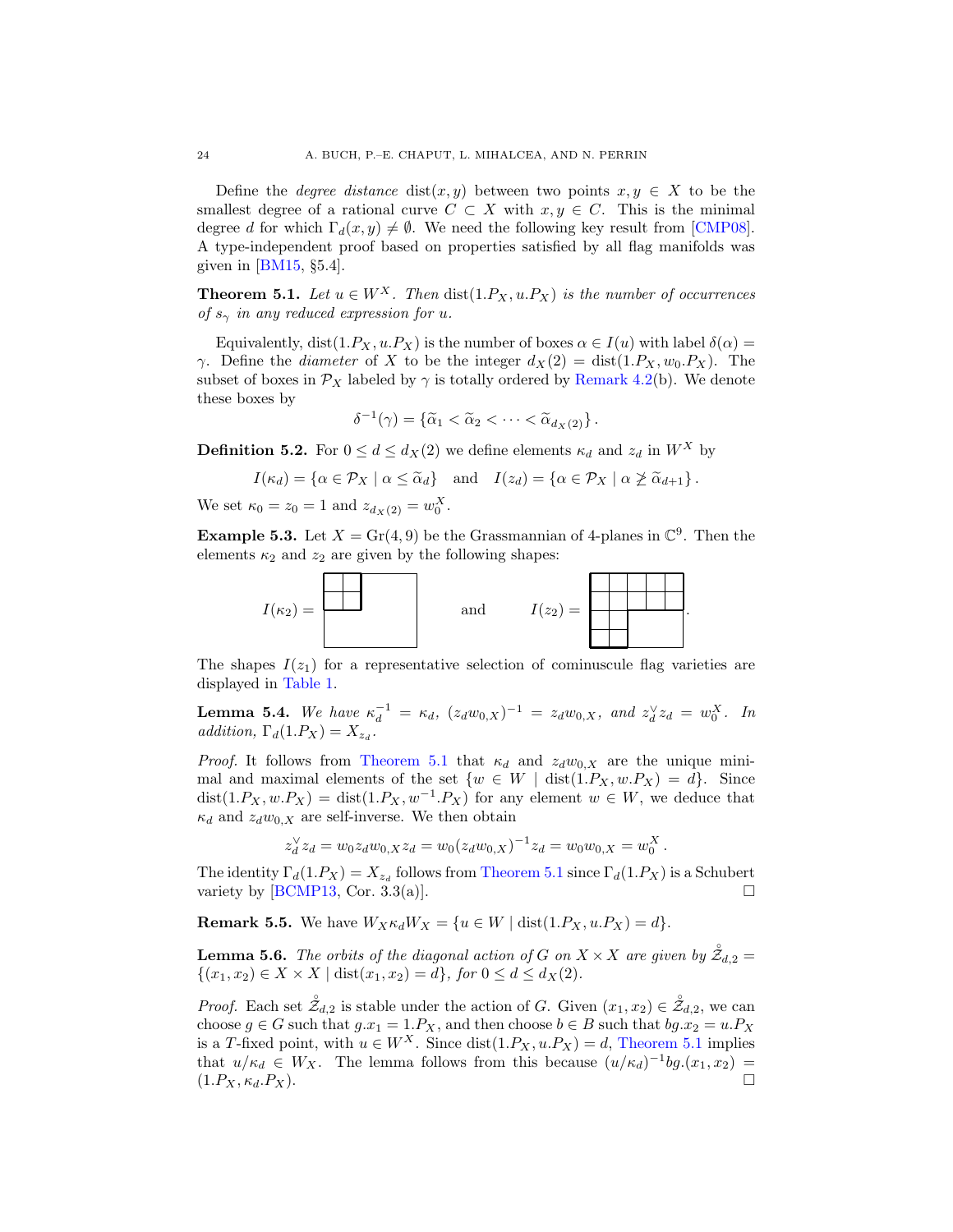Define the *degree distance* $\operatorname{dist}(x,y)$ between two points $x, y \in X$ to be the smallest degree of a rational curve $C \subset X$ with $x, y \in C$. This is the minimal degree $d$ for which $\Gamma_d(x,y) \neq \emptyset$. We need the following key result from [CMP08]. A type-independent proof based on properties satisfied by all flag manifolds was given in [BM15, §5.4].

**Theorem 5.1.** *Let $u \in W^X$. Then $\operatorname{dist}(1.P_X, u.P_X)$ is the number of occurrences of $s_\gamma$ in any reduced expression for $u$.*

Equivalently, $\operatorname{dist}(1.P_X, u.P_X)$ is the number of boxes $\alpha \in I(u)$ with label $\delta(\alpha) = \gamma$. Define the *diameter* of $X$ to be the integer $d_X(2) = \operatorname{dist}(1.P_X, w_0.P_X)$. The subset of boxes in $\mathcal{P}_X$ labeled by $\gamma$ is totally ordered by Remark 4.2(b). We denote these boxes by

$$\delta^{-1}(\gamma) = \{\widetilde{\alpha}_1 < \widetilde{\alpha}_2 < \cdots < \widetilde{\alpha}_{d_X(2)}\}\,.$$

**Definition 5.2.** For $0 \leq d \leq d_X(2)$ we define elements $\kappa_d$ and $z_d$ in $W^X$ by

$$I(\kappa_d) = \{\alpha \in \mathcal{P}_X \mid \alpha \leq \widetilde{\alpha}_d\} \quad \text{and} \quad I(z_d) = \{\alpha \in \mathcal{P}_X \mid \alpha \not\geq \widetilde{\alpha}_{d+1}\}\,.$$

We set $\kappa_0 = z_0 = 1$ and $z_{d_X(2)} = w_0^X$.

**Example 5.3.** Let $X = \operatorname{Gr}(4,9)$ be the Grassmannian of 4-planes in $\mathbb{C}^9$. Then the elements $\kappa_2$ and $z_2$ are given by the following shapes:

$I(\kappa_2) =$ [2×2 square in the upper-left of a 4×5 rectangle] and $I(z_2) =$ [shape with rows 5, 5, 2, 2 in a 4×5 rectangle].

The shapes $I(z_1)$ for a representative selection of cominuscule flag varieties are displayed in Table 1.

**Lemma 5.4.** *We have $\kappa_d^{-1} = \kappa_d$, $(z_d w_{0,X})^{-1} = z_d w_{0,X}$, and $z_d^\vee z_d = w_0^X$. In addition, $\Gamma_d(1.P_X) = X_{z_d}$.*

*Proof.* It follows from Theorem 5.1 that $\kappa_d$ and $z_d w_{0,X}$ are the unique minimal and maximal elements of the set $\{w \in W \mid \operatorname{dist}(1.P_X, w.P_X) = d\}$. Since $\operatorname{dist}(1.P_X, w.P_X) = \operatorname{dist}(1.P_X, w^{-1}.P_X)$ for any element $w \in W$, we deduce that $\kappa_d$ and $z_d w_{0,X}$ are self-inverse. We then obtain

$$z_d^\vee z_d = w_0 z_d w_{0,X} z_d = w_0 (z_d w_{0,X})^{-1} z_d = w_0 w_{0,X} = w_0^X\,.$$

The identity $\Gamma_d(1.P_X) = X_{z_d}$ follows from Theorem 5.1 since $\Gamma_d(1.P_X)$ is a Schubert variety by [BCMP13, Cor. 3.3(a)]. $\square$

**Remark 5.5.** We have $W_X \kappa_d W_X = \{u \in W \mid \operatorname{dist}(1.P_X, u.P_X) = d\}$.

**Lemma 5.6.** *The orbits of the diagonal action of $G$ on $X \times X$ are given by $\mathring{\mathcal{Z}}_{d,2} = \{(x_1, x_2) \in X \times X \mid \operatorname{dist}(x_1, x_2) = d\}$, for $0 \leq d \leq d_X(2)$.*

*Proof.* Each set $\mathring{\mathcal{Z}}_{d,2}$ is stable under the action of $G$. Given $(x_1, x_2) \in \mathring{\mathcal{Z}}_{d,2}$, we can choose $g \in G$ such that $g.x_1 = 1.P_X$, and then choose $b \in B$ such that $bg.x_2 = u.P_X$ is a $T$-fixed point, with $u \in W^X$. Since $\operatorname{dist}(1.P_X, u.P_X) = d$, Theorem 5.1 implies that $u/\kappa_d \in W_X$. The lemma follows from this because $(u/\kappa_d)^{-1} bg.(x_1, x_2) = (1.P_X, \kappa_d.P_X)$. $\square$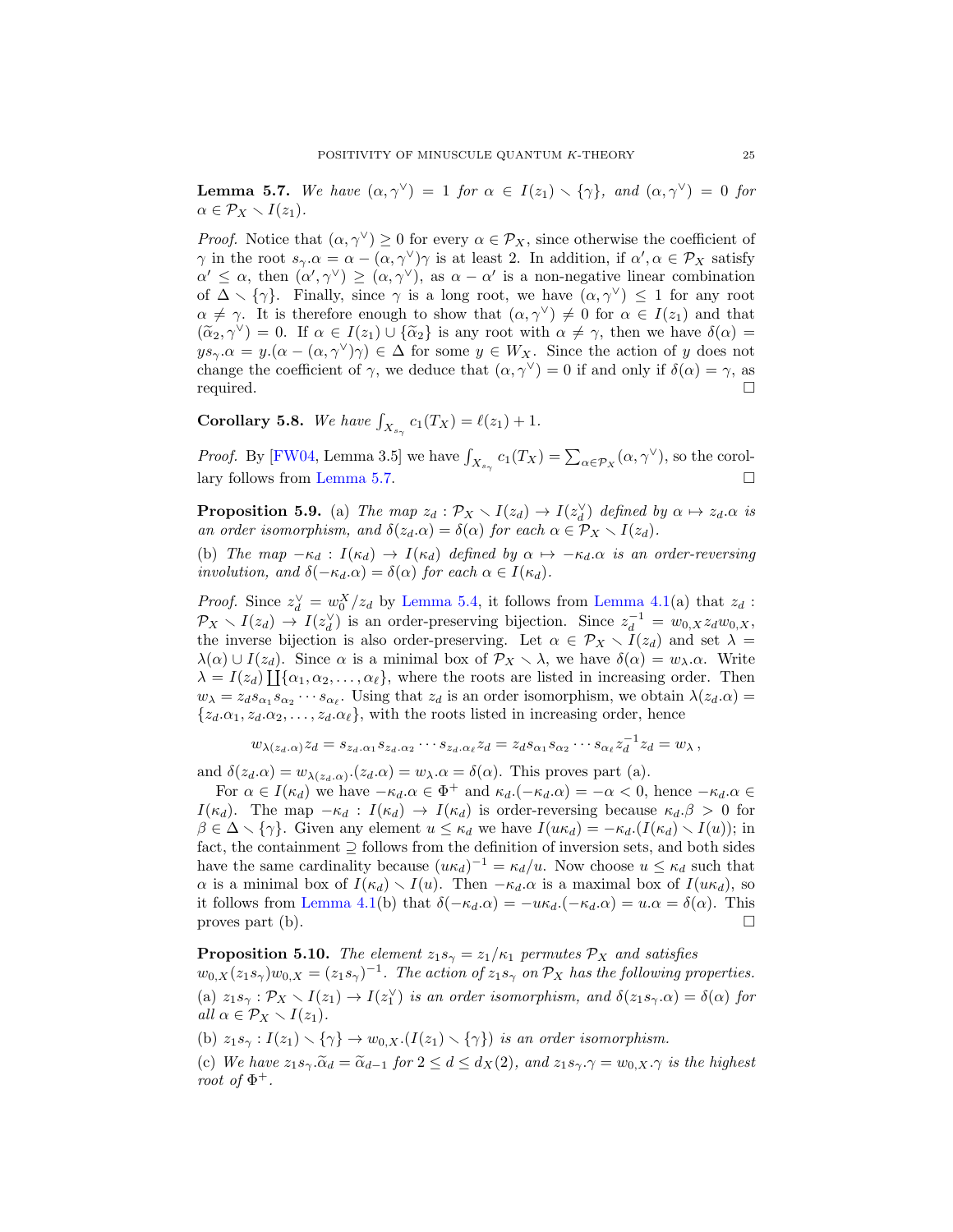**Lemma 5.7.** *We have $(\alpha, \gamma^\vee) = 1$ for $\alpha \in I(z_1) \smallsetminus \{\gamma\}$, and $(\alpha, \gamma^\vee) = 0$ for $\alpha \in \mathcal{P}_X \smallsetminus I(z_1)$.*

*Proof.* Notice that $(\alpha, \gamma^\vee) \geq 0$ for every $\alpha \in \mathcal{P}_X$, since otherwise the coefficient of $\gamma$ in the root $s_\gamma.\alpha = \alpha - (\alpha, \gamma^\vee)\gamma$ is at least 2. In addition, if $\alpha', \alpha \in \mathcal{P}_X$ satisfy $\alpha' \leq \alpha$, then $(\alpha', \gamma^\vee) \geq (\alpha, \gamma^\vee)$, as $\alpha - \alpha'$ is a non-negative linear combination of $\Delta \smallsetminus \{\gamma\}$. Finally, since $\gamma$ is a long root, we have $(\alpha, \gamma^\vee) \leq 1$ for any root $\alpha \neq \gamma$. It is therefore enough to show that $(\alpha, \gamma^\vee) \neq 0$ for $\alpha \in I(z_1)$ and that $(\widetilde{\alpha}_2, \gamma^\vee) = 0$. If $\alpha \in I(z_1) \cup \{\widetilde{\alpha}_2\}$ is any root with $\alpha \neq \gamma$, then we have $\delta(\alpha) = y s_\gamma.\alpha = y.(\alpha - (\alpha, \gamma^\vee)\gamma) \in \Delta$ for some $y \in W_X$. Since the action of $y$ does not change the coefficient of $\gamma$, we deduce that $(\alpha, \gamma^\vee) = 0$ if and only if $\delta(\alpha) = \gamma$, as required. $\square$

**Corollary 5.8.** *We have $\int_{X_{s_\gamma}} c_1(T_X) = \ell(z_1) + 1$.*

*Proof.* By [FW04, Lemma 3.5] we have $\int_{X_{s_\gamma}} c_1(T_X) = \sum_{\alpha \in \mathcal{P}_X} (\alpha, \gamma^\vee)$, so the corollary follows from Lemma 5.7. $\square$

**Proposition 5.9.** (a) *The map $z_d : \mathcal{P}_X \smallsetminus I(z_d) \to I(z_d^\vee)$ defined by $\alpha \mapsto z_d.\alpha$ is an order isomorphism, and $\delta(z_d.\alpha) = \delta(\alpha)$ for each $\alpha \in \mathcal{P}_X \smallsetminus I(z_d)$.*

(b) *The map $-\kappa_d : I(\kappa_d) \to I(\kappa_d)$ defined by $\alpha \mapsto -\kappa_d.\alpha$ is an order-reversing involution, and $\delta(-\kappa_d.\alpha) = \delta(\alpha)$ for each $\alpha \in I(\kappa_d)$.*

*Proof.* Since $z_d^\vee = w_0^X / z_d$ by Lemma 5.4, it follows from Lemma 4.1(a) that $z_d : \mathcal{P}_X \smallsetminus I(z_d) \to I(z_d^\vee)$ is an order-preserving bijection. Since $z_d^{-1} = w_{0,X} z_d w_{0,X}$, the inverse bijection is also order-preserving. Let $\alpha \in \mathcal{P}_X \smallsetminus I(z_d)$ and set $\lambda = \lambda(\alpha) \cup I(z_d)$. Since $\alpha$ is a minimal box of $\mathcal{P}_X \smallsetminus \lambda$, we have $\delta(\alpha) = w_\lambda.\alpha$. Write $\lambda = I(z_d) \coprod \{\alpha_1, \alpha_2, \dots, \alpha_\ell\}$, where the roots are listed in increasing order. Then $w_\lambda = z_d s_{\alpha_1} s_{\alpha_2} \cdots s_{\alpha_\ell}$. Using that $z_d$ is an order isomorphism, we obtain $\lambda(z_d.\alpha) = \{z_d.\alpha_1, z_d.\alpha_2, \dots, z_d.\alpha_\ell\}$, with the roots listed in increasing order, hence

$$w_{\lambda(z_d.\alpha)} z_d = s_{z_d.\alpha_1} s_{z_d.\alpha_2} \cdots s_{z_d.\alpha_\ell} z_d = z_d s_{\alpha_1} s_{\alpha_2} \cdots s_{\alpha_\ell} z_d^{-1} z_d = w_\lambda \,,$$

and $\delta(z_d.\alpha) = w_{\lambda(z_d.\alpha)}.(z_d.\alpha) = w_\lambda.\alpha = \delta(\alpha)$. This proves part (a).

For $\alpha \in I(\kappa_d)$ we have $-\kappa_d.\alpha \in \Phi^+$ and $\kappa_d.(-\kappa_d.\alpha) = -\alpha < 0$, hence $-\kappa_d.\alpha \in I(\kappa_d)$. The map $-\kappa_d : I(\kappa_d) \to I(\kappa_d)$ is order-reversing because $\kappa_d.\beta > 0$ for $\beta \in \Delta \smallsetminus \{\gamma\}$. Given any element $u \leq \kappa_d$ we have $I(u\kappa_d) = -\kappa_d.(I(\kappa_d) \smallsetminus I(u))$; in fact, the containment $\supseteq$ follows from the definition of inversion sets, and both sides have the same cardinality because $(u\kappa_d)^{-1} = \kappa_d / u$. Now choose $u \leq \kappa_d$ such that $\alpha$ is a minimal box of $I(\kappa_d) \smallsetminus I(u)$. Then $-\kappa_d.\alpha$ is a maximal box of $I(u\kappa_d)$, so it follows from Lemma 4.1(b) that $\delta(-\kappa_d.\alpha) = -u\kappa_d.(-\kappa_d.\alpha) = u.\alpha = \delta(\alpha)$. This proves part (b). $\square$

**Proposition 5.10.** *The element $z_1 s_\gamma = z_1 / \kappa_1$ permutes $\mathcal{P}_X$ and satisfies $w_{0,X}(z_1 s_\gamma) w_{0,X} = (z_1 s_\gamma)^{-1}$. The action of $z_1 s_\gamma$ on $\mathcal{P}_X$ has the following properties.*

(a) *$z_1 s_\gamma : \mathcal{P}_X \smallsetminus I(z_1) \to I(z_1^\vee)$ is an order isomorphism, and $\delta(z_1 s_\gamma.\alpha) = \delta(\alpha)$ for all $\alpha \in \mathcal{P}_X \smallsetminus I(z_1)$.*

(b) *$z_1 s_\gamma : I(z_1) \smallsetminus \{\gamma\} \to w_{0,X}.(I(z_1) \smallsetminus \{\gamma\})$ is an order isomorphism.*

(c) *We have $z_1 s_\gamma.\widetilde{\alpha}_d = \widetilde{\alpha}_{d-1}$ for $2 \leq d \leq d_X(2)$, and $z_1 s_\gamma.\gamma = w_{0,X}.\gamma$ is the highest root of $\Phi^+$.*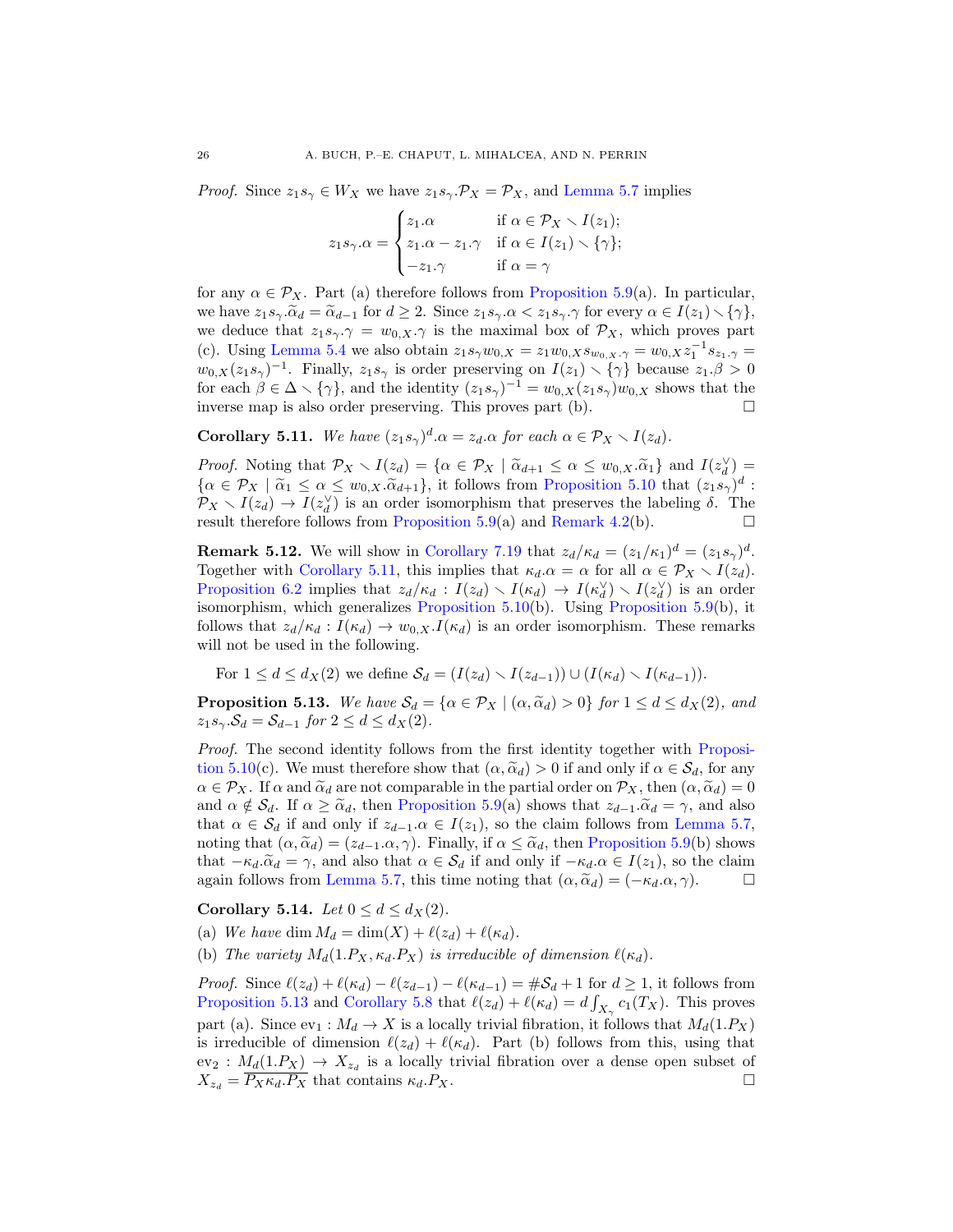*Proof.* Since $z_1 s_\gamma \in W_X$ we have $z_1 s_\gamma.\mathcal{P}_X = \mathcal{P}_X$, and Lemma 5.7 implies

$$z_1 s_\gamma.\alpha = \begin{cases} z_1.\alpha & \text{if } \alpha \in \mathcal{P}_X \smallsetminus I(z_1); \\ z_1.\alpha - z_1.\gamma & \text{if } \alpha \in I(z_1) \smallsetminus \{\gamma\}; \\ -z_1.\gamma & \text{if } \alpha = \gamma \end{cases}$$

for any $\alpha \in \mathcal{P}_X$. Part (a) therefore follows from Proposition 5.9(a). In particular, we have $z_1 s_\gamma.\widetilde{\alpha}_d = \widetilde{\alpha}_{d-1}$ for $d \geq 2$. Since $z_1 s_\gamma.\alpha < z_1 s_\gamma.\gamma$ for every $\alpha \in I(z_1) \smallsetminus \{\gamma\}$, we deduce that $z_1 s_\gamma.\gamma = w_{0,X}.\gamma$ is the maximal box of $\mathcal{P}_X$, which proves part (c). Using Lemma 5.4 we also obtain $z_1 s_\gamma w_{0,X} = z_1 w_{0,X} s_{w_{0,X}.\gamma} = w_{0,X} z_1^{-1} s_{z_1.\gamma} = w_{0,X}(z_1 s_\gamma)^{-1}$. Finally, $z_1 s_\gamma$ is order preserving on $I(z_1) \smallsetminus \{\gamma\}$ because $z_1.\beta > 0$ for each $\beta \in \Delta \smallsetminus \{\gamma\}$, and the identity $(z_1 s_\gamma)^{-1} = w_{0,X}(z_1 s_\gamma) w_{0,X}$ shows that the inverse map is also order preserving. This proves part (b). □

**Corollary 5.11.** *We have $(z_1 s_\gamma)^d.\alpha = z_d.\alpha$ for each $\alpha \in \mathcal{P}_X \smallsetminus I(z_d)$.*

*Proof.* Noting that $\mathcal{P}_X \smallsetminus I(z_d) = \{\alpha \in \mathcal{P}_X \mid \widetilde{\alpha}_{d+1} \leq \alpha \leq w_{0,X}.\widetilde{\alpha}_1\}$ and $I(z_d^\vee) = \{\alpha \in \mathcal{P}_X \mid \widetilde{\alpha}_1 \leq \alpha \leq w_{0,X}.\widetilde{\alpha}_{d+1}\}$, it follows from Proposition 5.10 that $(z_1 s_\gamma)^d : \mathcal{P}_X \smallsetminus I(z_d) \to I(z_d^\vee)$ is an order isomorphism that preserves the labeling $\delta$. The result therefore follows from Proposition 5.9(a) and Remark 4.2(b). □

**Remark 5.12.** We will show in Corollary 7.19 that $z_d/\kappa_d = (z_1/\kappa_1)^d = (z_1 s_\gamma)^d$. Together with Corollary 5.11, this implies that $\kappa_d.\alpha = \alpha$ for all $\alpha \in \mathcal{P}_X \smallsetminus I(z_d)$. Proposition 6.2 implies that $z_d/\kappa_d : I(z_d) \smallsetminus I(\kappa_d) \to I(\kappa_d^\vee) \smallsetminus I(z_d^\vee)$ is an order isomorphism, which generalizes Proposition 5.10(b). Using Proposition 5.9(b), it follows that $z_d/\kappa_d : I(\kappa_d) \to w_{0,X}.I(\kappa_d)$ is an order isomorphism. These remarks will not be used in the following.

For $1 \leq d \leq d_X(2)$ we define $\mathcal{S}_d = (I(z_d) \smallsetminus I(z_{d-1})) \cup (I(\kappa_d) \smallsetminus I(\kappa_{d-1}))$.

**Proposition 5.13.** *We have $\mathcal{S}_d = \{\alpha \in \mathcal{P}_X \mid (\alpha, \widetilde{\alpha}_d) > 0\}$ for $1 \leq d \leq d_X(2)$, and $z_1 s_\gamma.\mathcal{S}_d = \mathcal{S}_{d-1}$ for $2 \leq d \leq d_X(2)$.*

*Proof.* The second identity follows from the first identity together with Proposition 5.10(c). We must therefore show that $(\alpha, \widetilde{\alpha}_d) > 0$ if and only if $\alpha \in \mathcal{S}_d$, for any $\alpha \in \mathcal{P}_X$. If $\alpha$ and $\widetilde{\alpha}_d$ are not comparable in the partial order on $\mathcal{P}_X$, then $(\alpha, \widetilde{\alpha}_d) = 0$ and $\alpha \notin \mathcal{S}_d$. If $\alpha \geq \widetilde{\alpha}_d$, then Proposition 5.9(a) shows that $z_{d-1}.\widetilde{\alpha}_d = \gamma$, and also that $\alpha \in \mathcal{S}_d$ if and only if $z_{d-1}.\alpha \in I(z_1)$, so the claim follows from Lemma 5.7, noting that $(\alpha, \widetilde{\alpha}_d) = (z_{d-1}.\alpha, \gamma)$. Finally, if $\alpha \leq \widetilde{\alpha}_d$, then Proposition 5.9(b) shows that $-\kappa_d.\widetilde{\alpha}_d = \gamma$, and also that $\alpha \in \mathcal{S}_d$ if and only if $-\kappa_d.\alpha \in I(z_1)$, so the claim again follows from Lemma 5.7, this time noting that $(\alpha, \widetilde{\alpha}_d) = (-\kappa_d.\alpha, \gamma)$. □

**Corollary 5.14.** *Let $0 \leq d \leq d_X(2)$.*

(a) *We have $\dim M_d = \dim(X) + \ell(z_d) + \ell(\kappa_d)$.*

(b) *The variety $M_d(1.P_X, \kappa_d.P_X)$ is irreducible of dimension $\ell(\kappa_d)$.*

*Proof.* Since $\ell(z_d) + \ell(\kappa_d) - \ell(z_{d-1}) - \ell(\kappa_{d-1}) = \#\mathcal{S}_d + 1$ for $d \geq 1$, it follows from Proposition 5.13 and Corollary 5.8 that $\ell(z_d) + \ell(\kappa_d) = d \int_{X_\gamma} c_1(T_X)$. This proves part (a). Since $\mathrm{ev}_1 : M_d \to X$ is a locally trivial fibration, it follows that $M_d(1.P_X)$ is irreducible of dimension $\ell(z_d) + \ell(\kappa_d)$. Part (b) follows from this, using that $\mathrm{ev}_2 : M_d(1.P_X) \to X_{z_d}$ is a locally trivial fibration over a dense open subset of $X_{z_d} = \overline{P_X \kappa_d.P_X}$ that contains $\kappa_d.P_X$. □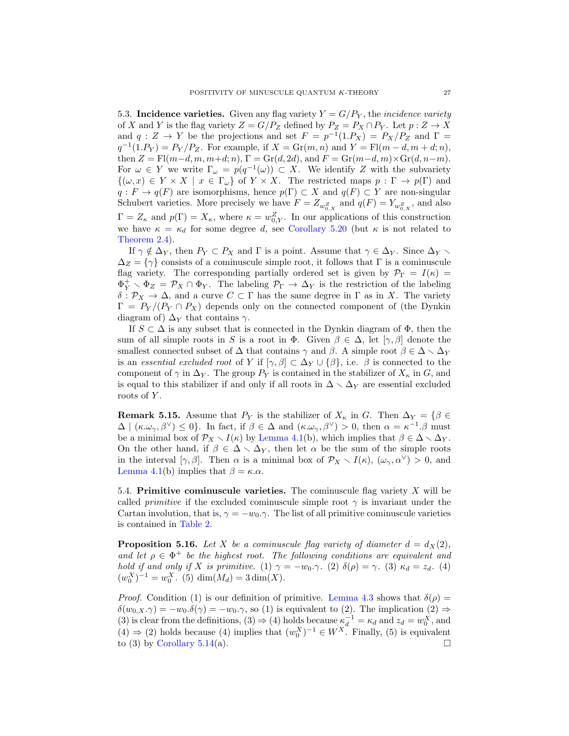5.3. **Incidence varieties.** Given any flag variety $Y = G/P_Y$, the *incidence variety* of $X$ and $Y$ is the flag variety $Z = G/P_Z$ defined by $P_Z = P_X \cap P_Y$. Let $p : Z \to X$ and $q : Z \to Y$ be the projections and set $F = p^{-1}(1.P_X) = P_X/P_Z$ and $\Gamma = q^{-1}(1.P_Y) = P_Y/P_Z$. For example, if $X = \mathrm{Gr}(m,n)$ and $Y = \mathrm{Fl}(m-d, m+d; n)$, then $Z = \mathrm{Fl}(m-d, m, m+d; n)$, $\Gamma = \mathrm{Gr}(d, 2d)$, and $F = \mathrm{Gr}(m-d, m) \times \mathrm{Gr}(d, n-m)$. For $\omega \in Y$ we write $\Gamma_\omega = p(q^{-1}(\omega)) \subset X$. We identify $Z$ with the subvariety $\{(\omega, x) \in Y \times X \mid x \in \Gamma_\omega\}$ of $Y \times X$. The restricted maps $p : \Gamma \to p(\Gamma)$ and $q : F \to q(F)$ are isomorphisms, hence $p(\Gamma) \subset X$ and $q(F) \subset Y$ are non-singular Schubert varieties. More precisely we have $F = Z_{w^Z_{0,X}}$ and $q(F) = Y_{w^Z_{0,X}}$, and also $\Gamma = Z_\kappa$ and $p(\Gamma) = X_\kappa$, where $\kappa = w^Z_{0,Y}$. In our applications of this construction we have $\kappa = \kappa_d$ for some degree $d$, see Corollary 5.20 (but $\kappa$ is not related to Theorem 2.4).

If $\gamma \notin \Delta_Y$, then $P_Y \subset P_X$ and $\Gamma$ is a point. Assume that $\gamma \in \Delta_Y$. Since $\Delta_Y \smallsetminus \Delta_Z = \{\gamma\}$ consists of a cominuscule simple root, it follows that $\Gamma$ is a cominuscule flag variety. The corresponding partially ordered set is given by $\mathcal{P}_\Gamma = I(\kappa) = \Phi^+_Y \smallsetminus \Phi_Z = \mathcal{P}_X \cap \Phi_Y$. The labeling $\mathcal{P}_\Gamma \to \Delta_Y$ is the restriction of the labeling $\delta : \mathcal{P}_X \to \Delta$, and a curve $C \subset \Gamma$ has the same degree in $\Gamma$ as in $X$. The variety $\Gamma = P_Y/(P_Y \cap P_X)$ depends only on the connected component of (the Dynkin diagram of) $\Delta_Y$ that contains $\gamma$.

If $S \subset \Delta$ is any subset that is connected in the Dynkin diagram of $\Phi$, then the sum of all simple roots in $S$ is a root in $\Phi$. Given $\beta \in \Delta$, let $[\gamma, \beta]$ denote the smallest connected subset of $\Delta$ that contains $\gamma$ and $\beta$. A simple root $\beta \in \Delta \smallsetminus \Delta_Y$ is an *essential excluded root* of $Y$ if $[\gamma, \beta] \subset \Delta_Y \cup \{\beta\}$, i.e. $\beta$ is connected to the component of $\gamma$ in $\Delta_Y$. The group $P_Y$ is contained in the stabilizer of $X_\kappa$ in $G$, and is equal to this stabilizer if and only if all roots in $\Delta \smallsetminus \Delta_Y$ are essential excluded roots of $Y$.

**Remark 5.15.** Assume that $P_Y$ is the stabilizer of $X_\kappa$ in $G$. Then $\Delta_Y = \{\beta \in \Delta \mid (\kappa.\omega_\gamma, \beta^\vee) \leq 0\}$. In fact, if $\beta \in \Delta$ and $(\kappa.\omega_\gamma, \beta^\vee) > 0$, then $\alpha = \kappa^{-1}.\beta$ must be a minimal box of $\mathcal{P}_X \smallsetminus I(\kappa)$ by Lemma 4.1(b), which implies that $\beta \in \Delta \smallsetminus \Delta_Y$. On the other hand, if $\beta \in \Delta \smallsetminus \Delta_Y$, then let $\alpha$ be the sum of the simple roots in the interval $[\gamma, \beta]$. Then $\alpha$ is a minimal box of $\mathcal{P}_X \smallsetminus I(\kappa)$, $(\omega_\gamma, \alpha^\vee) > 0$, and Lemma 4.1(b) implies that $\beta = \kappa.\alpha$.

5.4. **Primitive cominuscule varieties.** The cominuscule flag variety $X$ will be called *primitive* if the excluded cominuscule simple root $\gamma$ is invariant under the Cartan involution, that is, $\gamma = -w_0.\gamma$. The list of all primitive cominuscule varieties is contained in Table 2.

**Proposition 5.16.** *Let $X$ be a cominuscule flag variety of diameter $d = d_X(2)$, and let $\rho \in \Phi^+$ be the highest root. The following conditions are equivalent and hold if and only if $X$ is primitive. (1) $\gamma = -w_0.\gamma$. (2) $\delta(\rho) = \gamma$. (3) $\kappa_d = z_d$. (4) $(w^X_0)^{-1} = w^X_0$. (5) $\dim(M_d) = 3\dim(X)$.*

*Proof.* Condition (1) is our definition of primitive. Lemma 4.3 shows that $\delta(\rho) = \delta(w_{0,X}.\gamma) = -w_0.\delta(\gamma) = -w_0.\gamma$, so (1) is equivalent to (2). The implication (2) $\Rightarrow$ (3) is clear from the definitions, (3) $\Rightarrow$ (4) holds because $\kappa_d^{-1} = \kappa_d$ and $z_d = w^X_0$, and (4) $\Rightarrow$ (2) holds because (4) implies that $(w^X_0)^{-1} \in W^X$. Finally, (5) is equivalent to (3) by Corollary 5.14(a). $\square$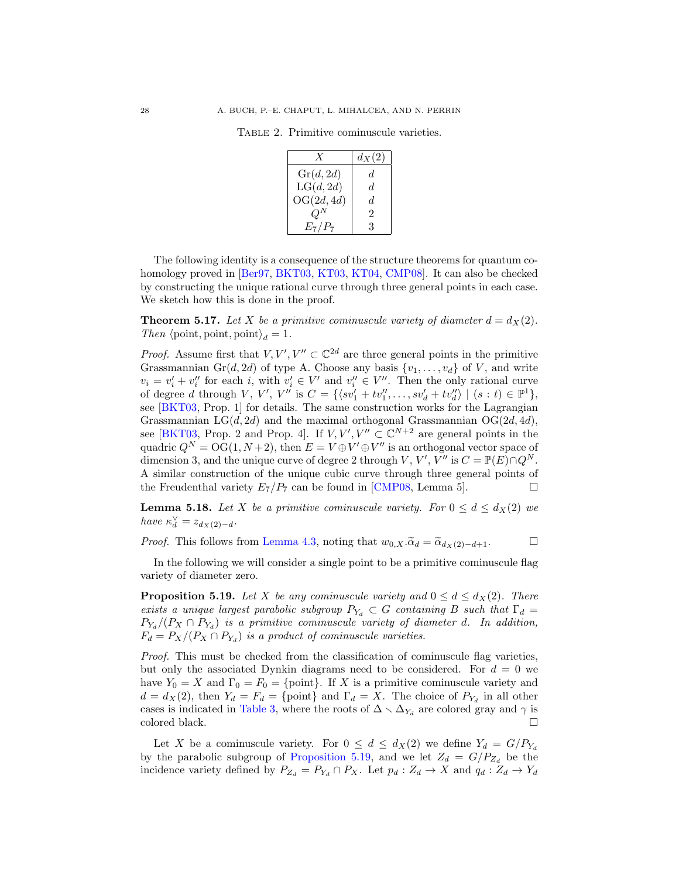Table 2. Primitive cominuscule varieties.

| $X$ | $d_X(2)$ |
|---|---|
| $\mathrm{Gr}(d,2d)$ | $d$ |
| $\mathrm{LG}(d,2d)$ | $d$ |
| $\mathrm{OG}(2d,4d)$ | $d$ |
| $Q^N$ | 2 |
| $E_7/P_7$ | 3 |

The following identity is a consequence of the structure theorems for quantum cohomology proved in [Ber97, BKT03, KT03, KT04, CMP08]. It can also be checked by constructing the unique rational curve through three general points in each case. We sketch how this is done in the proof.

**Theorem 5.17.** *Let $X$ be a primitive cominuscule variety of diameter $d = d_X(2)$. Then $\langle \text{point}, \text{point}, \text{point} \rangle_d = 1$.*

*Proof.* Assume first that $V, V', V'' \subset \mathbb{C}^{2d}$ are three general points in the primitive Grassmannian $\mathrm{Gr}(d,2d)$ of type A. Choose any basis $\{v_1, \dots, v_d\}$ of $V$, and write $v_i = v_i' + v_i''$ for each $i$, with $v_i' \in V'$ and $v_i'' \in V''$. Then the only rational curve of degree $d$ through $V$, $V'$, $V''$ is $C = \{\langle s v_1' + t v_1'', \dots, s v_d' + t v_d'' \rangle \mid (s:t) \in \mathbb{P}^1\}$, see [BKT03, Prop. 1] for details. The same construction works for the Lagrangian Grassmannian $\mathrm{LG}(d,2d)$ and the maximal orthogonal Grassmannian $\mathrm{OG}(2d,4d)$, see [BKT03, Prop. 2 and Prop. 4]. If $V, V', V'' \subset \mathbb{C}^{N+2}$ are general points in the quadric $Q^N = \mathrm{OG}(1, N+2)$, then $E = V \oplus V' \oplus V''$ is an orthogonal vector space of dimension 3, and the unique curve of degree 2 through $V$, $V'$, $V''$ is $C = \mathbb{P}(E) \cap Q^N$. A similar construction of the unique cubic curve through three general points of the Freudenthal variety $E_7/P_7$ can be found in [CMP08, Lemma 5]. $\square$

**Lemma 5.18.** *Let $X$ be a primitive cominuscule variety. For $0 \leq d \leq d_X(2)$ we have $\kappa_d^\vee = z_{d_X(2)-d}$.*

*Proof.* This follows from Lemma 4.3, noting that $w_{0,X}.\widetilde{\alpha}_d = \widetilde{\alpha}_{d_X(2)-d+1}$. $\square$

In the following we will consider a single point to be a primitive cominuscule flag variety of diameter zero.

**Proposition 5.19.** *Let $X$ be any cominuscule variety and $0 \leq d \leq d_X(2)$. There exists a unique largest parabolic subgroup $P_{Y_d} \subset G$ containing $B$ such that $\Gamma_d = P_{Y_d}/(P_X \cap P_{Y_d})$ is a primitive cominuscule variety of diameter $d$. In addition, $F_d = P_X/(P_X \cap P_{Y_d})$ is a product of cominuscule varieties.*

*Proof.* This must be checked from the classification of cominuscule flag varieties, but only the associated Dynkin diagrams need to be considered. For $d = 0$ we have $Y_0 = X$ and $\Gamma_0 = F_0 = \{\text{point}\}$. If $X$ is a primitive cominuscule variety and $d = d_X(2)$, then $Y_d = F_d = \{\text{point}\}$ and $\Gamma_d = X$. The choice of $P_{Y_d}$ in all other cases is indicated in Table 3, where the roots of $\Delta \smallsetminus \Delta_{Y_d}$ are colored gray and $\gamma$ is colored black. $\square$

Let $X$ be a cominuscule variety. For $0 \leq d \leq d_X(2)$ we define $Y_d = G/P_{Y_d}$ by the parabolic subgroup of Proposition 5.19, and we let $Z_d = G/P_{Z_d}$ be the incidence variety defined by $P_{Z_d} = P_{Y_d} \cap P_X$. Let $p_d : Z_d \to X$ and $q_d : Z_d \to Y_d$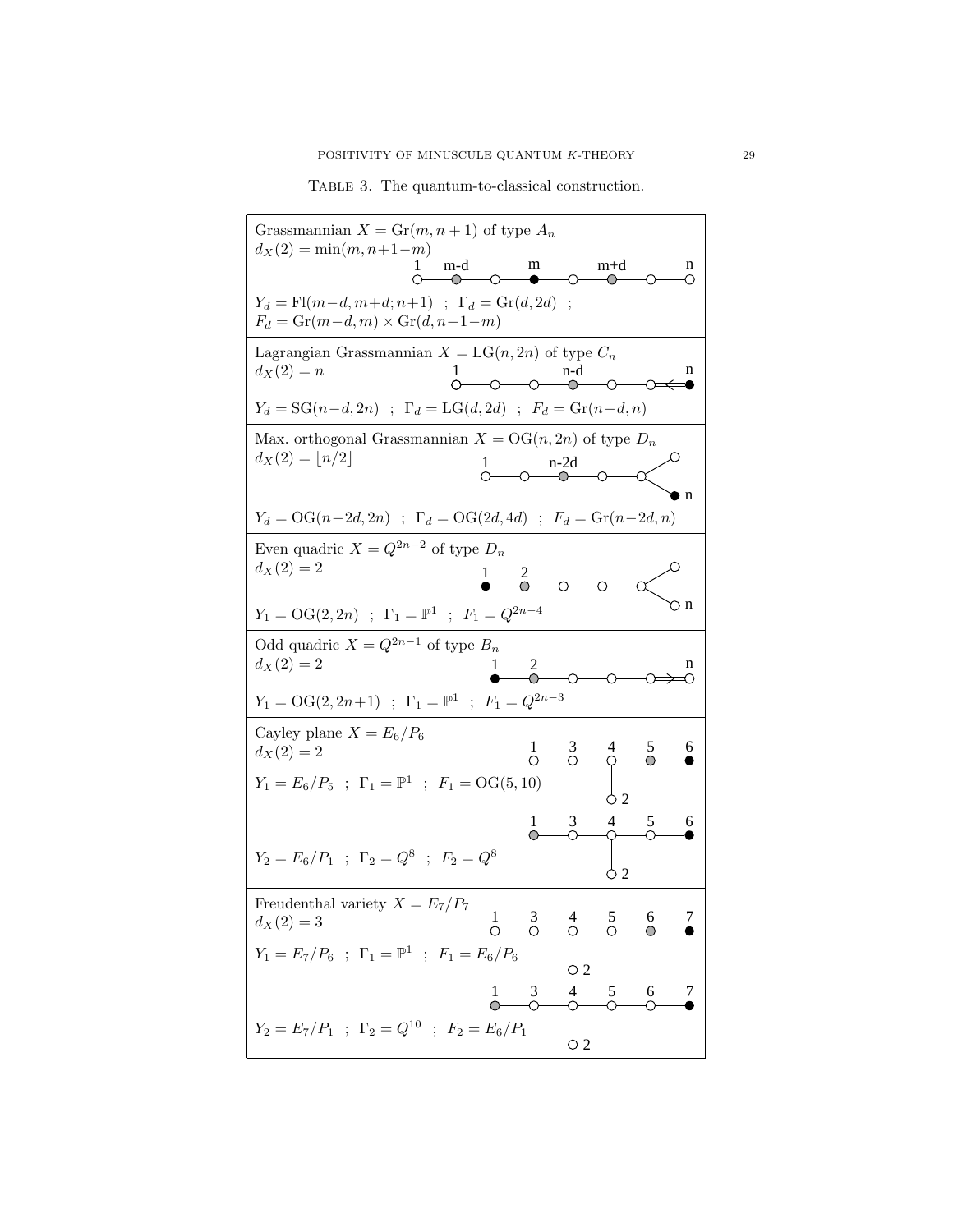Table 3. The quantum-to-classical construction.

| |
|---|
| Grassmannian $X = \mathrm{Gr}(m, n+1)$ of type $A_n$ <br> $d_X(2) = \min(m, n+1-m)$ <br> Dynkin diagram nodes labeled: 1, m-d, m, m+d, n <br> $Y_d = \mathrm{Fl}(m-d, m+d; n+1)$ ; $\Gamma_d = \mathrm{Gr}(d, 2d)$ ; <br> $F_d = \mathrm{Gr}(m-d, m) \times \mathrm{Gr}(d, n+1-m)$ |
| Lagrangian Grassmannian $X = \mathrm{LG}(n, 2n)$ of type $C_n$ <br> $d_X(2) = n$ <br> Dynkin diagram nodes labeled: 1, n-d, n <br> $Y_d = \mathrm{SG}(n-d, 2n)$ ; $\Gamma_d = \mathrm{LG}(d, 2d)$ ; $F_d = \mathrm{Gr}(n-d, n)$ |
| Max. orthogonal Grassmannian $X = \mathrm{OG}(n, 2n)$ of type $D_n$ <br> $d_X(2) = \lfloor n/2 \rfloor$ <br> Dynkin diagram nodes labeled: 1, n-2d, n <br> $Y_d = \mathrm{OG}(n-2d, 2n)$ ; $\Gamma_d = \mathrm{OG}(2d, 4d)$ ; $F_d = \mathrm{Gr}(n-2d, n)$ |
| Even quadric $X = Q^{2n-2}$ of type $D_n$ <br> $d_X(2) = 2$ <br> Dynkin diagram nodes labeled: 1, 2, n <br> $Y_1 = \mathrm{OG}(2, 2n)$ ; $\Gamma_1 = \mathbb{P}^1$ ; $F_1 = Q^{2n-4}$ |
| Odd quadric $X = Q^{2n-1}$ of type $B_n$ <br> $d_X(2) = 2$ <br> Dynkin diagram nodes labeled: 1, 2, n <br> $Y_1 = \mathrm{OG}(2, 2n+1)$ ; $\Gamma_1 = \mathbb{P}^1$ ; $F_1 = Q^{2n-3}$ |
| Cayley plane $X = E_6/P_6$ <br> $d_X(2) = 2$ <br> Dynkin diagram nodes labeled: 1, 3, 4, 5, 6, 2 <br> $Y_1 = E_6/P_5$ ; $\Gamma_1 = \mathbb{P}^1$ ; $F_1 = \mathrm{OG}(5, 10)$ <br> Dynkin diagram nodes labeled: 1, 3, 4, 5, 6, 2 <br> $Y_2 = E_6/P_1$ ; $\Gamma_2 = Q^8$ ; $F_2 = Q^8$ |
| Freudenthal variety $X = E_7/P_7$ <br> $d_X(2) = 3$ <br> Dynkin diagram nodes labeled: 1, 3, 4, 5, 6, 7, 2 <br> $Y_1 = E_7/P_6$ ; $\Gamma_1 = \mathbb{P}^1$ ; $F_1 = E_6/P_6$ <br> Dynkin diagram nodes labeled: 1, 3, 4, 5, 6, 7, 2 <br> $Y_2 = E_7/P_1$ ; $\Gamma_2 = Q^{10}$ ; $F_2 = E_6/P_1$ |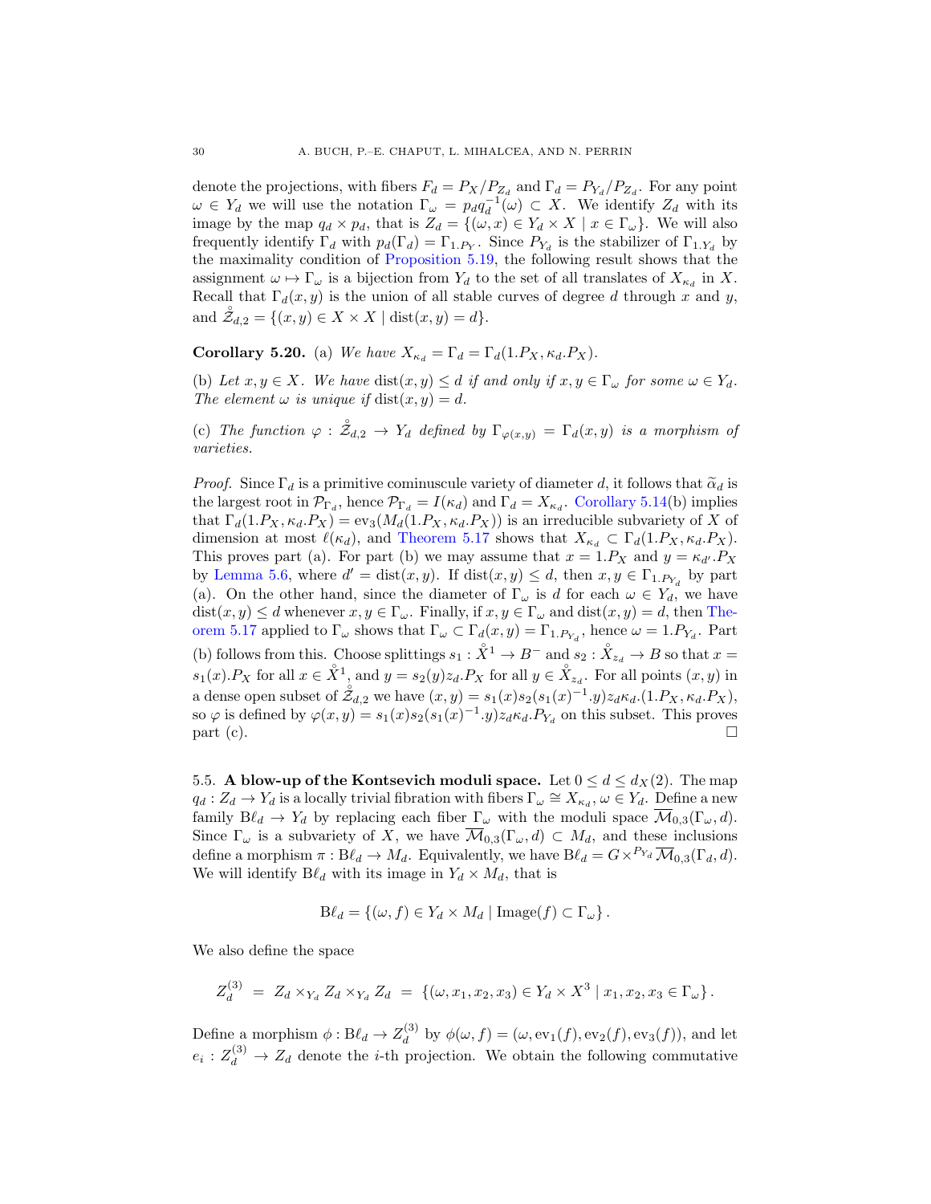denote the projections, with fibers $F_d = P_X/P_{Z_d}$ and $\Gamma_d = P_{Y_d}/P_{Z_d}$. For any point $\omega \in Y_d$ we will use the notation $\Gamma_\omega = p_d q_d^{-1}(\omega) \subset X$. We identify $Z_d$ with its image by the map $q_d \times p_d$, that is $Z_d = \{(\omega, x) \in Y_d \times X \mid x \in \Gamma_\omega\}$. We will also frequently identify $\Gamma_d$ with $p_d(\Gamma_d) = \Gamma_{1.P_Y}$. Since $P_{Y_d}$ is the stabilizer of $\Gamma_{1.Y_d}$ by the maximality condition of Proposition 5.19, the following result shows that the assignment $\omega \mapsto \Gamma_\omega$ is a bijection from $Y_d$ to the set of all translates of $X_{\kappa_d}$ in $X$. Recall that $\Gamma_d(x,y)$ is the union of all stable curves of degree $d$ through $x$ and $y$, and $\mathring{\mathcal{Z}}_{d,2} = \{(x,y) \in X \times X \mid \mathrm{dist}(x,y) = d\}$.

**Corollary 5.20.** (a) *We have* $X_{\kappa_d} = \Gamma_d = \Gamma_d(1.P_X, \kappa_d.P_X)$.

(b) *Let* $x, y \in X$. *We have* $\mathrm{dist}(x,y) \leq d$ *if and only if* $x, y \in \Gamma_\omega$ *for some* $\omega \in Y_d$. *The element* $\omega$ *is unique if* $\mathrm{dist}(x,y) = d$.

(c) *The function* $\varphi : \mathring{\mathcal{Z}}_{d,2} \to Y_d$ *defined by* $\Gamma_{\varphi(x,y)} = \Gamma_d(x,y)$ *is a morphism of varieties.*

*Proof.* Since $\Gamma_d$ is a primitive cominuscule variety of diameter $d$, it follows that $\widetilde{\alpha}_d$ is the largest root in $\mathcal{P}_{\Gamma_d}$, hence $\mathcal{P}_{\Gamma_d} = I(\kappa_d)$ and $\Gamma_d = X_{\kappa_d}$. Corollary 5.14(b) implies that $\Gamma_d(1.P_X, \kappa_d.P_X) = \mathrm{ev}_3(M_d(1.P_X, \kappa_d.P_X))$ is an irreducible subvariety of $X$ of dimension at most $\ell(\kappa_d)$, and Theorem 5.17 shows that $X_{\kappa_d} \subset \Gamma_d(1.P_X, \kappa_d.P_X)$. This proves part (a). For part (b) we may assume that $x = 1.P_X$ and $y = \kappa_{d'}.P_X$ by Lemma 5.6, where $d' = \mathrm{dist}(x,y)$. If $\mathrm{dist}(x,y) \leq d$, then $x, y \in \Gamma_{1.P_{Y_d}}$ by part (a). On the other hand, since the diameter of $\Gamma_\omega$ is $d$ for each $\omega \in Y_d$, we have $\mathrm{dist}(x,y) \leq d$ whenever $x, y \in \Gamma_\omega$. Finally, if $x, y \in \Gamma_\omega$ and $\mathrm{dist}(x,y) = d$, then Theorem 5.17 applied to $\Gamma_\omega$ shows that $\Gamma_\omega \subset \Gamma_d(x,y) = \Gamma_{1.P_{Y_d}}$, hence $\omega = 1.P_{Y_d}$. Part (b) follows from this. Choose splittings $s_1 : \mathring{X}^1 \to B^-$ and $s_2 : \mathring{X}_{z_d} \to B$ so that $x = s_1(x).P_X$ for all $x \in \mathring{X}^1$, and $y = s_2(y) z_d.P_X$ for all $y \in \mathring{X}_{z_d}$. For all points $(x,y)$ in a dense open subset of $\mathring{\mathcal{Z}}_{d,2}$ we have $(x,y) = s_1(x) s_2(s_1(x)^{-1}.y) z_d \kappa_d.(1.P_X, \kappa_d.P_X)$, so $\varphi$ is defined by $\varphi(x,y) = s_1(x) s_2(s_1(x)^{-1}.y) z_d \kappa_d.P_{Y_d}$ on this subset. This proves part (c). $\square$

5.5. **A blow-up of the Kontsevich moduli space.** Let $0 \leq d \leq d_X(2)$. The map $q_d : Z_d \to Y_d$ is a locally trivial fibration with fibers $\Gamma_\omega \cong X_{\kappa_d}$, $\omega \in Y_d$. Define a new family $\mathrm{B}\ell_d \to Y_d$ by replacing each fiber $\Gamma_\omega$ with the moduli space $\overline{\mathcal{M}}_{0,3}(\Gamma_\omega, d)$. Since $\Gamma_\omega$ is a subvariety of $X$, we have $\overline{\mathcal{M}}_{0,3}(\Gamma_\omega, d) \subset M_d$, and these inclusions define a morphism $\pi : \mathrm{B}\ell_d \to M_d$. Equivalently, we have $\mathrm{B}\ell_d = G \times^{P_{Y_d}} \overline{\mathcal{M}}_{0,3}(\Gamma_d, d)$. We will identify $\mathrm{B}\ell_d$ with its image in $Y_d \times M_d$, that is

$$\mathrm{B}\ell_d = \{(\omega, f) \in Y_d \times M_d \mid \mathrm{Image}(f) \subset \Gamma_\omega\}.$$

We also define the space

$$Z_d^{(3)} \;=\; Z_d \times_{Y_d} Z_d \times_{Y_d} Z_d \;=\; \{(\omega, x_1, x_2, x_3) \in Y_d \times X^3 \mid x_1, x_2, x_3 \in \Gamma_\omega\}.$$

Define a morphism $\phi : \mathrm{B}\ell_d \to Z_d^{(3)}$ by $\phi(\omega, f) = (\omega, \mathrm{ev}_1(f), \mathrm{ev}_2(f), \mathrm{ev}_3(f))$, and let $e_i : Z_d^{(3)} \to Z_d$ denote the $i$-th projection. We obtain the following commutative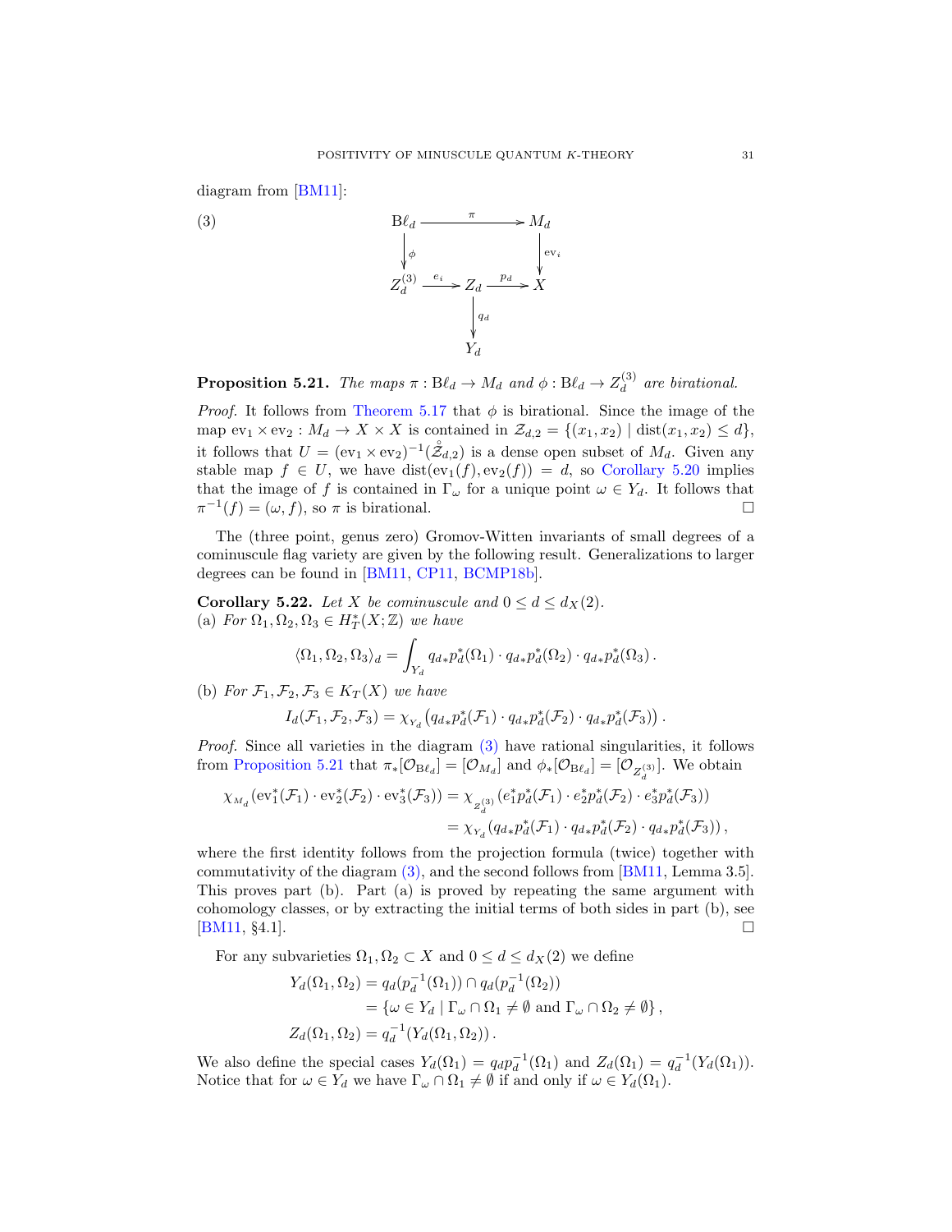diagram from [BM11]:

$$
\begin{array}{ccccc}
\mathrm{B}\ell_d & \xrightarrow{\;\pi\;} & & & M_d \\
\Big\downarrow{\scriptstyle \phi} & & & & \Big\downarrow{\scriptstyle \mathrm{ev}_i} \\
Z_d^{(3)} & \xrightarrow{\;e_i\;} & Z_d & \xrightarrow{\;p_d\;} & X \\
& & \Big\downarrow{\scriptstyle q_d} & & \\
& & Y_d & &
\end{array}
\tag{3}
$$

**Proposition 5.21.** *The maps $\pi : \mathrm{B}\ell_d \to M_d$ and $\phi : \mathrm{B}\ell_d \to Z_d^{(3)}$ are birational.*

*Proof.* It follows from Theorem 5.17 that $\phi$ is birational. Since the image of the map $\mathrm{ev}_1 \times \mathrm{ev}_2 : M_d \to X \times X$ is contained in $\mathcal{Z}_{d,2} = \{(x_1, x_2) \mid \mathrm{dist}(x_1, x_2) \le d\}$, it follows that $U = (\mathrm{ev}_1 \times \mathrm{ev}_2)^{-1}(\mathring{\mathcal{Z}}_{d,2})$ is a dense open subset of $M_d$. Given any stable map $f \in U$, we have $\mathrm{dist}(\mathrm{ev}_1(f), \mathrm{ev}_2(f)) = d$, so Corollary 5.20 implies that the image of $f$ is contained in $\Gamma_\omega$ for a unique point $\omega \in Y_d$. It follows that $\pi^{-1}(f) = (\omega, f)$, so $\pi$ is birational. $\square$

The (three point, genus zero) Gromov-Witten invariants of small degrees of a cominuscule flag variety are given by the following result. Generalizations to larger degrees can be found in [BM11, CP11, BCMP18b].

**Corollary 5.22.** *Let $X$ be cominuscule and $0 \le d \le d_X(2)$.*
*(a) For $\Omega_1, \Omega_2, \Omega_3 \in H_T^*(X; \mathbb{Z})$ we have*

$$\langle \Omega_1, \Omega_2, \Omega_3 \rangle_d = \int_{Y_d} q_{d*}p_d^*(\Omega_1) \cdot q_{d*}p_d^*(\Omega_2) \cdot q_{d*}p_d^*(\Omega_3)\,.$$

*(b) For $\mathcal{F}_1, \mathcal{F}_2, \mathcal{F}_3 \in K_T(X)$ we have*

$$I_d(\mathcal{F}_1, \mathcal{F}_2, \mathcal{F}_3) = \chi_{Y_d}\big(q_{d*}p_d^*(\mathcal{F}_1) \cdot q_{d*}p_d^*(\mathcal{F}_2) \cdot q_{d*}p_d^*(\mathcal{F}_3)\big)\,.$$

*Proof.* Since all varieties in the diagram (3) have rational singularities, it follows from Proposition 5.21 that $\pi_*[\mathcal{O}_{\mathrm{B}\ell_d}] = [\mathcal{O}_{M_d}]$ and $\phi_*[\mathcal{O}_{\mathrm{B}\ell_d}] = [\mathcal{O}_{Z_d^{(3)}}]$. We obtain

$$
\begin{aligned}
\chi_{M_d}(\mathrm{ev}_1^*(\mathcal{F}_1) \cdot \mathrm{ev}_2^*(\mathcal{F}_2) \cdot \mathrm{ev}_3^*(\mathcal{F}_3)) &= \chi_{Z_d^{(3)}}(e_1^*p_d^*(\mathcal{F}_1) \cdot e_2^*p_d^*(\mathcal{F}_2) \cdot e_3^*p_d^*(\mathcal{F}_3)) \\
&= \chi_{Y_d}(q_{d*}p_d^*(\mathcal{F}_1) \cdot q_{d*}p_d^*(\mathcal{F}_2) \cdot q_{d*}p_d^*(\mathcal{F}_3))\,,
\end{aligned}
$$

where the first identity follows from the projection formula (twice) together with commutativity of the diagram (3), and the second follows from [BM11, Lemma 3.5]. This proves part (b). Part (a) is proved by repeating the same argument with cohomology classes, or by extracting the initial terms of both sides in part (b), see [BM11, §4.1]. $\square$

For any subvarieties $\Omega_1, \Omega_2 \subset X$ and $0 \le d \le d_X(2)$ we define

$$
\begin{aligned}
Y_d(\Omega_1, \Omega_2) &= q_d(p_d^{-1}(\Omega_1)) \cap q_d(p_d^{-1}(\Omega_2)) \\
&= \{\omega \in Y_d \mid \Gamma_\omega \cap \Omega_1 \neq \emptyset \text{ and } \Gamma_\omega \cap \Omega_2 \neq \emptyset\}\,, \\
Z_d(\Omega_1, \Omega_2) &= q_d^{-1}(Y_d(\Omega_1, \Omega_2))\,.
\end{aligned}
$$

We also define the special cases $Y_d(\Omega_1) = q_d p_d^{-1}(\Omega_1)$ and $Z_d(\Omega_1) = q_d^{-1}(Y_d(\Omega_1))$. Notice that for $\omega \in Y_d$ we have $\Gamma_\omega \cap \Omega_1 \neq \emptyset$ if and only if $\omega \in Y_d(\Omega_1)$.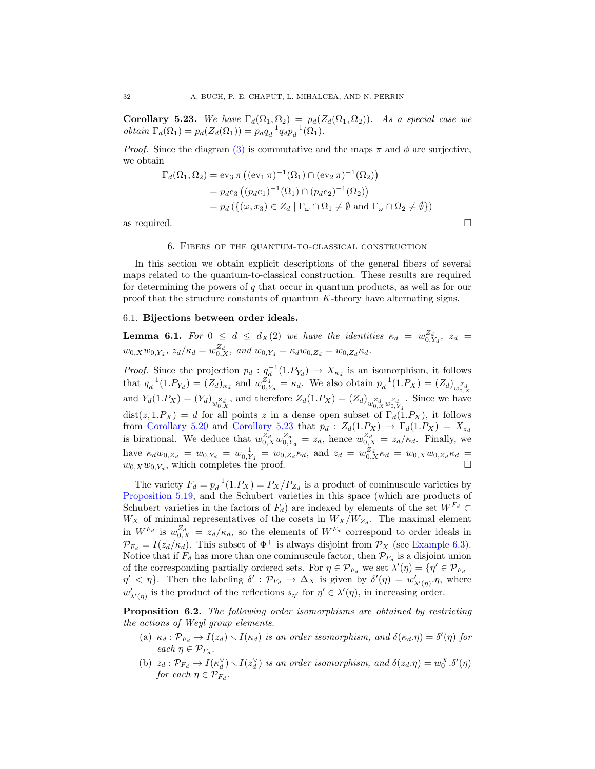**Corollary 5.23.** *We have $\Gamma_d(\Omega_1, \Omega_2) = p_d(Z_d(\Omega_1, \Omega_2))$. As a special case we obtain $\Gamma_d(\Omega_1) = p_d(Z_d(\Omega_1)) = p_d q_d^{-1} q_d p_d^{-1}(\Omega_1)$.*

*Proof.* Since the diagram (3) is commutative and the maps $\pi$ and $\phi$ are surjective, we obtain

$$\begin{aligned}
\Gamma_d(\Omega_1, \Omega_2) &= \mathrm{ev}_3\, \pi \left( (\mathrm{ev}_1\, \pi)^{-1}(\Omega_1) \cap (\mathrm{ev}_2\, \pi)^{-1}(\Omega_2) \right) \\
&= p_d e_3 \left( (p_d e_1)^{-1}(\Omega_1) \cap (p_d e_2)^{-1}(\Omega_2) \right) \\
&= p_d \left( \{ (\omega, x_3) \in Z_d \mid \Gamma_\omega \cap \Omega_1 \neq \emptyset \text{ and } \Gamma_\omega \cap \Omega_2 \neq \emptyset \} \right)
\end{aligned}$$

as required. □

## 6. Fibers of the quantum-to-classical construction

In this section we obtain explicit descriptions of the general fibers of several maps related to the quantum-to-classical construction. These results are required for determining the powers of $q$ that occur in quantum products, as well as for our proof that the structure constants of quantum $K$-theory have alternating signs.

### 6.1. Bijections between order ideals.

**Lemma 6.1.** *For $0 \leq d \leq d_X(2)$ we have the identities $\kappa_d = w_{0,Y_d}^{Z_d}$, $z_d = w_{0,X} w_{0,Y_d}$, $z_d/\kappa_d = w_{0,X}^{Z_d}$, and $w_{0,Y_d} = \kappa_d w_{0,Z_d} = w_{0,Z_d} \kappa_d$.*

*Proof.* Since the projection $p_d : q_d^{-1}(1.P_{Y_d}) \to X_{\kappa_d}$ is an isomorphism, it follows that $q_d^{-1}(1.P_{Y_d}) = (Z_d)_{\kappa_d}$ and $w_{0,Y_d}^{Z_d} = \kappa_d$. We also obtain $p_d^{-1}(1.P_X) = (Z_d)_{w_{0,X}^{Z_d}}$ and $Y_d(1.P_X) = (Y_d)_{w_{0,X}^{Z_d}}$, and therefore $Z_d(1.P_X) = (Z_d)_{w_{0,X}^{Z_d} w_{0,Y_d}^{Z_d}}$. Since we have $\mathrm{dist}(z, 1.P_X) = d$ for all points $z$ in a dense open subset of $\Gamma_d(1.P_X)$, it follows from Corollary 5.20 and Corollary 5.23 that $p_d : Z_d(1.P_X) \to \Gamma_d(1.P_X) = X_{z_d}$ is birational. We deduce that $w_{0,X}^{Z_d} w_{0,Y_d}^{Z_d} = z_d$, hence $w_{0,X}^{Z_d} = z_d/\kappa_d$. Finally, we have $\kappa_d w_{0,Z_d} = w_{0,Y_d} = w_{0,Y_d}^{-1} = w_{0,Z_d} \kappa_d$, and $z_d = w_{0,X}^{Z_d} \kappa_d = w_{0,X} w_{0,Z_d} \kappa_d = w_{0,X} w_{0,Y_d}$, which completes the proof. □

The variety $F_d = p_d^{-1}(1.P_X) = P_X/P_{Z_d}$ is a product of cominuscule varieties by Proposition 5.19, and the Schubert varieties in this space (which are products of Schubert varieties in the factors of $F_d$) are indexed by elements of the set $W^{F_d} \subset W_X$ of minimal representatives of the cosets in $W_X/W_{Z_d}$. The maximal element in $W^{F_d}$ is $w_{0,X}^{Z_d} = z_d/\kappa_d$, so the elements of $W^{F_d}$ correspond to order ideals in $\mathcal{P}_{F_d} = I(z_d/\kappa_d)$. This subset of $\Phi^+$ is always disjoint from $\mathcal{P}_X$ (see Example 6.3). Notice that if $F_d$ has more than one cominuscule factor, then $\mathcal{P}_{F_d}$ is a disjoint union of the corresponding partially ordered sets. For $\eta \in \mathcal{P}_{F_d}$ we set $\lambda'(\eta) = \{\eta' \in \mathcal{P}_{F_d} \mid \eta' < \eta\}$. Then the labeling $\delta' : \mathcal{P}_{F_d} \to \Delta_X$ is given by $\delta'(\eta) = w'_{\lambda'(\eta)}.\eta$, where $w'_{\lambda'(\eta)}$ is the product of the reflections $s_{\eta'}$ for $\eta' \in \lambda'(\eta)$, in increasing order.

**Proposition 6.2.** *The following order isomorphisms are obtained by restricting the actions of Weyl group elements.*

(a) *$\kappa_d : \mathcal{P}_{F_d} \to I(z_d) \smallsetminus I(\kappa_d)$ is an order isomorphism, and $\delta(\kappa_d.\eta) = \delta'(\eta)$ for each $\eta \in \mathcal{P}_{F_d}$.*

(b) *$z_d : \mathcal{P}_{F_d} \to I(\kappa_d^\vee) \smallsetminus I(z_d^\vee)$ is an order isomorphism, and $\delta(z_d.\eta) = w_0^X.\delta'(\eta)$ for each $\eta \in \mathcal{P}_{F_d}$.*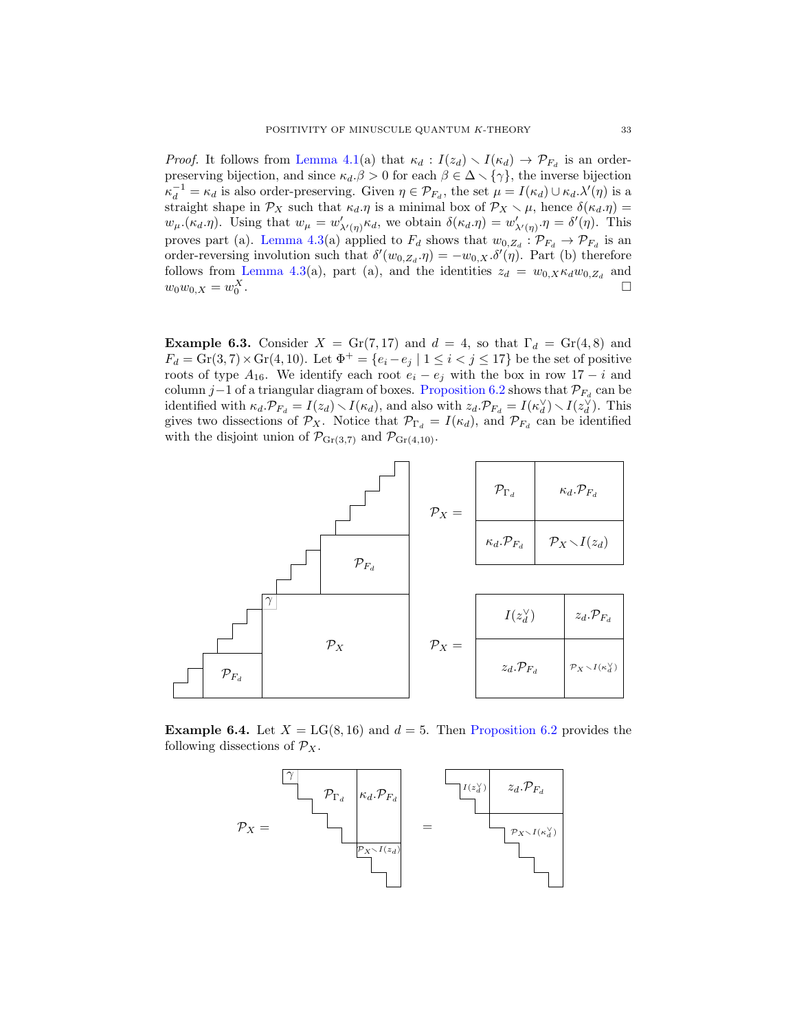*Proof.* It follows from Lemma 4.1(a) that $\kappa_d : I(z_d) \smallsetminus I(\kappa_d) \to \mathcal{P}_{F_d}$ is an order-preserving bijection, and since $\kappa_d.\beta > 0$ for each $\beta \in \Delta \smallsetminus \{\gamma\}$, the inverse bijection $\kappa_d^{-1} = \kappa_d$ is also order-preserving. Given $\eta \in \mathcal{P}_{F_d}$, the set $\mu = I(\kappa_d) \cup \kappa_d.\lambda'(\eta)$ is a straight shape in $\mathcal{P}_X$ such that $\kappa_d.\eta$ is a minimal box of $\mathcal{P}_X \smallsetminus \mu$, hence $\delta(\kappa_d.\eta) = w_\mu.(\kappa_d.\eta)$. Using that $w_\mu = w'_{\lambda'(\eta)}\kappa_d$, we obtain $\delta(\kappa_d.\eta) = w'_{\lambda'(\eta)}.\eta = \delta'(\eta)$. This proves part (a). Lemma 4.3(a) applied to $F_d$ shows that $w_{0,Z_d} : \mathcal{P}_{F_d} \to \mathcal{P}_{F_d}$ is an order-reversing involution such that $\delta'(w_{0,Z_d}.\eta) = -w_{0,X}.\delta'(\eta)$. Part (b) therefore follows from Lemma 4.3(a), part (a), and the identities $z_d = w_{0,X}\kappa_d w_{0,Z_d}$ and $w_0 w_{0,X} = w_0^X$. $\square$

**Example 6.3.** Consider $X = \mathrm{Gr}(7, 17)$ and $d = 4$, so that $\Gamma_d = \mathrm{Gr}(4, 8)$ and $F_d = \mathrm{Gr}(3, 7) \times \mathrm{Gr}(4, 10)$. Let $\Phi^+ = \{e_i - e_j \mid 1 \leq i < j \leq 17\}$ be the set of positive roots of type $A_{16}$. We identify each root $e_i - e_j$ with the box in row $17 - i$ and column $j-1$ of a triangular diagram of boxes. Proposition 6.2 shows that $\mathcal{P}_{F_d}$ can be identified with $\kappa_d.\mathcal{P}_{F_d} = I(z_d) \smallsetminus I(\kappa_d)$, and also with $z_d.\mathcal{P}_{F_d} = I(\kappa_d^\vee) \smallsetminus I(z_d^\vee)$. This gives two dissections of $\mathcal{P}_X$. Notice that $\mathcal{P}_{\Gamma_d} = I(\kappa_d)$, and $\mathcal{P}_{F_d}$ can be identified with the disjoint union of $\mathcal{P}_{\mathrm{Gr}(3,7)}$ and $\mathcal{P}_{\mathrm{Gr}(4,10)}$.

$$\mathcal{P}_X = \begin{array}{|c|c|}\hline \mathcal{P}_{\Gamma_d} & \kappa_d.\mathcal{P}_{F_d} \\ \hline \kappa_d.\mathcal{P}_{F_d} & \mathcal{P}_X \smallsetminus I(z_d) \\ \hline \end{array} \qquad \mathcal{P}_X = \begin{array}{|c|c|}\hline I(z_d^\vee) & z_d.\mathcal{P}_{F_d} \\ \hline z_d.\mathcal{P}_{F_d} & \mathcal{P}_X \smallsetminus I(\kappa_d^\vee) \\ \hline \end{array}$$

**Example 6.4.** Let $X = \mathrm{LG}(8, 16)$ and $d = 5$. Then Proposition 6.2 provides the following dissections of $\mathcal{P}_X$.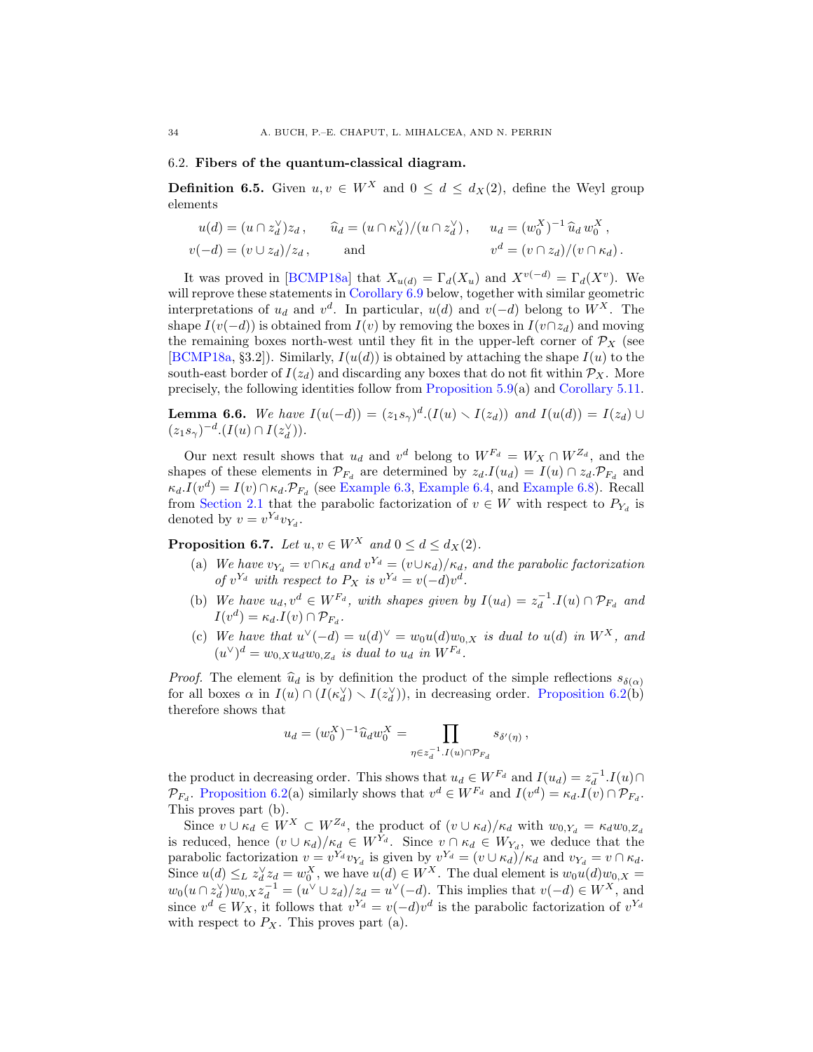### 6.2. Fibers of the quantum-classical diagram.

**Definition 6.5.** Given $u, v \in W^X$ and $0 \le d \le d_X(2)$, define the Weyl group elements

$$u(d) = (u \cap z_d^\vee) z_d\,, \qquad \widehat{u}_d = (u \cap \kappa_d^\vee)/(u \cap z_d^\vee)\,, \qquad u_d = (w_0^X)^{-1}\,\widehat{u}_d\, w_0^X\,,$$
$$v(-d) = (v \cup z_d)/z_d\,, \qquad \text{and} \qquad v^d = (v \cap z_d)/(v \cap \kappa_d)\,.$$

It was proved in [BCMP18a] that $X_{u(d)} = \Gamma_d(X_u)$ and $X^{v(-d)} = \Gamma_d(X^v)$. We will reprove these statements in Corollary 6.9 below, together with similar geometric interpretations of $u_d$ and $v^d$. In particular, $u(d)$ and $v(-d)$ belong to $W^X$. The shape $I(v(-d))$ is obtained from $I(v)$ by removing the boxes in $I(v \cap z_d)$ and moving the remaining boxes north-west until they fit in the upper-left corner of $\mathcal{P}_X$ (see [BCMP18a, §3.2]). Similarly, $I(u(d))$ is obtained by attaching the shape $I(u)$ to the south-east border of $I(z_d)$ and discarding any boxes that do not fit within $\mathcal{P}_X$. More precisely, the following identities follow from Proposition 5.9(a) and Corollary 5.11.

**Lemma 6.6.** *We have $I(u(-d)) = (z_1 s_\gamma)^d.(I(u) \smallsetminus I(z_d))$ and $I(u(d)) = I(z_d) \cup (z_1 s_\gamma)^{-d}.(I(u) \cap I(z_d^\vee))$.*

Our next result shows that $u_d$ and $v^d$ belong to $W^{F_d} = W_X \cap W^{Z_d}$, and the shapes of these elements in $\mathcal{P}_{F_d}$ are determined by $z_d.I(u_d) = I(u) \cap z_d.\mathcal{P}_{F_d}$ and $\kappa_d.I(v^d) = I(v) \cap \kappa_d.\mathcal{P}_{F_d}$ (see Example 6.3, Example 6.4, and Example 6.8). Recall from Section 2.1 that the parabolic factorization of $v \in W$ with respect to $P_{Y_d}$ is denoted by $v = v^{Y_d} v_{Y_d}$.

**Proposition 6.7.** *Let $u, v \in W^X$ and $0 \le d \le d_X(2)$.*

- (a) *We have $v_{Y_d} = v \cap \kappa_d$ and $v^{Y_d} = (v \cup \kappa_d)/\kappa_d$, and the parabolic factorization of $v^{Y_d}$ with respect to $P_X$ is $v^{Y_d} = v(-d) v^d$.*
- (b) *We have $u_d, v^d \in W^{F_d}$, with shapes given by $I(u_d) = z_d^{-1}.I(u) \cap \mathcal{P}_{F_d}$ and $I(v^d) = \kappa_d.I(v) \cap \mathcal{P}_{F_d}$.*
- (c) *We have that $u^\vee(-d) = u(d)^\vee = w_0 u(d) w_{0,X}$ is dual to $u(d)$ in $W^X$, and $(u^\vee)^d = w_{0,X} u_d w_{0,Z_d}$ is dual to $u_d$ in $W^{F_d}$.*

*Proof.* The element $\widehat{u}_d$ is by definition the product of the simple reflections $s_{\delta(\alpha)}$ for all boxes $\alpha$ in $I(u) \cap (I(\kappa_d^\vee) \smallsetminus I(z_d^\vee))$, in decreasing order. Proposition 6.2(b) therefore shows that

$$u_d = (w_0^X)^{-1} \widehat{u}_d w_0^X = \prod_{\eta \in z_d^{-1}.I(u) \cap \mathcal{P}_{F_d}} s_{\delta'(\eta)}\,,$$

the product in decreasing order. This shows that $u_d \in W^{F_d}$ and $I(u_d) = z_d^{-1}.I(u) \cap \mathcal{P}_{F_d}$. Proposition 6.2(a) similarly shows that $v^d \in W^{F_d}$ and $I(v^d) = \kappa_d.I(v) \cap \mathcal{P}_{F_d}$. This proves part (b).

Since $v \cup \kappa_d \in W^X \subset W^{Z_d}$, the product of $(v \cup \kappa_d)/\kappa_d$ with $w_{0,Y_d} = \kappa_d w_{0,Z_d}$ is reduced, hence $(v \cup \kappa_d)/\kappa_d \in W^{Y_d}$. Since $v \cap \kappa_d \in W_{Y_d}$, we deduce that the parabolic factorization $v = v^{Y_d} v_{Y_d}$ is given by $v^{Y_d} = (v \cup \kappa_d)/\kappa_d$ and $v_{Y_d} = v \cap \kappa_d$. Since $u(d) \le_L z_d^\vee z_d = w_0^X$, we have $u(d) \in W^X$. The dual element is $w_0 u(d) w_{0,X} = w_0 (u \cap z_d^\vee) w_{0,X} z_d^{-1} = (u^\vee \cup z_d)/z_d = u^\vee(-d)$. This implies that $v(-d) \in W^X$, and since $v^d \in W_X$, it follows that $v^{Y_d} = v(-d) v^d$ is the parabolic factorization of $v^{Y_d}$ with respect to $P_X$. This proves part (a).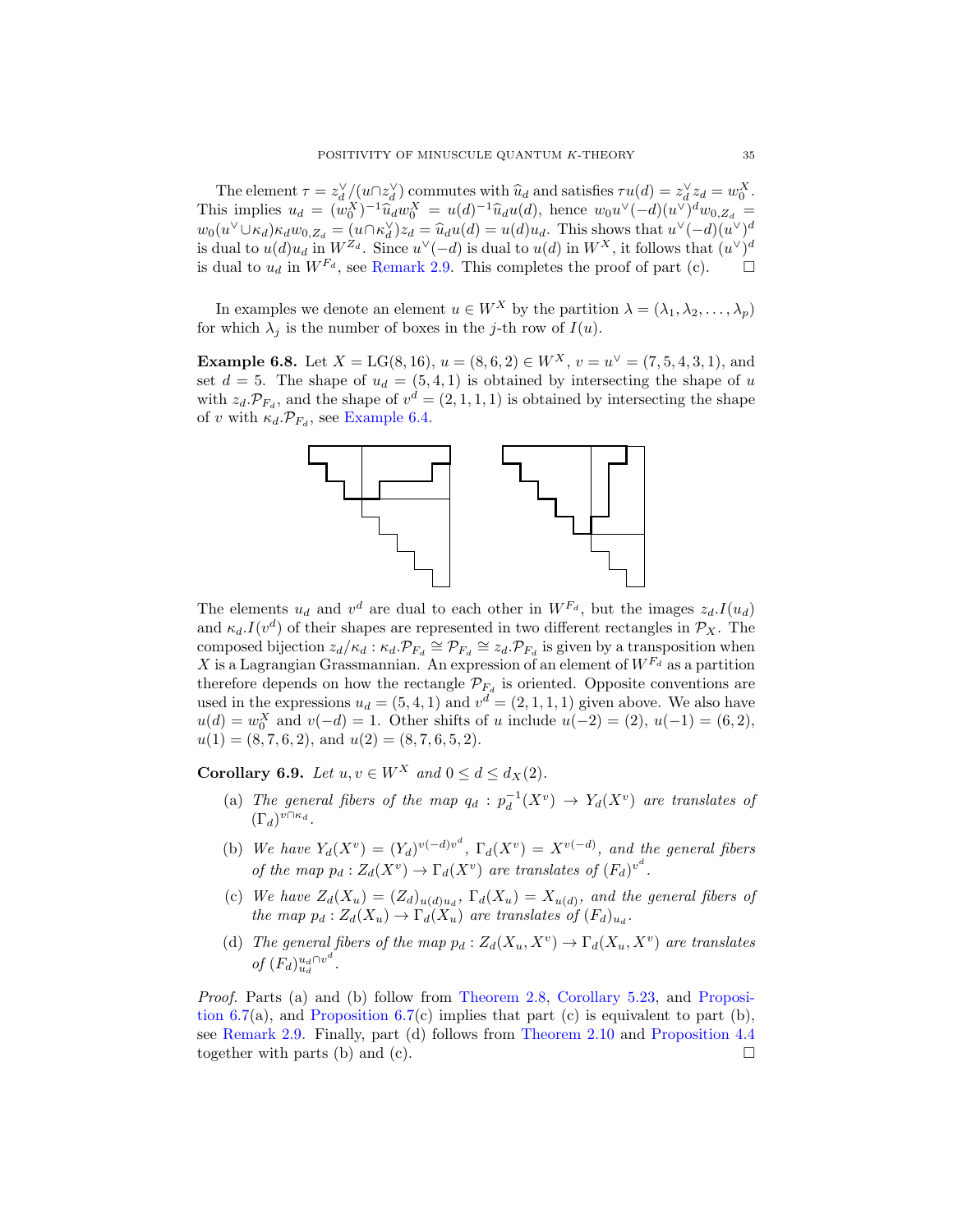The element $\tau = z_d^\vee/(u \cap z_d^\vee)$ commutes with $\widehat{u}_d$ and satisfies $\tau u(d) = z_d^\vee z_d = w_0^X$. This implies $u_d = (w_0^X)^{-1} \widehat{u}_d w_0^X = u(d)^{-1} \widehat{u}_d u(d)$, hence $w_0 u^\vee(-d)(u^\vee)^d w_{0,Z_d} = w_0(u^\vee \cup \kappa_d)\kappa_d w_{0,Z_d} = (u \cap \kappa_d^\vee) z_d = \widehat{u}_d u(d) = u(d) u_d$. This shows that $u^\vee(-d)(u^\vee)^d$ is dual to $u(d)u_d$ in $W^{Z_d}$. Since $u^\vee(-d)$ is dual to $u(d)$ in $W^X$, it follows that $(u^\vee)^d$ is dual to $u_d$ in $W^{F_d}$, see Remark 2.9. This completes the proof of part (c). $\square$

In examples we denote an element $u \in W^X$ by the partition $\lambda = (\lambda_1, \lambda_2, \dots, \lambda_p)$ for which $\lambda_j$ is the number of boxes in the $j$-th row of $I(u)$.

**Example 6.8.** Let $X = \mathrm{LG}(8, 16)$, $u = (8, 6, 2) \in W^X$, $v = u^\vee = (7, 5, 4, 3, 1)$, and set $d = 5$. The shape of $u_d = (5, 4, 1)$ is obtained by intersecting the shape of $u$ with $z_d.\mathcal{P}_{F_d}$, and the shape of $v^d = (2, 1, 1, 1)$ is obtained by intersecting the shape of $v$ with $\kappa_d.\mathcal{P}_{F_d}$, see Example 6.4.

The elements $u_d$ and $v^d$ are dual to each other in $W^{F_d}$, but the images $z_d.I(u_d)$ and $\kappa_d.I(v^d)$ of their shapes are represented in two different rectangles in $\mathcal{P}_X$. The composed bijection $z_d/\kappa_d : \kappa_d.\mathcal{P}_{F_d} \cong \mathcal{P}_{F_d} \cong z_d.\mathcal{P}_{F_d}$ is given by a transposition when $X$ is a Lagrangian Grassmannian. An expression of an element of $W^{F_d}$ as a partition therefore depends on how the rectangle $\mathcal{P}_{F_d}$ is oriented. Opposite conventions are used in the expressions $u_d = (5, 4, 1)$ and $v^d = (2, 1, 1, 1)$ given above. We also have $u(d) = w_0^X$ and $v(-d) = 1$. Other shifts of $u$ include $u(-2) = (2)$, $u(-1) = (6, 2)$, $u(1) = (8, 7, 6, 2)$, and $u(2) = (8, 7, 6, 5, 2)$.

**Corollary 6.9.** *Let $u, v \in W^X$ and $0 \leq d \leq d_X(2)$.*

(a) *The general fibers of the map $q_d : p_d^{-1}(X^v) \to Y_d(X^v)$ are translates of $(\Gamma_d)^{v \cap \kappa_d}$.*

(b) *We have $Y_d(X^v) = (Y_d)^{v(-d)v^d}$, $\Gamma_d(X^v) = X^{v(-d)}$, and the general fibers of the map $p_d : Z_d(X^v) \to \Gamma_d(X^v)$ are translates of $(F_d)^{v^d}$.*

(c) *We have $Z_d(X_u) = (Z_d)_{u(d)u_d}$, $\Gamma_d(X_u) = X_{u(d)}$, and the general fibers of the map $p_d : Z_d(X_u) \to \Gamma_d(X_u)$ are translates of $(F_d)_{u_d}$.*

(d) *The general fibers of the map $p_d : Z_d(X_u, X^v) \to \Gamma_d(X_u, X^v)$ are translates of $(F_d)_{u_d}^{u_d \cap v^d}$.*

*Proof.* Parts (a) and (b) follow from Theorem 2.8, Corollary 5.23, and Proposition 6.7(a), and Proposition 6.7(c) implies that part (c) is equivalent to part (b), see Remark 2.9. Finally, part (d) follows from Theorem 2.10 and Proposition 4.4 together with parts (b) and (c). $\square$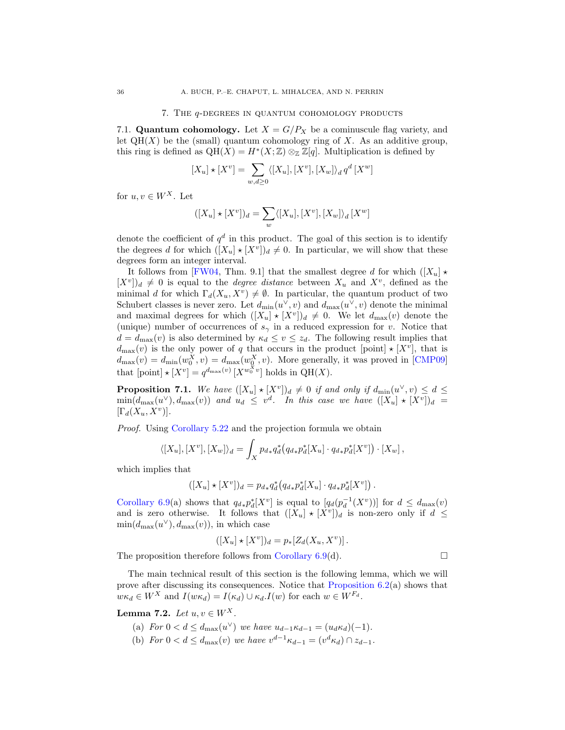## 7. The $q$-degrees in quantum cohomology products

### 7.1. Quantum cohomology.

Let $X = G/P_X$ be a cominuscule flag variety, and let $\mathrm{QH}(X)$ be the (small) quantum cohomology ring of $X$. As an additive group, this ring is defined as $\mathrm{QH}(X) = H^*(X;\mathbb{Z}) \otimes_{\mathbb{Z}} \mathbb{Z}[q]$. Multiplication is defined by

$$[X_u] \star [X^v] = \sum_{w, d \geq 0} \langle [X_u], [X^v], [X_w] \rangle_d \, q^d \, [X^w]$$

for $u, v \in W^X$. Let

$$([X_u] \star [X^v])_d = \sum_{w} \langle [X_u], [X^v], [X_w] \rangle_d \, [X^w]$$

denote the coefficient of $q^d$ in this product. The goal of this section is to identify the degrees $d$ for which $([X_u] \star [X^v])_d \neq 0$. In particular, we will show that these degrees form an integer interval.

It follows from [FW04, Thm. 9.1] that the smallest degree $d$ for which $([X_u] \star [X^v])_d \neq 0$ is equal to the *degree distance* between $X_u$ and $X^v$, defined as the minimal $d$ for which $\Gamma_d(X_u, X^v) \neq \emptyset$. In particular, the quantum product of two Schubert classes is never zero. Let $d_{\min}(u^\vee, v)$ and $d_{\max}(u^\vee, v)$ denote the minimal and maximal degrees for which $([X_u] \star [X^v])_d \neq 0$. We let $d_{\max}(v)$ denote the (unique) number of occurrences of $s_\gamma$ in a reduced expression for $v$. Notice that $d = d_{\max}(v)$ is also determined by $\kappa_d \leq v \leq z_d$. The following result implies that $d_{\max}(v)$ is the only power of $q$ that occurs in the product $[\text{point}] \star [X^v]$, that is $d_{\max}(v) = d_{\min}(w_0^X, v) = d_{\max}(w_0^X, v)$. More generally, it was proved in [CMP09] that $[\text{point}] \star [X^v] = q^{d_{\max}(v)} \, [X^{w_0^X v}]$ holds in $\mathrm{QH}(X)$.

**Proposition 7.1.** *We have $([X_u] \star [X^v])_d \neq 0$ if and only if $d_{\min}(u^\vee, v) \leq d \leq \min(d_{\max}(u^\vee), d_{\max}(v))$ and $u_d \leq v^d$. In this case we have $([X_u] \star [X^v])_d = [\Gamma_d(X_u, X^v)]$.*

*Proof.* Using Corollary 5.22 and the projection formula we obtain

$$\langle [X_u], [X^v], [X_w] \rangle_d = \int_X p_{d*} q_d^* \big( q_{d*} p_d^* [X_u] \cdot q_{d*} p_d^* [X^v] \big) \cdot [X_w] \,,$$

which implies that

$$([X_u] \star [X^v])_d = p_{d*} q_d^* \big( q_{d*} p_d^* [X_u] \cdot q_{d*} p_d^* [X^v] \big) \,.$$

Corollary 6.9(a) shows that $q_{d*} p_d^* [X^v]$ is equal to $[q_d(p_d^{-1}(X^v))]$ for $d \leq d_{\max}(v)$ and is zero otherwise. It follows that $([X_u] \star [X^v])_d$ is non-zero only if $d \leq \min(d_{\max}(u^\vee), d_{\max}(v))$, in which case

$$([X_u] \star [X^v])_d = p_* [Z_d(X_u, X^v)] \,.$$

The proposition therefore follows from Corollary 6.9(d). $\square$

The main technical result of this section is the following lemma, which we will prove after discussing its consequences. Notice that Proposition 6.2(a) shows that $w\kappa_d \in W^X$ and $I(w\kappa_d) = I(\kappa_d) \cup \kappa_d . I(w)$ for each $w \in W^{F_d}$.

**Lemma 7.2.** *Let $u, v \in W^X$.*

(a) *For $0 < d \leq d_{\max}(u^\vee)$ we have $u_{d-1}\kappa_{d-1} = (u_d \kappa_d)(-1)$.*

(b) *For $0 < d \leq d_{\max}(v)$ we have $v^{d-1}\kappa_{d-1} = (v^d \kappa_d) \cap z_{d-1}$.*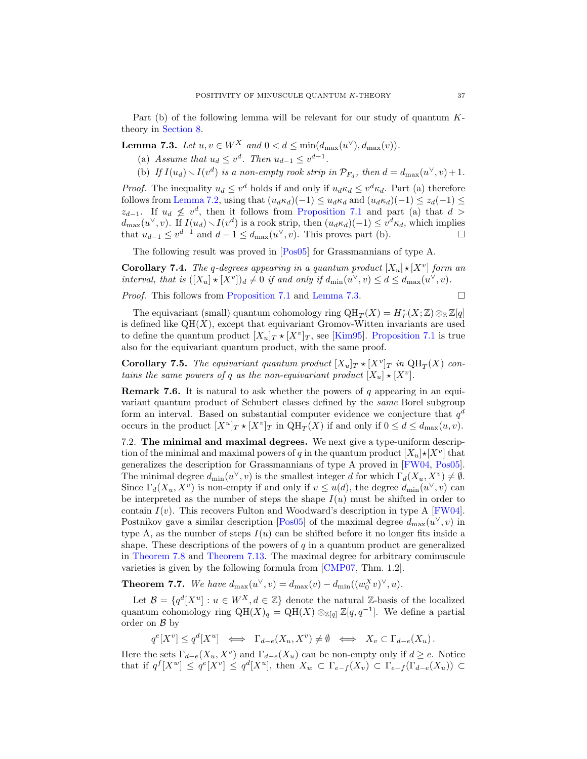Part (b) of the following lemma will be relevant for our study of quantum $K$-theory in Section 8.

**Lemma 7.3.** *Let $u, v \in W^X$ and $0 < d \leq \min(d_{\max}(u^\vee), d_{\max}(v))$.*

(a) *Assume that $u_d \leq v^d$. Then $u_{d-1} \leq v^{d-1}$.*

(b) *If $I(u_d) \smallsetminus I(v^d)$ is a non-empty rook strip in $\mathcal{P}_{F_d}$, then $d = d_{\max}(u^\vee, v) + 1$.*

*Proof.* The inequality $u_d \leq v^d$ holds if and only if $u_d \kappa_d \leq v^d \kappa_d$. Part (a) therefore follows from Lemma 7.2, using that $(u_d \kappa_d)(-1) \leq u_d \kappa_d$ and $(u_d \kappa_d)(-1) \leq z_d(-1) \leq z_{d-1}$. If $u_d \not\leq v^d$, then it follows from Proposition 7.1 and part (a) that $d > d_{\max}(u^\vee, v)$. If $I(u_d) \smallsetminus I(v^d)$ is a rook strip, then $(u_d \kappa_d)(-1) \leq v^d \kappa_d$, which implies that $u_{d-1} \leq v^{d-1}$ and $d - 1 \leq d_{\max}(u^\vee, v)$. This proves part (b). $\square$

The following result was proved in [Pos05] for Grassmannians of type A.

**Corollary 7.4.** *The $q$-degrees appearing in a quantum product $[X_u] \star [X^v]$ form an interval, that is $([X_u] \star [X^v])_d \neq 0$ if and only if $d_{\min}(u^\vee, v) \leq d \leq d_{\max}(u^\vee, v)$.*

*Proof.* This follows from Proposition 7.1 and Lemma 7.3. $\square$

The equivariant (small) quantum cohomology ring $\mathrm{QH}_T(X) = H_T^*(X; \mathbb{Z}) \otimes_{\mathbb{Z}} \mathbb{Z}[q]$ is defined like $\mathrm{QH}(X)$, except that equivariant Gromov-Witten invariants are used to define the quantum product $[X_u]_T \star [X^v]_T$, see [Kim95]. Proposition 7.1 is true also for the equivariant quantum product, with the same proof.

**Corollary 7.5.** *The equivariant quantum product $[X_u]_T \star [X^v]_T$ in $\mathrm{QH}_T(X)$ contains the same powers of $q$ as the non-equivariant product $[X_u] \star [X^v]$.*

**Remark 7.6.** It is natural to ask whether the powers of $q$ appearing in an equivariant quantum product of Schubert classes defined by the *same* Borel subgroup form an interval. Based on substantial computer evidence we conjecture that $q^d$ occurs in the product $[X^u]_T \star [X^v]_T$ in $\mathrm{QH}_T(X)$ if and only if $0 \leq d \leq d_{\max}(u, v)$.

7.2. **The minimal and maximal degrees.** We next give a type-uniform description of the minimal and maximal powers of $q$ in the quantum product $[X_u] \star [X^v]$ that generalizes the description for Grassmannians of type A proved in [FW04, Pos05]. The minimal degree $d_{\min}(u^\vee, v)$ is the smallest integer $d$ for which $\Gamma_d(X_u, X^v) \neq \emptyset$. Since $\Gamma_d(X_u, X^v)$ is non-empty if and only if $v \leq u(d)$, the degree $d_{\min}(u^\vee, v)$ can be interpreted as the number of steps the shape $I(u)$ must be shifted in order to contain $I(v)$. This recovers Fulton and Woodward's description in type A [FW04]. Postnikov gave a similar description [Pos05] of the maximal degree $d_{\max}(u^\vee, v)$ in type A, as the number of steps $I(u)$ can be shifted before it no longer fits inside a shape. These descriptions of the powers of $q$ in a quantum product are generalized in Theorem 7.8 and Theorem 7.13. The maximal degree for arbitrary cominuscule varieties is given by the following formula from [CMP07, Thm. 1.2].

**Theorem 7.7.** *We have $d_{\max}(u^\vee, v) = d_{\max}(v) - d_{\min}((w_0^X v)^\vee, u)$.*

Let $\mathcal{B} = \{q^d [X^u] : u \in W^X, d \in \mathbb{Z}\}$ denote the natural $\mathbb{Z}$-basis of the localized quantum cohomology ring $\mathrm{QH}(X)_q = \mathrm{QH}(X) \otimes_{\mathbb{Z}[q]} \mathbb{Z}[q, q^{-1}]$. We define a partial order on $\mathcal{B}$ by

$$q^e[X^v] \leq q^d[X^u] \iff \Gamma_{d-e}(X_u, X^v) \neq \emptyset \iff X_v \subset \Gamma_{d-e}(X_u)\,.$$

Here the sets $\Gamma_{d-e}(X_u, X^v)$ and $\Gamma_{d-e}(X_u)$ can be non-empty only if $d \geq e$. Notice that if $q^f[X^w] \leq q^e[X^v] \leq q^d[X^u]$, then $X_w \subset \Gamma_{e-f}(X_v) \subset \Gamma_{e-f}(\Gamma_{d-e}(X_u)) \subset$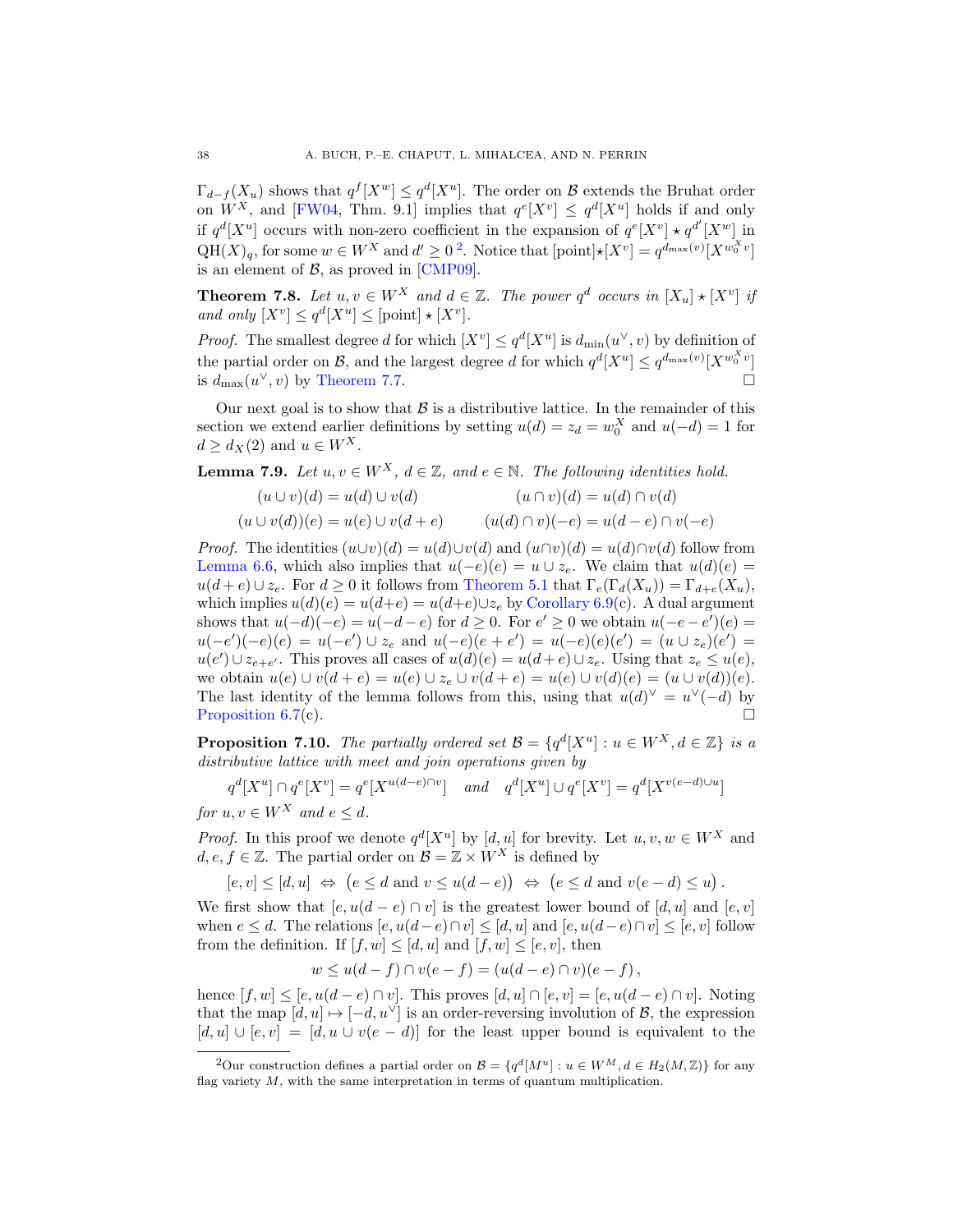$\Gamma_{d-f}(X_u)$ shows that $q^f[X^w] \leq q^d[X^u]$. The order on $\mathcal{B}$ extends the Bruhat order on $W^X$, and [FW04, Thm. 9.1] implies that $q^e[X^v] \leq q^d[X^u]$ holds if and only if $q^d[X^u]$ occurs with non-zero coefficient in the expansion of $q^e[X^v] \star q^{d'}[X^w]$ in $\mathrm{QH}(X)_q$, for some $w \in W^X$ and $d' \geq 0$ [2]. Notice that $[\text{point}] \star [X^v] = q^{d_{\max}(v)}[X^{w_0^X v}]$ is an element of $\mathcal{B}$, as proved in [CMP09].

**Theorem 7.8.** *Let $u, v \in W^X$ and $d \in \mathbb{Z}$. The power $q^d$ occurs in $[X_u] \star [X^v]$ if and only $[X^v] \leq q^d[X^u] \leq [\text{point}] \star [X^v]$.*

*Proof.* The smallest degree $d$ for which $[X^v] \leq q^d[X^u]$ is $d_{\min}(u^\vee, v)$ by definition of the partial order on $\mathcal{B}$, and the largest degree $d$ for which $q^d[X^u] \leq q^{d_{\max}(v)}[X^{w_0^X v}]$ is $d_{\max}(u^\vee, v)$ by Theorem 7.7. $\square$

Our next goal is to show that $\mathcal{B}$ is a distributive lattice. In the remainder of this section we extend earlier definitions by setting $u(d) = z_d = w_0^X$ and $u(-d) = 1$ for $d \geq d_X(2)$ and $u \in W^X$.

**Lemma 7.9.** *Let $u, v \in W^X$, $d \in \mathbb{Z}$, and $e \in \mathbb{N}$. The following identities hold.*

$$(u \cup v)(d) = u(d) \cup v(d) \qquad\qquad (u \cap v)(d) = u(d) \cap v(d)$$

$$(u \cup v(d))(e) = u(e) \cup v(d+e) \qquad\qquad (u(d) \cap v)(-e) = u(d-e) \cap v(-e)$$

*Proof.* The identities $(u\cup v)(d) = u(d)\cup v(d)$ and $(u\cap v)(d) = u(d)\cap v(d)$ follow from Lemma 6.6, which also implies that $u(-e)(e) = u \cup z_e$. We claim that $u(d)(e) = u(d+e) \cup z_e$. For $d \geq 0$ it follows from Theorem 5.1 that $\Gamma_e(\Gamma_d(X_u)) = \Gamma_{d+e}(X_u)$, which implies $u(d)(e) = u(d+e) = u(d+e)\cup z_e$ by Corollary 6.9(c). A dual argument shows that $u(-d)(-e) = u(-d-e)$ for $d \geq 0$. For $e' \geq 0$ we obtain $u(-e-e')(e) = u(-e')(-e)(e) = u(-e') \cup z_e$ and $u(-e)(e+e') = u(-e)(e)(e') = (u \cup z_e)(e') = u(e') \cup z_{e+e'}$. This proves all cases of $u(d)(e) = u(d+e) \cup z_e$. Using that $z_e \leq u(e)$, we obtain $u(e) \cup v(d+e) = u(e) \cup z_e \cup v(d+e) = u(e) \cup v(d)(e) = (u \cup v(d))(e)$. The last identity of the lemma follows from this, using that $u(d)^\vee = u^\vee(-d)$ by Proposition 6.7(c). $\square$

**Proposition 7.10.** *The partially ordered set $\mathcal{B} = \{q^d[X^u] : u \in W^X, d \in \mathbb{Z}\}$ is a distributive lattice with meet and join operations given by*

$$q^d[X^u] \cap q^e[X^v] = q^e[X^{u(d-e)\cap v}] \quad \textit{and} \quad q^d[X^u] \cup q^e[X^v] = q^d[X^{v(e-d)\cup u}]$$

*for $u, v \in W^X$ and $e \leq d$.*

*Proof.* In this proof we denote $q^d[X^u]$ by $[d, u]$ for brevity. Let $u, v, w \in W^X$ and $d, e, f \in \mathbb{Z}$. The partial order on $\mathcal{B} = \mathbb{Z} \times W^X$ is defined by

$$[e, v] \leq [d, u] \;\Leftrightarrow\; \big(e \leq d \text{ and } v \leq u(d-e)\big) \;\Leftrightarrow\; \big(e \leq d \text{ and } v(e-d) \leq u\big)\,.$$

We first show that $[e, u(d-e) \cap v]$ is the greatest lower bound of $[d, u]$ and $[e, v]$ when $e \leq d$. The relations $[e, u(d-e)\cap v] \leq [d, u]$ and $[e, u(d-e)\cap v] \leq [e, v]$ follow from the definition. If $[f, w] \leq [d, u]$ and $[f, w] \leq [e, v]$, then

$$w \leq u(d-f) \cap v(e-f) = (u(d-e) \cap v)(e-f)\,,$$

hence $[f, w] \leq [e, u(d-e) \cap v]$. This proves $[d, u] \cap [e, v] = [e, u(d-e) \cap v]$. Noting that the map $[d, u] \mapsto [-d, u^\vee]$ is an order-reversing involution of $\mathcal{B}$, the expression $[d, u] \cup [e, v] = [d, u \cup v(e-d)]$ for the least upper bound is equivalent to the

[2] Our construction defines a partial order on $\mathcal{B} = \{q^d[M^u] : u \in W^M, d \in H_2(M, \mathbb{Z})\}$ for any flag variety $M$, with the same interpretation in terms of quantum multiplication.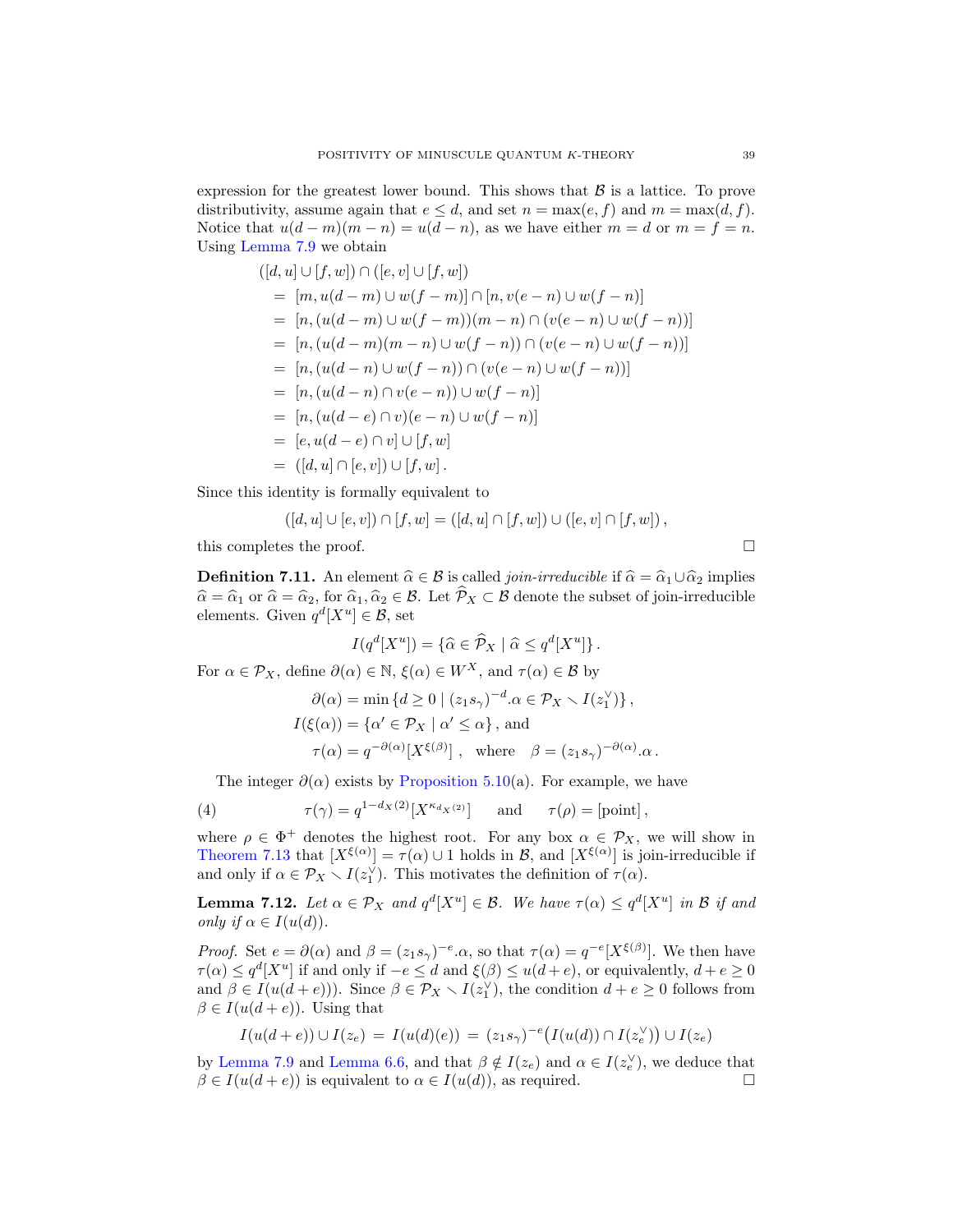expression for the greatest lower bound. This shows that $\mathcal{B}$ is a lattice. To prove distributivity, assume again that $e \leq d$, and set $n = \max(e, f)$ and $m = \max(d, f)$. Notice that $u(d-m)(m-n) = u(d-n)$, as we have either $m = d$ or $m = f = n$. Using Lemma 7.9 we obtain

$$
\begin{aligned}
&([d, u] \cup [f, w]) \cap ([e, v] \cup [f, w]) \\
&\quad = [m, u(d-m) \cup w(f-m)] \cap [n, v(e-n) \cup w(f-n)] \\
&\quad = [n, (u(d-m) \cup w(f-m))(m-n) \cap (v(e-n) \cup w(f-n))] \\
&\quad = [n, (u(d-m)(m-n) \cup w(f-n)) \cap (v(e-n) \cup w(f-n))] \\
&\quad = [n, (u(d-n) \cup w(f-n)) \cap (v(e-n) \cup w(f-n))] \\
&\quad = [n, (u(d-n) \cap v(e-n)) \cup w(f-n)] \\
&\quad = [n, (u(d-e) \cap v)(e-n) \cup w(f-n)] \\
&\quad = [e, u(d-e) \cap v] \cup [f, w] \\
&\quad = ([d, u] \cap [e, v]) \cup [f, w] .
\end{aligned}
$$

Since this identity is formally equivalent to

$$([d, u] \cup [e, v]) \cap [f, w] = ([d, u] \cap [f, w]) \cup ([e, v] \cap [f, w]) ,$$

this completes the proof. $\square$

**Definition 7.11.** An element $\widehat{\alpha} \in \mathcal{B}$ is called *join-irreducible* if $\widehat{\alpha} = \widehat{\alpha}_1 \cup \widehat{\alpha}_2$ implies $\widehat{\alpha} = \widehat{\alpha}_1$ or $\widehat{\alpha} = \widehat{\alpha}_2$, for $\widehat{\alpha}_1, \widehat{\alpha}_2 \in \mathcal{B}$. Let $\widehat{\mathcal{P}}_X \subset \mathcal{B}$ denote the subset of join-irreducible elements. Given $q^d[X^u] \in \mathcal{B}$, set

$$I(q^d[X^u]) = \{\widehat{\alpha} \in \widehat{\mathcal{P}}_X \mid \widehat{\alpha} \leq q^d[X^u]\} .$$

For $\alpha \in \mathcal{P}_X$, define $\partial(\alpha) \in \mathbb{N}$, $\xi(\alpha) \in W^X$, and $\tau(\alpha) \in \mathcal{B}$ by

$$
\begin{aligned}
\partial(\alpha) &= \min\{d \geq 0 \mid (z_1 s_\gamma)^{-d}.\alpha \in \mathcal{P}_X \smallsetminus I(z_1^\vee)\} , \\
I(\xi(\alpha)) &= \{\alpha' \in \mathcal{P}_X \mid \alpha' \leq \alpha\} , \text{ and} \\
\tau(\alpha) &= q^{-\partial(\alpha)}[X^{\xi(\beta)}] , \quad \text{where} \quad \beta = (z_1 s_\gamma)^{-\partial(\alpha)}.\alpha .
\end{aligned}
$$

The integer $\partial(\alpha)$ exists by Proposition 5.10(a). For example, we have

$$\tau(\gamma) = q^{1-d_X(2)}[X^{\kappa_{d_X(2)}}] \qquad \text{and} \qquad \tau(\rho) = [\text{point}] , \tag{4}$$

where $\rho \in \Phi^+$ denotes the highest root. For any box $\alpha \in \mathcal{P}_X$, we will show in Theorem 7.13 that $[X^{\xi(\alpha)}] = \tau(\alpha) \cup 1$ holds in $\mathcal{B}$, and $[X^{\xi(\alpha)}]$ is join-irreducible if and only if $\alpha \in \mathcal{P}_X \smallsetminus I(z_1^\vee)$. This motivates the definition of $\tau(\alpha)$.

**Lemma 7.12.** *Let $\alpha \in \mathcal{P}_X$ and $q^d[X^u] \in \mathcal{B}$. We have $\tau(\alpha) \leq q^d[X^u]$ in $\mathcal{B}$ if and only if $\alpha \in I(u(d))$.*

*Proof.* Set $e = \partial(\alpha)$ and $\beta = (z_1 s_\gamma)^{-e}.\alpha$, so that $\tau(\alpha) = q^{-e}[X^{\xi(\beta)}]$. We then have $\tau(\alpha) \leq q^d[X^u]$ if and only if $-e \leq d$ and $\xi(\beta) \leq u(d+e)$, or equivalently, $d + e \geq 0$ and $\beta \in I(u(d+e))$. Since $\beta \in \mathcal{P}_X \smallsetminus I(z_1^\vee)$, the condition $d + e \geq 0$ follows from $\beta \in I(u(d+e))$. Using that

$$I(u(d+e)) \cup I(z_e) \;=\; I(u(d)(e)) \;=\; (z_1 s_\gamma)^{-e}\big(I(u(d)) \cap I(z_e^\vee)\big) \cup I(z_e)$$

by Lemma 7.9 and Lemma 6.6, and that $\beta \notin I(z_e)$ and $\alpha \in I(z_e^\vee)$, we deduce that $\beta \in I(u(d+e))$ is equivalent to $\alpha \in I(u(d))$, as required. $\square$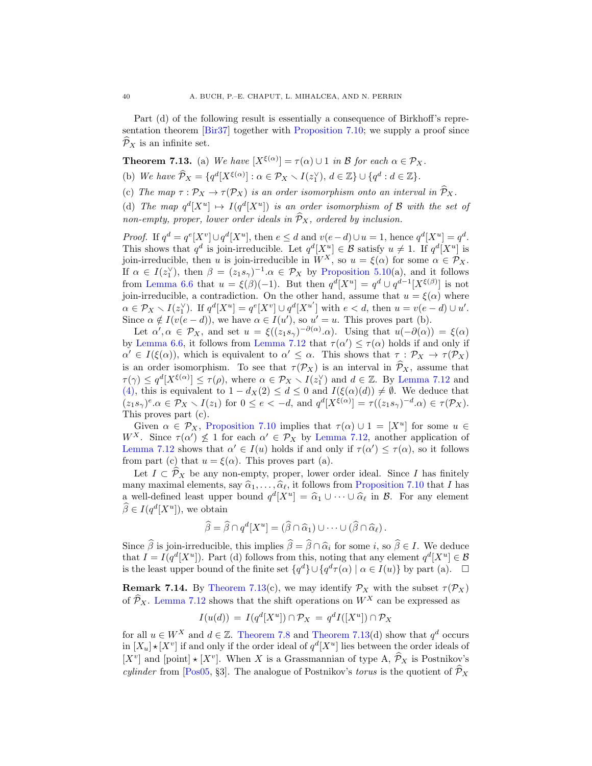Part (d) of the following result is essentially a consequence of Birkhoff's representation theorem [Bir37] together with Proposition 7.10; we supply a proof since $\widehat{\mathcal{P}}_X$ is an infinite set.

**Theorem 7.13.** (a) *We have* $[X^{\xi(\alpha)}] = \tau(\alpha) \cup 1$ *in* $\mathcal{B}$ *for each* $\alpha \in \mathcal{P}_X$.

(b) *We have* $\widehat{\mathcal{P}}_X = \{q^d[X^{\xi(\alpha)}] : \alpha \in \mathcal{P}_X \smallsetminus I(z_1^\vee),\, d \in \mathbb{Z}\} \cup \{q^d : d \in \mathbb{Z}\}$.

(c) *The map* $\tau : \mathcal{P}_X \to \tau(\mathcal{P}_X)$ *is an order isomorphism onto an interval in* $\widehat{\mathcal{P}}_X$.

(d) *The map* $q^d[X^u] \mapsto I(q^d[X^u])$ *is an order isomorphism of* $\mathcal{B}$ *with the set of non-empty, proper, lower order ideals in* $\widehat{\mathcal{P}}_X$*, ordered by inclusion.*

*Proof.* If $q^d = q^e[X^v] \cup q^d[X^u]$, then $e \leq d$ and $v(e-d) \cup u = 1$, hence $q^d[X^u] = q^d$. This shows that $q^d$ is join-irreducible. Let $q^d[X^u] \in \mathcal{B}$ satisfy $u \neq 1$. If $q^d[X^u]$ is join-irreducible, then $u$ is join-irreducible in $W^X$, so $u = \xi(\alpha)$ for some $\alpha \in \mathcal{P}_X$. If $\alpha \in I(z_1^\vee)$, then $\beta = (z_1 s_\gamma)^{-1}.\alpha \in \mathcal{P}_X$ by Proposition 5.10(a), and it follows from Lemma 6.6 that $u = \xi(\beta)(-1)$. But then $q^d[X^u] = q^d \cup q^{d-1}[X^{\xi(\beta)}]$ is not join-irreducible, a contradiction. On the other hand, assume that $u = \xi(\alpha)$ where $\alpha \in \mathcal{P}_X \smallsetminus I(z_1^\vee)$. If $q^d[X^u] = q^e[X^v] \cup q^d[X^{u'}]$ with $e < d$, then $u = v(e-d) \cup u'$. Since $\alpha \notin I(v(e-d))$, we have $\alpha \in I(u')$, so $u' = u$. This proves part (b).

Let $\alpha', \alpha \in \mathcal{P}_X$, and set $u = \xi((z_1 s_\gamma)^{-\partial(\alpha)}.\alpha)$. Using that $u(-\partial(\alpha)) = \xi(\alpha)$ by Lemma 6.6, it follows from Lemma 7.12 that $\tau(\alpha') \leq \tau(\alpha)$ holds if and only if $\alpha' \in I(\xi(\alpha))$, which is equivalent to $\alpha' \leq \alpha$. This shows that $\tau : \mathcal{P}_X \to \tau(\mathcal{P}_X)$ is an order isomorphism. To see that $\tau(\mathcal{P}_X)$ is an interval in $\widehat{\mathcal{P}}_X$, assume that $\tau(\gamma) \leq q^d[X^{\xi(\alpha)}] \leq \tau(\rho)$, where $\alpha \in \mathcal{P}_X \smallsetminus I(z_1^\vee)$ and $d \in \mathbb{Z}$. By Lemma 7.12 and (4), this is equivalent to $1 - d_X(2) \leq d \leq 0$ and $I(\xi(\alpha)(d)) \neq \emptyset$. We deduce that $(z_1 s_\gamma)^e.\alpha \in \mathcal{P}_X \smallsetminus I(z_1)$ for $0 \leq e < -d$, and $q^d[X^{\xi(\alpha)}] = \tau((z_1 s_\gamma)^{-d}.\alpha) \in \tau(\mathcal{P}_X)$. This proves part (c).

Given $\alpha \in \mathcal{P}_X$, Proposition 7.10 implies that $\tau(\alpha) \cup 1 = [X^u]$ for some $u \in W^X$. Since $\tau(\alpha') \not\leq 1$ for each $\alpha' \in \mathcal{P}_X$ by Lemma 7.12, another application of Lemma 7.12 shows that $\alpha' \in I(u)$ holds if and only if $\tau(\alpha') \leq \tau(\alpha)$, so it follows from part (c) that $u = \xi(\alpha)$. This proves part (a).

Let $I \subset \widehat{\mathcal{P}}_X$ be any non-empty, proper, lower order ideal. Since $I$ has finitely many maximal elements, say $\widehat{\alpha}_1, \dots, \widehat{\alpha}_\ell$, it follows from Proposition 7.10 that $I$ has a well-defined least upper bound $q^d[X^u] = \widehat{\alpha}_1 \cup \cdots \cup \widehat{\alpha}_\ell$ in $\mathcal{B}$. For any element $\widehat{\beta} \in I(q^d[X^u])$, we obtain

$$\widehat{\beta} = \widehat{\beta} \cap q^d[X^u] = (\widehat{\beta} \cap \widehat{\alpha}_1) \cup \cdots \cup (\widehat{\beta} \cap \widehat{\alpha}_\ell)\,.$$

Since $\widehat{\beta}$ is join-irreducible, this implies $\widehat{\beta} = \widehat{\beta} \cap \widehat{\alpha}_i$ for some $i$, so $\widehat{\beta} \in I$. We deduce that $I = I(q^d[X^u])$. Part (d) follows from this, noting that any element $q^d[X^u] \in \mathcal{B}$ is the least upper bound of the finite set $\{q^d\} \cup \{q^d \tau(\alpha) \mid \alpha \in I(u)\}$ by part (a). $\square$

**Remark 7.14.** By Theorem 7.13(c), we may identify $\mathcal{P}_X$ with the subset $\tau(\mathcal{P}_X)$ of $\widehat{\mathcal{P}}_X$. Lemma 7.12 shows that the shift operations on $W^X$ can be expressed as

$$I(u(d)) \;=\; I(q^d[X^u]) \cap \mathcal{P}_X \;=\; q^d I([X^u]) \cap \mathcal{P}_X$$

for all $u \in W^X$ and $d \in \mathbb{Z}$. Theorem 7.8 and Theorem 7.13(d) show that $q^d$ occurs in $[X_u] \star [X^v]$ if and only if the order ideal of $q^d[X^u]$ lies between the order ideals of $[X^v]$ and $[\text{point}] \star [X^v]$. When $X$ is a Grassmannian of type A, $\widehat{\mathcal{P}}_X$ is Postnikov's *cylinder* from [Pos05, §3]. The analogue of Postnikov's *torus* is the quotient of $\widehat{\mathcal{P}}_X$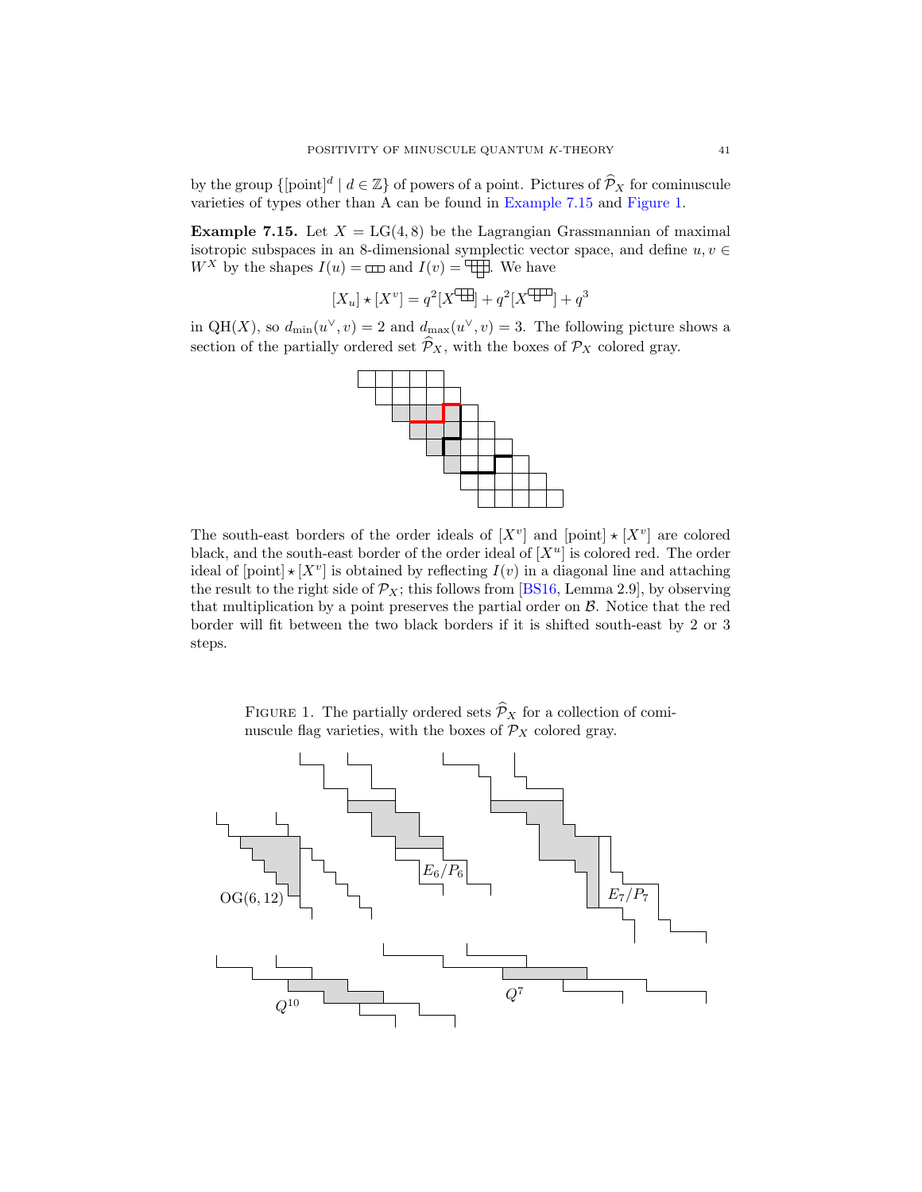by the group $\{[\mathrm{point}]^d \mid d \in \mathbb{Z}\}$ of powers of a point. Pictures of $\widehat{\mathcal{P}}_X$ for cominuscule varieties of types other than A can be found in Example 7.15 and Figure 1.

**Example 7.15.** Let $X = \mathrm{LG}(4,8)$ be the Lagrangian Grassmannian of maximal isotropic subspaces in an 8-dimensional symplectic vector space, and define $u, v \in W^X$ by the shapes $I(u) = $ ▭▭▭ and $I(v) = $ (shape). We have

$$[X_u] \star [X^v] = q^2[X^{\square}] + q^2[X^{\square}] + q^3$$

in $\mathrm{QH}(X)$, so $d_{\min}(u^\vee, v) = 2$ and $d_{\max}(u^\vee, v) = 3$. The following picture shows a section of the partially ordered set $\widehat{\mathcal{P}}_X$, with the boxes of $\mathcal{P}_X$ colored gray.

The south-east borders of the order ideals of $[X^v]$ and $[\mathrm{point}] \star [X^v]$ are colored black, and the south-east border of the order ideal of $[X^u]$ is colored red. The order ideal of $[\mathrm{point}] \star [X^v]$ is obtained by reflecting $I(v)$ in a diagonal line and attaching the result to the right side of $\mathcal{P}_X$; this follows from [BS16, Lemma 2.9], by observing that multiplication by a point preserves the partial order on $\mathcal{B}$. Notice that the red border will fit between the two black borders if it is shifted south-east by 2 or 3 steps.

FIGURE 1. The partially ordered sets $\widehat{\mathcal{P}}_X$ for a collection of cominuscule flag varieties, with the boxes of $\mathcal{P}_X$ colored gray.

$\mathrm{OG}(6,12)$ $E_6/P_6$ $E_7/P_7$ $Q^{10}$ $Q^7$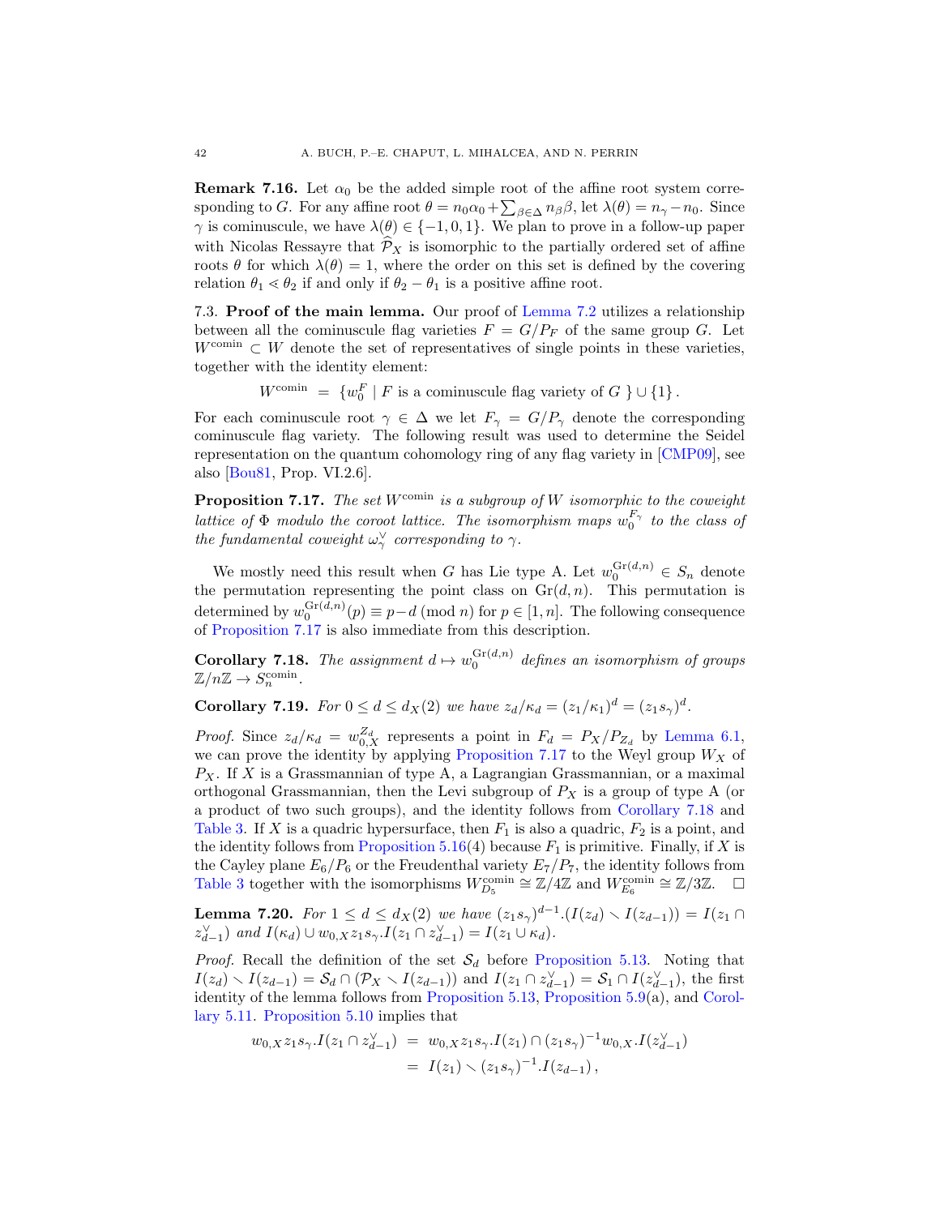**Remark 7.16.** Let $\alpha_0$ be the added simple root of the affine root system corresponding to $G$. For any affine root $\theta = n_0\alpha_0 + \sum_{\beta\in\Delta} n_\beta \beta$, let $\lambda(\theta) = n_\gamma - n_0$. Since $\gamma$ is cominuscule, we have $\lambda(\theta) \in \{-1, 0, 1\}$. We plan to prove in a follow-up paper with Nicolas Ressayre that $\widehat{\mathcal{P}}_X$ is isomorphic to the partially ordered set of affine roots $\theta$ for which $\lambda(\theta) = 1$, where the order on this set is defined by the covering relation $\theta_1 \lessdot \theta_2$ if and only if $\theta_2 - \theta_1$ is a positive affine root.

7.3. **Proof of the main lemma.** Our proof of Lemma 7.2 utilizes a relationship between all the cominuscule flag varieties $F = G/P_F$ of the same group $G$. Let $W^{\text{comin}} \subset W$ denote the set of representatives of single points in these varieties, together with the identity element:

$$W^{\text{comin}} \;=\; \{w_0^F \mid F \text{ is a cominuscule flag variety of } G\;\} \cup \{1\}\,.$$

For each cominuscule root $\gamma \in \Delta$ we let $F_\gamma = G/P_\gamma$ denote the corresponding cominuscule flag variety. The following result was used to determine the Seidel representation on the quantum cohomology ring of any flag variety in [CMP09], see also [Bou81, Prop. VI.2.6].

**Proposition 7.17.** *The set $W^{\text{comin}}$ is a subgroup of $W$ isomorphic to the coweight lattice of $\Phi$ modulo the coroot lattice. The isomorphism maps $w_0^{F_\gamma}$ to the class of the fundamental coweight $\omega_\gamma^\vee$ corresponding to $\gamma$.*

We mostly need this result when $G$ has Lie type A. Let $w_0^{\text{Gr}(d,n)} \in S_n$ denote the permutation representing the point class on $\text{Gr}(d,n)$. This permutation is determined by $w_0^{\text{Gr}(d,n)}(p) \equiv p - d \pmod{n}$ for $p \in [1,n]$. The following consequence of Proposition 7.17 is also immediate from this description.

**Corollary 7.18.** *The assignment $d \mapsto w_0^{\text{Gr}(d,n)}$ defines an isomorphism of groups $\mathbb{Z}/n\mathbb{Z} \to S_n^{\text{comin}}$.*

**Corollary 7.19.** *For $0 \leq d \leq d_X(2)$ we have $z_d/\kappa_d = (z_1/\kappa_1)^d = (z_1 s_\gamma)^d$.*

*Proof.* Since $z_d/\kappa_d = w_{0,X}^{Z_d}$ represents a point in $F_d = P_X/P_{Z_d}$ by Lemma 6.1, we can prove the identity by applying Proposition 7.17 to the Weyl group $W_X$ of $P_X$. If $X$ is a Grassmannian of type A, a Lagrangian Grassmannian, or a maximal orthogonal Grassmannian, then the Levi subgroup of $P_X$ is a group of type A (or a product of two such groups), and the identity follows from Corollary 7.18 and Table 3. If $X$ is a quadric hypersurface, then $F_1$ is also a quadric, $F_2$ is a point, and the identity follows from Proposition 5.16(4) because $F_1$ is primitive. Finally, if $X$ is the Cayley plane $E_6/P_6$ or the Freudenthal variety $E_7/P_7$, the identity follows from Table 3 together with the isomorphisms $W_{D_5}^{\text{comin}} \cong \mathbb{Z}/4\mathbb{Z}$ and $W_{E_6}^{\text{comin}} \cong \mathbb{Z}/3\mathbb{Z}$. $\square$

**Lemma 7.20.** *For $1 \leq d \leq d_X(2)$ we have $(z_1 s_\gamma)^{d-1}.(I(z_d) \smallsetminus I(z_{d-1})) = I(z_1 \cap z_{d-1}^\vee)$ and $I(\kappa_d) \cup w_{0,X} z_1 s_\gamma.I(z_1 \cap z_{d-1}^\vee) = I(z_1 \cup \kappa_d)$.*

*Proof.* Recall the definition of the set $\mathcal{S}_d$ before Proposition 5.13. Noting that $I(z_d) \smallsetminus I(z_{d-1}) = \mathcal{S}_d \cap (\mathcal{P}_X \smallsetminus I(z_{d-1}))$ and $I(z_1 \cap z_{d-1}^\vee) = \mathcal{S}_1 \cap I(z_{d-1}^\vee)$, the first identity of the lemma follows from Proposition 5.13, Proposition 5.9(a), and Corollary 5.11. Proposition 5.10 implies that

$$\begin{aligned}
w_{0,X} z_1 s_\gamma.I(z_1 \cap z_{d-1}^\vee) \;&=\; w_{0,X} z_1 s_\gamma.I(z_1) \cap (z_1 s_\gamma)^{-1} w_{0,X}.I(z_{d-1}^\vee) \\
&=\; I(z_1) \smallsetminus (z_1 s_\gamma)^{-1}.I(z_{d-1})\,,
\end{aligned}$$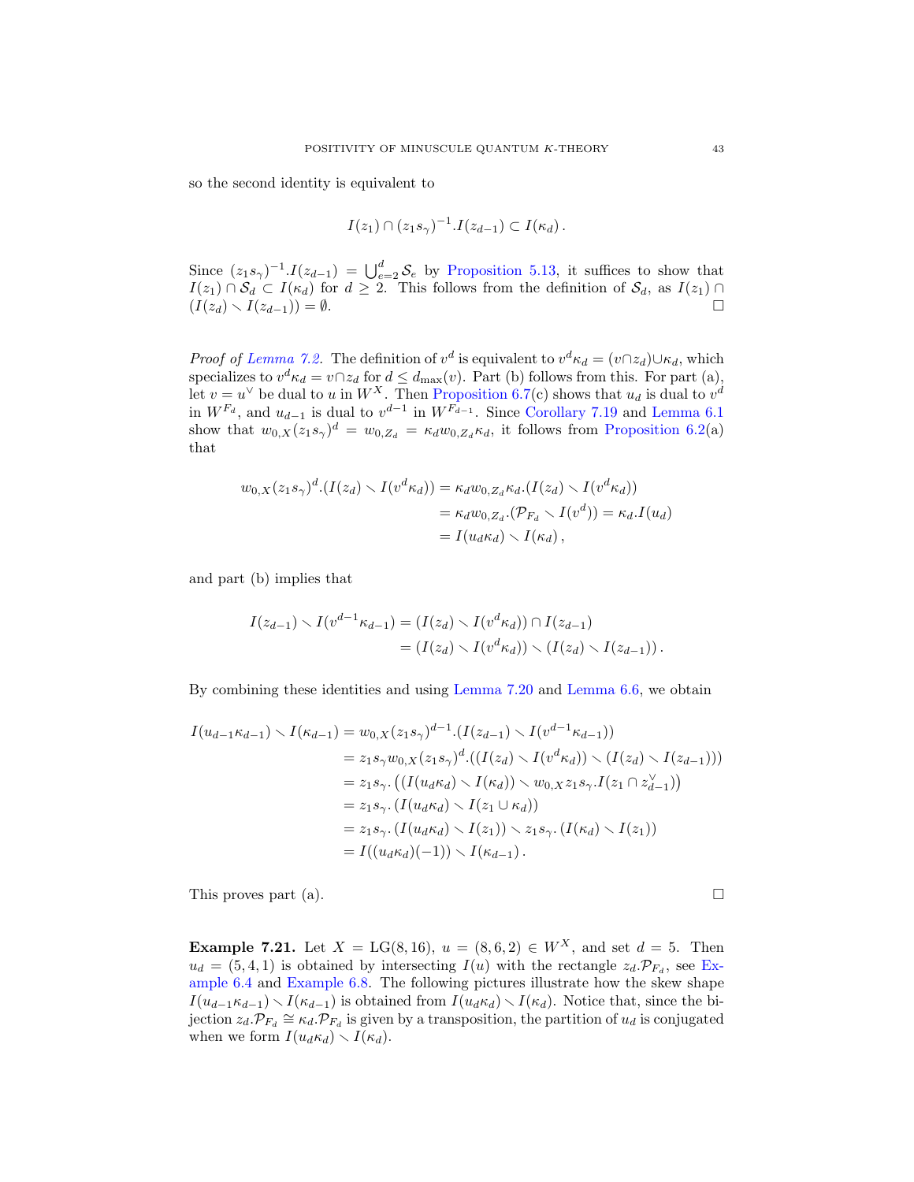so the second identity is equivalent to

$$I(z_1) \cap (z_1 s_\gamma)^{-1}.I(z_{d-1}) \subset I(\kappa_d)\,.$$

Since $(z_1 s_\gamma)^{-1}.I(z_{d-1}) = \bigcup_{e=2}^{d} \mathcal{S}_e$ by Proposition 5.13, it suffices to show that $I(z_1) \cap \mathcal{S}_d \subset I(\kappa_d)$ for $d \geq 2$. This follows from the definition of $\mathcal{S}_d$, as $I(z_1) \cap (I(z_d) \smallsetminus I(z_{d-1})) = \emptyset$. □

*Proof of Lemma 7.2.* The definition of $v^d$ is equivalent to $v^d \kappa_d = (v \cap z_d) \cup \kappa_d$, which specializes to $v^d \kappa_d = v \cap z_d$ for $d \leq d_{\max}(v)$. Part (b) follows from this. For part (a), let $v = u^\vee$ be dual to $u$ in $W^X$. Then Proposition 6.7(c) shows that $u_d$ is dual to $v^d$ in $W^{F_d}$, and $u_{d-1}$ is dual to $v^{d-1}$ in $W^{F_{d-1}}$. Since Corollary 7.19 and Lemma 6.1 show that $w_{0,X}(z_1 s_\gamma)^d = w_{0,Z_d} = \kappa_d w_{0,Z_d} \kappa_d$, it follows from Proposition 6.2(a) that

$$\begin{aligned}
w_{0,X}(z_1 s_\gamma)^d.(I(z_d) \smallsetminus I(v^d \kappa_d)) &= \kappa_d w_{0,Z_d} \kappa_d.(I(z_d) \smallsetminus I(v^d \kappa_d)) \\
&= \kappa_d w_{0,Z_d}.(\mathcal{P}_{F_d} \smallsetminus I(v^d)) = \kappa_d.I(u_d) \\
&= I(u_d \kappa_d) \smallsetminus I(\kappa_d)\,,
\end{aligned}$$

and part (b) implies that

$$\begin{aligned}
I(z_{d-1}) \smallsetminus I(v^{d-1} \kappa_{d-1}) &= (I(z_d) \smallsetminus I(v^d \kappa_d)) \cap I(z_{d-1}) \\
&= (I(z_d) \smallsetminus I(v^d \kappa_d)) \smallsetminus (I(z_d) \smallsetminus I(z_{d-1}))\,.
\end{aligned}$$

By combining these identities and using Lemma 7.20 and Lemma 6.6, we obtain

$$\begin{aligned}
I(u_{d-1}\kappa_{d-1}) \smallsetminus I(\kappa_{d-1}) &= w_{0,X}(z_1 s_\gamma)^{d-1}.(I(z_{d-1}) \smallsetminus I(v^{d-1}\kappa_{d-1})) \\
&= z_1 s_\gamma w_{0,X}(z_1 s_\gamma)^d.((I(z_d) \smallsetminus I(v^d \kappa_d)) \smallsetminus (I(z_d) \smallsetminus I(z_{d-1}))) \\
&= z_1 s_\gamma.\big((I(u_d \kappa_d) \smallsetminus I(\kappa_d)) \smallsetminus w_{0,X} z_1 s_\gamma.I(z_1 \cap z_{d-1}^\vee)\big) \\
&= z_1 s_\gamma.\,(I(u_d \kappa_d) \smallsetminus I(z_1 \cup \kappa_d)) \\
&= z_1 s_\gamma.\,(I(u_d \kappa_d) \smallsetminus I(z_1)) \smallsetminus z_1 s_\gamma.\,(I(\kappa_d) \smallsetminus I(z_1)) \\
&= I((u_d \kappa_d)(-1)) \smallsetminus I(\kappa_{d-1})\,.
\end{aligned}$$

This proves part (a). □

**Example 7.21.** Let $X = \mathrm{LG}(8,16)$, $u = (8,6,2) \in W^X$, and set $d = 5$. Then $u_d = (5,4,1)$ is obtained by intersecting $I(u)$ with the rectangle $z_d.\mathcal{P}_{F_d}$, see Example 6.4 and Example 6.8. The following pictures illustrate how the skew shape $I(u_{d-1}\kappa_{d-1}) \smallsetminus I(\kappa_{d-1})$ is obtained from $I(u_d \kappa_d) \smallsetminus I(\kappa_d)$. Notice that, since the bijection $z_d.\mathcal{P}_{F_d} \cong \kappa_d.\mathcal{P}_{F_d}$ is given by a transposition, the partition of $u_d$ is conjugated when we form $I(u_d \kappa_d) \smallsetminus I(\kappa_d)$.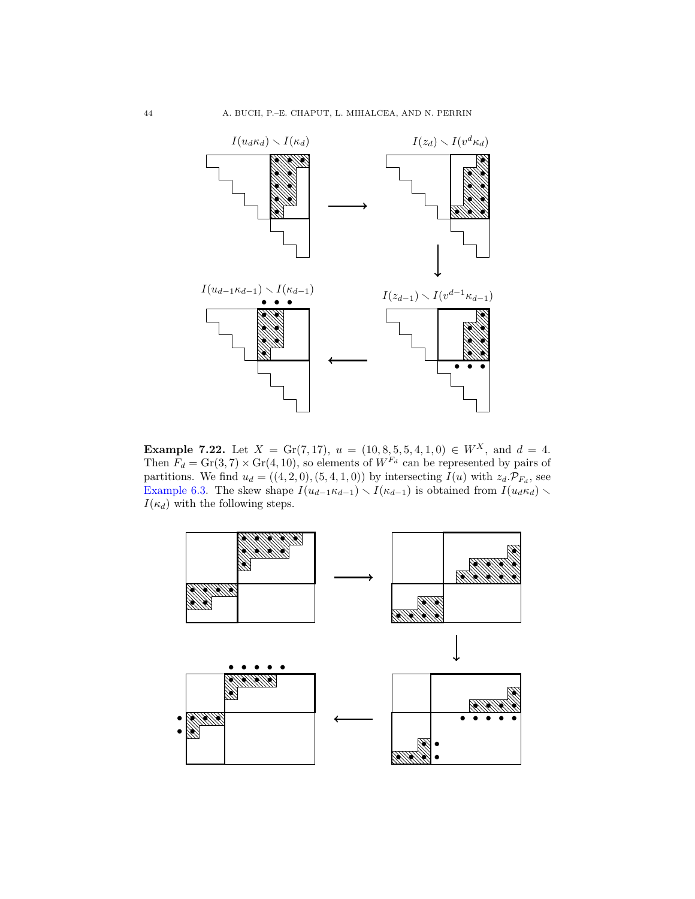$I(u_d\kappa_d) \smallsetminus I(\kappa_d)$

$I(z_d) \smallsetminus I(v^d\kappa_d)$

$I(u_{d-1}\kappa_{d-1}) \smallsetminus I(\kappa_{d-1})$

$I(z_{d-1}) \smallsetminus I(v^{d-1}\kappa_{d-1})$

**Example 7.22.** Let $X = \mathrm{Gr}(7, 17)$, $u = (10, 8, 5, 5, 4, 1, 0) \in W^X$, and $d = 4$. Then $F_d = \mathrm{Gr}(3, 7) \times \mathrm{Gr}(4, 10)$, so elements of $W^{F_d}$ can be represented by pairs of partitions. We find $u_d = ((4, 2, 0), (5, 4, 1, 0))$ by intersecting $I(u)$ with $z_d.\mathcal{P}_{F_d}$, see Example 6.3. The skew shape $I(u_{d-1}\kappa_{d-1}) \smallsetminus I(\kappa_{d-1})$ is obtained from $I(u_d\kappa_d) \smallsetminus I(\kappa_d)$ with the following steps.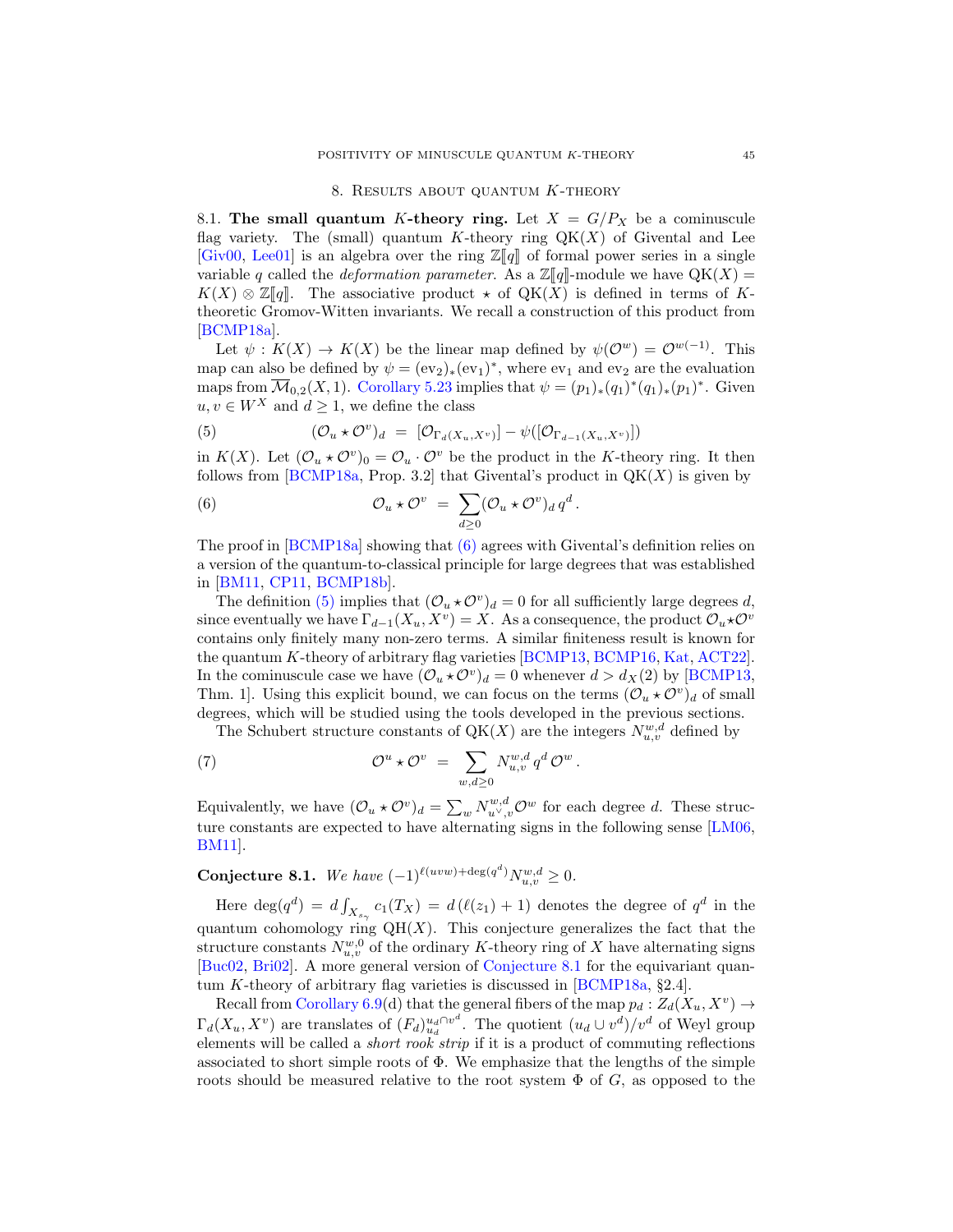## 8. Results about quantum $K$-theory

**8.1. The small quantum $K$-theory ring.** Let $X = G/P_X$ be a cominuscule flag variety. The (small) quantum $K$-theory ring $\mathrm{QK}(X)$ of Givental and Lee [Giv00, Lee01] is an algebra over the ring $\mathbb{Z}[\![q]\!]$ of formal power series in a single variable $q$ called the *deformation parameter*. As a $\mathbb{Z}[\![q]\!]$-module we have $\mathrm{QK}(X) = K(X) \otimes \mathbb{Z}[\![q]\!]$. The associative product $\star$ of $\mathrm{QK}(X)$ is defined in terms of $K$-theoretic Gromov-Witten invariants. We recall a construction of this product from [BCMP18a].

Let $\psi : K(X) \to K(X)$ be the linear map defined by $\psi(\mathcal{O}^w) = \mathcal{O}^{w(-1)}$. This map can also be defined by $\psi = (\mathrm{ev}_2)_*(\mathrm{ev}_1)^*$, where $\mathrm{ev}_1$ and $\mathrm{ev}_2$ are the evaluation maps from $\overline{\mathcal{M}}_{0,2}(X,1)$. Corollary 5.23 implies that $\psi = (p_1)_*(q_1)^*(q_1)_*(p_1)^*$. Given $u, v \in W^X$ and $d \geq 1$, we define the class

$$(\mathcal{O}_u \star \mathcal{O}^v)_d \;=\; [\mathcal{O}_{\Gamma_d(X_u, X^v)}] - \psi([\mathcal{O}_{\Gamma_{d-1}(X_u, X^v)}]) \tag{5}$$

in $K(X)$. Let $(\mathcal{O}_u \star \mathcal{O}^v)_0 = \mathcal{O}_u \cdot \mathcal{O}^v$ be the product in the $K$-theory ring. It then follows from [BCMP18a, Prop. 3.2] that Givental's product in $\mathrm{QK}(X)$ is given by

$$\mathcal{O}_u \star \mathcal{O}^v \;=\; \sum_{d \geq 0} (\mathcal{O}_u \star \mathcal{O}^v)_d \, q^d \,. \tag{6}$$

The proof in [BCMP18a] showing that (6) agrees with Givental's definition relies on a version of the quantum-to-classical principle for large degrees that was established in [BM11, CP11, BCMP18b].

The definition (5) implies that $(\mathcal{O}_u \star \mathcal{O}^v)_d = 0$ for all sufficiently large degrees $d$, since eventually we have $\Gamma_{d-1}(X_u, X^v) = X$. As a consequence, the product $\mathcal{O}_u \star \mathcal{O}^v$ contains only finitely many non-zero terms. A similar finiteness result is known for the quantum $K$-theory of arbitrary flag varieties [BCMP13, BCMP16, Kat, ACT22]. In the cominuscule case we have $(\mathcal{O}_u \star \mathcal{O}^v)_d = 0$ whenever $d > d_X(2)$ by [BCMP13, Thm. 1]. Using this explicit bound, we can focus on the terms $(\mathcal{O}_u \star \mathcal{O}^v)_d$ of small degrees, which will be studied using the tools developed in the previous sections.

The Schubert structure constants of $\mathrm{QK}(X)$ are the integers $N^{w,d}_{u,v}$ defined by

$$\mathcal{O}^u \star \mathcal{O}^v \;=\; \sum_{w, d \geq 0} N^{w,d}_{u,v} \, q^d \, \mathcal{O}^w \,. \tag{7}$$

Equivalently, we have $(\mathcal{O}_u \star \mathcal{O}^v)_d = \sum_w N^{w,d}_{u^\vee,v} \mathcal{O}^w$ for each degree $d$. These structure constants are expected to have alternating signs in the following sense [LM06, BM11].

**Conjecture 8.1.** *We have $(-1)^{\ell(uvw) + \deg(q^d)} N^{w,d}_{u,v} \geq 0$.*

Here $\deg(q^d) = d \int_{X_{s_\gamma}} c_1(T_X) = d\,(\ell(z_1) + 1)$ denotes the degree of $q^d$ in the quantum cohomology ring $\mathrm{QH}(X)$. This conjecture generalizes the fact that the structure constants $N^{w,0}_{u,v}$ of the ordinary $K$-theory ring of $X$ have alternating signs [Buc02, Bri02]. A more general version of Conjecture 8.1 for the equivariant quantum $K$-theory of arbitrary flag varieties is discussed in [BCMP18a, §2.4].

Recall from Corollary 6.9(d) that the general fibers of the map $p_d : Z_d(X_u, X^v) \to \Gamma_d(X_u, X^v)$ are translates of $(F_d)^{u_d \cap v^d}_{u_d}$. The quotient $(u_d \cup v^d)/v^d$ of Weyl group elements will be called a *short rook strip* if it is a product of commuting reflections associated to short simple roots of $\Phi$. We emphasize that the lengths of the simple roots should be measured relative to the root system $\Phi$ of $G$, as opposed to the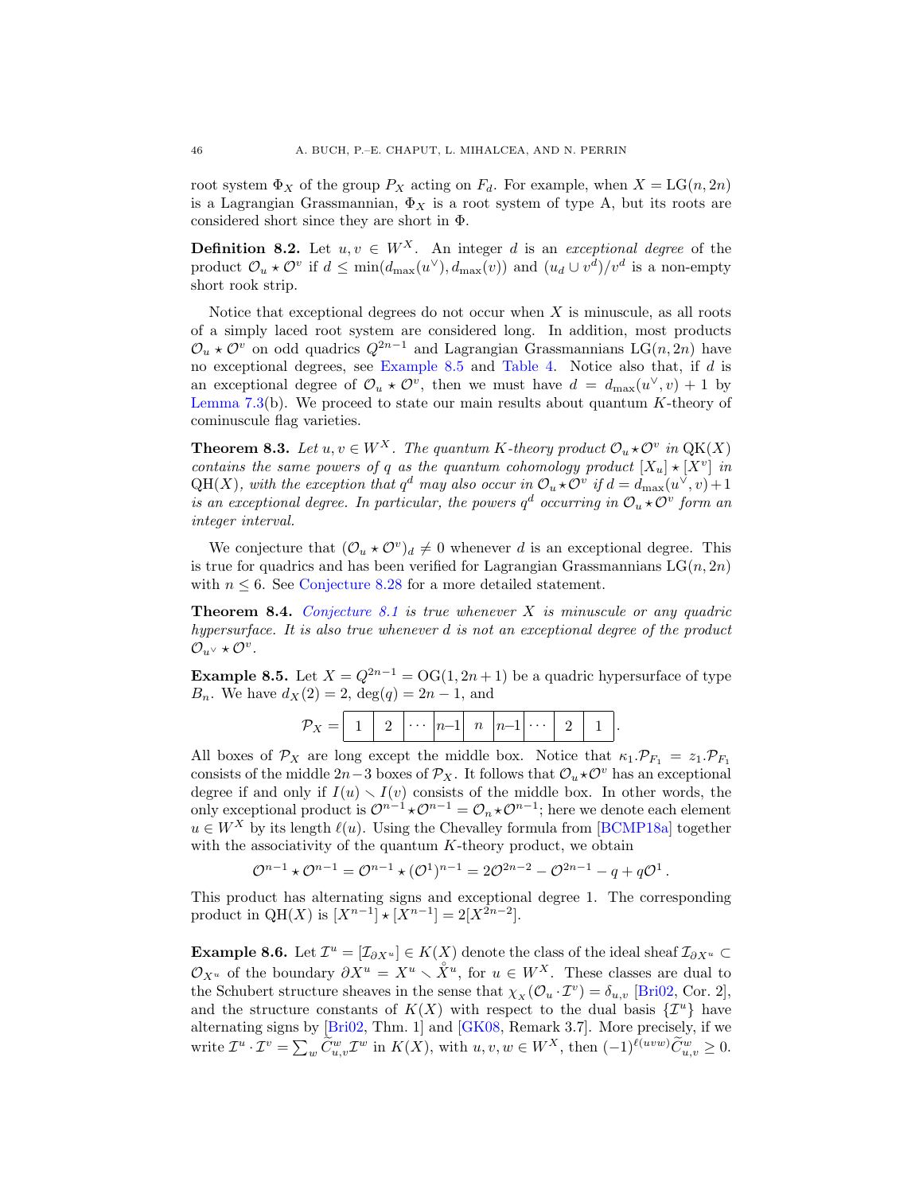root system $\Phi_X$ of the group $P_X$ acting on $F_d$. For example, when $X = \mathrm{LG}(n, 2n)$ is a Lagrangian Grassmannian, $\Phi_X$ is a root system of type A, but its roots are considered short since they are short in $\Phi$.

**Definition 8.2.** Let $u, v \in W^X$. An integer $d$ is an *exceptional degree* of the product $\mathcal{O}_u \star \mathcal{O}^v$ if $d \leq \min(d_{\max}(u^\vee), d_{\max}(v))$ and $(u_d \cup v^d)/v^d$ is a non-empty short rook strip.

Notice that exceptional degrees do not occur when $X$ is minuscule, as all roots of a simply laced root system are considered long. In addition, most products $\mathcal{O}_u \star \mathcal{O}^v$ on odd quadrics $Q^{2n-1}$ and Lagrangian Grassmannians $\mathrm{LG}(n, 2n)$ have no exceptional degrees, see Example 8.5 and Table 4. Notice also that, if $d$ is an exceptional degree of $\mathcal{O}_u \star \mathcal{O}^v$, then we must have $d = d_{\max}(u^\vee, v) + 1$ by Lemma 7.3(b). We proceed to state our main results about quantum $K$-theory of cominuscule flag varieties.

**Theorem 8.3.** *Let $u, v \in W^X$. The quantum $K$-theory product $\mathcal{O}_u \star \mathcal{O}^v$ in $\mathrm{QK}(X)$ contains the same powers of $q$ as the quantum cohomology product $[X_u] \star [X^v]$ in $\mathrm{QH}(X)$, with the exception that $q^d$ may also occur in $\mathcal{O}_u \star \mathcal{O}^v$ if $d = d_{\max}(u^\vee, v) + 1$ is an exceptional degree. In particular, the powers $q^d$ occurring in $\mathcal{O}_u \star \mathcal{O}^v$ form an integer interval.*

We conjecture that $(\mathcal{O}_u \star \mathcal{O}^v)_d \neq 0$ whenever $d$ is an exceptional degree. This is true for quadrics and has been verified for Lagrangian Grassmannians $\mathrm{LG}(n, 2n)$ with $n \leq 6$. See Conjecture 8.28 for a more detailed statement.

**Theorem 8.4.** *Conjecture 8.1 is true whenever $X$ is minuscule or any quadric hypersurface. It is also true whenever $d$ is not an exceptional degree of the product $\mathcal{O}_{u^\vee} \star \mathcal{O}^v$.*

**Example 8.5.** Let $X = Q^{2n-1} = \mathrm{OG}(1, 2n+1)$ be a quadric hypersurface of type $B_n$. We have $d_X(2) = 2$, $\deg(q) = 2n - 1$, and

$$\mathcal{P}_X = \boxed{1 \mid 2 \mid \cdots \mid n{-}1 \mid n \mid n{-}1 \mid \cdots \mid 2 \mid 1}\,.$$

All boxes of $\mathcal{P}_X$ are long except the middle box. Notice that $\kappa_1.\mathcal{P}_{F_1} = z_1.\mathcal{P}_{F_1}$ consists of the middle $2n-3$ boxes of $\mathcal{P}_X$. It follows that $\mathcal{O}_u \star \mathcal{O}^v$ has an exceptional degree if and only if $I(u) \smallsetminus I(v)$ consists of the middle box. In other words, the only exceptional product is $\mathcal{O}^{n-1} \star \mathcal{O}^{n-1} = \mathcal{O}_n \star \mathcal{O}^{n-1}$; here we denote each element $u \in W^X$ by its length $\ell(u)$. Using the Chevalley formula from [BCMP18a] together with the associativity of the quantum $K$-theory product, we obtain

$$\mathcal{O}^{n-1} \star \mathcal{O}^{n-1} = \mathcal{O}^{n-1} \star (\mathcal{O}^1)^{n-1} = 2\mathcal{O}^{2n-2} - \mathcal{O}^{2n-1} - q + q\mathcal{O}^1\,.$$

This product has alternating signs and exceptional degree 1. The corresponding product in $\mathrm{QH}(X)$ is $[X^{n-1}] \star [X^{n-1}] = 2[X^{2n-2}]$.

**Example 8.6.** Let $\mathcal{I}^u = [\mathcal{I}_{\partial X^u}] \in K(X)$ denote the class of the ideal sheaf $\mathcal{I}_{\partial X^u} \subset \mathcal{O}_{X^u}$ of the boundary $\partial X^u = X^u \smallsetminus \mathring{X}^u$, for $u \in W^X$. These classes are dual to the Schubert structure sheaves in the sense that $\chi_X(\mathcal{O}_u \cdot \mathcal{I}^v) = \delta_{u,v}$ [Bri02, Cor. 2], and the structure constants of $K(X)$ with respect to the dual basis $\{\mathcal{I}^u\}$ have alternating signs by [Bri02, Thm. 1] and [GK08, Remark 3.7]. More precisely, if we write $\mathcal{I}^u \cdot \mathcal{I}^v = \sum_w \widetilde{C}^w_{u,v} \mathcal{I}^w$ in $K(X)$, with $u, v, w \in W^X$, then $(-1)^{\ell(uvw)} \widetilde{C}^w_{u,v} \geq 0$.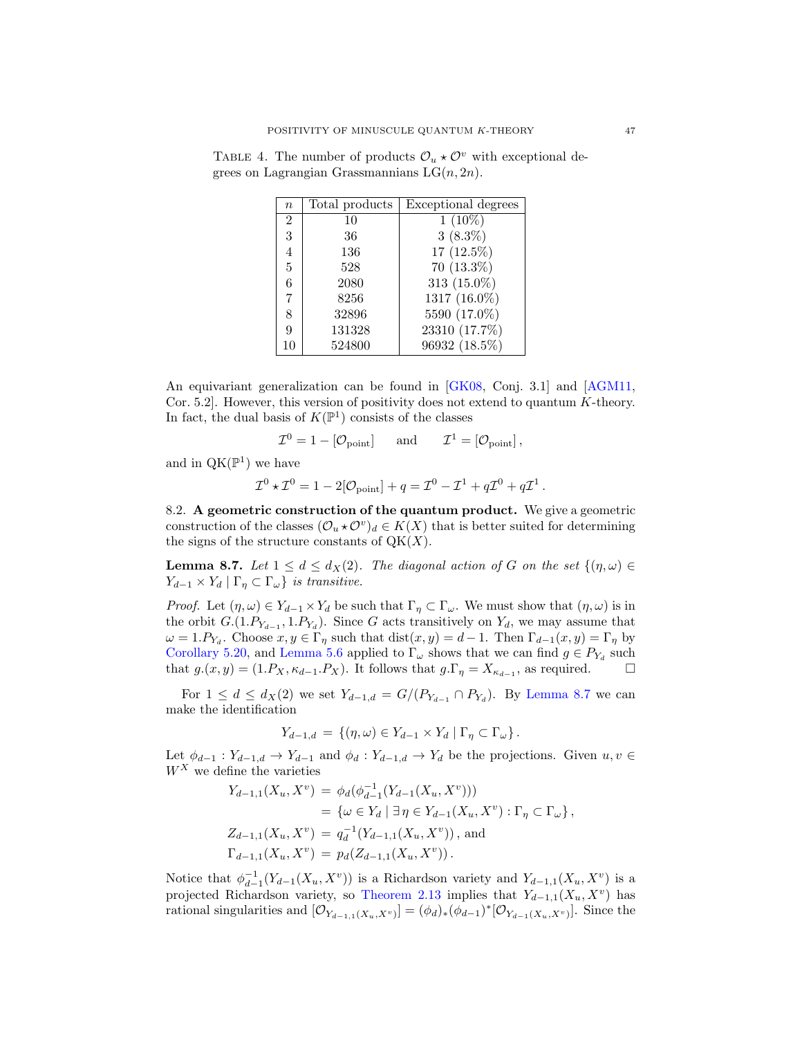Table 4. The number of products $\mathcal{O}_u \star \mathcal{O}^v$ with exceptional degrees on Lagrangian Grassmannians $\mathrm{LG}(n, 2n)$.

| $n$ | Total products | Exceptional degrees |
|---|---|---|
| 2 | 10 | 1 (10%) |
| 3 | 36 | 3 (8.3%) |
| 4 | 136 | 17 (12.5%) |
| 5 | 528 | 70 (13.3%) |
| 6 | 2080 | 313 (15.0%) |
| 7 | 8256 | 1317 (16.0%) |
| 8 | 32896 | 5590 (17.0%) |
| 9 | 131328 | 23310 (17.7%) |
| 10 | 524800 | 96932 (18.5%) |

An equivariant generalization can be found in [GK08, Conj. 3.1] and [AGM11, Cor. 5.2]. However, this version of positivity does not extend to quantum $K$-theory. In fact, the dual basis of $K(\mathbb{P}^1)$ consists of the classes

$$\mathcal{I}^0 = 1 - [\mathcal{O}_{\text{point}}] \qquad \text{and} \qquad \mathcal{I}^1 = [\mathcal{O}_{\text{point}}]\,,$$

and in $\mathrm{QK}(\mathbb{P}^1)$ we have

$$\mathcal{I}^0 \star \mathcal{I}^0 = 1 - 2[\mathcal{O}_{\text{point}}] + q = \mathcal{I}^0 - \mathcal{I}^1 + q\mathcal{I}^0 + q\mathcal{I}^1\,.$$

8.2. **A geometric construction of the quantum product.** We give a geometric construction of the classes $(\mathcal{O}_u \star \mathcal{O}^v)_d \in K(X)$ that is better suited for determining the signs of the structure constants of $\mathrm{QK}(X)$.

**Lemma 8.7.** *Let $1 \le d \le d_X(2)$. The diagonal action of $G$ on the set $\{(\eta, \omega) \in Y_{d-1} \times Y_d \mid \Gamma_\eta \subset \Gamma_\omega\}$ is transitive.*

*Proof.* Let $(\eta, \omega) \in Y_{d-1} \times Y_d$ be such that $\Gamma_\eta \subset \Gamma_\omega$. We must show that $(\eta, \omega)$ is in the orbit $G.(1.P_{Y_{d-1}}, 1.P_{Y_d})$. Since $G$ acts transitively on $Y_d$, we may assume that $\omega = 1.P_{Y_d}$. Choose $x, y \in \Gamma_\eta$ such that $\mathrm{dist}(x, y) = d-1$. Then $\Gamma_{d-1}(x, y) = \Gamma_\eta$ by Corollary 5.20, and Lemma 5.6 applied to $\Gamma_\omega$ shows that we can find $g \in P_{Y_d}$ such that $g.(x, y) = (1.P_X, \kappa_{d-1}.P_X)$. It follows that $g.\Gamma_\eta = X_{\kappa_{d-1}}$, as required. $\square$

For $1 \le d \le d_X(2)$ we set $Y_{d-1,d} = G/(P_{Y_{d-1}} \cap P_{Y_d})$. By Lemma 8.7 we can make the identification

$$Y_{d-1,d} \,=\, \{(\eta, \omega) \in Y_{d-1} \times Y_d \mid \Gamma_\eta \subset \Gamma_\omega\}\,.$$

Let $\phi_{d-1} : Y_{d-1,d} \to Y_{d-1}$ and $\phi_d : Y_{d-1,d} \to Y_d$ be the projections. Given $u, v \in W^X$ we define the varieties

$$\begin{aligned}
Y_{d-1,1}(X_u, X^v) \,&=\, \phi_d(\phi_{d-1}^{-1}(Y_{d-1}(X_u, X^v))) \\
&=\, \{\omega \in Y_d \mid \exists\, \eta \in Y_{d-1}(X_u, X^v) : \Gamma_\eta \subset \Gamma_\omega\}\,, \\
Z_{d-1,1}(X_u, X^v) \,&=\, q_d^{-1}(Y_{d-1,1}(X_u, X^v))\,, \text{ and} \\
\Gamma_{d-1,1}(X_u, X^v) \,&=\, p_d(Z_{d-1,1}(X_u, X^v))\,.
\end{aligned}$$

Notice that $\phi_{d-1}^{-1}(Y_{d-1}(X_u, X^v))$ is a Richardson variety and $Y_{d-1,1}(X_u, X^v)$ is a projected Richardson variety, so Theorem 2.13 implies that $Y_{d-1,1}(X_u, X^v)$ has rational singularities and $[\mathcal{O}_{Y_{d-1,1}(X_u,X^v)}] = (\phi_d)_*(\phi_{d-1})^*[\mathcal{O}_{Y_{d-1}(X_u,X^v)}]$. Since the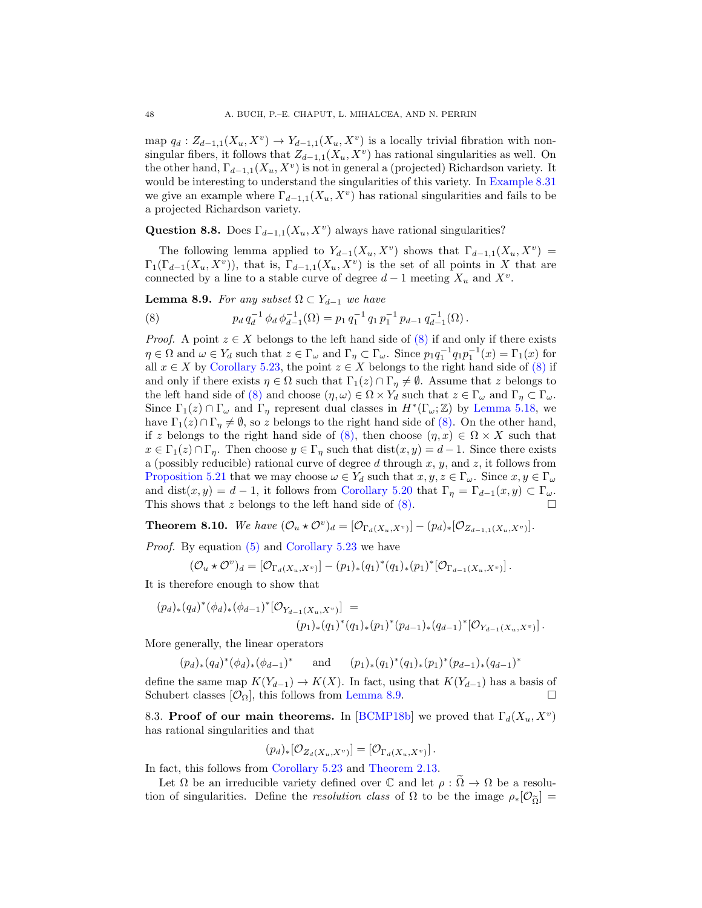map $q_d : Z_{d-1,1}(X_u, X^v) \to Y_{d-1,1}(X_u, X^v)$ is a locally trivial fibration with non-singular fibers, it follows that $Z_{d-1,1}(X_u, X^v)$ has rational singularities as well. On the other hand, $\Gamma_{d-1,1}(X_u, X^v)$ is not in general a (projected) Richardson variety. It would be interesting to understand the singularities of this variety. In Example 8.31 we give an example where $\Gamma_{d-1,1}(X_u, X^v)$ has rational singularities and fails to be a projected Richardson variety.

**Question 8.8.** Does $\Gamma_{d-1,1}(X_u, X^v)$ always have rational singularities?

The following lemma applied to $Y_{d-1}(X_u, X^v)$ shows that $\Gamma_{d-1,1}(X_u, X^v) = \Gamma_1(\Gamma_{d-1}(X_u, X^v))$, that is, $\Gamma_{d-1,1}(X_u, X^v)$ is the set of all points in $X$ that are connected by a line to a stable curve of degree $d-1$ meeting $X_u$ and $X^v$.

**Lemma 8.9.** *For any subset $\Omega \subset Y_{d-1}$ we have*

$$p_d\, q_d^{-1}\, \phi_d\, \phi_{d-1}^{-1}(\Omega) = p_1\, q_1^{-1}\, q_1\, p_1^{-1}\, p_{d-1}\, q_{d-1}^{-1}(\Omega)\,. \tag{8}$$

*Proof.* A point $z \in X$ belongs to the left hand side of (8) if and only if there exists $\eta \in \Omega$ and $\omega \in Y_d$ such that $z \in \Gamma_\omega$ and $\Gamma_\eta \subset \Gamma_\omega$. Since $p_1 q_1^{-1} q_1 p_1^{-1}(x) = \Gamma_1(x)$ for all $x \in X$ by Corollary 5.23, the point $z \in X$ belongs to the right hand side of (8) if and only if there exists $\eta \in \Omega$ such that $\Gamma_1(z) \cap \Gamma_\eta \neq \emptyset$. Assume that $z$ belongs to the left hand side of (8) and choose $(\eta, \omega) \in \Omega \times Y_d$ such that $z \in \Gamma_\omega$ and $\Gamma_\eta \subset \Gamma_\omega$. Since $\Gamma_1(z) \cap \Gamma_\omega$ and $\Gamma_\eta$ represent dual classes in $H^*(\Gamma_\omega; \mathbb{Z})$ by Lemma 5.18, we have $\Gamma_1(z) \cap \Gamma_\eta \neq \emptyset$, so $z$ belongs to the right hand side of (8). On the other hand, if $z$ belongs to the right hand side of (8), then choose $(\eta, x) \in \Omega \times X$ such that $x \in \Gamma_1(z) \cap \Gamma_\eta$. Then choose $y \in \Gamma_\eta$ such that $\mathrm{dist}(x, y) = d-1$. Since there exists a (possibly reducible) rational curve of degree $d$ through $x$, $y$, and $z$, it follows from Proposition 5.21 that we may choose $\omega \in Y_d$ such that $x, y, z \in \Gamma_\omega$. Since $x, y \in \Gamma_\omega$ and $\mathrm{dist}(x, y) = d-1$, it follows from Corollary 5.20 that $\Gamma_\eta = \Gamma_{d-1}(x, y) \subset \Gamma_\omega$. This shows that $z$ belongs to the left hand side of (8). $\square$

**Theorem 8.10.** *We have $(\mathcal{O}_u \star \mathcal{O}^v)_d = [\mathcal{O}_{\Gamma_d(X_u, X^v)}] - (p_d)_*[\mathcal{O}_{Z_{d-1,1}(X_u, X^v)}]$.*

*Proof.* By equation (5) and Corollary 5.23 we have

$$(\mathcal{O}_u \star \mathcal{O}^v)_d = [\mathcal{O}_{\Gamma_d(X_u, X^v)}] - (p_1)_*(q_1)^*(q_1)_*(p_1)^*[\mathcal{O}_{\Gamma_{d-1}(X_u, X^v)}]\,.$$

It is therefore enough to show that

$$(p_d)_*(q_d)^*(\phi_d)_*(\phi_{d-1})^*[\mathcal{O}_{Y_{d-1}(X_u, X^v)}] = (p_1)_*(q_1)^*(q_1)_*(p_1)^*(p_{d-1})_*(q_{d-1})^*[\mathcal{O}_{Y_{d-1}(X_u, X^v)}]\,.$$

More generally, the linear operators

$$(p_d)_*(q_d)^*(\phi_d)_*(\phi_{d-1})^* \qquad \text{and} \qquad (p_1)_*(q_1)^*(q_1)_*(p_1)^*(p_{d-1})_*(q_{d-1})^*$$

define the same map $K(Y_{d-1}) \to K(X)$. In fact, using that $K(Y_{d-1})$ has a basis of Schubert classes $[\mathcal{O}_\Omega]$, this follows from Lemma 8.9. $\square$

8.3. **Proof of our main theorems.** In [BCMP18b] we proved that $\Gamma_d(X_u, X^v)$ has rational singularities and that

$$(p_d)_*[\mathcal{O}_{Z_d(X_u, X^v)}] = [\mathcal{O}_{\Gamma_d(X_u, X^v)}]\,.$$

In fact, this follows from Corollary 5.23 and Theorem 2.13.

Let $\Omega$ be an irreducible variety defined over $\mathbb{C}$ and let $\rho : \widetilde{\Omega} \to \Omega$ be a resolution of singularities. Define the *resolution class* of $\Omega$ to be the image $\rho_*[\mathcal{O}_{\widetilde{\Omega}}] =$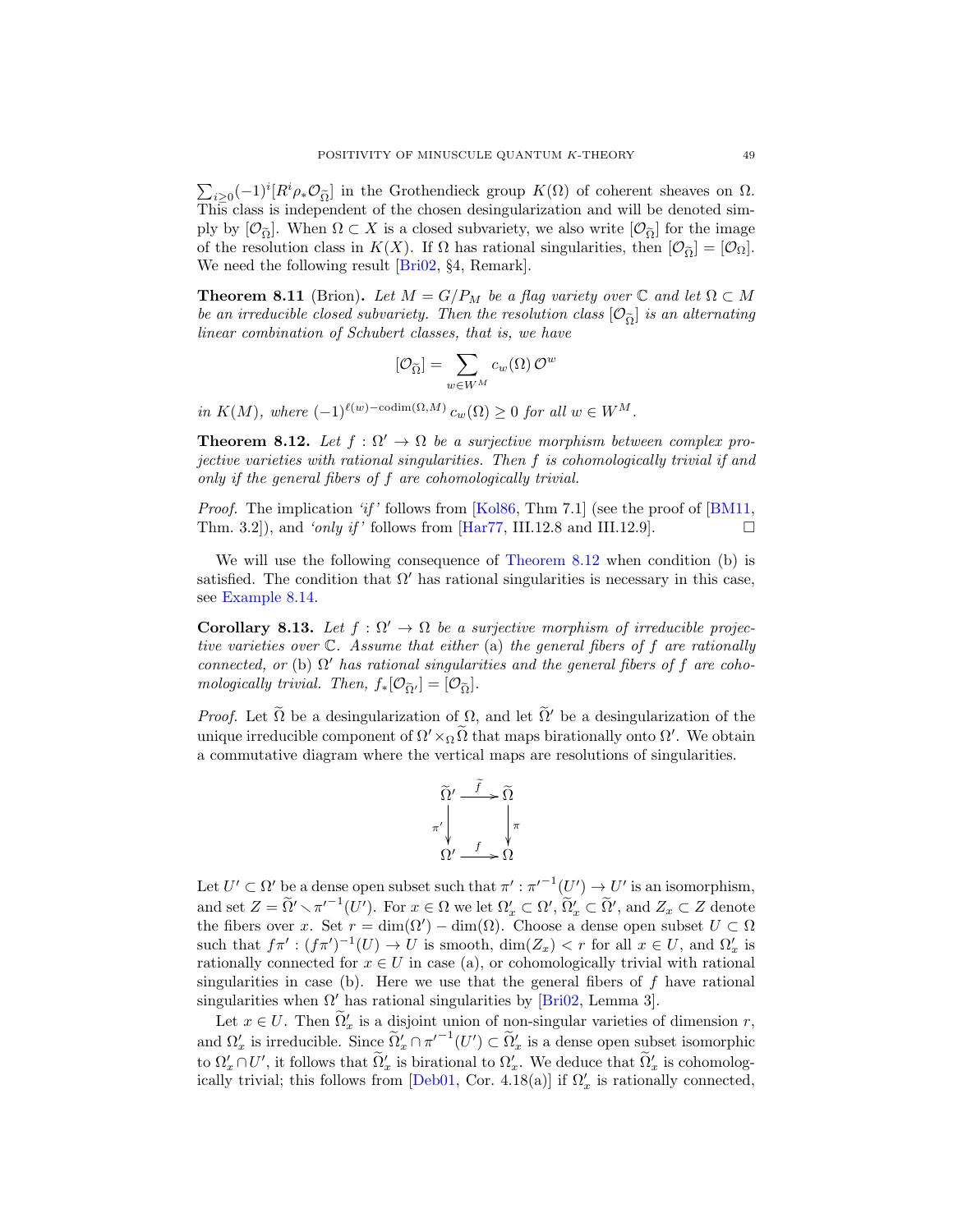$\sum_{i\geq 0}(-1)^i [R^i \rho_* \mathcal{O}_{\widetilde{\Omega}}]$ in the Grothendieck group $K(\Omega)$ of coherent sheaves on $\Omega$. This class is independent of the chosen desingularization and will be denoted simply by $[\mathcal{O}_{\widetilde{\Omega}}]$. When $\Omega \subset X$ is a closed subvariety, we also write $[\mathcal{O}_{\widetilde{\Omega}}]$ for the image of the resolution class in $K(X)$. If $\Omega$ has rational singularities, then $[\mathcal{O}_{\widetilde{\Omega}}] = [\mathcal{O}_\Omega]$. We need the following result [Bri02, §4, Remark].

**Theorem 8.11** (Brion)**.** *Let $M = G/P_M$ be a flag variety over $\mathbb{C}$ and let $\Omega \subset M$ be an irreducible closed subvariety. Then the resolution class $[\mathcal{O}_{\widetilde{\Omega}}]$ is an alternating linear combination of Schubert classes, that is, we have*

$$[\mathcal{O}_{\widetilde{\Omega}}] = \sum_{w \in W^M} c_w(\Omega)\, \mathcal{O}^w$$

*in $K(M)$, where $(-1)^{\ell(w)-\mathrm{codim}(\Omega,M)}\, c_w(\Omega) \geq 0$ for all $w \in W^M$.*

**Theorem 8.12.** *Let $f : \Omega' \to \Omega$ be a surjective morphism between complex projective varieties with rational singularities. Then $f$ is cohomologically trivial if and only if the general fibers of $f$ are cohomologically trivial.*

*Proof.* The implication *'if'* follows from [Kol86, Thm 7.1] (see the proof of [BM11, Thm. 3.2]), and *'only if'* follows from [Har77, III.12.8 and III.12.9]. $\square$

We will use the following consequence of Theorem 8.12 when condition (b) is satisfied. The condition that $\Omega'$ has rational singularities is necessary in this case, see Example 8.14.

**Corollary 8.13.** *Let $f : \Omega' \to \Omega$ be a surjective morphism of irreducible projective varieties over $\mathbb{C}$. Assume that either* (a) *the general fibers of $f$ are rationally connected, or* (b) *$\Omega'$ has rational singularities and the general fibers of $f$ are cohomologically trivial. Then, $f_*[\mathcal{O}_{\widetilde{\Omega}'}] = [\mathcal{O}_{\widetilde{\Omega}}]$.*

*Proof.* Let $\widetilde{\Omega}$ be a desingularization of $\Omega$, and let $\widetilde{\Omega}'$ be a desingularization of the unique irreducible component of $\Omega' \times_\Omega \widetilde{\Omega}$ that maps birationally onto $\Omega'$. We obtain a commutative diagram where the vertical maps are resolutions of singularities.

$$\begin{array}{ccc} \widetilde{\Omega}' & \xrightarrow{\ \widetilde{f}\ } & \widetilde{\Omega} \\ {\scriptstyle \pi'}\big\downarrow & & \big\downarrow{\scriptstyle \pi} \\ \Omega' & \xrightarrow{\ f\ } & \Omega \end{array}$$

Let $U' \subset \Omega'$ be a dense open subset such that $\pi' : {\pi'}^{-1}(U') \to U'$ is an isomorphism, and set $Z = \widetilde{\Omega}' \smallsetminus {\pi'}^{-1}(U')$. For $x \in \Omega$ we let $\Omega'_x \subset \Omega'$, $\widetilde{\Omega}'_x \subset \widetilde{\Omega}'$, and $Z_x \subset Z$ denote the fibers over $x$. Set $r = \dim(\Omega') - \dim(\Omega)$. Choose a dense open subset $U \subset \Omega$ such that $f\pi' : (f\pi')^{-1}(U) \to U$ is smooth, $\dim(Z_x) < r$ for all $x \in U$, and $\Omega'_x$ is rationally connected for $x \in U$ in case (a), or cohomologically trivial with rational singularities in case (b). Here we use that the general fibers of $f$ have rational singularities when $\Omega'$ has rational singularities by [Bri02, Lemma 3].

Let $x \in U$. Then $\widetilde{\Omega}'_x$ is a disjoint union of non-singular varieties of dimension $r$, and $\Omega'_x$ is irreducible. Since $\widetilde{\Omega}'_x \cap {\pi'}^{-1}(U') \subset \widetilde{\Omega}'_x$ is a dense open subset isomorphic to $\Omega'_x \cap U'$, it follows that $\widetilde{\Omega}'_x$ is birational to $\Omega'_x$. We deduce that $\widetilde{\Omega}'_x$ is cohomologically trivial; this follows from [Deb01, Cor. 4.18(a)] if $\Omega'_x$ is rationally connected,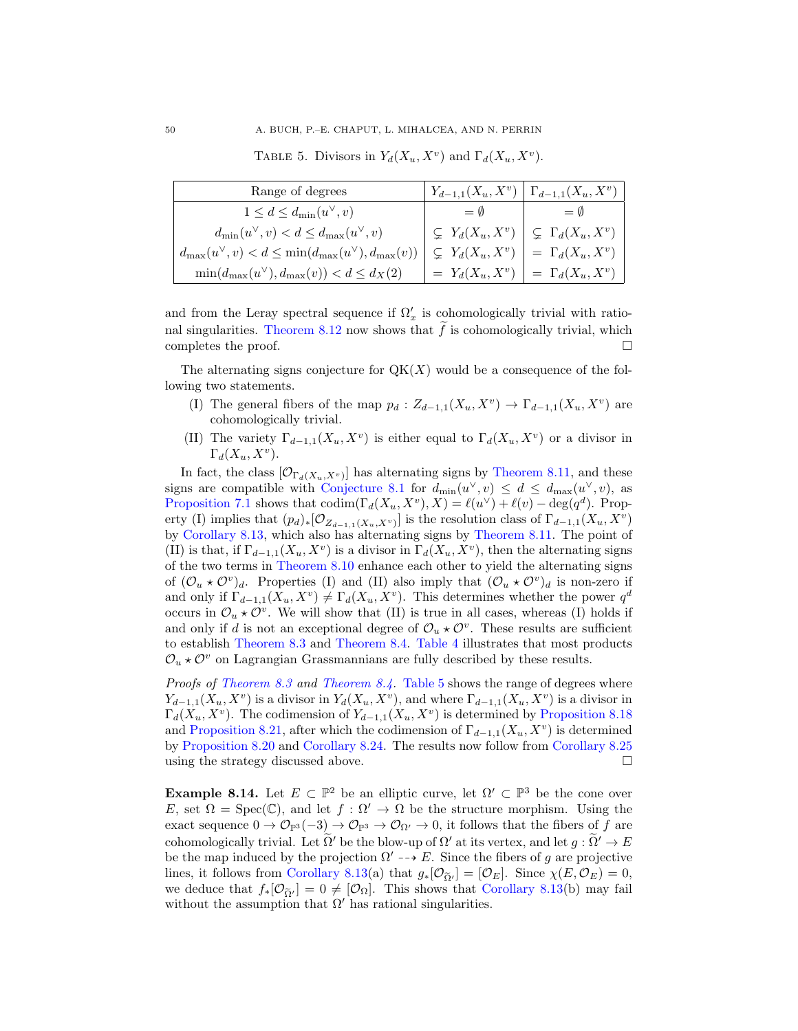TABLE 5. Divisors in $Y_d(X_u, X^v)$ and $\Gamma_d(X_u, X^v)$.

| Range of degrees | $Y_{d-1,1}(X_u, X^v)$ | $\Gamma_{d-1,1}(X_u, X^v)$ |
|---|---|---|
| $1 \leq d \leq d_{\min}(u^\vee, v)$ | $= \emptyset$ | $= \emptyset$ |
| $d_{\min}(u^\vee, v) < d \leq d_{\max}(u^\vee, v)$ | $\subsetneq\ Y_d(X_u, X^v)$ | $\subsetneq\ \Gamma_d(X_u, X^v)$ |
| $d_{\max}(u^\vee, v) < d \leq \min(d_{\max}(u^\vee), d_{\max}(v))$ | $\subsetneq\ Y_d(X_u, X^v)$ | $=\ \Gamma_d(X_u, X^v)$ |
| $\min(d_{\max}(u^\vee), d_{\max}(v)) < d \leq d_X(2)$ | $=\ Y_d(X_u, X^v)$ | $=\ \Gamma_d(X_u, X^v)$ |

and from the Leray spectral sequence if $\Omega'_x$ is cohomologically trivial with rational singularities. Theorem 8.12 now shows that $\widetilde{f}$ is cohomologically trivial, which completes the proof. □

The alternating signs conjecture for $\mathrm{QK}(X)$ would be a consequence of the following two statements.

(I) The general fibers of the map $p_d : Z_{d-1,1}(X_u, X^v) \to \Gamma_{d-1,1}(X_u, X^v)$ are cohomologically trivial.

(II) The variety $\Gamma_{d-1,1}(X_u, X^v)$ is either equal to $\Gamma_d(X_u, X^v)$ or a divisor in $\Gamma_d(X_u, X^v)$.

In fact, the class $[\mathcal{O}_{\Gamma_d(X_u,X^v)}]$ has alternating signs by Theorem 8.11, and these signs are compatible with Conjecture 8.1 for $d_{\min}(u^\vee, v) \leq d \leq d_{\max}(u^\vee, v)$, as Proposition 7.1 shows that $\operatorname{codim}(\Gamma_d(X_u, X^v), X) = \ell(u^\vee) + \ell(v) - \deg(q^d)$. Property (I) implies that $(p_d)_*[\mathcal{O}_{Z_{d-1,1}(X_u,X^v)}]$ is the resolution class of $\Gamma_{d-1,1}(X_u, X^v)$ by Corollary 8.13, which also has alternating signs by Theorem 8.11. The point of (II) is that, if $\Gamma_{d-1,1}(X_u, X^v)$ is a divisor in $\Gamma_d(X_u, X^v)$, then the alternating signs of the two terms in Theorem 8.10 enhance each other to yield the alternating signs of $(\mathcal{O}_u \star \mathcal{O}^v)_d$. Properties (I) and (II) also imply that $(\mathcal{O}_u \star \mathcal{O}^v)_d$ is non-zero if and only if $\Gamma_{d-1,1}(X_u, X^v) \neq \Gamma_d(X_u, X^v)$. This determines whether the power $q^d$ occurs in $\mathcal{O}_u \star \mathcal{O}^v$. We will show that (II) is true in all cases, whereas (I) holds if and only if $d$ is not an exceptional degree of $\mathcal{O}_u \star \mathcal{O}^v$. These results are sufficient to establish Theorem 8.3 and Theorem 8.4. Table 4 illustrates that most products $\mathcal{O}_u \star \mathcal{O}^v$ on Lagrangian Grassmannians are fully described by these results.

*Proofs of Theorem 8.3 and Theorem 8.4.* Table 5 shows the range of degrees where $Y_{d-1,1}(X_u, X^v)$ is a divisor in $Y_d(X_u, X^v)$, and where $\Gamma_{d-1,1}(X_u, X^v)$ is a divisor in $\Gamma_d(X_u, X^v)$. The codimension of $Y_{d-1,1}(X_u, X^v)$ is determined by Proposition 8.18 and Proposition 8.21, after which the codimension of $\Gamma_{d-1,1}(X_u, X^v)$ is determined by Proposition 8.20 and Corollary 8.24. The results now follow from Corollary 8.25 using the strategy discussed above. □

**Example 8.14.** Let $E \subset \mathbb{P}^2$ be an elliptic curve, let $\Omega' \subset \mathbb{P}^3$ be the cone over $E$, set $\Omega = \operatorname{Spec}(\mathbb{C})$, and let $f : \Omega' \to \Omega$ be the structure morphism. Using the exact sequence $0 \to \mathcal{O}_{\mathbb{P}^3}(-3) \to \mathcal{O}_{\mathbb{P}^3} \to \mathcal{O}_{\Omega'} \to 0$, it follows that the fibers of $f$ are cohomologically trivial. Let $\widetilde{\Omega}'$ be the blow-up of $\Omega'$ at its vertex, and let $g : \widetilde{\Omega}' \to E$ be the map induced by the projection $\Omega' \dashrightarrow E$. Since the fibers of $g$ are projective lines, it follows from Corollary 8.13(a) that $g_*[\mathcal{O}_{\widetilde{\Omega}'}] = [\mathcal{O}_E]$. Since $\chi(E, \mathcal{O}_E) = 0$, we deduce that $f_*[\mathcal{O}_{\widetilde{\Omega}'}] = 0 \neq [\mathcal{O}_\Omega]$. This shows that Corollary 8.13(b) may fail without the assumption that $\Omega'$ has rational singularities.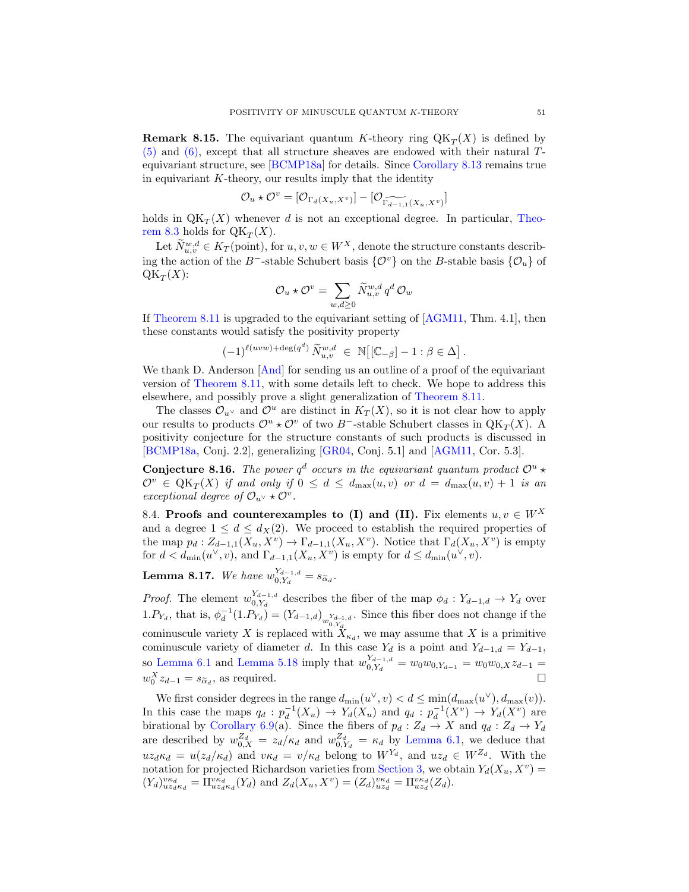**Remark 8.15.** The equivariant quantum $K$-theory ring $\mathrm{QK}_T(X)$ is defined by (5) and (6), except that all structure sheaves are endowed with their natural $T$-equivariant structure, see [BCMP18a] for details. Since Corollary 8.13 remains true in equivariant $K$-theory, our results imply that the identity

$$\mathcal{O}_u \star \mathcal{O}^v = [\mathcal{O}_{\Gamma_d(X_u, X^v)}] - [\mathcal{O}_{\widetilde{\Gamma_{d-1,1}(X_u, X^v)}}]$$

holds in $\mathrm{QK}_T(X)$ whenever $d$ is not an exceptional degree. In particular, Theorem 8.3 holds for $\mathrm{QK}_T(X)$.

Let $\widetilde{N}^{w,d}_{u,v} \in K_T(\text{point})$, for $u, v, w \in W^X$, denote the structure constants describing the action of the $B^-$-stable Schubert basis $\{\mathcal{O}^v\}$ on the $B$-stable basis $\{\mathcal{O}_u\}$ of $\mathrm{QK}_T(X)$:

$$\mathcal{O}_u \star \mathcal{O}^v = \sum_{w, d \geq 0} \widetilde{N}^{w,d}_{u,v} \, q^d \, \mathcal{O}_w$$

If Theorem 8.11 is upgraded to the equivariant setting of [AGM11, Thm. 4.1], then these constants would satisfy the positivity property

$$(-1)^{\ell(uvw) + \deg(q^d)} \, \widetilde{N}^{w,d}_{u,v} \ \in \ \mathbb{N}\big[[\mathbb{C}_{-\beta}] - 1 : \beta \in \Delta\big]\,.$$

We thank D. Anderson [And] for sending us an outline of a proof of the equivariant version of Theorem 8.11, with some details left to check. We hope to address this elsewhere, and possibly prove a slight generalization of Theorem 8.11.

The classes $\mathcal{O}_{u^\vee}$ and $\mathcal{O}^u$ are distinct in $K_T(X)$, so it is not clear how to apply our results to products $\mathcal{O}^u \star \mathcal{O}^v$ of two $B^-$-stable Schubert classes in $\mathrm{QK}_T(X)$. A positivity conjecture for the structure constants of such products is discussed in [BCMP18a, Conj. 2.2], generalizing [GR04, Conj. 5.1] and [AGM11, Cor. 5.3].

**Conjecture 8.16.** *The power $q^d$ occurs in the equivariant quantum product $\mathcal{O}^u \star \mathcal{O}^v \in \mathrm{QK}_T(X)$ if and only if $0 \leq d \leq d_{\max}(u, v)$ or $d = d_{\max}(u, v) + 1$ is an exceptional degree of $\mathcal{O}_{u^\vee} \star \mathcal{O}^v$.*

8.4. **Proofs and counterexamples to (I) and (II).** Fix elements $u, v \in W^X$ and a degree $1 \leq d \leq d_X(2)$. We proceed to establish the required properties of the map $p_d : Z_{d-1,1}(X_u, X^v) \to \Gamma_{d-1,1}(X_u, X^v)$. Notice that $\Gamma_d(X_u, X^v)$ is empty for $d < d_{\min}(u^\vee, v)$, and $\Gamma_{d-1,1}(X_u, X^v)$ is empty for $d \leq d_{\min}(u^\vee, v)$.

**Lemma 8.17.** *We have $w_{0,Y_d}^{Y_{d-1,d}} = s_{\widetilde{\alpha}_d}$.*

*Proof.* The element $w_{0,Y_d}^{Y_{d-1,d}}$ describes the fiber of the map $\phi_d : Y_{d-1,d} \to Y_d$ over $1.P_{Y_d}$, that is, $\phi_d^{-1}(1.P_{Y_d}) = (Y_{d-1,d})_{w_{0,Y_d}^{Y_{d-1,d}}}$. Since this fiber does not change if the cominuscule variety $X$ is replaced with $X_{\kappa_d}$, we may assume that $X$ is a primitive cominuscule variety of diameter $d$. In this case $Y_d$ is a point and $Y_{d-1,d} = Y_{d-1}$, so Lemma 6.1 and Lemma 5.18 imply that $w_{0,Y_d}^{Y_{d-1,d}} = w_0 w_{0,Y_{d-1}} = w_0 w_{0,X} z_{d-1} = w_0^X z_{d-1} = s_{\widetilde{\alpha}_d}$, as required. $\square$

We first consider degrees in the range $d_{\min}(u^\vee, v) < d \leq \min(d_{\max}(u^\vee), d_{\max}(v))$. In this case the maps $q_d : p_d^{-1}(X_u) \to Y_d(X_u)$ and $q_d : p_d^{-1}(X^v) \to Y_d(X^v)$ are birational by Corollary 6.9(a). Since the fibers of $p_d : Z_d \to X$ and $q_d : Z_d \to Y_d$ are described by $w_{0,X}^{Z_d} = z_d/\kappa_d$ and $w_{0,Y_d}^{Z_d} = \kappa_d$ by Lemma 6.1, we deduce that $u z_d \kappa_d = u(z_d/\kappa_d)$ and $v\kappa_d = v/\kappa_d$ belong to $W^{Y_d}$, and $u z_d \in W^{Z_d}$. With the notation for projected Richardson varieties from Section 3, we obtain $Y_d(X_u, X^v) = (Y_d)^{v\kappa_d}_{u z_d \kappa_d} = \Pi^{v\kappa_d}_{u z_d \kappa_d}(Y_d)$ and $Z_d(X_u, X^v) = (Z_d)^{v\kappa_d}_{u z_d} = \Pi^{v\kappa_d}_{u z_d}(Z_d)$.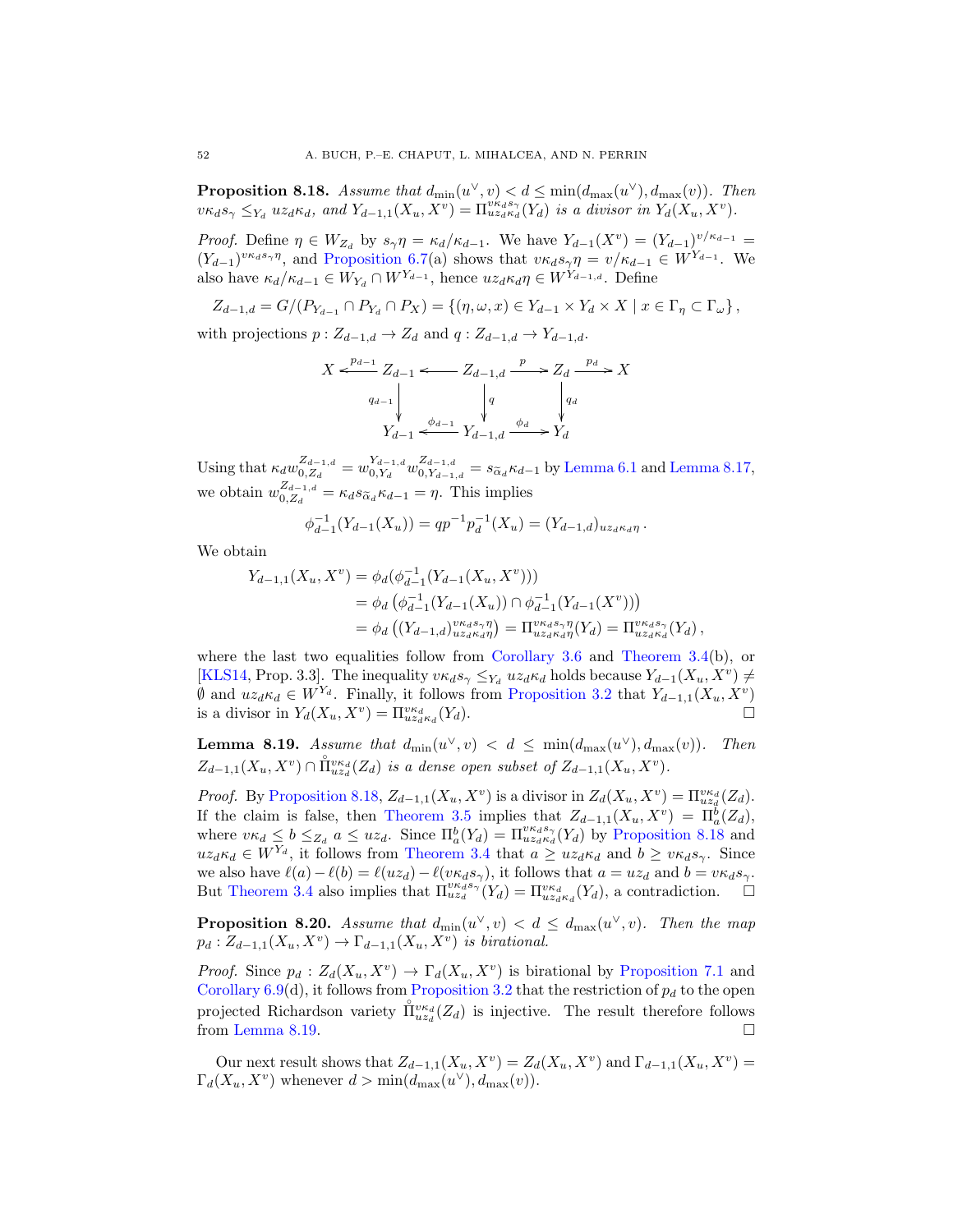**Proposition 8.18.** *Assume that $d_{\min}(u^\vee, v) < d \le \min(d_{\max}(u^\vee), d_{\max}(v))$. Then $v\kappa_d s_\gamma \le_{Y_d} uz_d\kappa_d$, and $Y_{d-1,1}(X_u, X^v) = \Pi^{v\kappa_d s_\gamma}_{uz_d\kappa_d}(Y_d)$ is a divisor in $Y_d(X_u, X^v)$.*

*Proof.* Define $\eta \in W_{Z_d}$ by $s_\gamma \eta = \kappa_d/\kappa_{d-1}$. We have $Y_{d-1}(X^v) = (Y_{d-1})^{v/\kappa_{d-1}} = (Y_{d-1})^{v\kappa_d s_\gamma \eta}$, and Proposition 6.7(a) shows that $v\kappa_d s_\gamma \eta = v/\kappa_{d-1} \in W^{Y_{d-1}}$. We also have $\kappa_d/\kappa_{d-1} \in W_{Y_d} \cap W^{Y_{d-1}}$, hence $uz_d\kappa_d\eta \in W^{Y_{d-1,d}}$. Define

$$Z_{d-1,d} = G/(P_{Y_{d-1}} \cap P_{Y_d} \cap P_X) = \{(\eta, \omega, x) \in Y_{d-1} \times Y_d \times X \mid x \in \Gamma_\eta \subset \Gamma_\omega\},$$

with projections $p : Z_{d-1,d} \to Z_d$ and $q : Z_{d-1,d} \to Y_{d-1,d}$.

$$\begin{array}{ccccccccc}
X & \xleftarrow{p_{d-1}} & Z_{d-1} & \longleftarrow & Z_{d-1,d} & \xrightarrow{p} & Z_d & \xrightarrow{p_d} & X \\
 & & \downarrow{\scriptstyle q_{d-1}} & & \downarrow{\scriptstyle q} & & \downarrow{\scriptstyle q_d} & & \\
 & & Y_{d-1} & \xleftarrow{\phi_{d-1}} & Y_{d-1,d} & \xrightarrow{\phi_d} & Y_d & &
\end{array}$$

Using that $\kappa_d w_{0,Z_d}^{Z_{d-1,d}} = w_{0,Y_d}^{Y_{d-1,d}} w_{0,Y_{d-1,d}}^{Z_{d-1,d}} = s_{\widetilde{\alpha}_d}\kappa_{d-1}$ by Lemma 6.1 and Lemma 8.17, we obtain $w_{0,Z_d}^{Z_{d-1,d}} = \kappa_d s_{\widetilde{\alpha}_d}\kappa_{d-1} = \eta$. This implies

$$\phi_{d-1}^{-1}(Y_{d-1}(X_u)) = qp^{-1}p_d^{-1}(X_u) = (Y_{d-1,d})_{uz_d\kappa_d\eta}\,.$$

We obtain

$$\begin{aligned}
Y_{d-1,1}(X_u, X^v) &= \phi_d(\phi_{d-1}^{-1}(Y_{d-1}(X_u, X^v))) \\
&= \phi_d\left(\phi_{d-1}^{-1}(Y_{d-1}(X_u)) \cap \phi_{d-1}^{-1}(Y_{d-1}(X^v))\right) \\
&= \phi_d\left((Y_{d-1,d})^{v\kappa_d s_\gamma \eta}_{uz_d\kappa_d\eta}\right) = \Pi^{v\kappa_d s_\gamma \eta}_{uz_d\kappa_d\eta}(Y_d) = \Pi^{v\kappa_d s_\gamma}_{uz_d\kappa_d}(Y_d)\,,
\end{aligned}$$

where the last two equalities follow from Corollary 3.6 and Theorem 3.4(b), or [KLS14, Prop. 3.3]. The inequality $v\kappa_d s_\gamma \le_{Y_d} uz_d\kappa_d$ holds because $Y_{d-1}(X_u, X^v) \ne \emptyset$ and $uz_d\kappa_d \in W^{Y_d}$. Finally, it follows from Proposition 3.2 that $Y_{d-1,1}(X_u, X^v)$ is a divisor in $Y_d(X_u, X^v) = \Pi^{v\kappa_d}_{uz_d\kappa_d}(Y_d)$. $\square$

**Lemma 8.19.** *Assume that $d_{\min}(u^\vee, v) < d \le \min(d_{\max}(u^\vee), d_{\max}(v))$. Then $Z_{d-1,1}(X_u, X^v) \cap \mathring{\Pi}^{v\kappa_d}_{uz_d}(Z_d)$ is a dense open subset of $Z_{d-1,1}(X_u, X^v)$.*

*Proof.* By Proposition 8.18, $Z_{d-1,1}(X_u, X^v)$ is a divisor in $Z_d(X_u, X^v) = \Pi^{v\kappa_d}_{uz_d}(Z_d)$. If the claim is false, then Theorem 3.5 implies that $Z_{d-1,1}(X_u, X^v) = \Pi^b_a(Z_d)$, where $v\kappa_d \le b \le_{Z_d} a \le uz_d$. Since $\Pi^b_a(Y_d) = \Pi^{v\kappa_d s_\gamma}_{uz_d\kappa_d}(Y_d)$ by Proposition 8.18 and $uz_d\kappa_d \in W^{Y_d}$, it follows from Theorem 3.4 that $a \ge uz_d\kappa_d$ and $b \ge v\kappa_d s_\gamma$. Since we also have $\ell(a) - \ell(b) = \ell(uz_d) - \ell(v\kappa_d s_\gamma)$, it follows that $a = uz_d$ and $b = v\kappa_d s_\gamma$. But Theorem 3.4 also implies that $\Pi^{v\kappa_d s_\gamma}_{uz_d}(Y_d) = \Pi^{v\kappa_d}_{uz_d\kappa_d}(Y_d)$, a contradiction. $\square$

**Proposition 8.20.** *Assume that $d_{\min}(u^\vee, v) < d \le d_{\max}(u^\vee, v)$. Then the map $p_d : Z_{d-1,1}(X_u, X^v) \to \Gamma_{d-1,1}(X_u, X^v)$ is birational.*

*Proof.* Since $p_d : Z_d(X_u, X^v) \to \Gamma_d(X_u, X^v)$ is birational by Proposition 7.1 and Corollary 6.9(d), it follows from Proposition 3.2 that the restriction of $p_d$ to the open projected Richardson variety $\mathring{\Pi}^{v\kappa_d}_{uz_d}(Z_d)$ is injective. The result therefore follows from Lemma 8.19. $\square$

Our next result shows that $Z_{d-1,1}(X_u, X^v) = Z_d(X_u, X^v)$ and $\Gamma_{d-1,1}(X_u, X^v) = \Gamma_d(X_u, X^v)$ whenever $d > \min(d_{\max}(u^\vee), d_{\max}(v))$.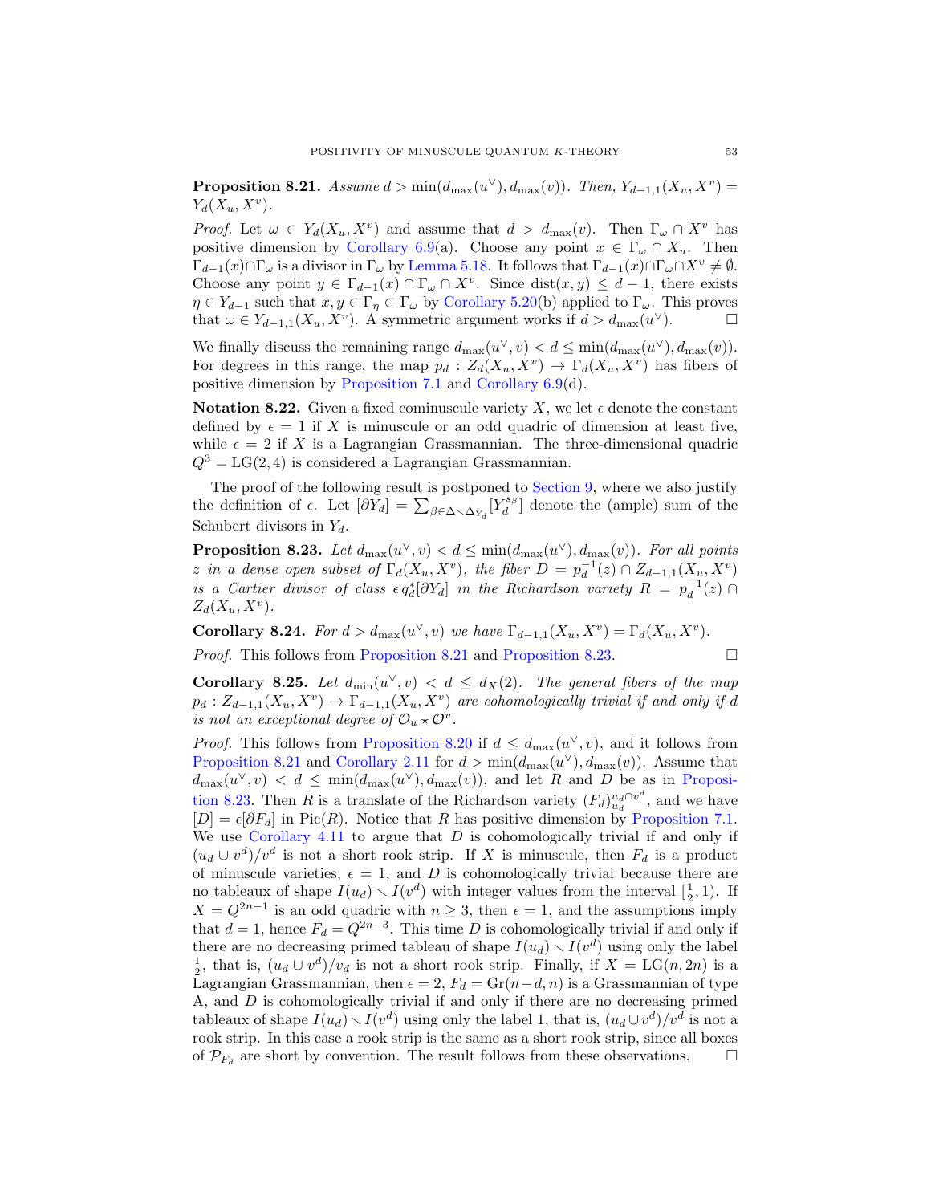**Proposition 8.21.** *Assume $d > \min(d_{\max}(u^\vee), d_{\max}(v))$. Then, $Y_{d-1,1}(X_u, X^v) = Y_d(X_u, X^v)$.*

*Proof.* Let $\omega \in Y_d(X_u, X^v)$ and assume that $d > d_{\max}(v)$. Then $\Gamma_\omega \cap X^v$ has positive dimension by Corollary 6.9(a). Choose any point $x \in \Gamma_\omega \cap X_u$. Then $\Gamma_{d-1}(x) \cap \Gamma_\omega$ is a divisor in $\Gamma_\omega$ by Lemma 5.18. It follows that $\Gamma_{d-1}(x) \cap \Gamma_\omega \cap X^v \neq \emptyset$. Choose any point $y \in \Gamma_{d-1}(x) \cap \Gamma_\omega \cap X^v$. Since $\operatorname{dist}(x, y) \leq d-1$, there exists $\eta \in Y_{d-1}$ such that $x, y \in \Gamma_\eta \subset \Gamma_\omega$ by Corollary 5.20(b) applied to $\Gamma_\omega$. This proves that $\omega \in Y_{d-1,1}(X_u, X^v)$. A symmetric argument works if $d > d_{\max}(u^\vee)$. □

We finally discuss the remaining range $d_{\max}(u^\vee, v) < d \leq \min(d_{\max}(u^\vee), d_{\max}(v))$. For degrees in this range, the map $p_d : Z_d(X_u, X^v) \to \Gamma_d(X_u, X^v)$ has fibers of positive dimension by Proposition 7.1 and Corollary 6.9(d).

**Notation 8.22.** Given a fixed cominuscule variety $X$, we let $\epsilon$ denote the constant defined by $\epsilon = 1$ if $X$ is minuscule or an odd quadric of dimension at least five, while $\epsilon = 2$ if $X$ is a Lagrangian Grassmannian. The three-dimensional quadric $Q^3 = \mathrm{LG}(2,4)$ is considered a Lagrangian Grassmannian.

The proof of the following result is postponed to Section 9, where we also justify the definition of $\epsilon$. Let $[\partial Y_d] = \sum_{\beta \in \Delta \smallsetminus \Delta_{Y_d}} [Y_d^{s_\beta}]$ denote the (ample) sum of the Schubert divisors in $Y_d$.

**Proposition 8.23.** *Let $d_{\max}(u^\vee, v) < d \leq \min(d_{\max}(u^\vee), d_{\max}(v))$. For all points $z$ in a dense open subset of $\Gamma_d(X_u, X^v)$, the fiber $D = p_d^{-1}(z) \cap Z_{d-1,1}(X_u, X^v)$ is a Cartier divisor of class $\epsilon\, q_d^*[\partial Y_d]$ in the Richardson variety $R = p_d^{-1}(z) \cap Z_d(X_u, X^v)$.*

**Corollary 8.24.** *For $d > d_{\max}(u^\vee, v)$ we have $\Gamma_{d-1,1}(X_u, X^v) = \Gamma_d(X_u, X^v)$.*

*Proof.* This follows from Proposition 8.21 and Proposition 8.23. □

**Corollary 8.25.** *Let $d_{\min}(u^\vee, v) < d \leq d_X(2)$. The general fibers of the map $p_d : Z_{d-1,1}(X_u, X^v) \to \Gamma_{d-1,1}(X_u, X^v)$ are cohomologically trivial if and only if $d$ is not an exceptional degree of $\mathcal{O}_u \star \mathcal{O}^v$.*

*Proof.* This follows from Proposition 8.20 if $d \leq d_{\max}(u^\vee, v)$, and it follows from Proposition 8.21 and Corollary 2.11 for $d > \min(d_{\max}(u^\vee), d_{\max}(v))$. Assume that $d_{\max}(u^\vee, v) < d \leq \min(d_{\max}(u^\vee), d_{\max}(v))$, and let $R$ and $D$ be as in Proposition 8.23. Then $R$ is a translate of the Richardson variety $(F_d)_{u_d}^{u_d \cap v^d}$, and we have $[D] = \epsilon[\partial F_d]$ in $\mathrm{Pic}(R)$. Notice that $R$ has positive dimension by Proposition 7.1. We use Corollary 4.11 to argue that $D$ is cohomologically trivial if and only if $(u_d \cup v^d)/v^d$ is not a short rook strip. If $X$ is minuscule, then $F_d$ is a product of minuscule varieties, $\epsilon = 1$, and $D$ is cohomologically trivial because there are no tableaux of shape $I(u_d) \smallsetminus I(v^d)$ with integer values from the interval $[\frac{1}{2}, 1)$. If $X = Q^{2n-1}$ is an odd quadric with $n \geq 3$, then $\epsilon = 1$, and the assumptions imply that $d = 1$, hence $F_d = Q^{2n-3}$. This time $D$ is cohomologically trivial if and only if there are no decreasing primed tableau of shape $I(u_d) \smallsetminus I(v^d)$ using only the label $\frac{1}{2}$, that is, $(u_d \cup v^d)/v_d$ is not a short rook strip. Finally, if $X = \mathrm{LG}(n, 2n)$ is a Lagrangian Grassmannian, then $\epsilon = 2$, $F_d = \mathrm{Gr}(n-d, n)$ is a Grassmannian of type A, and $D$ is cohomologically trivial if and only if there are no decreasing primed tableaux of shape $I(u_d) \smallsetminus I(v^d)$ using only the label 1, that is, $(u_d \cup v^d)/v^d$ is not a rook strip. In this case a rook strip is the same as a short rook strip, since all boxes of $\mathcal{P}_{F_d}$ are short by convention. The result follows from these observations. □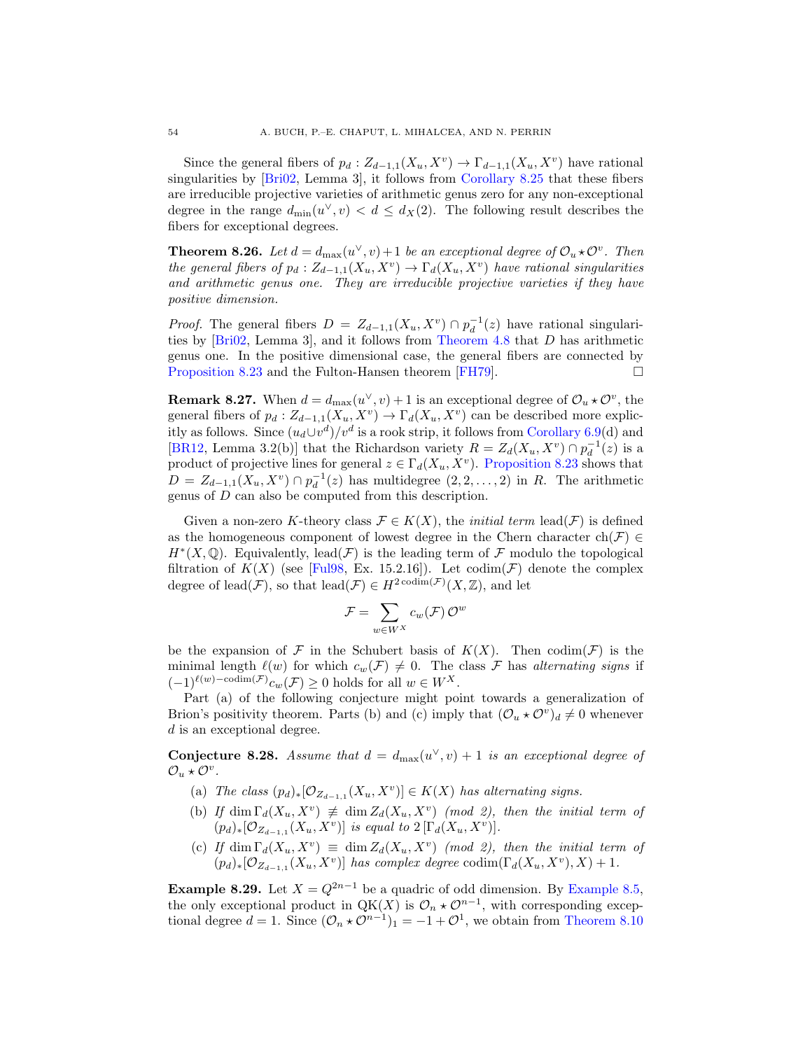Since the general fibers of $p_d : Z_{d-1,1}(X_u, X^v) \to \Gamma_{d-1,1}(X_u, X^v)$ have rational singularities by [Bri02, Lemma 3], it follows from Corollary 8.25 that these fibers are irreducible projective varieties of arithmetic genus zero for any non-exceptional degree in the range $d_{\min}(u^\vee, v) < d \leq d_X(2)$. The following result describes the fibers for exceptional degrees.

**Theorem 8.26.** *Let $d = d_{\max}(u^\vee, v) + 1$ be an exceptional degree of $\mathcal{O}_u \star \mathcal{O}^v$. Then the general fibers of $p_d : Z_{d-1,1}(X_u, X^v) \to \Gamma_d(X_u, X^v)$ have rational singularities and arithmetic genus one. They are irreducible projective varieties if they have positive dimension.*

*Proof.* The general fibers $D = Z_{d-1,1}(X_u, X^v) \cap p_d^{-1}(z)$ have rational singularities by [Bri02, Lemma 3], and it follows from Theorem 4.8 that $D$ has arithmetic genus one. In the positive dimensional case, the general fibers are connected by Proposition 8.23 and the Fulton-Hansen theorem [FH79]. □

**Remark 8.27.** When $d = d_{\max}(u^\vee, v) + 1$ is an exceptional degree of $\mathcal{O}_u \star \mathcal{O}^v$, the general fibers of $p_d : Z_{d-1,1}(X_u, X^v) \to \Gamma_d(X_u, X^v)$ can be described more explicitly as follows. Since $(u_d \cup v^d)/v^d$ is a rook strip, it follows from Corollary 6.9(d) and [BR12, Lemma 3.2(b)] that the Richardson variety $R = Z_d(X_u, X^v) \cap p_d^{-1}(z)$ is a product of projective lines for general $z \in \Gamma_d(X_u, X^v)$. Proposition 8.23 shows that $D = Z_{d-1,1}(X_u, X^v) \cap p_d^{-1}(z)$ has multidegree $(2, 2, \ldots, 2)$ in $R$. The arithmetic genus of $D$ can also be computed from this description.

Given a non-zero $K$-theory class $\mathcal{F} \in K(X)$, the *initial term* $\mathrm{lead}(\mathcal{F})$ is defined as the homogeneous component of lowest degree in the Chern character $\mathrm{ch}(\mathcal{F}) \in H^*(X, \mathbb{Q})$. Equivalently, $\mathrm{lead}(\mathcal{F})$ is the leading term of $\mathcal{F}$ modulo the topological filtration of $K(X)$ (see [Ful98, Ex. 15.2.16]). Let $\mathrm{codim}(\mathcal{F})$ denote the complex degree of $\mathrm{lead}(\mathcal{F})$, so that $\mathrm{lead}(\mathcal{F}) \in H^{2\,\mathrm{codim}(\mathcal{F})}(X, \mathbb{Z})$, and let

$$\mathcal{F} = \sum_{w \in W^X} c_w(\mathcal{F})\, \mathcal{O}^w$$

be the expansion of $\mathcal{F}$ in the Schubert basis of $K(X)$. Then $\mathrm{codim}(\mathcal{F})$ is the minimal length $\ell(w)$ for which $c_w(\mathcal{F}) \neq 0$. The class $\mathcal{F}$ has *alternating signs* if $(-1)^{\ell(w) - \mathrm{codim}(\mathcal{F})} c_w(\mathcal{F}) \geq 0$ holds for all $w \in W^X$.

Part (a) of the following conjecture might point towards a generalization of Brion's positivity theorem. Parts (b) and (c) imply that $(\mathcal{O}_u \star \mathcal{O}^v)_d \neq 0$ whenever $d$ is an exceptional degree.

**Conjecture 8.28.** *Assume that $d = d_{\max}(u^\vee, v) + 1$ is an exceptional degree of $\mathcal{O}_u \star \mathcal{O}^v$.*

(a) *The class $(p_d)_*[\mathcal{O}_{Z_{d-1,1}}(X_u, X^v)] \in K(X)$ has alternating signs.*
(b) *If $\dim \Gamma_d(X_u, X^v) \not\equiv \dim Z_d(X_u, X^v)$ (mod 2), then the initial term of $(p_d)_*[\mathcal{O}_{Z_{d-1,1}}(X_u, X^v)]$ is equal to $2\,[\Gamma_d(X_u, X^v)]$.*
(c) *If $\dim \Gamma_d(X_u, X^v) \equiv \dim Z_d(X_u, X^v)$ (mod 2), then the initial term of $(p_d)_*[\mathcal{O}_{Z_{d-1,1}}(X_u, X^v)]$ has complex degree $\mathrm{codim}(\Gamma_d(X_u, X^v), X) + 1$.*

**Example 8.29.** Let $X = Q^{2n-1}$ be a quadric of odd dimension. By Example 8.5, the only exceptional product in $\mathrm{QK}(X)$ is $\mathcal{O}_n \star \mathcal{O}^{n-1}$, with corresponding exceptional degree $d = 1$. Since $(\mathcal{O}_n \star \mathcal{O}^{n-1})_1 = -1 + \mathcal{O}^1$, we obtain from Theorem 8.10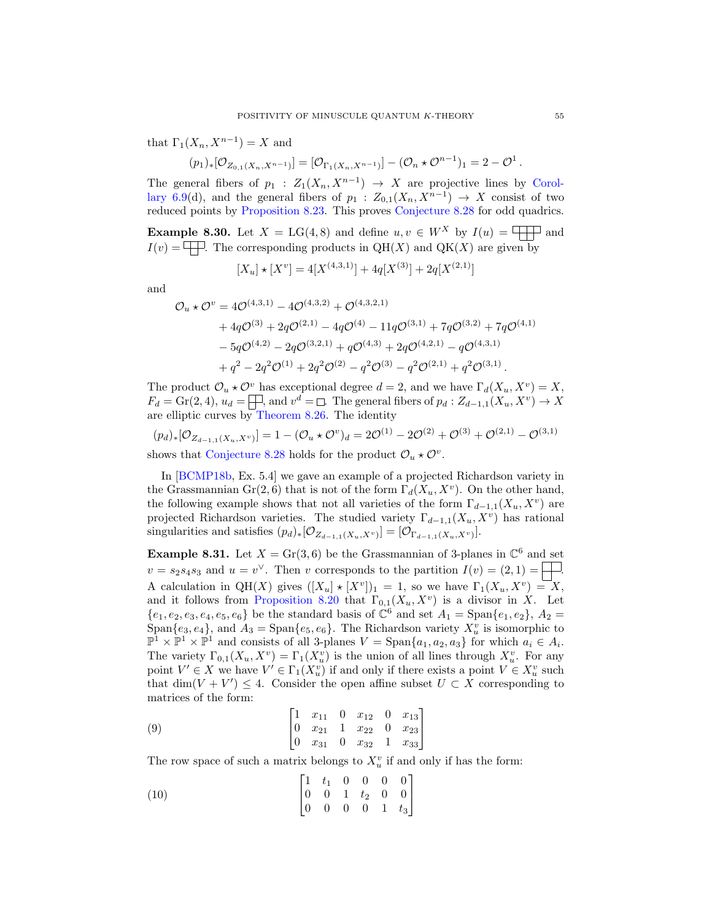that $\Gamma_1(X_n, X^{n-1}) = X$ and

$$(p_1)_*[\mathcal{O}_{Z_{0,1}(X_n,X^{n-1})}] = [\mathcal{O}_{\Gamma_1(X_n,X^{n-1})}] - (\mathcal{O}_n \star \mathcal{O}^{n-1})_1 = 2 - \mathcal{O}^1 \,.$$

The general fibers of $p_1 : Z_1(X_n, X^{n-1}) \to X$ are projective lines by Corollary 6.9(d), and the general fibers of $p_1 : Z_{0,1}(X_n, X^{n-1}) \to X$ consist of two reduced points by Proposition 8.23. This proves Conjecture 8.28 for odd quadrics.

**Example 8.30.** Let $X = \mathrm{LG}(4, 8)$ and define $u, v \in W^X$ by $I(u) = (4,3,1)$-shaped diagram and $I(v) = (3,1)$-shaped diagram. The corresponding products in $\mathrm{QH}(X)$ and $\mathrm{QK}(X)$ are given by

$$[X_u] \star [X^v] = 4[X^{(4,3,1)}] + 4q[X^{(3)}] + 2q[X^{(2,1)}]$$

and

$$\begin{aligned}
\mathcal{O}_u \star \mathcal{O}^v = \;& 4\mathcal{O}^{(4,3,1)} - 4\mathcal{O}^{(4,3,2)} + \mathcal{O}^{(4,3,2,1)} \\
&+ 4q\mathcal{O}^{(3)} + 2q\mathcal{O}^{(2,1)} - 4q\mathcal{O}^{(4)} - 11q\mathcal{O}^{(3,1)} + 7q\mathcal{O}^{(3,2)} + 7q\mathcal{O}^{(4,1)} \\
&- 5q\mathcal{O}^{(4,2)} - 2q\mathcal{O}^{(3,2,1)} + q\mathcal{O}^{(4,3)} + 2q\mathcal{O}^{(4,2,1)} - q\mathcal{O}^{(4,3,1)} \\
&+ q^2 - 2q^2\mathcal{O}^{(1)} + 2q^2\mathcal{O}^{(2)} - q^2\mathcal{O}^{(3)} - q^2\mathcal{O}^{(2,1)} + q^2\mathcal{O}^{(3,1)} \,.
\end{aligned}$$

The product $\mathcal{O}_u \star \mathcal{O}^v$ has exceptional degree $d = 2$, and we have $\Gamma_d(X_u, X^v) = X$, $F_d = \mathrm{Gr}(2, 4)$, $u_d = (2,2)$-shaped diagram, and $v^d = (1)$-shaped diagram. The general fibers of $p_d : Z_{d-1,1}(X_u, X^v) \to X$ are elliptic curves by Theorem 8.26. The identity

$$(p_d)_*[\mathcal{O}_{Z_{d-1,1}(X_u,X^v)}] = 1 - (\mathcal{O}_u \star \mathcal{O}^v)_d = 2\mathcal{O}^{(1)} - 2\mathcal{O}^{(2)} + \mathcal{O}^{(3)} + \mathcal{O}^{(2,1)} - \mathcal{O}^{(3,1)}$$

shows that Conjecture 8.28 holds for the product $\mathcal{O}_u \star \mathcal{O}^v$.

In [BCMP18b, Ex. 5.4] we gave an example of a projected Richardson variety in the Grassmannian $\mathrm{Gr}(2, 6)$ that is not of the form $\Gamma_d(X_u, X^v)$. On the other hand, the following example shows that not all varieties of the form $\Gamma_{d-1,1}(X_u, X^v)$ are projected Richardson varieties. The studied variety $\Gamma_{d-1,1}(X_u, X^v)$ has rational singularities and satisfies $(p_d)_*[\mathcal{O}_{Z_{d-1,1}(X_u,X^v)}] = [\mathcal{O}_{\Gamma_{d-1,1}(X_u,X^v)}]$.

**Example 8.31.** Let $X = \mathrm{Gr}(3, 6)$ be the Grassmannian of 3-planes in $\mathbb{C}^6$ and set $v = s_2 s_4 s_3$ and $u = v^\vee$. Then $v$ corresponds to the partition $I(v) = (2, 1)$. A calculation in $\mathrm{QH}(X)$ gives $([X_u] \star [X^v])_1 = 1$, so we have $\Gamma_1(X_u, X^v) = X$, and it follows from Proposition 8.20 that $\Gamma_{0,1}(X_u, X^v)$ is a divisor in $X$. Let $\{e_1, e_2, e_3, e_4, e_5, e_6\}$ be the standard basis of $\mathbb{C}^6$ and set $A_1 = \mathrm{Span}\{e_1, e_2\}$, $A_2 = \mathrm{Span}\{e_3, e_4\}$, and $A_3 = \mathrm{Span}\{e_5, e_6\}$. The Richardson variety $X_u^v$ is isomorphic to $\mathbb{P}^1 \times \mathbb{P}^1 \times \mathbb{P}^1$ and consists of all 3-planes $V = \mathrm{Span}\{a_1, a_2, a_3\}$ for which $a_i \in A_i$. The variety $\Gamma_{0,1}(X_u, X^v) = \Gamma_1(X_u^v)$ is the union of all lines through $X_u^v$. For any point $V' \in X$ we have $V' \in \Gamma_1(X_u^v)$ if and only if there exists a point $V \in X_u^v$ such that $\dim(V + V') \leq 4$. Consider the open affine subset $U \subset X$ corresponding to matrices of the form:

$$\begin{bmatrix} 1 & x_{11} & 0 & x_{12} & 0 & x_{13} \\ 0 & x_{21} & 1 & x_{22} & 0 & x_{23} \\ 0 & x_{31} & 0 & x_{32} & 1 & x_{33} \end{bmatrix} \tag{9}$$

The row space of such a matrix belongs to $X_u^v$ if and only if has the form:

$$\begin{bmatrix} 1 & t_1 & 0 & 0 & 0 & 0 \\ 0 & 0 & 1 & t_2 & 0 & 0 \\ 0 & 0 & 0 & 0 & 1 & t_3 \end{bmatrix} \tag{10}$$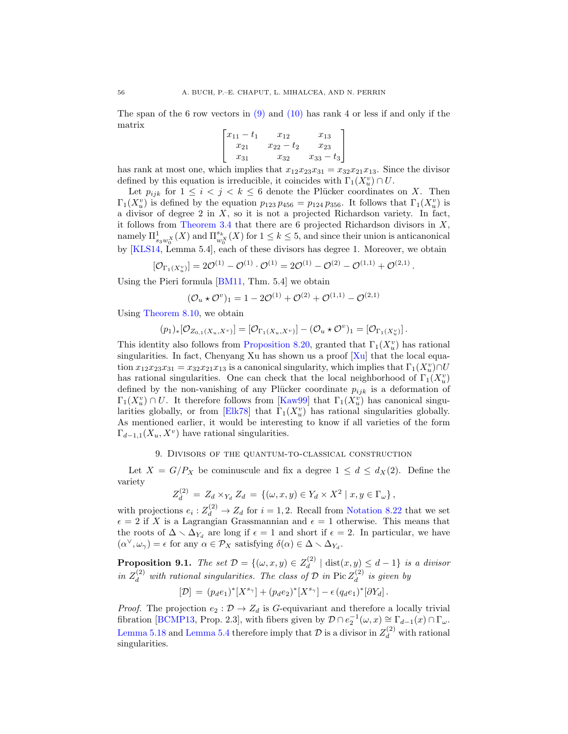The span of the 6 row vectors in (9) and (10) has rank 4 or less if and only if the matrix

$$\begin{bmatrix} x_{11}-t_1 & x_{12} & x_{13} \\ x_{21} & x_{22}-t_2 & x_{23} \\ x_{31} & x_{32} & x_{33}-t_3 \end{bmatrix}$$

has rank at most one, which implies that $x_{12}x_{23}x_{31} = x_{32}x_{21}x_{13}$. Since the divisor defined by this equation is irreducible, it coincides with $\Gamma_1(X_u^v) \cap U$.

Let $p_{ijk}$ for $1 \leq i < j < k \leq 6$ denote the Plücker coordinates on $X$. Then $\Gamma_1(X_u^v)$ is defined by the equation $p_{123}\, p_{456} = p_{124}\, p_{356}$. It follows that $\Gamma_1(X_u^v)$ is a divisor of degree 2 in $X$, so it is not a projected Richardson variety. In fact, it follows from Theorem 3.4 that there are 6 projected Richardson divisors in $X$, namely $\Pi^1_{s_3 w_0^X}(X)$ and $\Pi^{s_k}_{w_0^X}(X)$ for $1 \leq k \leq 5$, and since their union is anticanonical by [KLS14, Lemma 5.4], each of these divisors has degree 1. Moreover, we obtain

$$[\mathcal{O}_{\Gamma_1(X_u^v)}] = 2\mathcal{O}^{(1)} - \mathcal{O}^{(1)} \cdot \mathcal{O}^{(1)} = 2\mathcal{O}^{(1)} - \mathcal{O}^{(2)} - \mathcal{O}^{(1,1)} + \mathcal{O}^{(2,1)} .$$

Using the Pieri formula [BM11, Thm. 5.4] we obtain

$$(\mathcal{O}_u \star \mathcal{O}^v)_1 = 1 - 2\mathcal{O}^{(1)} + \mathcal{O}^{(2)} + \mathcal{O}^{(1,1)} - \mathcal{O}^{(2,1)}$$

Using Theorem 8.10, we obtain

$$(p_1)_*[\mathcal{O}_{Z_{0,1}(X_u,X^v)}] = [\mathcal{O}_{\Gamma_1(X_u,X^v)}] - (\mathcal{O}_u \star \mathcal{O}^v)_1 = [\mathcal{O}_{\Gamma_1(X_u^v)}] .$$

This identity also follows from Proposition 8.20, granted that $\Gamma_1(X_u^v)$ has rational singularities. In fact, Chenyang Xu has shown us a proof [Xu] that the local equation $x_{12}x_{23}x_{31} = x_{32}x_{21}x_{13}$ is a canonical singularity, which implies that $\Gamma_1(X_u^v) \cap U$ has rational singularities. One can check that the local neighborhood of $\Gamma_1(X_u^v)$ defined by the non-vanishing of any Plücker coordinate $p_{ijk}$ is a deformation of $\Gamma_1(X_u^v) \cap U$. It therefore follows from [Kaw99] that $\Gamma_1(X_u^v)$ has canonical singularities globally, or from [Elk78] that $\Gamma_1(X_u^v)$ has rational singularities globally. As mentioned earlier, it would be interesting to know if all varieties of the form $\Gamma_{d-1,1}(X_u, X^v)$ have rational singularities.

## 9. Divisors of the quantum-to-classical construction

Let $X = G/P_X$ be cominuscule and fix a degree $1 \leq d \leq d_X(2)$. Define the variety

$$Z_d^{(2)} \;=\; Z_d \times_{Y_d} Z_d \;=\; \{(\omega, x, y) \in Y_d \times X^2 \mid x, y \in \Gamma_\omega\} ,$$

with projections $e_i : Z_d^{(2)} \to Z_d$ for $i = 1, 2$. Recall from Notation 8.22 that we set $\epsilon = 2$ if $X$ is a Lagrangian Grassmannian and $\epsilon = 1$ otherwise. This means that the roots of $\Delta \smallsetminus \Delta_{Y_d}$ are long if $\epsilon = 1$ and short if $\epsilon = 2$. In particular, we have $(\alpha^\vee, \omega_\gamma) = \epsilon$ for any $\alpha \in \mathcal{P}_X$ satisfying $\delta(\alpha) \in \Delta \smallsetminus \Delta_{Y_d}$.

**Proposition 9.1.** *The set $\mathcal{D} = \{(\omega, x, y) \in Z_d^{(2)} \mid \operatorname{dist}(x, y) \leq d - 1\}$ is a divisor in $Z_d^{(2)}$ with rational singularities. The class of $\mathcal{D}$ in $\operatorname{Pic} Z_d^{(2)}$ is given by*

$$[\mathcal{D}] \;=\; (p_d e_1)^*[X^{s_\gamma}] + (p_d e_2)^*[X^{s_\gamma}] - \epsilon\, (q_d e_1)^*[\partial Y_d] .$$

*Proof.* The projection $e_2 : \mathcal{D} \to Z_d$ is $G$-equivariant and therefore a locally trivial fibration [BCMP13, Prop. 2.3], with fibers given by $\mathcal{D} \cap e_2^{-1}(\omega, x) \cong \Gamma_{d-1}(x) \cap \Gamma_\omega$. Lemma 5.18 and Lemma 5.4 therefore imply that $\mathcal{D}$ is a divisor in $Z_d^{(2)}$ with rational singularities.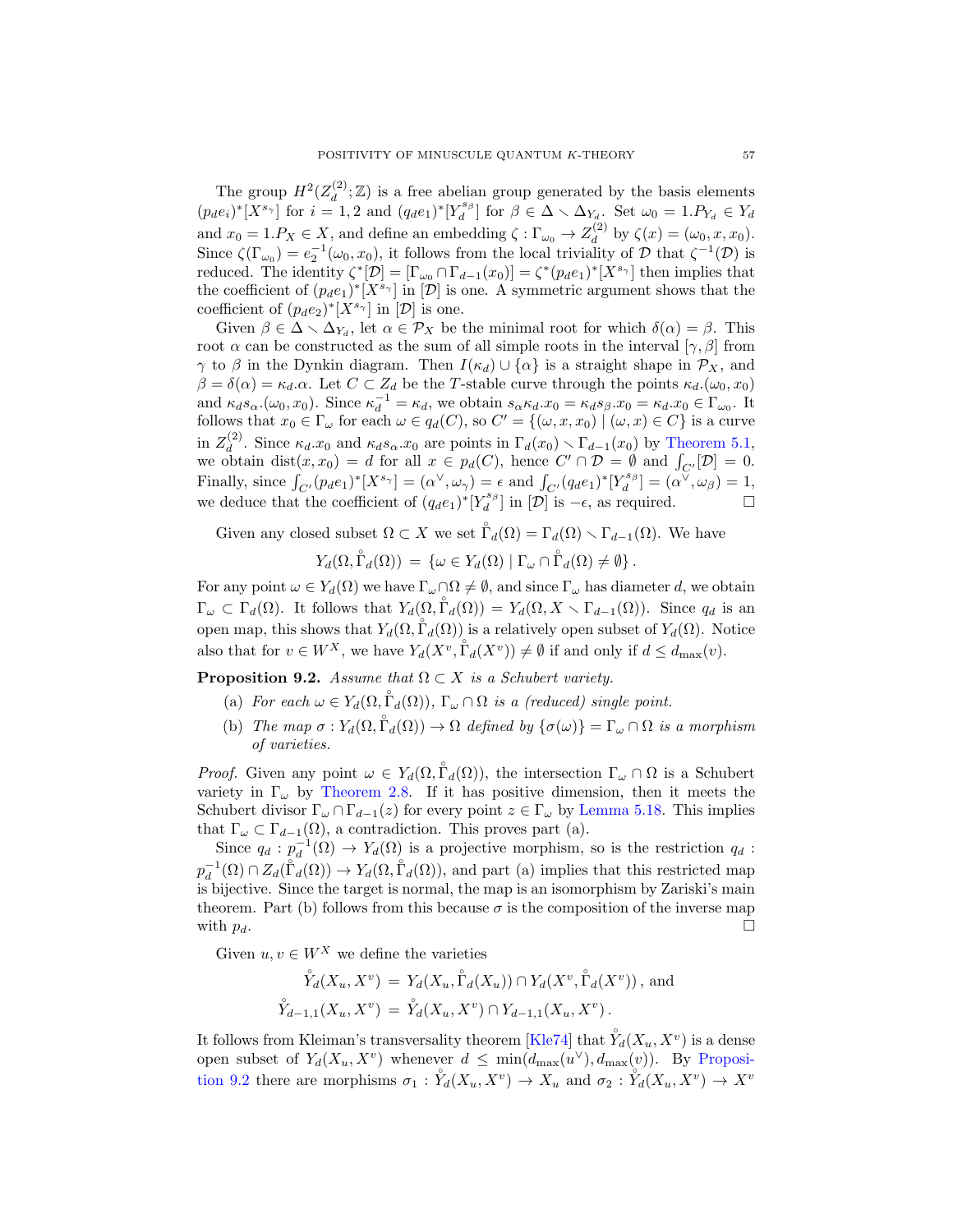The group $H^2(Z_d^{(2)};\mathbb{Z})$ is a free abelian group generated by the basis elements $(p_d e_i)^*[X^{s_\gamma}]$ for $i = 1, 2$ and $(q_d e_1)^*[Y_d^{s_\beta}]$ for $\beta \in \Delta \smallsetminus \Delta_{Y_d}$. Set $\omega_0 = 1.P_{Y_d} \in Y_d$ and $x_0 = 1.P_X \in X$, and define an embedding $\zeta : \Gamma_{\omega_0} \to Z_d^{(2)}$ by $\zeta(x) = (\omega_0, x, x_0)$. Since $\zeta(\Gamma_{\omega_0}) = e_2^{-1}(\omega_0, x_0)$, it follows from the local triviality of $\mathcal{D}$ that $\zeta^{-1}(\mathcal{D})$ is reduced. The identity $\zeta^*[\mathcal{D}] = [\Gamma_{\omega_0} \cap \Gamma_{d-1}(x_0)] = \zeta^*(p_d e_1)^*[X^{s_\gamma}]$ then implies that the coefficient of $(p_d e_1)^*[X^{s_\gamma}]$ in $[\mathcal{D}]$ is one. A symmetric argument shows that the coefficient of $(p_d e_2)^*[X^{s_\gamma}]$ in $[\mathcal{D}]$ is one.

Given $\beta \in \Delta \smallsetminus \Delta_{Y_d}$, let $\alpha \in \mathcal{P}_X$ be the minimal root for which $\delta(\alpha) = \beta$. This root $\alpha$ can be constructed as the sum of all simple roots in the interval $[\gamma, \beta]$ from $\gamma$ to $\beta$ in the Dynkin diagram. Then $I(\kappa_d) \cup \{\alpha\}$ is a straight shape in $\mathcal{P}_X$, and $\beta = \delta(\alpha) = \kappa_d.\alpha$. Let $C \subset Z_d$ be the $T$-stable curve through the points $\kappa_d.(\omega_0, x_0)$ and $\kappa_d s_\alpha.(\omega_0, x_0)$. Since $\kappa_d^{-1} = \kappa_d$, we obtain $s_\alpha \kappa_d.x_0 = \kappa_d s_\beta.x_0 = \kappa_d.x_0 \in \Gamma_{\omega_0}$. It follows that $x_0 \in \Gamma_\omega$ for each $\omega \in q_d(C)$, so $C' = \{(\omega, x, x_0) \mid (\omega, x) \in C\}$ is a curve in $Z_d^{(2)}$. Since $\kappa_d.x_0$ and $\kappa_d s_\alpha.x_0$ are points in $\Gamma_d(x_0) \smallsetminus \Gamma_{d-1}(x_0)$ by Theorem 5.1, we obtain $\mathrm{dist}(x, x_0) = d$ for all $x \in p_d(C)$, hence $C' \cap \mathcal{D} = \emptyset$ and $\int_{C'}[\mathcal{D}] = 0$. Finally, since $\int_{C'}(p_d e_1)^*[X^{s_\gamma}] = (\alpha^\vee, \omega_\gamma) = \epsilon$ and $\int_{C'}(q_d e_1)^*[Y_d^{s_\beta}] = (\alpha^\vee, \omega_\beta) = 1$, we deduce that the coefficient of $(q_d e_1)^*[Y_d^{s_\beta}]$ in $[\mathcal{D}]$ is $-\epsilon$, as required. $\square$

Given any closed subset $\Omega \subset X$ we set $\mathring{\Gamma}_d(\Omega) = \Gamma_d(\Omega) \smallsetminus \Gamma_{d-1}(\Omega)$. We have

$$Y_d(\Omega, \mathring{\Gamma}_d(\Omega)) = \{\omega \in Y_d(\Omega) \mid \Gamma_\omega \cap \mathring{\Gamma}_d(\Omega) \neq \emptyset\}.$$

For any point $\omega \in Y_d(\Omega)$ we have $\Gamma_\omega \cap \Omega \neq \emptyset$, and since $\Gamma_\omega$ has diameter $d$, we obtain $\Gamma_\omega \subset \Gamma_d(\Omega)$. It follows that $Y_d(\Omega, \mathring{\Gamma}_d(\Omega)) = Y_d(\Omega, X \smallsetminus \Gamma_{d-1}(\Omega))$. Since $q_d$ is an open map, this shows that $Y_d(\Omega, \mathring{\Gamma}_d(\Omega))$ is a relatively open subset of $Y_d(\Omega)$. Notice also that for $v \in W^X$, we have $Y_d(X^v, \mathring{\Gamma}_d(X^v)) \neq \emptyset$ if and only if $d \leq d_{\max}(v)$.

**Proposition 9.2.** *Assume that $\Omega \subset X$ is a Schubert variety.*

(a) *For each $\omega \in Y_d(\Omega, \mathring{\Gamma}_d(\Omega))$, $\Gamma_\omega \cap \Omega$ is a (reduced) single point.*

(b) *The map $\sigma : Y_d(\Omega, \mathring{\Gamma}_d(\Omega)) \to \Omega$ defined by $\{\sigma(\omega)\} = \Gamma_\omega \cap \Omega$ is a morphism of varieties.*

*Proof.* Given any point $\omega \in Y_d(\Omega, \mathring{\Gamma}_d(\Omega))$, the intersection $\Gamma_\omega \cap \Omega$ is a Schubert variety in $\Gamma_\omega$ by Theorem 2.8. If it has positive dimension, then it meets the Schubert divisor $\Gamma_\omega \cap \Gamma_{d-1}(z)$ for every point $z \in \Gamma_\omega$ by Lemma 5.18. This implies that $\Gamma_\omega \subset \Gamma_{d-1}(\Omega)$, a contradiction. This proves part (a).

Since $q_d : p_d^{-1}(\Omega) \to Y_d(\Omega)$ is a projective morphism, so is the restriction $q_d : p_d^{-1}(\Omega) \cap Z_d(\mathring{\Gamma}_d(\Omega)) \to Y_d(\Omega, \mathring{\Gamma}_d(\Omega))$, and part (a) implies that this restricted map is bijective. Since the target is normal, the map is an isomorphism by Zariski's main theorem. Part (b) follows from this because $\sigma$ is the composition of the inverse map with $p_d$. $\square$

Given $u, v \in W^X$ we define the varieties

$$\mathring{Y}_d(X_u, X^v) = Y_d(X_u, \mathring{\Gamma}_d(X_u)) \cap Y_d(X^v, \mathring{\Gamma}_d(X^v)), \text{ and}$$
$$\mathring{Y}_{d-1,1}(X_u, X^v) = \mathring{Y}_d(X_u, X^v) \cap Y_{d-1,1}(X_u, X^v).$$

It follows from Kleiman's transversality theorem [Kle74] that $\mathring{Y}_d(X_u, X^v)$ is a dense open subset of $Y_d(X_u, X^v)$ whenever $d \leq \min(d_{\max}(u^\vee), d_{\max}(v))$. By Proposition 9.2 there are morphisms $\sigma_1 : \mathring{Y}_d(X_u, X^v) \to X_u$ and $\sigma_2 : \mathring{Y}_d(X_u, X^v) \to X^v$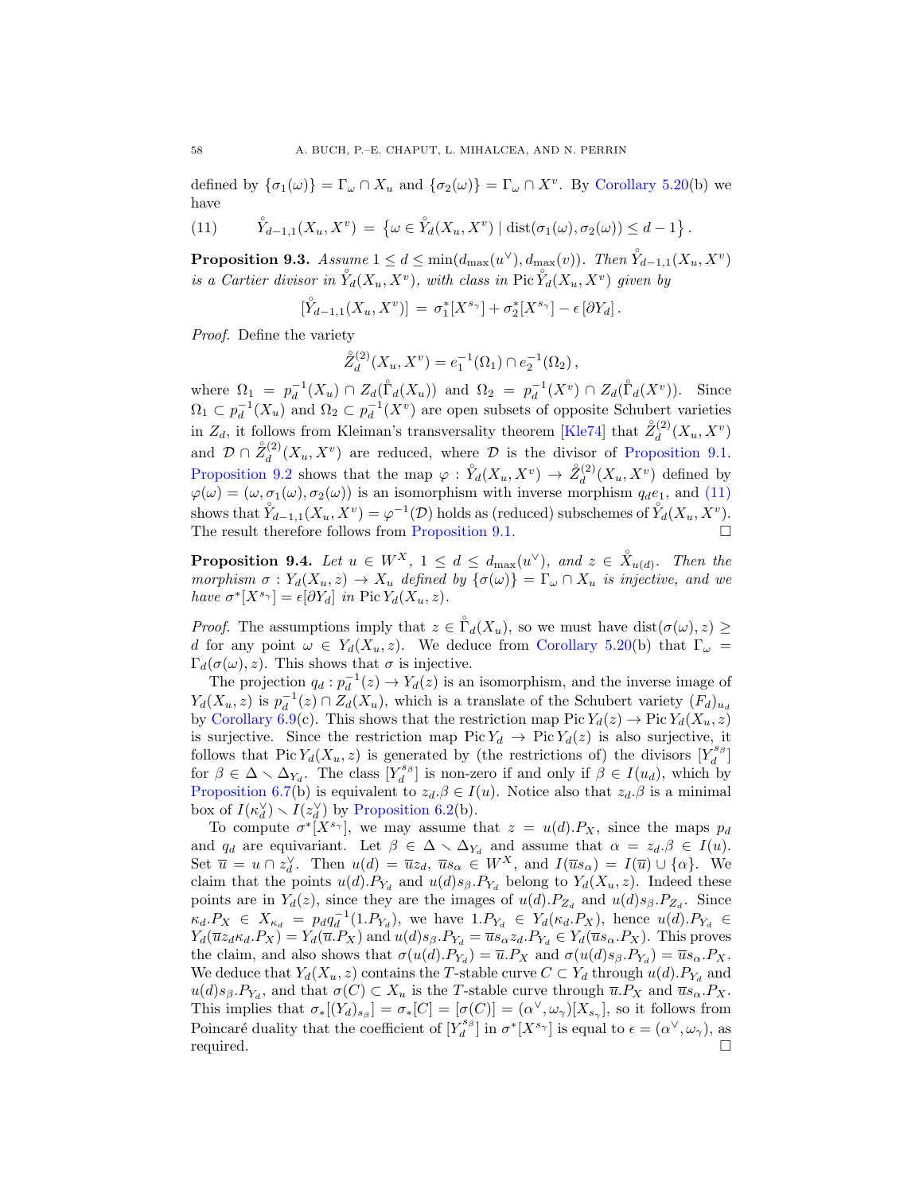defined by $\{\sigma_1(\omega)\} = \Gamma_\omega \cap X_u$ and $\{\sigma_2(\omega)\} = \Gamma_\omega \cap X^v$. By Corollary 5.20(b) we have

$$\mathring{Y}_{d-1,1}(X_u, X^v) \,=\, \left\{\omega \in \mathring{Y}_d(X_u, X^v) \mid \operatorname{dist}(\sigma_1(\omega), \sigma_2(\omega)) \leq d-1\right\}. \tag{11}$$

**Proposition 9.3.** *Assume $1 \leq d \leq \min(d_{\max}(u^\vee), d_{\max}(v))$. Then $\mathring{Y}_{d-1,1}(X_u, X^v)$ is a Cartier divisor in $\mathring{Y}_d(X_u, X^v)$, with class in $\operatorname{Pic} \mathring{Y}_d(X_u, X^v)$ given by*

$$[\mathring{Y}_{d-1,1}(X_u, X^v)] \,=\, \sigma_1^*[X^{s_\gamma}] + \sigma_2^*[X^{s_\gamma}] - \epsilon\,[\partial Y_d]\,.$$

*Proof.* Define the variety

$$\mathring{Z}_d^{(2)}(X_u, X^v) = e_1^{-1}(\Omega_1) \cap e_2^{-1}(\Omega_2)\,,$$

where $\Omega_1 = p_d^{-1}(X_u) \cap Z_d(\mathring{\Gamma}_d(X_u))$ and $\Omega_2 = p_d^{-1}(X^v) \cap Z_d(\mathring{\Gamma}_d(X^v))$. Since $\Omega_1 \subset p_d^{-1}(X_u)$ and $\Omega_2 \subset p_d^{-1}(X^v)$ are open subsets of opposite Schubert varieties in $Z_d$, it follows from Kleiman's transversality theorem [Kle74] that $\mathring{Z}_d^{(2)}(X_u, X^v)$ and $\mathcal{D} \cap \mathring{Z}_d^{(2)}(X_u, X^v)$ are reduced, where $\mathcal{D}$ is the divisor of Proposition 9.1. Proposition 9.2 shows that the map $\varphi : \mathring{Y}_d(X_u, X^v) \to \mathring{Z}_d^{(2)}(X_u, X^v)$ defined by $\varphi(\omega) = (\omega, \sigma_1(\omega), \sigma_2(\omega))$ is an isomorphism with inverse morphism $q_d e_1$, and (11) shows that $\mathring{Y}_{d-1,1}(X_u, X^v) = \varphi^{-1}(\mathcal{D})$ holds as (reduced) subschemes of $\mathring{Y}_d(X_u, X^v)$. The result therefore follows from Proposition 9.1. □

**Proposition 9.4.** *Let $u \in W^X$, $1 \leq d \leq d_{\max}(u^\vee)$, and $z \in \mathring{X}_{u(d)}$. Then the morphism $\sigma : Y_d(X_u, z) \to X_u$ defined by $\{\sigma(\omega)\} = \Gamma_\omega \cap X_u$ is injective, and we have $\sigma^*[X^{s_\gamma}] = \epsilon[\partial Y_d]$ in $\operatorname{Pic} Y_d(X_u, z)$.*

*Proof.* The assumptions imply that $z \in \mathring{\Gamma}_d(X_u)$, so we must have $\operatorname{dist}(\sigma(\omega), z) \geq d$ for any point $\omega \in Y_d(X_u, z)$. We deduce from Corollary 5.20(b) that $\Gamma_\omega = \Gamma_d(\sigma(\omega), z)$. This shows that $\sigma$ is injective.

The projection $q_d : p_d^{-1}(z) \to Y_d(z)$ is an isomorphism, and the inverse image of $Y_d(X_u, z)$ is $p_d^{-1}(z) \cap Z_d(X_u)$, which is a translate of the Schubert variety $(F_d)_{u_d}$ by Corollary 6.9(c). This shows that the restriction map $\operatorname{Pic} Y_d(z) \to \operatorname{Pic} Y_d(X_u, z)$ is surjective. Since the restriction map $\operatorname{Pic} Y_d \to \operatorname{Pic} Y_d(z)$ is also surjective, it follows that $\operatorname{Pic} Y_d(X_u, z)$ is generated by (the restrictions of) the divisors $[Y_d^{s_\beta}]$ for $\beta \in \Delta \smallsetminus \Delta_{Y_d}$. The class $[Y_d^{s_\beta}]$ is non-zero if and only if $\beta \in I(u_d)$, which by Proposition 6.7(b) is equivalent to $z_d.\beta \in I(u)$. Notice also that $z_d.\beta$ is a minimal box of $I(\kappa_d^\vee) \smallsetminus I(z_d^\vee)$ by Proposition 6.2(b).

To compute $\sigma^*[X^{s_\gamma}]$, we may assume that $z = u(d).P_X$, since the maps $p_d$ and $q_d$ are equivariant. Let $\beta \in \Delta \smallsetminus \Delta_{Y_d}$ and assume that $\alpha = z_d.\beta \in I(u)$. Set $\overline{u} = u \cap z_d^\vee$. Then $u(d) = \overline{u} z_d$, $\overline{u} s_\alpha \in W^X$, and $I(\overline{u} s_\alpha) = I(\overline{u}) \cup \{\alpha\}$. We claim that the points $u(d).P_{Y_d}$ and $u(d)s_\beta.P_{Y_d}$ belong to $Y_d(X_u, z)$. Indeed these points are in $Y_d(z)$, since they are the images of $u(d).P_{Z_d}$ and $u(d)s_\beta.P_{Z_d}$. Since $\kappa_d.P_X \in X_{\kappa_d} = p_d q_d^{-1}(1.P_{Y_d})$, we have $1.P_{Y_d} \in Y_d(\kappa_d.P_X)$, hence $u(d).P_{Y_d} \in Y_d(\overline{u} z_d \kappa_d.P_X) = Y_d(\overline{u}.P_X)$ and $u(d)s_\beta.P_{Y_d} = \overline{u} s_\alpha z_d.P_{Y_d} \in Y_d(\overline{u} s_\alpha.P_X)$. This proves the claim, and also shows that $\sigma(u(d).P_{Y_d}) = \overline{u}.P_X$ and $\sigma(u(d)s_\beta.P_{Y_d}) = \overline{u} s_\alpha.P_X$. We deduce that $Y_d(X_u, z)$ contains the $T$-stable curve $C \subset Y_d$ through $u(d).P_{Y_d}$ and $u(d)s_\beta.P_{Y_d}$, and that $\sigma(C) \subset X_u$ is the $T$-stable curve through $\overline{u}.P_X$ and $\overline{u} s_\alpha.P_X$. This implies that $\sigma_*[(Y_d)_{s_\beta}] = \sigma_*[C] = [\sigma(C)] = (\alpha^\vee, \omega_\gamma)[X_{s_\gamma}]$, so it follows from Poincaré duality that the coefficient of $[Y_d^{s_\beta}]$ in $\sigma^*[X^{s_\gamma}]$ is equal to $\epsilon = (\alpha^\vee, \omega_\gamma)$, as required. □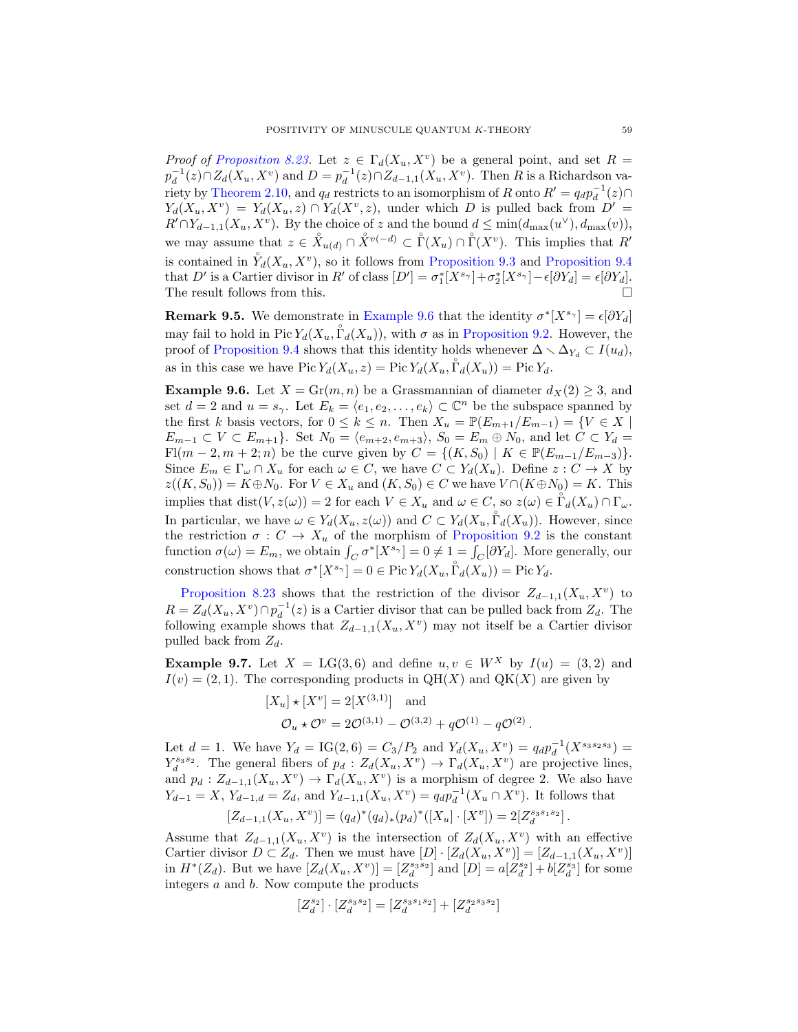*Proof of Proposition 8.23.* Let $z \in \Gamma_d(X_u, X^v)$ be a general point, and set $R = p_d^{-1}(z) \cap Z_d(X_u, X^v)$ and $D = p_d^{-1}(z) \cap Z_{d-1,1}(X_u, X^v)$. Then $R$ is a Richardson variety by Theorem 2.10, and $q_d$ restricts to an isomorphism of $R$ onto $R' = q_d p_d^{-1}(z) \cap Y_d(X_u, X^v) = Y_d(X_u, z) \cap Y_d(X^v, z)$, under which $D$ is pulled back from $D' = R' \cap Y_{d-1,1}(X_u, X^v)$. By the choice of $z$ and the bound $d \leq \min(d_{\max}(u^\vee), d_{\max}(v))$, we may assume that $z \in \mathring{X}_{u(d)} \cap \mathring{X}^{v(-d)} \subset \mathring{\Gamma}(X_u) \cap \mathring{\Gamma}(X^v)$. This implies that $R'$ is contained in $\mathring{Y}_d(X_u, X^v)$, so it follows from Proposition 9.3 and Proposition 9.4 that $D'$ is a Cartier divisor in $R'$ of class $[D'] = \sigma_1^*[X^{s_\gamma}] + \sigma_2^*[X^{s_\gamma}] - \epsilon[\partial Y_d] = \epsilon[\partial Y_d]$. The result follows from this. □

**Remark 9.5.** We demonstrate in Example 9.6 that the identity $\sigma^*[X^{s_\gamma}] = \epsilon[\partial Y_d]$ may fail to hold in $\operatorname{Pic} Y_d(X_u, \mathring{\Gamma}_d(X_u))$, with $\sigma$ as in Proposition 9.2. However, the proof of Proposition 9.4 shows that this identity holds whenever $\Delta \smallsetminus \Delta_{Y_d} \subset I(u_d)$, as in this case we have $\operatorname{Pic} Y_d(X_u, z) = \operatorname{Pic} Y_d(X_u, \mathring{\Gamma}_d(X_u)) = \operatorname{Pic} Y_d$.

**Example 9.6.** Let $X = \operatorname{Gr}(m, n)$ be a Grassmannian of diameter $d_X(2) \geq 3$, and set $d = 2$ and $u = s_\gamma$. Let $E_k = \langle e_1, e_2, \dots, e_k \rangle \subset \mathbb{C}^n$ be the subspace spanned by the first $k$ basis vectors, for $0 \leq k \leq n$. Then $X_u = \mathbb{P}(E_{m+1}/E_{m-1}) = \{V \in X \mid E_{m-1} \subset V \subset E_{m+1}\}$. Set $N_0 = \langle e_{m+2}, e_{m+3} \rangle$, $S_0 = E_m \oplus N_0$, and let $C \subset Y_d = \operatorname{Fl}(m-2, m+2; n)$ be the curve given by $C = \{(K, S_0) \mid K \in \mathbb{P}(E_{m-1}/E_{m-3})\}$. Since $E_m \in \Gamma_\omega \cap X_u$ for each $\omega \in C$, we have $C \subset Y_d(X_u)$. Define $z : C \to X$ by $z((K, S_0)) = K \oplus N_0$. For $V \in X_u$ and $(K, S_0) \in C$ we have $V \cap (K \oplus N_0) = K$. This implies that $\operatorname{dist}(V, z(\omega)) = 2$ for each $V \in X_u$ and $\omega \in C$, so $z(\omega) \in \mathring{\Gamma}_d(X_u) \cap \Gamma_\omega$. In particular, we have $\omega \in Y_d(X_u, z(\omega))$ and $C \subset Y_d(X_u, \mathring{\Gamma}_d(X_u))$. However, since the restriction $\sigma : C \to X_u$ of the morphism of Proposition 9.2 is the constant function $\sigma(\omega) = E_m$, we obtain $\int_C \sigma^*[X^{s_\gamma}] = 0 \neq 1 = \int_C [\partial Y_d]$. More generally, our construction shows that $\sigma^*[X^{s_\gamma}] = 0 \in \operatorname{Pic} Y_d(X_u, \mathring{\Gamma}_d(X_u)) = \operatorname{Pic} Y_d$.

Proposition 8.23 shows that the restriction of the divisor $Z_{d-1,1}(X_u, X^v)$ to $R = Z_d(X_u, X^v) \cap p_d^{-1}(z)$ is a Cartier divisor that can be pulled back from $Z_d$. The following example shows that $Z_{d-1,1}(X_u, X^v)$ may not itself be a Cartier divisor pulled back from $Z_d$.

**Example 9.7.** Let $X = \operatorname{LG}(3, 6)$ and define $u, v \in W^X$ by $I(u) = (3, 2)$ and $I(v) = (2, 1)$. The corresponding products in $\operatorname{QH}(X)$ and $\operatorname{QK}(X)$ are given by

$$[X_u] \star [X^v] = 2[X^{(3,1)}] \quad \text{and}$$
$$\mathcal{O}_u \star \mathcal{O}^v = 2\mathcal{O}^{(3,1)} - \mathcal{O}^{(3,2)} + q\mathcal{O}^{(1)} - q\mathcal{O}^{(2)}\,.$$

Let $d = 1$. We have $Y_d = \operatorname{IG}(2, 6) = C_3/P_2$ and $Y_d(X_u, X^v) = q_d p_d^{-1}(X^{s_3 s_2 s_3}) = Y_d^{s_3 s_2}$. The general fibers of $p_d : Z_d(X_u, X^v) \to \Gamma_d(X_u, X^v)$ are projective lines, and $p_d : Z_{d-1,1}(X_u, X^v) \to \Gamma_d(X_u, X^v)$ is a morphism of degree 2. We also have $Y_{d-1} = X$, $Y_{d-1,d} = Z_d$, and $Y_{d-1,1}(X_u, X^v) = q_d p_d^{-1}(X_u \cap X^v)$. It follows that

$$[Z_{d-1,1}(X_u, X^v)] = (q_d)^*(q_d)_*(p_d)^*([X_u] \cdot [X^v]) = 2[Z_d^{s_3 s_1 s_2}]\,.$$

Assume that $Z_{d-1,1}(X_u, X^v)$ is the intersection of $Z_d(X_u, X^v)$ with an effective Cartier divisor $D \subset Z_d$. Then we must have $[D] \cdot [Z_d(X_u, X^v)] = [Z_{d-1,1}(X_u, X^v)]$ in $H^*(Z_d)$. But we have $[Z_d(X_u, X^v)] = [Z_d^{s_3 s_2}]$ and $[D] = a[Z_d^{s_2}] + b[Z_d^{s_3}]$ for some integers $a$ and $b$. Now compute the products

$$[Z_d^{s_2}] \cdot [Z_d^{s_3 s_2}] = [Z_d^{s_3 s_1 s_2}] + [Z_d^{s_2 s_3 s_2}]$$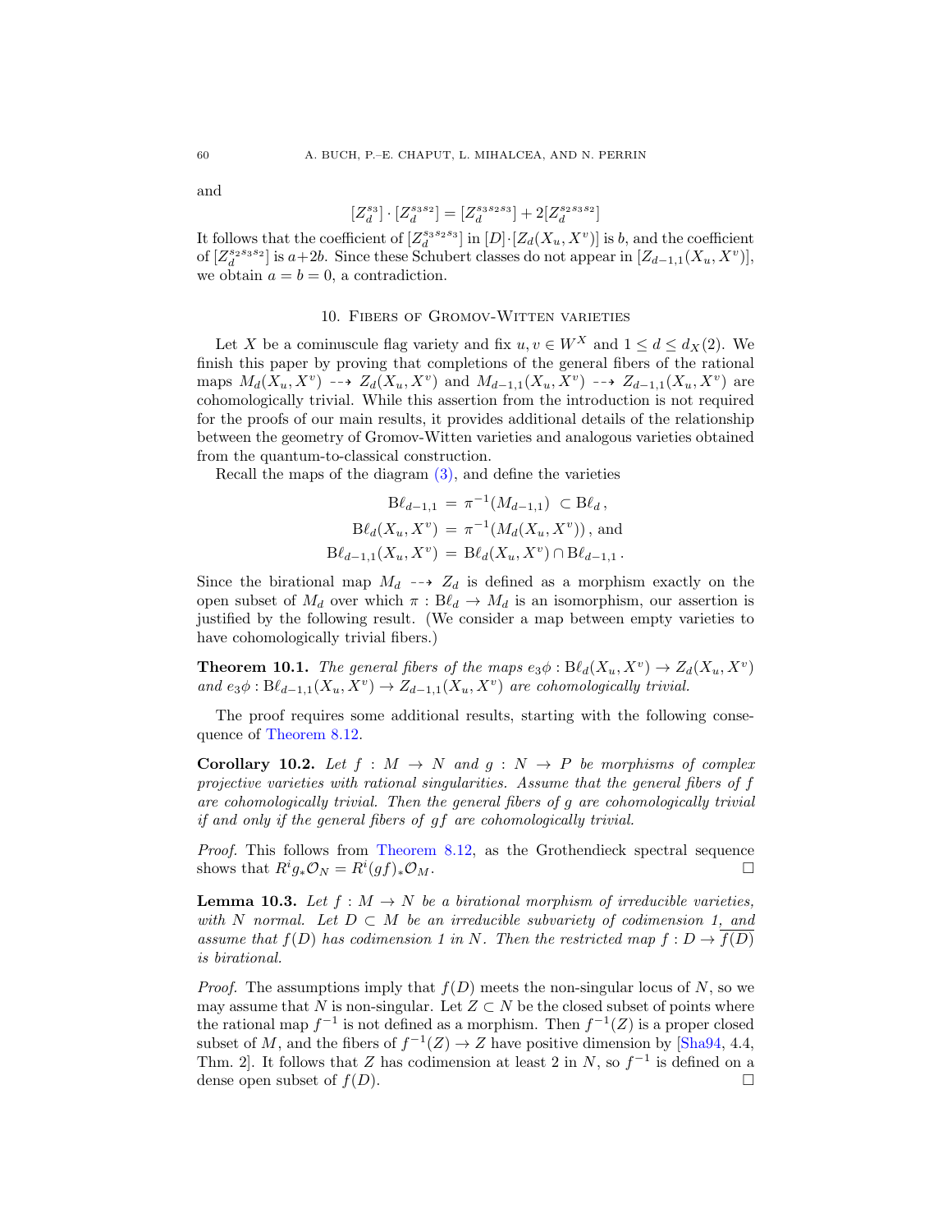and

$$[Z_d^{s_3}] \cdot [Z_d^{s_3 s_2}] = [Z_d^{s_3 s_2 s_3}] + 2[Z_d^{s_2 s_3 s_2}]$$

It follows that the coefficient of $[Z_d^{s_3 s_2 s_3}]$ in $[D]\cdot[Z_d(X_u, X^v)]$ is $b$, and the coefficient of $[Z_d^{s_2 s_3 s_2}]$ is $a+2b$. Since these Schubert classes do not appear in $[Z_{d-1,1}(X_u, X^v)]$, we obtain $a = b = 0$, a contradiction.

## 10. Fibers of Gromov-Witten varieties

Let $X$ be a cominuscule flag variety and fix $u, v \in W^X$ and $1 \leq d \leq d_X(2)$. We finish this paper by proving that completions of the general fibers of the rational maps $M_d(X_u, X^v) \dashrightarrow Z_d(X_u, X^v)$ and $M_{d-1,1}(X_u, X^v) \dashrightarrow Z_{d-1,1}(X_u, X^v)$ are cohomologically trivial. While this assertion from the introduction is not required for the proofs of our main results, it provides additional details of the relationship between the geometry of Gromov-Witten varieties and analogous varieties obtained from the quantum-to-classical construction.

Recall the maps of the diagram (3), and define the varieties

$$\begin{aligned}
\mathrm{B}\ell_{d-1,1} &= \pi^{-1}(M_{d-1,1}) \subset \mathrm{B}\ell_d\,, \\
\mathrm{B}\ell_d(X_u, X^v) &= \pi^{-1}(M_d(X_u, X^v))\,, \text{ and} \\
\mathrm{B}\ell_{d-1,1}(X_u, X^v) &= \mathrm{B}\ell_d(X_u, X^v) \cap \mathrm{B}\ell_{d-1,1}\,.
\end{aligned}$$

Since the birational map $M_d \dashrightarrow Z_d$ is defined as a morphism exactly on the open subset of $M_d$ over which $\pi : \mathrm{B}\ell_d \to M_d$ is an isomorphism, our assertion is justified by the following result. (We consider a map between empty varieties to have cohomologically trivial fibers.)

**Theorem 10.1.** *The general fibers of the maps $e_3\phi : \mathrm{B}\ell_d(X_u, X^v) \to Z_d(X_u, X^v)$ and $e_3\phi : \mathrm{B}\ell_{d-1,1}(X_u, X^v) \to Z_{d-1,1}(X_u, X^v)$ are cohomologically trivial.*

The proof requires some additional results, starting with the following consequence of Theorem 8.12.

**Corollary 10.2.** *Let $f : M \to N$ and $g : N \to P$ be morphisms of complex projective varieties with rational singularities. Assume that the general fibers of $f$ are cohomologically trivial. Then the general fibers of $g$ are cohomologically trivial if and only if the general fibers of $gf$ are cohomologically trivial.*

*Proof.* This follows from Theorem 8.12, as the Grothendieck spectral sequence shows that $R^i g_* \mathcal{O}_N = R^i(gf)_* \mathcal{O}_M$. □

**Lemma 10.3.** *Let $f : M \to N$ be a birational morphism of irreducible varieties, with $N$ normal. Let $D \subset M$ be an irreducible subvariety of codimension 1, and assume that $f(D)$ has codimension 1 in $N$. Then the restricted map $f : D \to \overline{f(D)}$ is birational.*

*Proof.* The assumptions imply that $f(D)$ meets the non-singular locus of $N$, so we may assume that $N$ is non-singular. Let $Z \subset N$ be the closed subset of points where the rational map $f^{-1}$ is not defined as a morphism. Then $f^{-1}(Z)$ is a proper closed subset of $M$, and the fibers of $f^{-1}(Z) \to Z$ have positive dimension by [Sha94, 4.4, Thm. 2]. It follows that $Z$ has codimension at least 2 in $N$, so $f^{-1}$ is defined on a dense open subset of $f(D)$. □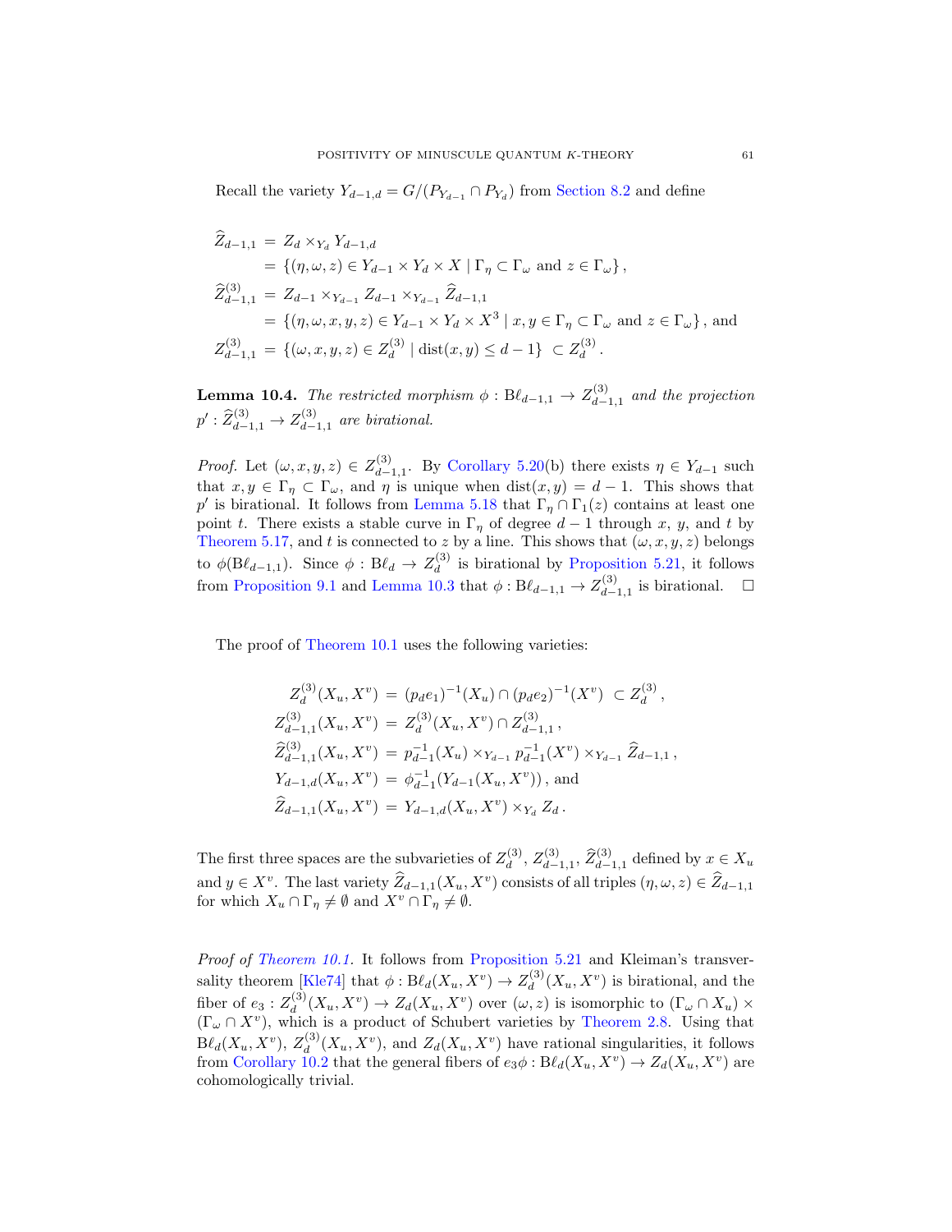Recall the variety $Y_{d-1,d} = G/(P_{Y_{d-1}} \cap P_{Y_d})$ from Section 8.2 and define

$$
\begin{aligned}
\widehat{Z}_{d-1,1} &= Z_d \times_{Y_d} Y_{d-1,d} \\
&= \{(\eta, \omega, z) \in Y_{d-1} \times Y_d \times X \mid \Gamma_\eta \subset \Gamma_\omega \text{ and } z \in \Gamma_\omega\}\,, \\
\widehat{Z}^{(3)}_{d-1,1} &= Z_{d-1} \times_{Y_{d-1}} Z_{d-1} \times_{Y_{d-1}} \widehat{Z}_{d-1,1} \\
&= \{(\eta, \omega, x, y, z) \in Y_{d-1} \times Y_d \times X^3 \mid x, y \in \Gamma_\eta \subset \Gamma_\omega \text{ and } z \in \Gamma_\omega\}\,, \text{ and} \\
Z^{(3)}_{d-1,1} &= \{(\omega, x, y, z) \in Z^{(3)}_d \mid \operatorname{dist}(x,y) \leq d-1\} \ \subset Z^{(3)}_d\,.
\end{aligned}
$$

**Lemma 10.4.** *The restricted morphism $\phi : \mathrm{B}\ell_{d-1,1} \to Z^{(3)}_{d-1,1}$ and the projection $p' : \widehat{Z}^{(3)}_{d-1,1} \to Z^{(3)}_{d-1,1}$ are birational.*

*Proof.* Let $(\omega, x, y, z) \in Z^{(3)}_{d-1,1}$. By Corollary 5.20(b) there exists $\eta \in Y_{d-1}$ such that $x, y \in \Gamma_\eta \subset \Gamma_\omega$, and $\eta$ is unique when $\operatorname{dist}(x,y) = d-1$. This shows that $p'$ is birational. It follows from Lemma 5.18 that $\Gamma_\eta \cap \Gamma_1(z)$ contains at least one point $t$. There exists a stable curve in $\Gamma_\eta$ of degree $d-1$ through $x$, $y$, and $t$ by Theorem 5.17, and $t$ is connected to $z$ by a line. This shows that $(\omega, x, y, z)$ belongs to $\phi(\mathrm{B}\ell_{d-1,1})$. Since $\phi : \mathrm{B}\ell_d \to Z^{(3)}_d$ is birational by Proposition 5.21, it follows from Proposition 9.1 and Lemma 10.3 that $\phi : \mathrm{B}\ell_{d-1,1} \to Z^{(3)}_{d-1,1}$ is birational. $\square$

The proof of Theorem 10.1 uses the following varieties:

$$
\begin{aligned}
Z^{(3)}_d(X_u, X^v) &= (p_d e_1)^{-1}(X_u) \cap (p_d e_2)^{-1}(X^v) \ \subset Z^{(3)}_d\,, \\
Z^{(3)}_{d-1,1}(X_u, X^v) &= Z^{(3)}_d(X_u, X^v) \cap Z^{(3)}_{d-1,1}\,, \\
\widehat{Z}^{(3)}_{d-1,1}(X_u, X^v) &= p_{d-1}^{-1}(X_u) \times_{Y_{d-1}} p_{d-1}^{-1}(X^v) \times_{Y_{d-1}} \widehat{Z}_{d-1,1}\,, \\
Y_{d-1,d}(X_u, X^v) &= \phi_{d-1}^{-1}(Y_{d-1}(X_u, X^v))\,, \text{ and} \\
\widehat{Z}_{d-1,1}(X_u, X^v) &= Y_{d-1,d}(X_u, X^v) \times_{Y_d} Z_d\,.
\end{aligned}
$$

The first three spaces are the subvarieties of $Z^{(3)}_d$, $Z^{(3)}_{d-1,1}$, $\widehat{Z}^{(3)}_{d-1,1}$ defined by $x \in X_u$ and $y \in X^v$. The last variety $\widehat{Z}_{d-1,1}(X_u, X^v)$ consists of all triples $(\eta, \omega, z) \in \widehat{Z}_{d-1,1}$ for which $X_u \cap \Gamma_\eta \neq \emptyset$ and $X^v \cap \Gamma_\eta \neq \emptyset$.

*Proof of Theorem 10.1.* It follows from Proposition 5.21 and Kleiman's transversality theorem [Kle74] that $\phi : \mathrm{B}\ell_d(X_u, X^v) \to Z^{(3)}_d(X_u, X^v)$ is birational, and the fiber of $e_3 : Z^{(3)}_d(X_u, X^v) \to Z_d(X_u, X^v)$ over $(\omega, z)$ is isomorphic to $(\Gamma_\omega \cap X_u) \times (\Gamma_\omega \cap X^v)$, which is a product of Schubert varieties by Theorem 2.8. Using that $\mathrm{B}\ell_d(X_u, X^v)$, $Z^{(3)}_d(X_u, X^v)$, and $Z_d(X_u, X^v)$ have rational singularities, it follows from Corollary 10.2 that the general fibers of $e_3\phi : \mathrm{B}\ell_d(X_u, X^v) \to Z_d(X_u, X^v)$ are cohomologically trivial.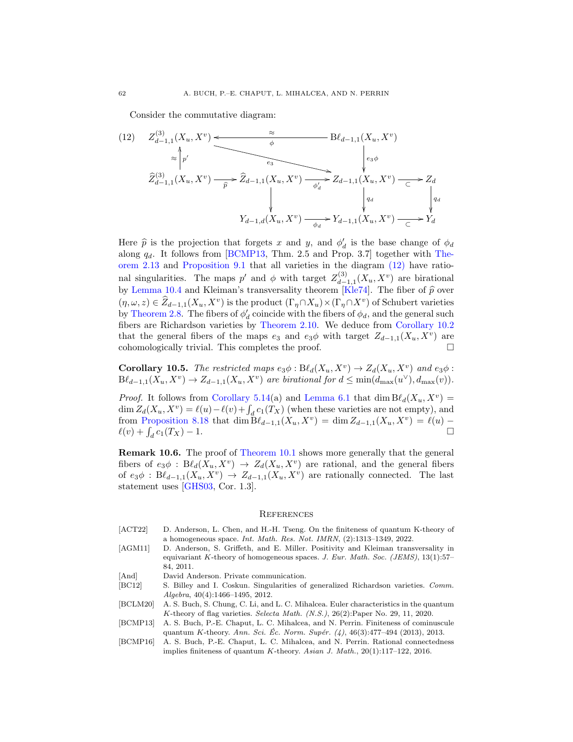Consider the commutative diagram:

$$
(12)\qquad
\begin{array}{ccccccc}
Z^{(3)}_{d-1,1}(X_u, X^v) & & \xleftarrow[\phi]{\approx} & & \mathrm{B}\ell_{d-1,1}(X_u, X^v) & & \\
\approx\uparrow p' & & \searrow e_3 & & \downarrow e_3\phi & & \\
\widehat{Z}^{(3)}_{d-1,1}(X_u, X^v) & \xrightarrow{\widehat{p}} & \widehat{Z}_{d-1,1}(X_u, X^v) & \xrightarrow{\phi'_d} & Z_{d-1,1}(X_u, X^v) & \xrightarrow{\subset} & Z_d \\
 & & \downarrow & & \downarrow q_d & & \downarrow q_d \\
 & & Y_{d-1,d}(X_u, X^v) & \xrightarrow{\phi_d} & Y_{d-1,1}(X_u, X^v) & \xrightarrow{\subset} & Y_d
\end{array}
$$

Here $\widehat{p}$ is the projection that forgets $x$ and $y$, and $\phi'_d$ is the base change of $\phi_d$ along $q_d$. It follows from [BCMP13, Thm. 2.5 and Prop. 3.7] together with Theorem 2.13 and Proposition 9.1 that all varieties in the diagram (12) have rational singularities. The maps $p'$ and $\phi$ with target $Z^{(3)}_{d-1,1}(X_u, X^v)$ are birational by Lemma 10.4 and Kleiman's transversality theorem [Kle74]. The fiber of $\widehat{p}$ over $(\eta, \omega, z) \in \widehat{Z}_{d-1,1}(X_u, X^v)$ is the product $(\Gamma_\eta \cap X_u) \times (\Gamma_\eta \cap X^v)$ of Schubert varieties by Theorem 2.8. The fibers of $\phi'_d$ coincide with the fibers of $\phi_d$, and the general such fibers are Richardson varieties by Theorem 2.10. We deduce from Corollary 10.2 that the general fibers of the maps $e_3$ and $e_3\phi$ with target $Z_{d-1,1}(X_u, X^v)$ are cohomologically trivial. This completes the proof. $\square$

**Corollary 10.5.** *The restricted maps $e_3\phi : \mathrm{B}\ell_d(X_u, X^v) \to Z_d(X_u, X^v)$ and $e_3\phi : \mathrm{B}\ell_{d-1,1}(X_u, X^v) \to Z_{d-1,1}(X_u, X^v)$ are birational for $d \leq \min(d_{\max}(u^\vee), d_{\max}(v))$.*

*Proof.* It follows from Corollary 5.14(a) and Lemma 6.1 that $\dim \mathrm{B}\ell_d(X_u, X^v) = \dim Z_d(X_u, X^v) = \ell(u) - \ell(v) + \int_d c_1(T_X)$ (when these varieties are not empty), and from Proposition 8.18 that $\dim \mathrm{B}\ell_{d-1,1}(X_u, X^v) = \dim Z_{d-1,1}(X_u, X^v) = \ell(u) - \ell(v) + \int_d c_1(T_X) - 1$. $\square$

**Remark 10.6.** The proof of Theorem 10.1 shows more generally that the general fibers of $e_3\phi : \mathrm{B}\ell_d(X_u, X^v) \to Z_d(X_u, X^v)$ are rational, and the general fibers of $e_3\phi : \mathrm{B}\ell_{d-1,1}(X_u, X^v) \to Z_{d-1,1}(X_u, X^v)$ are rationally connected. The last statement uses [GHS03, Cor. 1.3].

## References

[ACT22] D. Anderson, L. Chen, and H.-H. Tseng. On the finiteness of quantum K-theory of a homogeneous space. *Int. Math. Res. Not. IMRN*, (2):1313–1349, 2022.

[AGM11] D. Anderson, S. Griffeth, and E. Miller. Positivity and Kleiman transversality in equivariant K-theory of homogeneous spaces. *J. Eur. Math. Soc. (JEMS)*, 13(1):57–84, 2011.

[And] David Anderson. Private communication.

[BC12] S. Billey and I. Coskun. Singularities of generalized Richardson varieties. *Comm. Algebra*, 40(4):1466–1495, 2012.

[BCLM20] A. S. Buch, S. Chung, C. Li, and L. C. Mihalcea. Euler characteristics in the quantum K-theory of flag varieties. *Selecta Math. (N.S.)*, 26(2):Paper No. 29, 11, 2020.

[BCMP13] A. S. Buch, P.-E. Chaput, L. C. Mihalcea, and N. Perrin. Finiteness of cominuscule quantum K-theory. *Ann. Sci. Éc. Norm. Supér. (4)*, 46(3):477–494 (2013), 2013.

[BCMP16] A. S. Buch, P.-E. Chaput, L. C. Mihalcea, and N. Perrin. Rational connectedness implies finiteness of quantum K-theory. *Asian J. Math.*, 20(1):117–122, 2016.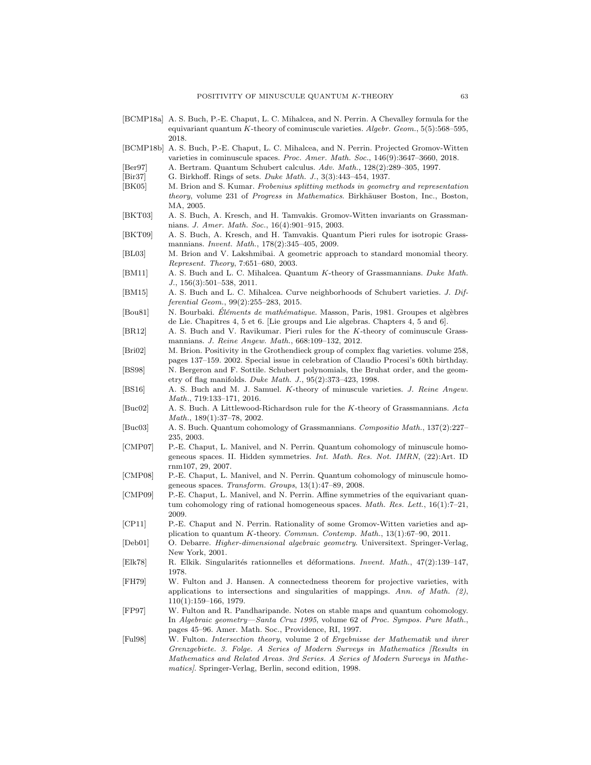[BCMP18a] A. S. Buch, P.-E. Chaput, L. C. Mihalcea, and N. Perrin. A Chevalley formula for the equivariant quantum $K$-theory of cominuscule varieties. *Algebr. Geom.*, 5(5):568–595, 2018.

[BCMP18b] A. S. Buch, P.-E. Chaput, L. C. Mihalcea, and N. Perrin. Projected Gromov-Witten varieties in cominuscule spaces. *Proc. Amer. Math. Soc.*, 146(9):3647–3660, 2018.

[Ber97] A. Bertram. Quantum Schubert calculus. *Adv. Math.*, 128(2):289–305, 1997.

[Bir37] G. Birkhoff. Rings of sets. *Duke Math. J.*, 3(3):443–454, 1937.

[BK05] M. Brion and S. Kumar. *Frobenius splitting methods in geometry and representation theory*, volume 231 of *Progress in Mathematics*. Birkhäuser Boston, Inc., Boston, MA, 2005.

[BKT03] A. S. Buch, A. Kresch, and H. Tamvakis. Gromov-Witten invariants on Grassmannians. *J. Amer. Math. Soc.*, 16(4):901–915, 2003.

[BKT09] A. S. Buch, A. Kresch, and H. Tamvakis. Quantum Pieri rules for isotropic Grassmannians. *Invent. Math.*, 178(2):345–405, 2009.

[BL03] M. Brion and V. Lakshmibai. A geometric approach to standard monomial theory. *Represent. Theory*, 7:651–680, 2003.

[BM11] A. S. Buch and L. C. Mihalcea. Quantum $K$-theory of Grassmannians. *Duke Math. J.*, 156(3):501–538, 2011.

[BM15] A. S. Buch and L. C. Mihalcea. Curve neighborhoods of Schubert varieties. *J. Differential Geom.*, 99(2):255–283, 2015.

[Bou81] N. Bourbaki. *Éléments de mathématique*. Masson, Paris, 1981. Groupes et algèbres de Lie. Chapitres 4, 5 et 6. [Lie groups and Lie algebras. Chapters 4, 5 and 6].

[BR12] A. S. Buch and V. Ravikumar. Pieri rules for the $K$-theory of cominuscule Grassmannians. *J. Reine Angew. Math.*, 668:109–132, 2012.

[Bri02] M. Brion. Positivity in the Grothendieck group of complex flag varieties. volume 258, pages 137–159. 2002. Special issue in celebration of Claudio Procesi's 60th birthday.

[BS98] N. Bergeron and F. Sottile. Schubert polynomials, the Bruhat order, and the geometry of flag manifolds. *Duke Math. J.*, 95(2):373–423, 1998.

[BS16] A. S. Buch and M. J. Samuel. $K$-theory of minuscule varieties. *J. Reine Angew. Math.*, 719:133–171, 2016.

[Buc02] A. S. Buch. A Littlewood-Richardson rule for the $K$-theory of Grassmannians. *Acta Math.*, 189(1):37–78, 2002.

[Buc03] A. S. Buch. Quantum cohomology of Grassmannians. *Compositio Math.*, 137(2):227–235, 2003.

[CMP07] P.-E. Chaput, L. Manivel, and N. Perrin. Quantum cohomology of minuscule homogeneous spaces. II. Hidden symmetries. *Int. Math. Res. Not. IMRN*, (22):Art. ID rnm107, 29, 2007.

[CMP08] P.-E. Chaput, L. Manivel, and N. Perrin. Quantum cohomology of minuscule homogeneous spaces. *Transform. Groups*, 13(1):47–89, 2008.

[CMP09] P.-E. Chaput, L. Manivel, and N. Perrin. Affine symmetries of the equivariant quantum cohomology ring of rational homogeneous spaces. *Math. Res. Lett.*, 16(1):7–21, 2009.

[CP11] P.-E. Chaput and N. Perrin. Rationality of some Gromov-Witten varieties and application to quantum $K$-theory. *Commun. Contemp. Math.*, 13(1):67–90, 2011.

[Deb01] O. Debarre. *Higher-dimensional algebraic geometry*. Universitext. Springer-Verlag, New York, 2001.

[Elk78] R. Elkik. Singularités rationnelles et déformations. *Invent. Math.*, 47(2):139–147, 1978.

[FH79] W. Fulton and J. Hansen. A connectedness theorem for projective varieties, with applications to intersections and singularities of mappings. *Ann. of Math. (2)*, 110(1):159–166, 1979.

[FP97] W. Fulton and R. Pandharipande. Notes on stable maps and quantum cohomology. In *Algebraic geometry—Santa Cruz 1995*, volume 62 of *Proc. Sympos. Pure Math.*, pages 45–96. Amer. Math. Soc., Providence, RI, 1997.

[Ful98] W. Fulton. *Intersection theory*, volume 2 of *Ergebnisse der Mathematik und ihrer Grenzgebiete. 3. Folge. A Series of Modern Surveys in Mathematics [Results in Mathematics and Related Areas. 3rd Series. A Series of Modern Surveys in Mathematics]*. Springer-Verlag, Berlin, second edition, 1998.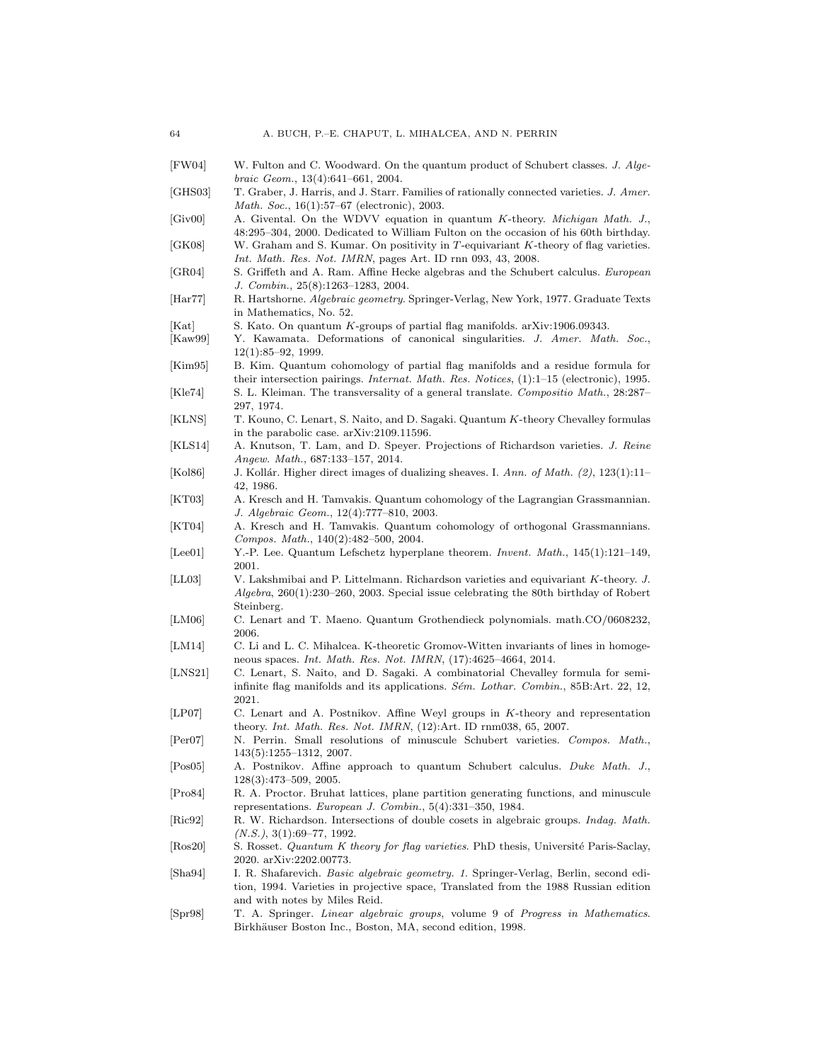[FW04] W. Fulton and C. Woodward. On the quantum product of Schubert classes. *J. Algebraic Geom.*, 13(4):641–661, 2004.

[GHS03] T. Graber, J. Harris, and J. Starr. Families of rationally connected varieties. *J. Amer. Math. Soc.*, 16(1):57–67 (electronic), 2003.

[Giv00] A. Givental. On the WDVV equation in quantum $K$-theory. *Michigan Math. J.*, 48:295–304, 2000. Dedicated to William Fulton on the occasion of his 60th birthday.

[GK08] W. Graham and S. Kumar. On positivity in $T$-equivariant $K$-theory of flag varieties. *Int. Math. Res. Not. IMRN*, pages Art. ID rnn 093, 43, 2008.

[GR04] S. Griffeth and A. Ram. Affine Hecke algebras and the Schubert calculus. *European J. Combin.*, 25(8):1263–1283, 2004.

[Har77] R. Hartshorne. *Algebraic geometry*. Springer-Verlag, New York, 1977. Graduate Texts in Mathematics, No. 52.

[Kat] S. Kato. On quantum $K$-groups of partial flag manifolds. arXiv:1906.09343.

[Kaw99] Y. Kawamata. Deformations of canonical singularities. *J. Amer. Math. Soc.*, 12(1):85–92, 1999.

[Kim95] B. Kim. Quantum cohomology of partial flag manifolds and a residue formula for their intersection pairings. *Internat. Math. Res. Notices*, (1):1–15 (electronic), 1995.

[Kle74] S. L. Kleiman. The transversality of a general translate. *Compositio Math.*, 28:287–297, 1974.

[KLNS] T. Kouno, C. Lenart, S. Naito, and D. Sagaki. Quantum $K$-theory Chevalley formulas in the parabolic case. arXiv:2109.11596.

[KLS14] A. Knutson, T. Lam, and D. Speyer. Projections of Richardson varieties. *J. Reine Angew. Math.*, 687:133–157, 2014.

[Kol86] J. Kollár. Higher direct images of dualizing sheaves. I. *Ann. of Math. (2)*, 123(1):11–42, 1986.

[KT03] A. Kresch and H. Tamvakis. Quantum cohomology of the Lagrangian Grassmannian. *J. Algebraic Geom.*, 12(4):777–810, 2003.

[KT04] A. Kresch and H. Tamvakis. Quantum cohomology of orthogonal Grassmannians. *Compos. Math.*, 140(2):482–500, 2004.

[Lee01] Y.-P. Lee. Quantum Lefschetz hyperplane theorem. *Invent. Math.*, 145(1):121–149, 2001.

[LL03] V. Lakshmibai and P. Littelmann. Richardson varieties and equivariant $K$-theory. *J. Algebra*, 260(1):230–260, 2003. Special issue celebrating the 80th birthday of Robert Steinberg.

[LM06] C. Lenart and T. Maeno. Quantum Grothendieck polynomials. math.CO/0608232, 2006.

[LM14] C. Li and L. C. Mihalcea. K-theoretic Gromov-Witten invariants of lines in homogeneous spaces. *Int. Math. Res. Not. IMRN*, (17):4625–4664, 2014.

[LNS21] C. Lenart, S. Naito, and D. Sagaki. A combinatorial Chevalley formula for semi-infinite flag manifolds and its applications. *Sém. Lothar. Combin.*, 85B:Art. 22, 12, 2021.

[LP07] C. Lenart and A. Postnikov. Affine Weyl groups in $K$-theory and representation theory. *Int. Math. Res. Not. IMRN*, (12):Art. ID rnm038, 65, 2007.

[Per07] N. Perrin. Small resolutions of minuscule Schubert varieties. *Compos. Math.*, 143(5):1255–1312, 2007.

[Pos05] A. Postnikov. Affine approach to quantum Schubert calculus. *Duke Math. J.*, 128(3):473–509, 2005.

[Pro84] R. A. Proctor. Bruhat lattices, plane partition generating functions, and minuscule representations. *European J. Combin.*, 5(4):331–350, 1984.

[Ric92] R. W. Richardson. Intersections of double cosets in algebraic groups. *Indag. Math. (N.S.)*, 3(1):69–77, 1992.

[Ros20] S. Rosset. *Quantum K theory for flag varieties*. PhD thesis, Université Paris-Saclay, 2020. arXiv:2202.00773.

[Sha94] I. R. Shafarevich. *Basic algebraic geometry. 1*. Springer-Verlag, Berlin, second edition, 1994. Varieties in projective space, Translated from the 1988 Russian edition and with notes by Miles Reid.

[Spr98] T. A. Springer. *Linear algebraic groups*, volume 9 of *Progress in Mathematics*. Birkhäuser Boston Inc., Boston, MA, second edition, 1998.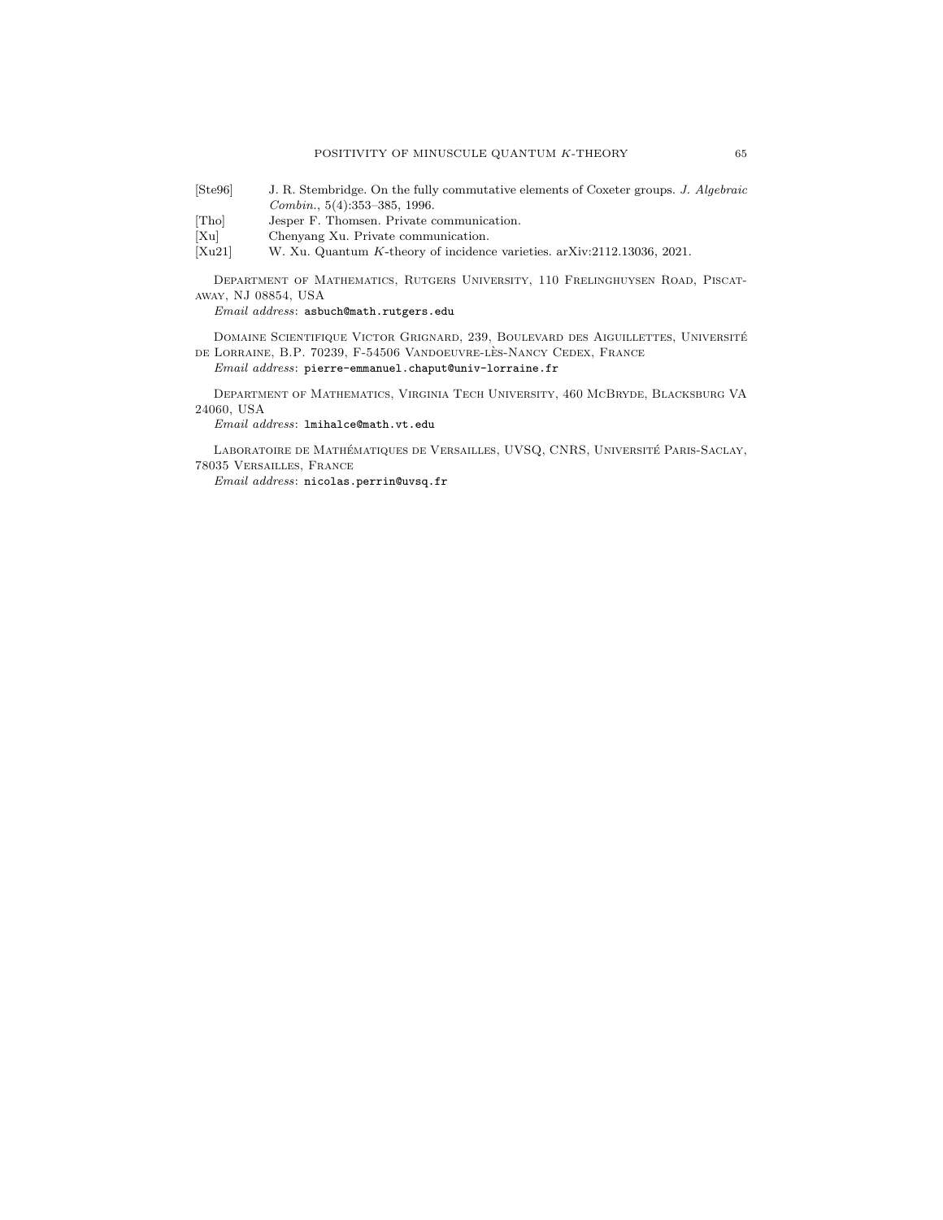[Ste96] J. R. Stembridge. On the fully commutative elements of Coxeter groups. *J. Algebraic Combin.*, 5(4):353–385, 1996.

[Tho] Jesper F. Thomsen. Private communication.

[Xu] Chenyang Xu. Private communication.

[Xu21] W. Xu. Quantum $K$-theory of incidence varieties. arXiv:2112.13036, 2021.

Department of Mathematics, Rutgers University, 110 Frelinghuysen Road, Piscataway, NJ 08854, USA

*Email address*: `asbuch@math.rutgers.edu`

Domaine Scientifique Victor Grignard, 239, Boulevard des Aiguillettes, Université de Lorraine, B.P. 70239, F-54506 Vandoeuvre-lès-Nancy Cedex, France

*Email address*: `pierre-emmanuel.chaput@univ-lorraine.fr`

Department of Mathematics, Virginia Tech University, 460 McBryde, Blacksburg VA 24060, USA

*Email address*: `lmihalce@math.vt.edu`

Laboratoire de Mathématiques de Versailles, UVSQ, CNRS, Université Paris-Saclay, 78035 Versailles, France

*Email address*: `nicolas.perrin@uvsq.fr`